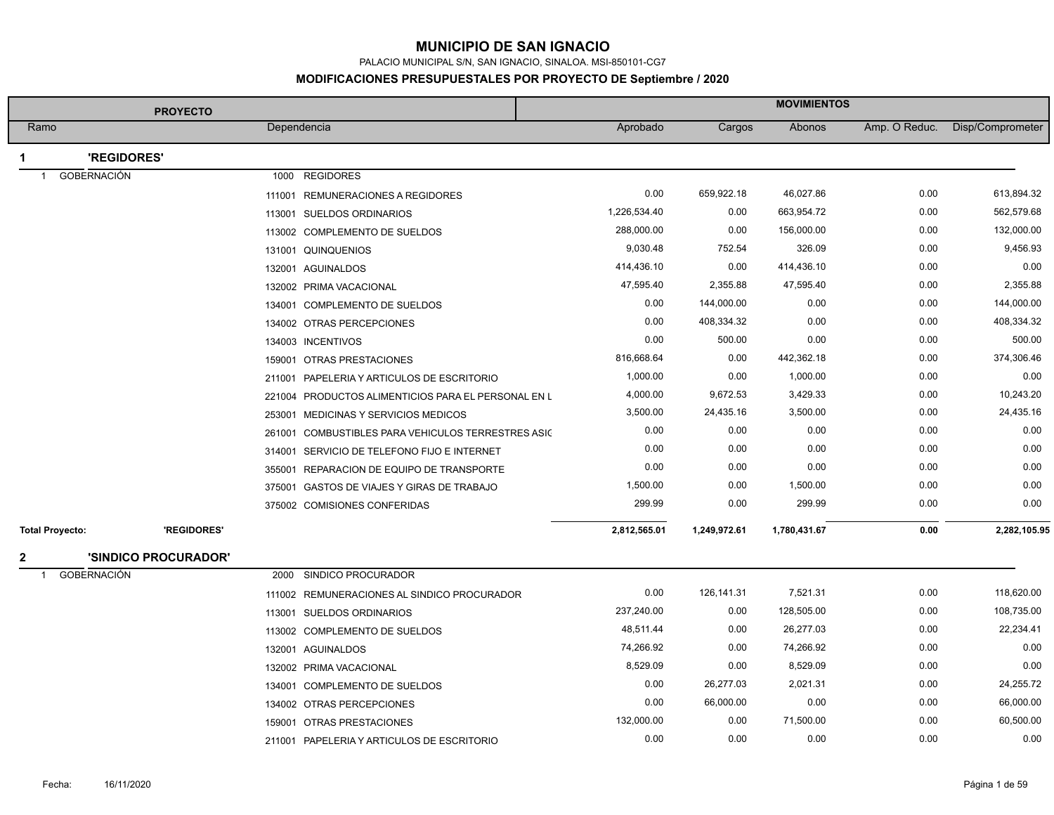# MUNICIPIO DE SAN IGNACIO

PALACIO MUNICIPAL S/N, SAN IGNACIO, SINALOA. MSI-850101-CG7

## MODIFICACIONES PRESUPUESTALES POR PROYECTO DE Septiembre / 2020

| PROYECTO | | MOVIMIENTOS | | | | |
|---|---|---|---|---|---|---|
| Ramo | Dependencia | Aprobado | Cargos | Abonos | Amp. O Reduc. | Disp/Comprometer |
| **1 'REGIDORES'** | | | | | | |
| 1 GOBERNACIÓN | 1000 REGIDORES | | | | | |
| | 111001 REMUNERACIONES A REGIDORES | 0.00 | 659,922.18 | 46,027.86 | 0.00 | 613,894.32 |
| | 113001 SUELDOS ORDINARIOS | 1,226,534.40 | 0.00 | 663,954.72 | 0.00 | 562,579.68 |
| | 113002 COMPLEMENTO DE SUELDOS | 288,000.00 | 0.00 | 156,000.00 | 0.00 | 132,000.00 |
| | 131001 QUINQUENIOS | 9,030.48 | 752.54 | 326.09 | 0.00 | 9,456.93 |
| | 132001 AGUINALDOS | 414,436.10 | 0.00 | 414,436.10 | 0.00 | 0.00 |
| | 132002 PRIMA VACACIONAL | 47,595.40 | 2,355.88 | 47,595.40 | 0.00 | 2,355.88 |
| | 134001 COMPLEMENTO DE SUELDOS | 0.00 | 144,000.00 | 0.00 | 0.00 | 144,000.00 |
| | 134002 OTRAS PERCEPCIONES | 0.00 | 408,334.32 | 0.00 | 0.00 | 408,334.32 |
| | 134003 INCENTIVOS | 0.00 | 500.00 | 0.00 | 0.00 | 500.00 |
| | 159001 OTRAS PRESTACIONES | 816,668.64 | 0.00 | 442,362.18 | 0.00 | 374,306.46 |
| | 211001 PAPELERIA Y ARTICULOS DE ESCRITORIO | 1,000.00 | 0.00 | 1,000.00 | 0.00 | 0.00 |
| | 221004 PRODUCTOS ALIMENTICIOS PARA EL PERSONAL EN L | 4,000.00 | 9,672.53 | 3,429.33 | 0.00 | 10,243.20 |
| | 253001 MEDICINAS Y SERVICIOS MEDICOS | 3,500.00 | 24,435.16 | 3,500.00 | 0.00 | 24,435.16 |
| | 261001 COMBUSTIBLES PARA VEHICULOS TERRESTRES ASIC | 0.00 | 0.00 | 0.00 | 0.00 | 0.00 |
| | 314001 SERVICIO DE TELEFONO FIJO E INTERNET | 0.00 | 0.00 | 0.00 | 0.00 | 0.00 |
| | 355001 REPARACION DE EQUIPO DE TRANSPORTE | 0.00 | 0.00 | 0.00 | 0.00 | 0.00 |
| | 375001 GASTOS DE VIAJES Y GIRAS DE TRABAJO | 1,500.00 | 0.00 | 1,500.00 | 0.00 | 0.00 |
| | 375002 COMISIONES CONFERIDAS | 299.99 | 0.00 | 299.99 | 0.00 | 0.00 |
| **Total Proyecto: 'REGIDORES'** | | **2,812,565.01** | **1,249,972.61** | **1,780,431.67** | **0.00** | **2,282,105.95** |
| **2 'SINDICO PROCURADOR'** | | | | | | |
| 1 GOBERNACIÓN | 2000 SINDICO PROCURADOR | | | | | |
| | 111002 REMUNERACIONES AL SINDICO PROCURADOR | 0.00 | 126,141.31 | 7,521.31 | 0.00 | 118,620.00 |
| | 113001 SUELDOS ORDINARIOS | 237,240.00 | 0.00 | 128,505.00 | 0.00 | 108,735.00 |
| | 113002 COMPLEMENTO DE SUELDOS | 48,511.44 | 0.00 | 26,277.03 | 0.00 | 22,234.41 |
| | 132001 AGUINALDOS | 74,266.92 | 0.00 | 74,266.92 | 0.00 | 0.00 |
| | 132002 PRIMA VACACIONAL | 8,529.09 | 0.00 | 8,529.09 | 0.00 | 0.00 |
| | 134001 COMPLEMENTO DE SUELDOS | 0.00 | 26,277.03 | 2,021.31 | 0.00 | 24,255.72 |
| | 134002 OTRAS PERCEPCIONES | 0.00 | 66,000.00 | 0.00 | 0.00 | 66,000.00 |
| | 159001 OTRAS PRESTACIONES | 132,000.00 | 0.00 | 71,500.00 | 0.00 | 60,500.00 |
| | 211001 PAPELERIA Y ARTICULOS DE ESCRITORIO | 0.00 | 0.00 | 0.00 | 0.00 | 0.00 |

Fecha: 16/11/2020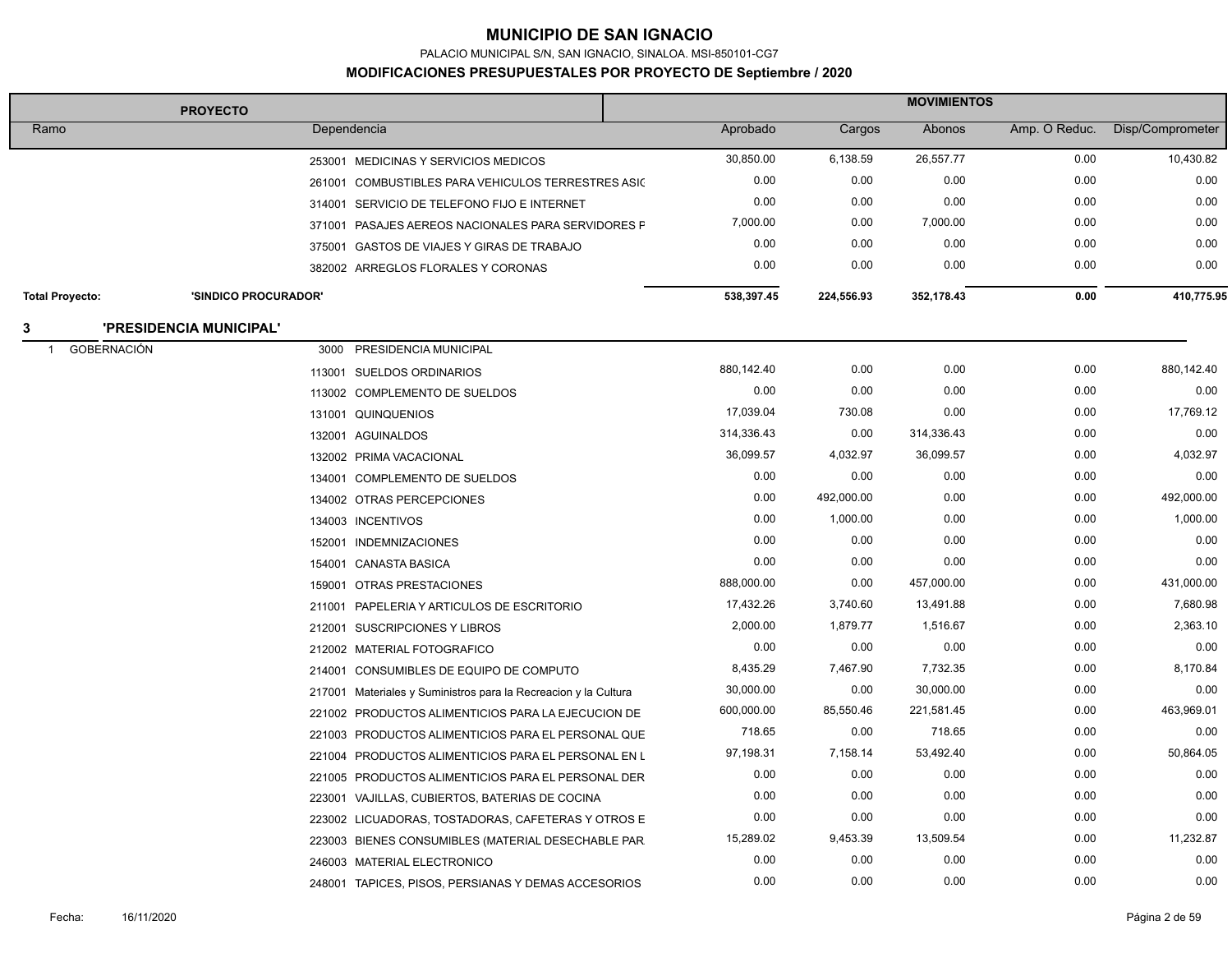# MUNICIPIO DE SAN IGNACIO

PALACIO MUNICIPAL S/N, SAN IGNACIO, SINALOA. MSI-850101-CG7

**MODIFICACIONES PRESUPUESTALES POR PROYECTO DE Septiembre / 2020**

| PROYECTO | | MOVIMIENTOS | | | | |
|---|---|---|---|---|---|---|
| Ramo | Dependencia | Aprobado | Cargos | Abonos | Amp. O Reduc. | Disp/Comprometer |
| | 253001 MEDICINAS Y SERVICIOS MEDICOS | 30,850.00 | 6,138.59 | 26,557.77 | 0.00 | 10,430.82 |
| | 261001 COMBUSTIBLES PARA VEHICULOS TERRESTRES ASIG | 0.00 | 0.00 | 0.00 | 0.00 | 0.00 |
| | 314001 SERVICIO DE TELEFONO FIJO E INTERNET | 0.00 | 0.00 | 0.00 | 0.00 | 0.00 |
| | 371001 PASAJES AEREOS NACIONALES PARA SERVIDORES P | 7,000.00 | 0.00 | 7,000.00 | 0.00 | 0.00 |
| | 375001 GASTOS DE VIAJES Y GIRAS DE TRABAJO | 0.00 | 0.00 | 0.00 | 0.00 | 0.00 |
| | 382002 ARREGLOS FLORALES Y CORONAS | 0.00 | 0.00 | 0.00 | 0.00 | 0.00 |
| **Total Proyecto:** | **'SINDICO PROCURADOR'** | **538,397.45** | **224,556.93** | **352,178.43** | **0.00** | **410,775.95** |
| **3** | **'PRESIDENCIA MUNICIPAL'** | | | | | |
| 1 GOBERNACIÓN | 3000 PRESIDENCIA MUNICIPAL | | | | | |
| | 113001 SUELDOS ORDINARIOS | 880,142.40 | 0.00 | 0.00 | 0.00 | 880,142.40 |
| | 113002 COMPLEMENTO DE SUELDOS | 0.00 | 0.00 | 0.00 | 0.00 | 0.00 |
| | 131001 QUINQUENIOS | 17,039.04 | 730.08 | 0.00 | 0.00 | 17,769.12 |
| | 132001 AGUINALDOS | 314,336.43 | 0.00 | 314,336.43 | 0.00 | 0.00 |
| | 132002 PRIMA VACACIONAL | 36,099.57 | 4,032.97 | 36,099.57 | 0.00 | 4,032.97 |
| | 134001 COMPLEMENTO DE SUELDOS | 0.00 | 0.00 | 0.00 | 0.00 | 0.00 |
| | 134002 OTRAS PERCEPCIONES | 0.00 | 492,000.00 | 0.00 | 0.00 | 492,000.00 |
| | 134003 INCENTIVOS | 0.00 | 1,000.00 | 0.00 | 0.00 | 1,000.00 |
| | 152001 INDEMNIZACIONES | 0.00 | 0.00 | 0.00 | 0.00 | 0.00 |
| | 154001 CANASTA BASICA | 0.00 | 0.00 | 0.00 | 0.00 | 0.00 |
| | 159001 OTRAS PRESTACIONES | 888,000.00 | 0.00 | 457,000.00 | 0.00 | 431,000.00 |
| | 211001 PAPELERIA Y ARTICULOS DE ESCRITORIO | 17,432.26 | 3,740.60 | 13,491.88 | 0.00 | 7,680.98 |
| | 212001 SUSCRIPCIONES Y LIBROS | 2,000.00 | 1,879.77 | 1,516.67 | 0.00 | 2,363.10 |
| | 212002 MATERIAL FOTOGRAFICO | 0.00 | 0.00 | 0.00 | 0.00 | 0.00 |
| | 214001 CONSUMIBLES DE EQUIPO DE COMPUTO | 8,435.29 | 7,467.90 | 7,732.35 | 0.00 | 8,170.84 |
| | 217001 Materiales y Suministros para la Recreacion y la Cultura | 30,000.00 | 0.00 | 30,000.00 | 0.00 | 0.00 |
| | 221002 PRODUCTOS ALIMENTICIOS PARA LA EJECUCION DE | 600,000.00 | 85,550.46 | 221,581.45 | 0.00 | 463,969.01 |
| | 221003 PRODUCTOS ALIMENTICIOS PARA EL PERSONAL QUE | 718.65 | 0.00 | 718.65 | 0.00 | 0.00 |
| | 221004 PRODUCTOS ALIMENTICIOS PARA EL PERSONAL EN L | 97,198.31 | 7,158.14 | 53,492.40 | 0.00 | 50,864.05 |
| | 221005 PRODUCTOS ALIMENTICIOS PARA EL PERSONAL DER | 0.00 | 0.00 | 0.00 | 0.00 | 0.00 |
| | 223001 VAJILLAS, CUBIERTOS, BATERIAS DE COCINA | 0.00 | 0.00 | 0.00 | 0.00 | 0.00 |
| | 223002 LICUADORAS, TOSTADORAS, CAFETERAS Y OTROS E | 0.00 | 0.00 | 0.00 | 0.00 | 0.00 |
| | 223003 BIENES CONSUMIBLES (MATERIAL DESECHABLE PAR | 15,289.02 | 9,453.39 | 13,509.54 | 0.00 | 11,232.87 |
| | 246003 MATERIAL ELECTRONICO | 0.00 | 0.00 | 0.00 | 0.00 | 0.00 |
| | 248001 TAPICES, PISOS, PERSIANAS Y DEMAS ACCESORIOS | 0.00 | 0.00 | 0.00 | 0.00 | 0.00 |

Fecha: 16/11/2020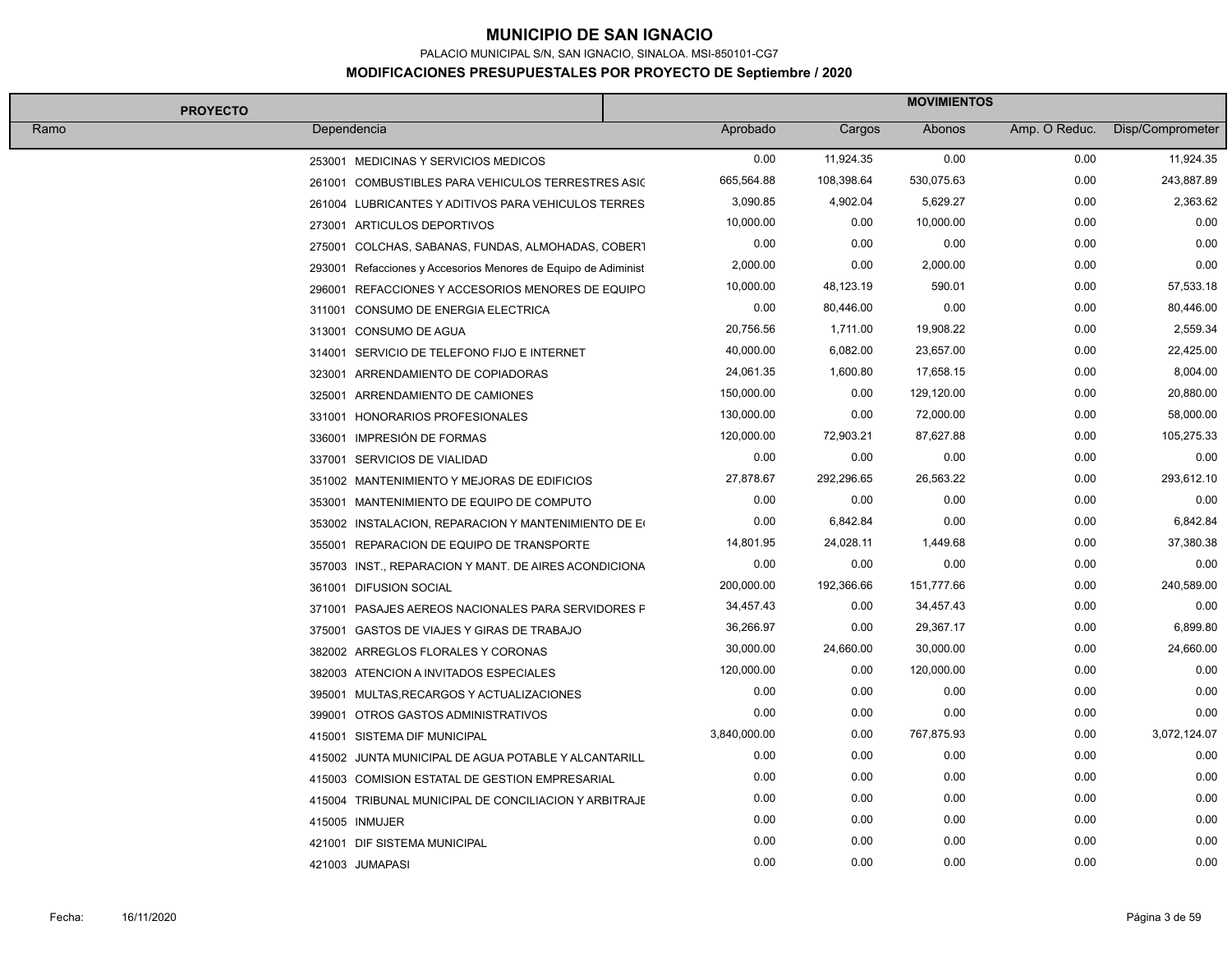# MUNICIPIO DE SAN IGNACIO

PALACIO MUNICIPAL S/N, SAN IGNACIO, SINALOA. MSI-850101-CG7

## MODIFICACIONES PRESUPUESTALES POR PROYECTO DE Septiembre / 2020

| PROYECTO | | MOVIMIENTOS | | | | |
|---|---|---|---|---|---|---|
| Ramo | Dependencia | Aprobado | Cargos | Abonos | Amp. O Reduc. | Disp/Comprometer |
| | 253001 MEDICINAS Y SERVICIOS MEDICOS | 0.00 | 11,924.35 | 0.00 | 0.00 | 11,924.35 |
| | 261001 COMBUSTIBLES PARA VEHICULOS TERRESTRES ASIG | 665,564.88 | 108,398.64 | 530,075.63 | 0.00 | 243,887.89 |
| | 261004 LUBRICANTES Y ADITIVOS PARA VEHICULOS TERRES | 3,090.85 | 4,902.04 | 5,629.27 | 0.00 | 2,363.62 |
| | 273001 ARTICULOS DEPORTIVOS | 10,000.00 | 0.00 | 10,000.00 | 0.00 | 0.00 |
| | 275001 COLCHAS, SABANAS, FUNDAS, ALMOHADAS, COBERT | 0.00 | 0.00 | 0.00 | 0.00 | 0.00 |
| | 293001 Refacciones y Accesorios Menores de Equipo de Adiminist | 2,000.00 | 0.00 | 2,000.00 | 0.00 | 0.00 |
| | 296001 REFACCIONES Y ACCESORIOS MENORES DE EQUIPO | 10,000.00 | 48,123.19 | 590.01 | 0.00 | 57,533.18 |
| | 311001 CONSUMO DE ENERGIA ELECTRICA | 0.00 | 80,446.00 | 0.00 | 0.00 | 80,446.00 |
| | 313001 CONSUMO DE AGUA | 20,756.56 | 1,711.00 | 19,908.22 | 0.00 | 2,559.34 |
| | 314001 SERVICIO DE TELEFONO FIJO E INTERNET | 40,000.00 | 6,082.00 | 23,657.00 | 0.00 | 22,425.00 |
| | 323001 ARRENDAMIENTO DE COPIADORAS | 24,061.35 | 1,600.80 | 17,658.15 | 0.00 | 8,004.00 |
| | 325001 ARRENDAMIENTO DE CAMIONES | 150,000.00 | 0.00 | 129,120.00 | 0.00 | 20,880.00 |
| | 331001 HONORARIOS PROFESIONALES | 130,000.00 | 0.00 | 72,000.00 | 0.00 | 58,000.00 |
| | 336001 IMPRESIÓN DE FORMAS | 120,000.00 | 72,903.21 | 87,627.88 | 0.00 | 105,275.33 |
| | 337001 SERVICIOS DE VIALIDAD | 0.00 | 0.00 | 0.00 | 0.00 | 0.00 |
| | 351002 MANTENIMIENTO Y MEJORAS DE EDIFICIOS | 27,878.67 | 292,296.65 | 26,563.22 | 0.00 | 293,612.10 |
| | 353001 MANTENIMIENTO DE EQUIPO DE COMPUTO | 0.00 | 0.00 | 0.00 | 0.00 | 0.00 |
| | 353002 INSTALACION, REPARACION Y MANTENIMIENTO DE E( | 0.00 | 6,842.84 | 0.00 | 0.00 | 6,842.84 |
| | 355001 REPARACION DE EQUIPO DE TRANSPORTE | 14,801.95 | 24,028.11 | 1,449.68 | 0.00 | 37,380.38 |
| | 357003 INST., REPARACION Y MANT. DE AIRES ACONDICIONA | 0.00 | 0.00 | 0.00 | 0.00 | 0.00 |
| | 361001 DIFUSION SOCIAL | 200,000.00 | 192,366.66 | 151,777.66 | 0.00 | 240,589.00 |
| | 371001 PASAJES AEREOS NACIONALES PARA SERVIDORES F | 34,457.43 | 0.00 | 34,457.43 | 0.00 | 0.00 |
| | 375001 GASTOS DE VIAJES Y GIRAS DE TRABAJO | 36,266.97 | 0.00 | 29,367.17 | 0.00 | 6,899.80 |
| | 382002 ARREGLOS FLORALES Y CORONAS | 30,000.00 | 24,660.00 | 30,000.00 | 0.00 | 24,660.00 |
| | 382003 ATENCION A INVITADOS ESPECIALES | 120,000.00 | 0.00 | 120,000.00 | 0.00 | 0.00 |
| | 395001 MULTAS,RECARGOS Y ACTUALIZACIONES | 0.00 | 0.00 | 0.00 | 0.00 | 0.00 |
| | 399001 OTROS GASTOS ADMINISTRATIVOS | 0.00 | 0.00 | 0.00 | 0.00 | 0.00 |
| | 415001 SISTEMA DIF MUNICIPAL | 3,840,000.00 | 0.00 | 767,875.93 | 0.00 | 3,072,124.07 |
| | 415002 JUNTA MUNICIPAL DE AGUA POTABLE Y ALCANTARILL | 0.00 | 0.00 | 0.00 | 0.00 | 0.00 |
| | 415003 COMISION ESTATAL DE GESTION EMPRESARIAL | 0.00 | 0.00 | 0.00 | 0.00 | 0.00 |
| | 415004 TRIBUNAL MUNICIPAL DE CONCILIACION Y ARBITRAJE | 0.00 | 0.00 | 0.00 | 0.00 | 0.00 |
| | 415005 INMUJER | 0.00 | 0.00 | 0.00 | 0.00 | 0.00 |
| | 421001 DIF SISTEMA MUNICIPAL | 0.00 | 0.00 | 0.00 | 0.00 | 0.00 |
| | 421003 JUMAPASI | 0.00 | 0.00 | 0.00 | 0.00 | 0.00 |

Fecha: 16/11/2020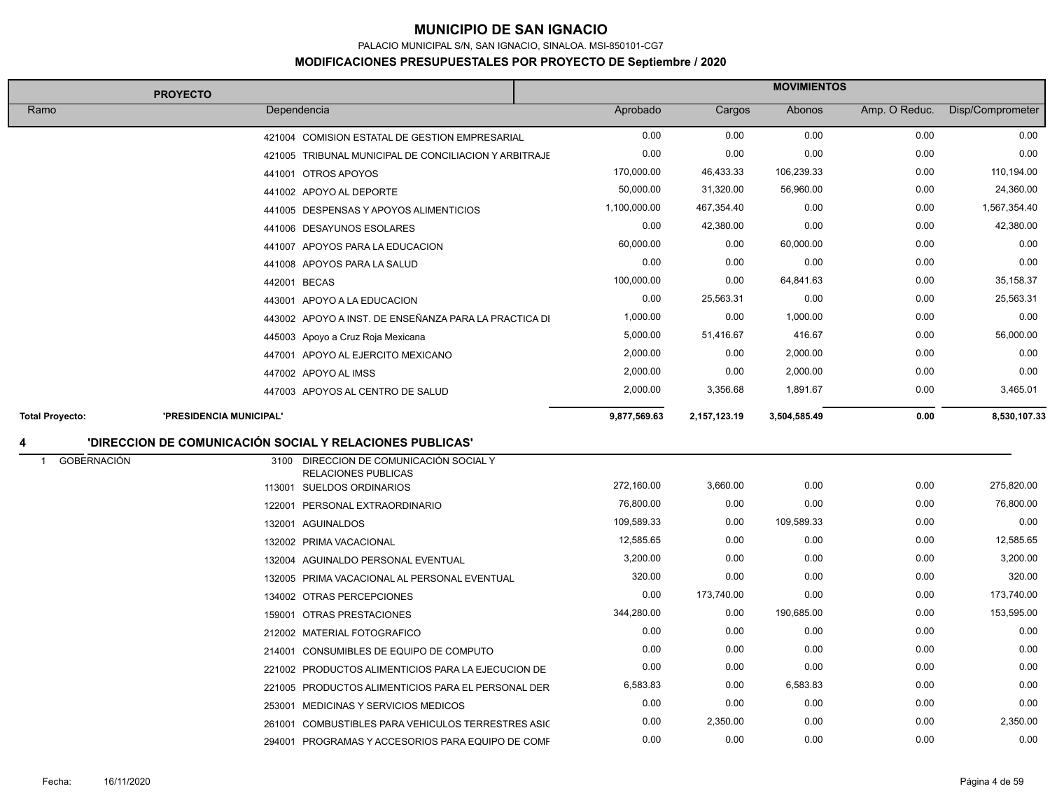# MUNICIPIO DE SAN IGNACIO

PALACIO MUNICIPAL S/N, SAN IGNACIO, SINALOA. MSI-850101-CG7

## MODIFICACIONES PRESUPUESTALES POR PROYECTO DE Septiembre / 2020

| PROYECTO | | MOVIMIENTOS | | | | |
|---|---|---|---|---|---|---|
| Ramo | Dependencia | Aprobado | Cargos | Abonos | Amp. O Reduc. | Disp/Comprometer |
| | 421004 COMISION ESTATAL DE GESTION EMPRESARIAL | 0.00 | 0.00 | 0.00 | 0.00 | 0.00 |
| | 421005 TRIBUNAL MUNICIPAL DE CONCILIACION Y ARBITRAJE | 0.00 | 0.00 | 0.00 | 0.00 | 0.00 |
| | 441001 OTROS APOYOS | 170,000.00 | 46,433.33 | 106,239.33 | 0.00 | 110,194.00 |
| | 441002 APOYO AL DEPORTE | 50,000.00 | 31,320.00 | 56,960.00 | 0.00 | 24,360.00 |
| | 441005 DESPENSAS Y APOYOS ALIMENTICIOS | 1,100,000.00 | 467,354.40 | 0.00 | 0.00 | 1,567,354.40 |
| | 441006 DESAYUNOS ESOLARES | 0.00 | 42,380.00 | 0.00 | 0.00 | 42,380.00 |
| | 441007 APOYOS PARA LA EDUCACION | 60,000.00 | 0.00 | 60,000.00 | 0.00 | 0.00 |
| | 441008 APOYOS PARA LA SALUD | 0.00 | 0.00 | 0.00 | 0.00 | 0.00 |
| | 442001 BECAS | 100,000.00 | 0.00 | 64,841.63 | 0.00 | 35,158.37 |
| | 443001 APOYO A LA EDUCACION | 0.00 | 25,563.31 | 0.00 | 0.00 | 25,563.31 |
| | 443002 APOYO A INST. DE ENSEÑANZA PARA LA PRACTICA DI | 1,000.00 | 0.00 | 1,000.00 | 0.00 | 0.00 |
| | 445003 Apoyo a Cruz Roja Mexicana | 5,000.00 | 51,416.67 | 416.67 | 0.00 | 56,000.00 |
| | 447001 APOYO AL EJERCITO MEXICANO | 2,000.00 | 0.00 | 2,000.00 | 0.00 | 0.00 |
| | 447002 APOYO AL IMSS | 2,000.00 | 0.00 | 2,000.00 | 0.00 | 0.00 |
| | 447003 APOYOS AL CENTRO DE SALUD | 2,000.00 | 3,356.68 | 1,891.67 | 0.00 | 3,465.01 |
| **Total Proyecto:** | **'PRESIDENCIA MUNICIPAL'** | **9,877,569.63** | **2,157,123.19** | **3,504,585.49** | **0.00** | **8,530,107.33** |

## 4 'DIRECCION DE COMUNICACIÓN SOCIAL Y RELACIONES PUBLICAS'

| Ramo | Dependencia | Aprobado | Cargos | Abonos | Amp. O Reduc. | Disp/Comprometer |
|---|---|---|---|---|---|---|
| 1 GOBERNACIÓN | 3100 DIRECCION DE COMUNICACIÓN SOCIAL Y RELACIONES PUBLICAS | | | | | |
| | 113001 SUELDOS ORDINARIOS | 272,160.00 | 3,660.00 | 0.00 | 0.00 | 275,820.00 |
| | 122001 PERSONAL EXTRAORDINARIO | 76,800.00 | 0.00 | 0.00 | 0.00 | 76,800.00 |
| | 132001 AGUINALDOS | 109,589.33 | 0.00 | 109,589.33 | 0.00 | 0.00 |
| | 132002 PRIMA VACACIONAL | 12,585.65 | 0.00 | 0.00 | 0.00 | 12,585.65 |
| | 132004 AGUINALDO PERSONAL EVENTUAL | 3,200.00 | 0.00 | 0.00 | 0.00 | 3,200.00 |
| | 132005 PRIMA VACACIONAL AL PERSONAL EVENTUAL | 320.00 | 0.00 | 0.00 | 0.00 | 320.00 |
| | 134002 OTRAS PERCEPCIONES | 0.00 | 173,740.00 | 0.00 | 0.00 | 173,740.00 |
| | 159001 OTRAS PRESTACIONES | 344,280.00 | 0.00 | 190,685.00 | 0.00 | 153,595.00 |
| | 212002 MATERIAL FOTOGRAFICO | 0.00 | 0.00 | 0.00 | 0.00 | 0.00 |
| | 214001 CONSUMIBLES DE EQUIPO DE COMPUTO | 0.00 | 0.00 | 0.00 | 0.00 | 0.00 |
| | 221002 PRODUCTOS ALIMENTICIOS PARA LA EJECUCION DE | 0.00 | 0.00 | 0.00 | 0.00 | 0.00 |
| | 221005 PRODUCTOS ALIMENTICIOS PARA EL PERSONAL DER | 6,583.83 | 0.00 | 6,583.83 | 0.00 | 0.00 |
| | 253001 MEDICINAS Y SERVICIOS MEDICOS | 0.00 | 0.00 | 0.00 | 0.00 | 0.00 |
| | 261001 COMBUSTIBLES PARA VEHICULOS TERRESTRES ASIG | 0.00 | 2,350.00 | 0.00 | 0.00 | 2,350.00 |
| | 294001 PROGRAMAS Y ACCESORIOS PARA EQUIPO DE COMP | 0.00 | 0.00 | 0.00 | 0.00 | 0.00 |

Fecha: 16/11/2020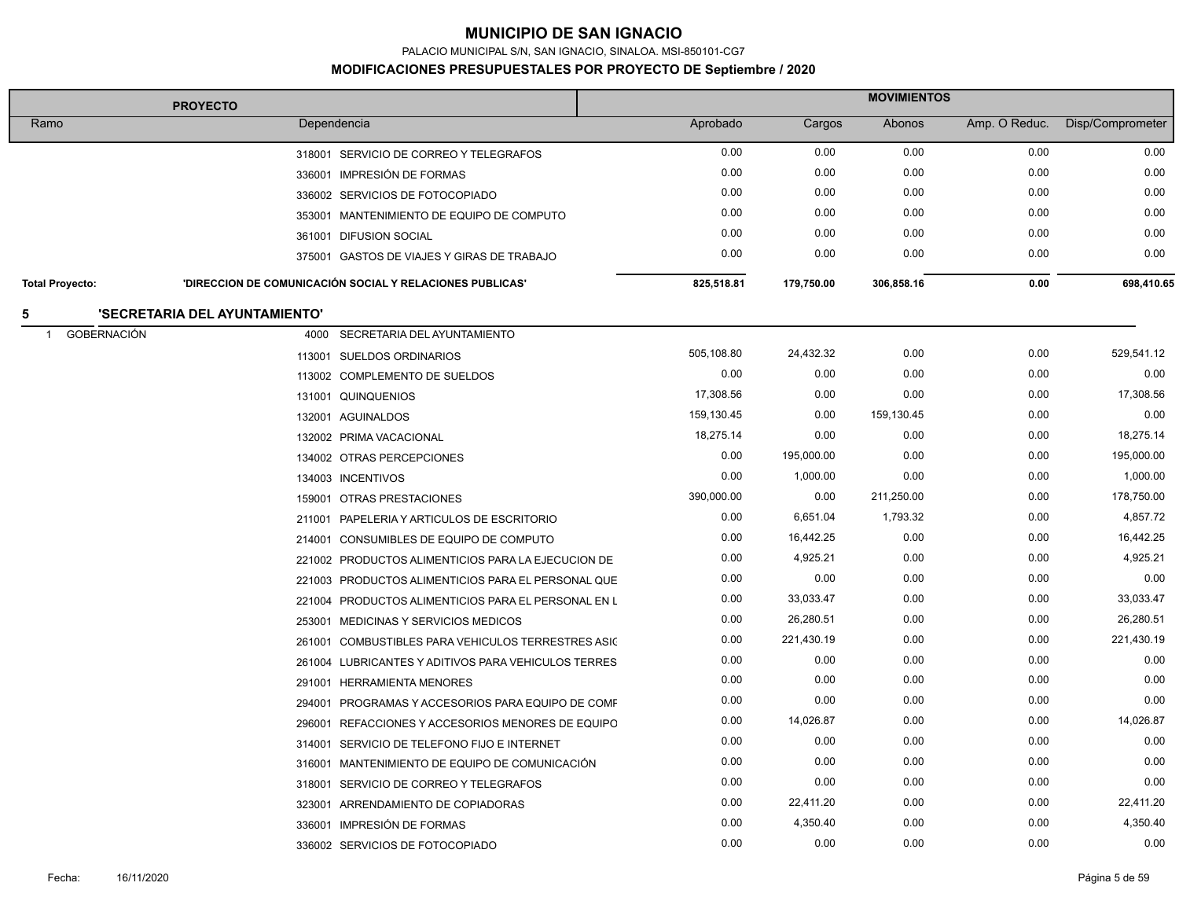# MUNICIPIO DE SAN IGNACIO

PALACIO MUNICIPAL S/N, SAN IGNACIO, SINALOA. MSI-850101-CG7

**MODIFICACIONES PRESUPUESTALES POR PROYECTO DE Septiembre / 2020**

| PROYECTO | | MOVIMIENTOS | | | | |
|---|---|---|---|---|---|---|
| Ramo | Dependencia | Aprobado | Cargos | Abonos | Amp. O Reduc. | Disp/Comprometer |
| | 318001 SERVICIO DE CORREO Y TELEGRAFOS | 0.00 | 0.00 | 0.00 | 0.00 | 0.00 |
| | 336001 IMPRESIÓN DE FORMAS | 0.00 | 0.00 | 0.00 | 0.00 | 0.00 |
| | 336002 SERVICIOS DE FOTOCOPIADO | 0.00 | 0.00 | 0.00 | 0.00 | 0.00 |
| | 353001 MANTENIMIENTO DE EQUIPO DE COMPUTO | 0.00 | 0.00 | 0.00 | 0.00 | 0.00 |
| | 361001 DIFUSION SOCIAL | 0.00 | 0.00 | 0.00 | 0.00 | 0.00 |
| | 375001 GASTOS DE VIAJES Y GIRAS DE TRABAJO | 0.00 | 0.00 | 0.00 | 0.00 | 0.00 |
| **Total Proyecto:** | **'DIRECCION DE COMUNICACIÓN SOCIAL Y RELACIONES PUBLICAS'** | **825,518.81** | **179,750.00** | **306,858.16** | **0.00** | **698,410.65** |
| **5** | **'SECRETARIA DEL AYUNTAMIENTO'** | | | | | |
| 1 GOBERNACIÓN | 4000 SECRETARIA DEL AYUNTAMIENTO | | | | | |
| | 113001 SUELDOS ORDINARIOS | 505,108.80 | 24,432.32 | 0.00 | 0.00 | 529,541.12 |
| | 113002 COMPLEMENTO DE SUELDOS | 0.00 | 0.00 | 0.00 | 0.00 | 0.00 |
| | 131001 QUINQUENIOS | 17,308.56 | 0.00 | 0.00 | 0.00 | 17,308.56 |
| | 132001 AGUINALDOS | 159,130.45 | 0.00 | 159,130.45 | 0.00 | 0.00 |
| | 132002 PRIMA VACACIONAL | 18,275.14 | 0.00 | 0.00 | 0.00 | 18,275.14 |
| | 134002 OTRAS PERCEPCIONES | 0.00 | 195,000.00 | 0.00 | 0.00 | 195,000.00 |
| | 134003 INCENTIVOS | 0.00 | 1,000.00 | 0.00 | 0.00 | 1,000.00 |
| | 159001 OTRAS PRESTACIONES | 390,000.00 | 0.00 | 211,250.00 | 0.00 | 178,750.00 |
| | 211001 PAPELERIA Y ARTICULOS DE ESCRITORIO | 0.00 | 6,651.04 | 1,793.32 | 0.00 | 4,857.72 |
| | 214001 CONSUMIBLES DE EQUIPO DE COMPUTO | 0.00 | 16,442.25 | 0.00 | 0.00 | 16,442.25 |
| | 221002 PRODUCTOS ALIMENTICIOS PARA LA EJECUCION DE | 0.00 | 4,925.21 | 0.00 | 0.00 | 4,925.21 |
| | 221003 PRODUCTOS ALIMENTICIOS PARA EL PERSONAL QUE | 0.00 | 0.00 | 0.00 | 0.00 | 0.00 |
| | 221004 PRODUCTOS ALIMENTICIOS PARA EL PERSONAL EN L | 0.00 | 33,033.47 | 0.00 | 0.00 | 33,033.47 |
| | 253001 MEDICINAS Y SERVICIOS MEDICOS | 0.00 | 26,280.51 | 0.00 | 0.00 | 26,280.51 |
| | 261001 COMBUSTIBLES PARA VEHICULOS TERRESTRES ASIG | 0.00 | 221,430.19 | 0.00 | 0.00 | 221,430.19 |
| | 261004 LUBRICANTES Y ADITIVOS PARA VEHICULOS TERRES | 0.00 | 0.00 | 0.00 | 0.00 | 0.00 |
| | 291001 HERRAMIENTA MENORES | 0.00 | 0.00 | 0.00 | 0.00 | 0.00 |
| | 294001 PROGRAMAS Y ACCESORIOS PARA EQUIPO DE COMP | 0.00 | 0.00 | 0.00 | 0.00 | 0.00 |
| | 296001 REFACCIONES Y ACCESORIOS MENORES DE EQUIPO | 0.00 | 14,026.87 | 0.00 | 0.00 | 14,026.87 |
| | 314001 SERVICIO DE TELEFONO FIJO E INTERNET | 0.00 | 0.00 | 0.00 | 0.00 | 0.00 |
| | 316001 MANTENIMIENTO DE EQUIPO DE COMUNICACIÓN | 0.00 | 0.00 | 0.00 | 0.00 | 0.00 |
| | 318001 SERVICIO DE CORREO Y TELEGRAFOS | 0.00 | 0.00 | 0.00 | 0.00 | 0.00 |
| | 323001 ARRENDAMIENTO DE COPIADORAS | 0.00 | 22,411.20 | 0.00 | 0.00 | 22,411.20 |
| | 336001 IMPRESIÓN DE FORMAS | 0.00 | 4,350.40 | 0.00 | 0.00 | 4,350.40 |
| | 336002 SERVICIOS DE FOTOCOPIADO | 0.00 | 0.00 | 0.00 | 0.00 | 0.00 |

Fecha: 16/11/2020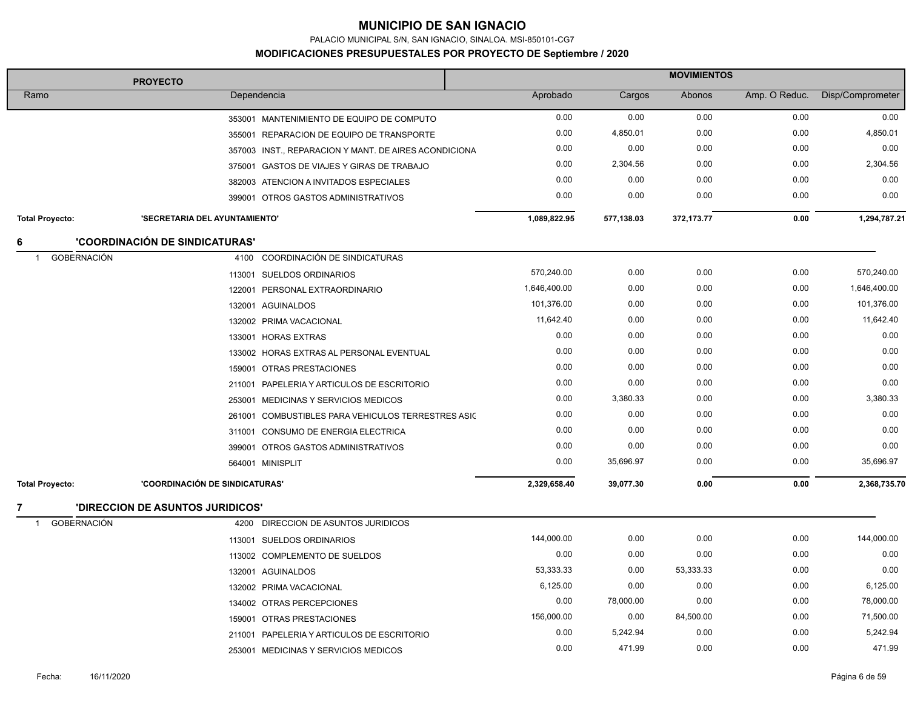# MUNICIPIO DE SAN IGNACIO

PALACIO MUNICIPAL S/N, SAN IGNACIO, SINALOA. MSI-850101-CG7

## MODIFICACIONES PRESUPUESTALES POR PROYECTO DE Septiembre / 2020

| PROYECTO | | MOVIMIENTOS | | | | |
|---|---|---|---|---|---|---|
| Ramo | Dependencia | Aprobado | Cargos | Abonos | Amp. O Reduc. | Disp/Comprometer |
| | 353001 MANTENIMIENTO DE EQUIPO DE COMPUTO | 0.00 | 0.00 | 0.00 | 0.00 | 0.00 |
| | 355001 REPARACION DE EQUIPO DE TRANSPORTE | 0.00 | 4,850.01 | 0.00 | 0.00 | 4,850.01 |
| | 357003 INST., REPARACION Y MANT. DE AIRES ACONDICIONA | 0.00 | 0.00 | 0.00 | 0.00 | 0.00 |
| | 375001 GASTOS DE VIAJES Y GIRAS DE TRABAJO | 0.00 | 2,304.56 | 0.00 | 0.00 | 2,304.56 |
| | 382003 ATENCION A INVITADOS ESPECIALES | 0.00 | 0.00 | 0.00 | 0.00 | 0.00 |
| | 399001 OTROS GASTOS ADMINISTRATIVOS | 0.00 | 0.00 | 0.00 | 0.00 | 0.00 |
| **Total Proyecto:** | **'SECRETARIA DEL AYUNTAMIENTO'** | **1,089,822.95** | **577,138.03** | **372,173.77** | **0.00** | **1,294,787.21** |
| **6** | **'COORDINACIÓN DE SINDICATURAS'** | | | | | |
| 1 GOBERNACIÓN | 4100 COORDINACIÓN DE SINDICATURAS | | | | | |
| | 113001 SUELDOS ORDINARIOS | 570,240.00 | 0.00 | 0.00 | 0.00 | 570,240.00 |
| | 122001 PERSONAL EXTRAORDINARIO | 1,646,400.00 | 0.00 | 0.00 | 0.00 | 1,646,400.00 |
| | 132001 AGUINALDOS | 101,376.00 | 0.00 | 0.00 | 0.00 | 101,376.00 |
| | 132002 PRIMA VACACIONAL | 11,642.40 | 0.00 | 0.00 | 0.00 | 11,642.40 |
| | 133001 HORAS EXTRAS | 0.00 | 0.00 | 0.00 | 0.00 | 0.00 |
| | 133002 HORAS EXTRAS AL PERSONAL EVENTUAL | 0.00 | 0.00 | 0.00 | 0.00 | 0.00 |
| | 159001 OTRAS PRESTACIONES | 0.00 | 0.00 | 0.00 | 0.00 | 0.00 |
| | 211001 PAPELERIA Y ARTICULOS DE ESCRITORIO | 0.00 | 0.00 | 0.00 | 0.00 | 0.00 |
| | 253001 MEDICINAS Y SERVICIOS MEDICOS | 0.00 | 3,380.33 | 0.00 | 0.00 | 3,380.33 |
| | 261001 COMBUSTIBLES PARA VEHICULOS TERRESTRES ASIC | 0.00 | 0.00 | 0.00 | 0.00 | 0.00 |
| | 311001 CONSUMO DE ENERGIA ELECTRICA | 0.00 | 0.00 | 0.00 | 0.00 | 0.00 |
| | 399001 OTROS GASTOS ADMINISTRATIVOS | 0.00 | 0.00 | 0.00 | 0.00 | 0.00 |
| | 564001 MINISPLIT | 0.00 | 35,696.97 | 0.00 | 0.00 | 35,696.97 |
| **Total Proyecto:** | **'COORDINACIÓN DE SINDICATURAS'** | **2,329,658.40** | **39,077.30** | **0.00** | **0.00** | **2,368,735.70** |
| **7** | **'DIRECCION DE ASUNTOS JURIDICOS'** | | | | | |
| 1 GOBERNACIÓN | 4200 DIRECCION DE ASUNTOS JURIDICOS | | | | | |
| | 113001 SUELDOS ORDINARIOS | 144,000.00 | 0.00 | 0.00 | 0.00 | 144,000.00 |
| | 113002 COMPLEMENTO DE SUELDOS | 0.00 | 0.00 | 0.00 | 0.00 | 0.00 |
| | 132001 AGUINALDOS | 53,333.33 | 0.00 | 53,333.33 | 0.00 | 0.00 |
| | 132002 PRIMA VACACIONAL | 6,125.00 | 0.00 | 0.00 | 0.00 | 6,125.00 |
| | 134002 OTRAS PERCEPCIONES | 0.00 | 78,000.00 | 0.00 | 0.00 | 78,000.00 |
| | 159001 OTRAS PRESTACIONES | 156,000.00 | 0.00 | 84,500.00 | 0.00 | 71,500.00 |
| | 211001 PAPELERIA Y ARTICULOS DE ESCRITORIO | 0.00 | 5,242.94 | 0.00 | 0.00 | 5,242.94 |
| | 253001 MEDICINAS Y SERVICIOS MEDICOS | 0.00 | 471.99 | 0.00 | 0.00 | 471.99 |

Fecha: 16/11/2020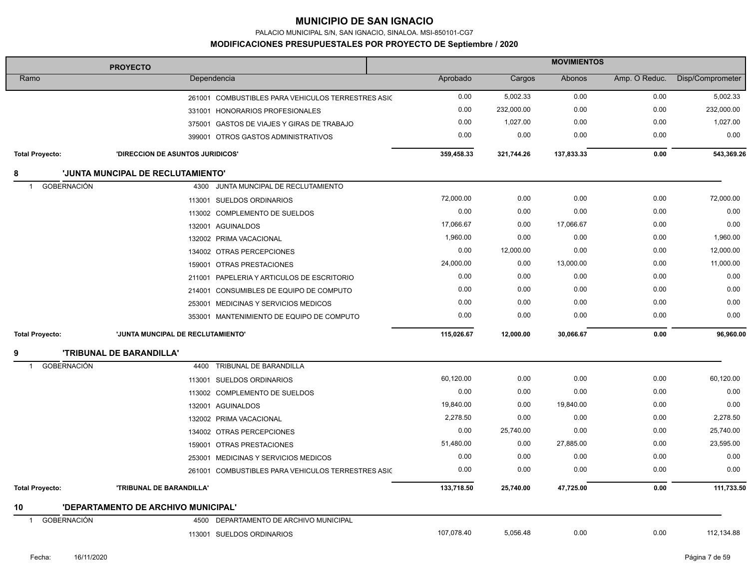# MUNICIPIO DE SAN IGNACIO

PALACIO MUNICIPAL S/N, SAN IGNACIO, SINALOA. MSI-850101-CG7

## MODIFICACIONES PRESUPUESTALES POR PROYECTO DE Septiembre / 2020

| PROYECTO | | | MOVIMIENTOS | | | | |
|---|---|---|---|---|---|---|---|
| Ramo | | Dependencia | Aprobado | Cargos | Abonos | Amp. O Reduc. | Disp/Comprometer |
| | | 261001 COMBUSTIBLES PARA VEHICULOS TERRESTRES ASIC | 0.00 | 5,002.33 | 0.00 | 0.00 | 5,002.33 |
| | | 331001 HONORARIOS PROFESIONALES | 0.00 | 232,000.00 | 0.00 | 0.00 | 232,000.00 |
| | | 375001 GASTOS DE VIAJES Y GIRAS DE TRABAJO | 0.00 | 1,027.00 | 0.00 | 0.00 | 1,027.00 |
| | | 399001 OTROS GASTOS ADMINISTRATIVOS | 0.00 | 0.00 | 0.00 | 0.00 | 0.00 |
| **Total Proyecto:** | **'DIRECCION DE ASUNTOS JURIDICOS'** | | **359,458.33** | **321,744.26** | **137,833.33** | **0.00** | **543,369.26** |
| **8** | **'JUNTA MUNCIPAL DE RECLUTAMIENTO'** | | | | | | |
| 1 | GOBERNACIÓN | 4300 JUNTA MUNCIPAL DE RECLUTAMIENTO | | | | | |
| | | 113001 SUELDOS ORDINARIOS | 72,000.00 | 0.00 | 0.00 | 0.00 | 72,000.00 |
| | | 113002 COMPLEMENTO DE SUELDOS | 0.00 | 0.00 | 0.00 | 0.00 | 0.00 |
| | | 132001 AGUINALDOS | 17,066.67 | 0.00 | 17,066.67 | 0.00 | 0.00 |
| | | 132002 PRIMA VACACIONAL | 1,960.00 | 0.00 | 0.00 | 0.00 | 1,960.00 |
| | | 134002 OTRAS PERCEPCIONES | 0.00 | 12,000.00 | 0.00 | 0.00 | 12,000.00 |
| | | 159001 OTRAS PRESTACIONES | 24,000.00 | 0.00 | 13,000.00 | 0.00 | 11,000.00 |
| | | 211001 PAPELERIA Y ARTICULOS DE ESCRITORIO | 0.00 | 0.00 | 0.00 | 0.00 | 0.00 |
| | | 214001 CONSUMIBLES DE EQUIPO DE COMPUTO | 0.00 | 0.00 | 0.00 | 0.00 | 0.00 |
| | | 253001 MEDICINAS Y SERVICIOS MEDICOS | 0.00 | 0.00 | 0.00 | 0.00 | 0.00 |
| | | 353001 MANTENIMIENTO DE EQUIPO DE COMPUTO | 0.00 | 0.00 | 0.00 | 0.00 | 0.00 |
| **Total Proyecto:** | **'JUNTA MUNCIPAL DE RECLUTAMIENTO'** | | **115,026.67** | **12,000.00** | **30,066.67** | **0.00** | **96,960.00** |
| **9** | **'TRIBUNAL DE BARANDILLA'** | | | | | | |
| 1 | GOBERNACIÓN | 4400 TRIBUNAL DE BARANDILLA | | | | | |
| | | 113001 SUELDOS ORDINARIOS | 60,120.00 | 0.00 | 0.00 | 0.00 | 60,120.00 |
| | | 113002 COMPLEMENTO DE SUELDOS | 0.00 | 0.00 | 0.00 | 0.00 | 0.00 |
| | | 132001 AGUINALDOS | 19,840.00 | 0.00 | 19,840.00 | 0.00 | 0.00 |
| | | 132002 PRIMA VACACIONAL | 2,278.50 | 0.00 | 0.00 | 0.00 | 2,278.50 |
| | | 134002 OTRAS PERCEPCIONES | 0.00 | 25,740.00 | 0.00 | 0.00 | 25,740.00 |
| | | 159001 OTRAS PRESTACIONES | 51,480.00 | 0.00 | 27,885.00 | 0.00 | 23,595.00 |
| | | 253001 MEDICINAS Y SERVICIOS MEDICOS | 0.00 | 0.00 | 0.00 | 0.00 | 0.00 |
| | | 261001 COMBUSTIBLES PARA VEHICULOS TERRESTRES ASIC | 0.00 | 0.00 | 0.00 | 0.00 | 0.00 |
| **Total Proyecto:** | **'TRIBUNAL DE BARANDILLA'** | | **133,718.50** | **25,740.00** | **47,725.00** | **0.00** | **111,733.50** |
| **10** | **'DEPARTAMENTO DE ARCHIVO MUNICIPAL'** | | | | | | |
| 1 | GOBERNACIÓN | 4500 DEPARTAMENTO DE ARCHIVO MUNICIPAL | | | | | |
| | | 113001 SUELDOS ORDINARIOS | 107,078.40 | 5,056.48 | 0.00 | 0.00 | 112,134.88 |

Fecha: 16/11/2020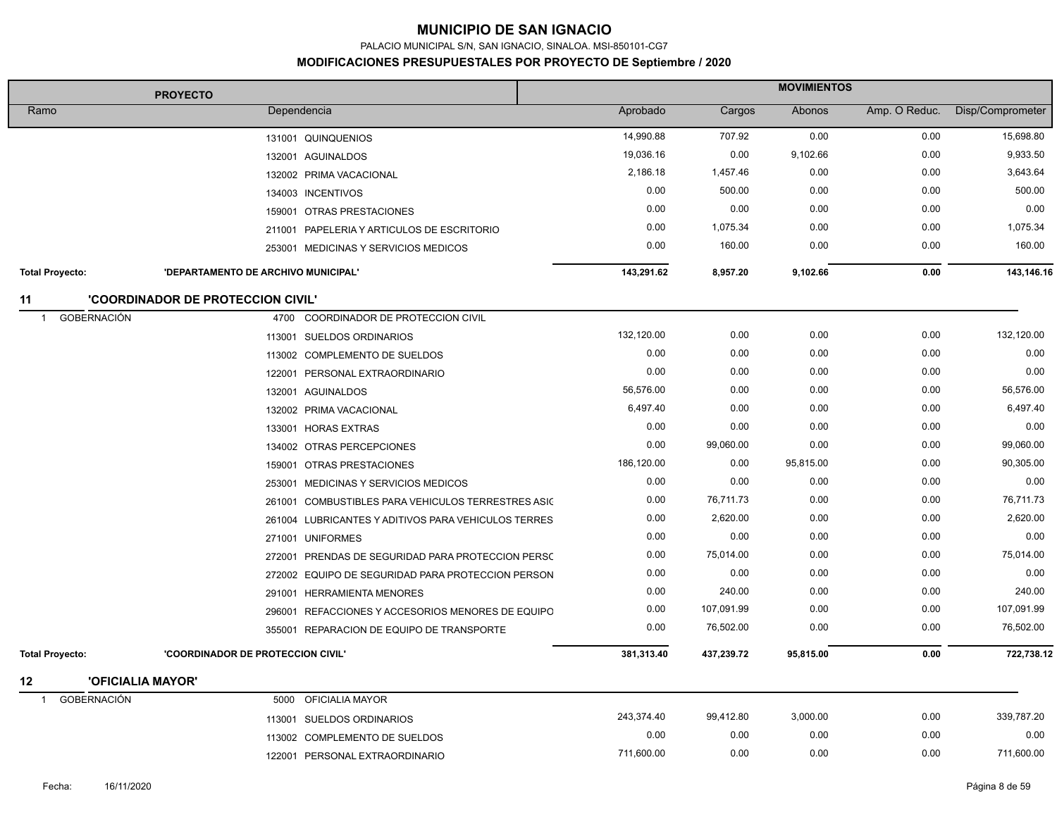# MUNICIPIO DE SAN IGNACIO

PALACIO MUNICIPAL S/N, SAN IGNACIO, SINALOA. MSI-850101-CG7

## MODIFICACIONES PRESUPUESTALES POR PROYECTO DE Septiembre / 2020

| PROYECTO | | MOVIMIENTOS | | | | |
|---|---|---|---|---|---|---|
| Ramo | Dependencia | Aprobado | Cargos | Abonos | Amp. O Reduc. | Disp/Comprometer |
| | 131001 QUINQUENIOS | 14,990.88 | 707.92 | 0.00 | 0.00 | 15,698.80 |
| | 132001 AGUINALDOS | 19,036.16 | 0.00 | 9,102.66 | 0.00 | 9,933.50 |
| | 132002 PRIMA VACACIONAL | 2,186.18 | 1,457.46 | 0.00 | 0.00 | 3,643.64 |
| | 134003 INCENTIVOS | 0.00 | 500.00 | 0.00 | 0.00 | 500.00 |
| | 159001 OTRAS PRESTACIONES | 0.00 | 0.00 | 0.00 | 0.00 | 0.00 |
| | 211001 PAPELERIA Y ARTICULOS DE ESCRITORIO | 0.00 | 1,075.34 | 0.00 | 0.00 | 1,075.34 |
| | 253001 MEDICINAS Y SERVICIOS MEDICOS | 0.00 | 160.00 | 0.00 | 0.00 | 160.00 |
| **Total Proyecto:** | **'DEPARTAMENTO DE ARCHIVO MUNICIPAL'** | **143,291.62** | **8,957.20** | **9,102.66** | **0.00** | **143,146.16** |
| **11** | **'COORDINADOR DE PROTECCION CIVIL'** | | | | | |
| 1 GOBERNACIÓN | 4700 COORDINADOR DE PROTECCION CIVIL | | | | | |
| | 113001 SUELDOS ORDINARIOS | 132,120.00 | 0.00 | 0.00 | 0.00 | 132,120.00 |
| | 113002 COMPLEMENTO DE SUELDOS | 0.00 | 0.00 | 0.00 | 0.00 | 0.00 |
| | 122001 PERSONAL EXTRAORDINARIO | 0.00 | 0.00 | 0.00 | 0.00 | 0.00 |
| | 132001 AGUINALDOS | 56,576.00 | 0.00 | 0.00 | 0.00 | 56,576.00 |
| | 132002 PRIMA VACACIONAL | 6,497.40 | 0.00 | 0.00 | 0.00 | 6,497.40 |
| | 133001 HORAS EXTRAS | 0.00 | 0.00 | 0.00 | 0.00 | 0.00 |
| | 134002 OTRAS PERCEPCIONES | 0.00 | 99,060.00 | 0.00 | 0.00 | 99,060.00 |
| | 159001 OTRAS PRESTACIONES | 186,120.00 | 0.00 | 95,815.00 | 0.00 | 90,305.00 |
| | 253001 MEDICINAS Y SERVICIOS MEDICOS | 0.00 | 0.00 | 0.00 | 0.00 | 0.00 |
| | 261001 COMBUSTIBLES PARA VEHICULOS TERRESTRES ASIG | 0.00 | 76,711.73 | 0.00 | 0.00 | 76,711.73 |
| | 261004 LUBRICANTES Y ADITIVOS PARA VEHICULOS TERRES | 0.00 | 2,620.00 | 0.00 | 0.00 | 2,620.00 |
| | 271001 UNIFORMES | 0.00 | 0.00 | 0.00 | 0.00 | 0.00 |
| | 272001 PRENDAS DE SEGURIDAD PARA PROTECCION PERSC | 0.00 | 75,014.00 | 0.00 | 0.00 | 75,014.00 |
| | 272002 EQUIPO DE SEGURIDAD PARA PROTECCION PERSON | 0.00 | 0.00 | 0.00 | 0.00 | 0.00 |
| | 291001 HERRAMIENTA MENORES | 0.00 | 240.00 | 0.00 | 0.00 | 240.00 |
| | 296001 REFACCIONES Y ACCESORIOS MENORES DE EQUIPO | 0.00 | 107,091.99 | 0.00 | 0.00 | 107,091.99 |
| | 355001 REPARACION DE EQUIPO DE TRANSPORTE | 0.00 | 76,502.00 | 0.00 | 0.00 | 76,502.00 |
| **Total Proyecto:** | **'COORDINADOR DE PROTECCION CIVIL'** | **381,313.40** | **437,239.72** | **95,815.00** | **0.00** | **722,738.12** |
| **12** | **'OFICIALIA MAYOR'** | | | | | |
| 1 GOBERNACIÓN | 5000 OFICIALIA MAYOR | | | | | |
| | 113001 SUELDOS ORDINARIOS | 243,374.40 | 99,412.80 | 3,000.00 | 0.00 | 339,787.20 |
| | 113002 COMPLEMENTO DE SUELDOS | 0.00 | 0.00 | 0.00 | 0.00 | 0.00 |
| | 122001 PERSONAL EXTRAORDINARIO | 711,600.00 | 0.00 | 0.00 | 0.00 | 711,600.00 |

Fecha: 16/11/2020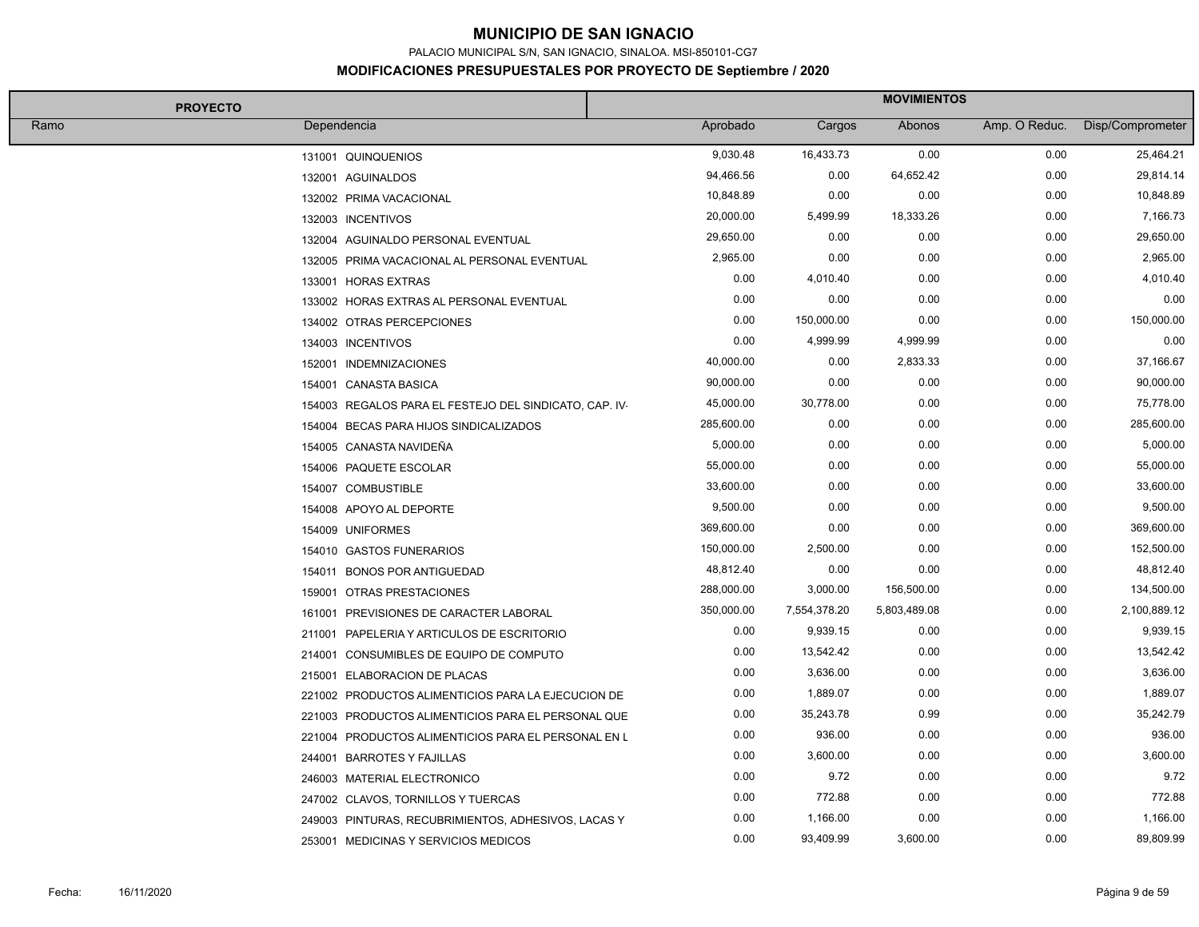# MUNICIPIO DE SAN IGNACIO

PALACIO MUNICIPAL S/N, SAN IGNACIO, SINALOA. MSI-850101-CG7

## MODIFICACIONES PRESUPUESTALES POR PROYECTO DE Septiembre / 2020

| PROYECTO | | MOVIMIENTOS | | | | |
|---|---|---|---|---|---|---|
| Ramo | Dependencia | Aprobado | Cargos | Abonos | Amp. O Reduc. | Disp/Comprometer |
| | 131001 QUINQUENIOS | 9,030.48 | 16,433.73 | 0.00 | 0.00 | 25,464.21 |
| | 132001 AGUINALDOS | 94,466.56 | 0.00 | 64,652.42 | 0.00 | 29,814.14 |
| | 132002 PRIMA VACACIONAL | 10,848.89 | 0.00 | 0.00 | 0.00 | 10,848.89 |
| | 132003 INCENTIVOS | 20,000.00 | 5,499.99 | 18,333.26 | 0.00 | 7,166.73 |
| | 132004 AGUINALDO PERSONAL EVENTUAL | 29,650.00 | 0.00 | 0.00 | 0.00 | 29,650.00 |
| | 132005 PRIMA VACACIONAL AL PERSONAL EVENTUAL | 2,965.00 | 0.00 | 0.00 | 0.00 | 2,965.00 |
| | 133001 HORAS EXTRAS | 0.00 | 4,010.40 | 0.00 | 0.00 | 4,010.40 |
| | 133002 HORAS EXTRAS AL PERSONAL EVENTUAL | 0.00 | 0.00 | 0.00 | 0.00 | 0.00 |
| | 134002 OTRAS PERCEPCIONES | 0.00 | 150,000.00 | 0.00 | 0.00 | 150,000.00 |
| | 134003 INCENTIVOS | 0.00 | 4,999.99 | 4,999.99 | 0.00 | 0.00 |
| | 152001 INDEMNIZACIONES | 40,000.00 | 0.00 | 2,833.33 | 0.00 | 37,166.67 |
| | 154001 CANASTA BASICA | 90,000.00 | 0.00 | 0.00 | 0.00 | 90,000.00 |
| | 154003 REGALOS PARA EL FESTEJO DEL SINDICATO, CAP. IV- | 45,000.00 | 30,778.00 | 0.00 | 0.00 | 75,778.00 |
| | 154004 BECAS PARA HIJOS SINDICALIZADOS | 285,600.00 | 0.00 | 0.00 | 0.00 | 285,600.00 |
| | 154005 CANASTA NAVIDEÑA | 5,000.00 | 0.00 | 0.00 | 0.00 | 5,000.00 |
| | 154006 PAQUETE ESCOLAR | 55,000.00 | 0.00 | 0.00 | 0.00 | 55,000.00 |
| | 154007 COMBUSTIBLE | 33,600.00 | 0.00 | 0.00 | 0.00 | 33,600.00 |
| | 154008 APOYO AL DEPORTE | 9,500.00 | 0.00 | 0.00 | 0.00 | 9,500.00 |
| | 154009 UNIFORMES | 369,600.00 | 0.00 | 0.00 | 0.00 | 369,600.00 |
| | 154010 GASTOS FUNERARIOS | 150,000.00 | 2,500.00 | 0.00 | 0.00 | 152,500.00 |
| | 154011 BONOS POR ANTIGUEDAD | 48,812.40 | 0.00 | 0.00 | 0.00 | 48,812.40 |
| | 159001 OTRAS PRESTACIONES | 288,000.00 | 3,000.00 | 156,500.00 | 0.00 | 134,500.00 |
| | 161001 PREVISIONES DE CARACTER LABORAL | 350,000.00 | 7,554,378.20 | 5,803,489.08 | 0.00 | 2,100,889.12 |
| | 211001 PAPELERIA Y ARTICULOS DE ESCRITORIO | 0.00 | 9,939.15 | 0.00 | 0.00 | 9,939.15 |
| | 214001 CONSUMIBLES DE EQUIPO DE COMPUTO | 0.00 | 13,542.42 | 0.00 | 0.00 | 13,542.42 |
| | 215001 ELABORACION DE PLACAS | 0.00 | 3,636.00 | 0.00 | 0.00 | 3,636.00 |
| | 221002 PRODUCTOS ALIMENTICIOS PARA LA EJECUCION DE | 0.00 | 1,889.07 | 0.00 | 0.00 | 1,889.07 |
| | 221003 PRODUCTOS ALIMENTICIOS PARA EL PERSONAL QUE | 0.00 | 35,243.78 | 0.99 | 0.00 | 35,242.79 |
| | 221004 PRODUCTOS ALIMENTICIOS PARA EL PERSONAL EN L | 0.00 | 936.00 | 0.00 | 0.00 | 936.00 |
| | 244001 BARROTES Y FAJILLAS | 0.00 | 3,600.00 | 0.00 | 0.00 | 3,600.00 |
| | 246003 MATERIAL ELECTRONICO | 0.00 | 9.72 | 0.00 | 0.00 | 9.72 |
| | 247002 CLAVOS, TORNILLOS Y TUERCAS | 0.00 | 772.88 | 0.00 | 0.00 | 772.88 |
| | 249003 PINTURAS, RECUBRIMIENTOS, ADHESIVOS, LACAS Y | 0.00 | 1,166.00 | 0.00 | 0.00 | 1,166.00 |
| | 253001 MEDICINAS Y SERVICIOS MEDICOS | 0.00 | 93,409.99 | 3,600.00 | 0.00 | 89,809.99 |

Fecha: 16/11/2020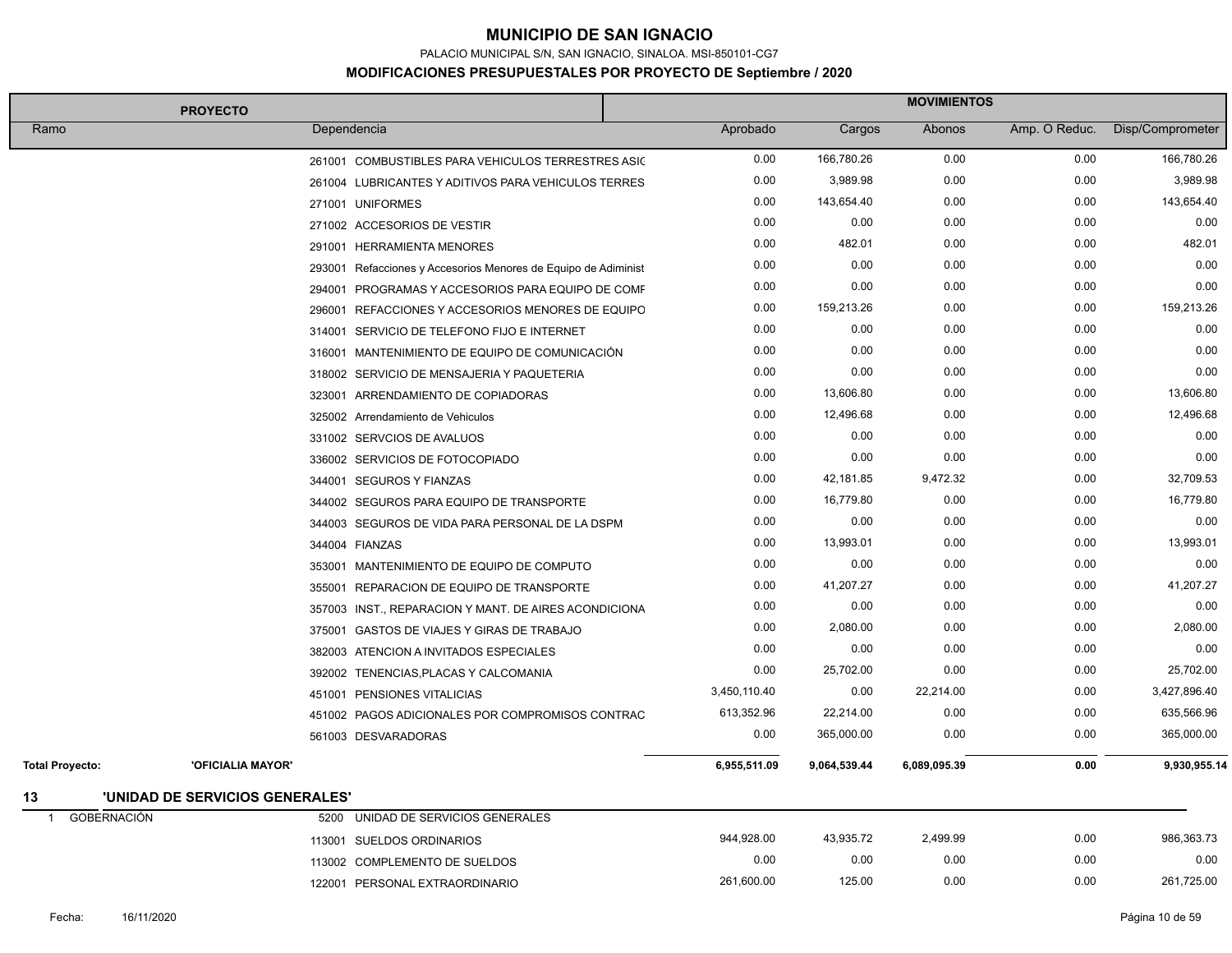# MUNICIPIO DE SAN IGNACIO

PALACIO MUNICIPAL S/N, SAN IGNACIO, SINALOA. MSI-850101-CG7

**MODIFICACIONES PRESUPUESTALES POR PROYECTO DE Septiembre / 2020**

| PROYECTO | | MOVIMIENTOS | | | | |
|---|---|---|---|---|---|---|
| Ramo | Dependencia | Aprobado | Cargos | Abonos | Amp. O Reduc. | Disp/Comprometer |
| | 261001 COMBUSTIBLES PARA VEHICULOS TERRESTRES ASIG | 0.00 | 166,780.26 | 0.00 | 0.00 | 166,780.26 |
| | 261004 LUBRICANTES Y ADITIVOS PARA VEHICULOS TERRES | 0.00 | 3,989.98 | 0.00 | 0.00 | 3,989.98 |
| | 271001 UNIFORMES | 0.00 | 143,654.40 | 0.00 | 0.00 | 143,654.40 |
| | 271002 ACCESORIOS DE VESTIR | 0.00 | 0.00 | 0.00 | 0.00 | 0.00 |
| | 291001 HERRAMIENTA MENORES | 0.00 | 482.01 | 0.00 | 0.00 | 482.01 |
| | 293001 Refacciones y Accesorios Menores de Equipo de Adiminist | 0.00 | 0.00 | 0.00 | 0.00 | 0.00 |
| | 294001 PROGRAMAS Y ACCESORIOS PARA EQUIPO DE COMF | 0.00 | 0.00 | 0.00 | 0.00 | 0.00 |
| | 296001 REFACCIONES Y ACCESORIOS MENORES DE EQUIPO | 0.00 | 159,213.26 | 0.00 | 0.00 | 159,213.26 |
| | 314001 SERVICIO DE TELEFONO FIJO E INTERNET | 0.00 | 0.00 | 0.00 | 0.00 | 0.00 |
| | 316001 MANTENIMIENTO DE EQUIPO DE COMUNICACIÓN | 0.00 | 0.00 | 0.00 | 0.00 | 0.00 |
| | 318002 SERVICIO DE MENSAJERIA Y PAQUETERIA | 0.00 | 0.00 | 0.00 | 0.00 | 0.00 |
| | 323001 ARRENDAMIENTO DE COPIADORAS | 0.00 | 13,606.80 | 0.00 | 0.00 | 13,606.80 |
| | 325002 Arrendamiento de Vehiculos | 0.00 | 12,496.68 | 0.00 | 0.00 | 12,496.68 |
| | 331002 SERVCIOS DE AVALUOS | 0.00 | 0.00 | 0.00 | 0.00 | 0.00 |
| | 336002 SERVICIOS DE FOTOCOPIADO | 0.00 | 0.00 | 0.00 | 0.00 | 0.00 |
| | 344001 SEGUROS Y FIANZAS | 0.00 | 42,181.85 | 9,472.32 | 0.00 | 32,709.53 |
| | 344002 SEGUROS PARA EQUIPO DE TRANSPORTE | 0.00 | 16,779.80 | 0.00 | 0.00 | 16,779.80 |
| | 344003 SEGUROS DE VIDA PARA PERSONAL DE LA DSPM | 0.00 | 0.00 | 0.00 | 0.00 | 0.00 |
| | 344004 FIANZAS | 0.00 | 13,993.01 | 0.00 | 0.00 | 13,993.01 |
| | 353001 MANTENIMIENTO DE EQUIPO DE COMPUTO | 0.00 | 0.00 | 0.00 | 0.00 | 0.00 |
| | 355001 REPARACION DE EQUIPO DE TRANSPORTE | 0.00 | 41,207.27 | 0.00 | 0.00 | 41,207.27 |
| | 357003 INST., REPARACION Y MANT. DE AIRES ACONDICIONA | 0.00 | 0.00 | 0.00 | 0.00 | 0.00 |
| | 375001 GASTOS DE VIAJES Y GIRAS DE TRABAJO | 0.00 | 2,080.00 | 0.00 | 0.00 | 2,080.00 |
| | 382003 ATENCION A INVITADOS ESPECIALES | 0.00 | 0.00 | 0.00 | 0.00 | 0.00 |
| | 392002 TENENCIAS,PLACAS Y CALCOMANIA | 0.00 | 25,702.00 | 0.00 | 0.00 | 25,702.00 |
| | 451001 PENSIONES VITALICIAS | 3,450,110.40 | 0.00 | 22,214.00 | 0.00 | 3,427,896.40 |
| | 451002 PAGOS ADICIONALES POR COMPROMISOS CONTRAC | 613,352.96 | 22,214.00 | 0.00 | 0.00 | 635,566.96 |
| | 561003 DESVARADORAS | 0.00 | 365,000.00 | 0.00 | 0.00 | 365,000.00 |
| **Total Proyecto:** | **'OFICIALIA MAYOR'** | **6,955,511.09** | **9,064,539.44** | **6,089,095.39** | **0.00** | **9,930,955.14** |

## 13 'UNIDAD DE SERVICIOS GENERALES'

| Ramo | Dependencia | Aprobado | Cargos | Abonos | Amp. O Reduc. | Disp/Comprometer |
|---|---|---|---|---|---|---|
| 1 GOBERNACIÓN | 5200 UNIDAD DE SERVICIOS GENERALES | | | | | |
| | 113001 SUELDOS ORDINARIOS | 944,928.00 | 43,935.72 | 2,499.99 | 0.00 | 986,363.73 |
| | 113002 COMPLEMENTO DE SUELDOS | 0.00 | 0.00 | 0.00 | 0.00 | 0.00 |
| | 122001 PERSONAL EXTRAORDINARIO | 261,600.00 | 125.00 | 0.00 | 0.00 | 261,725.00 |

Fecha: 16/11/2020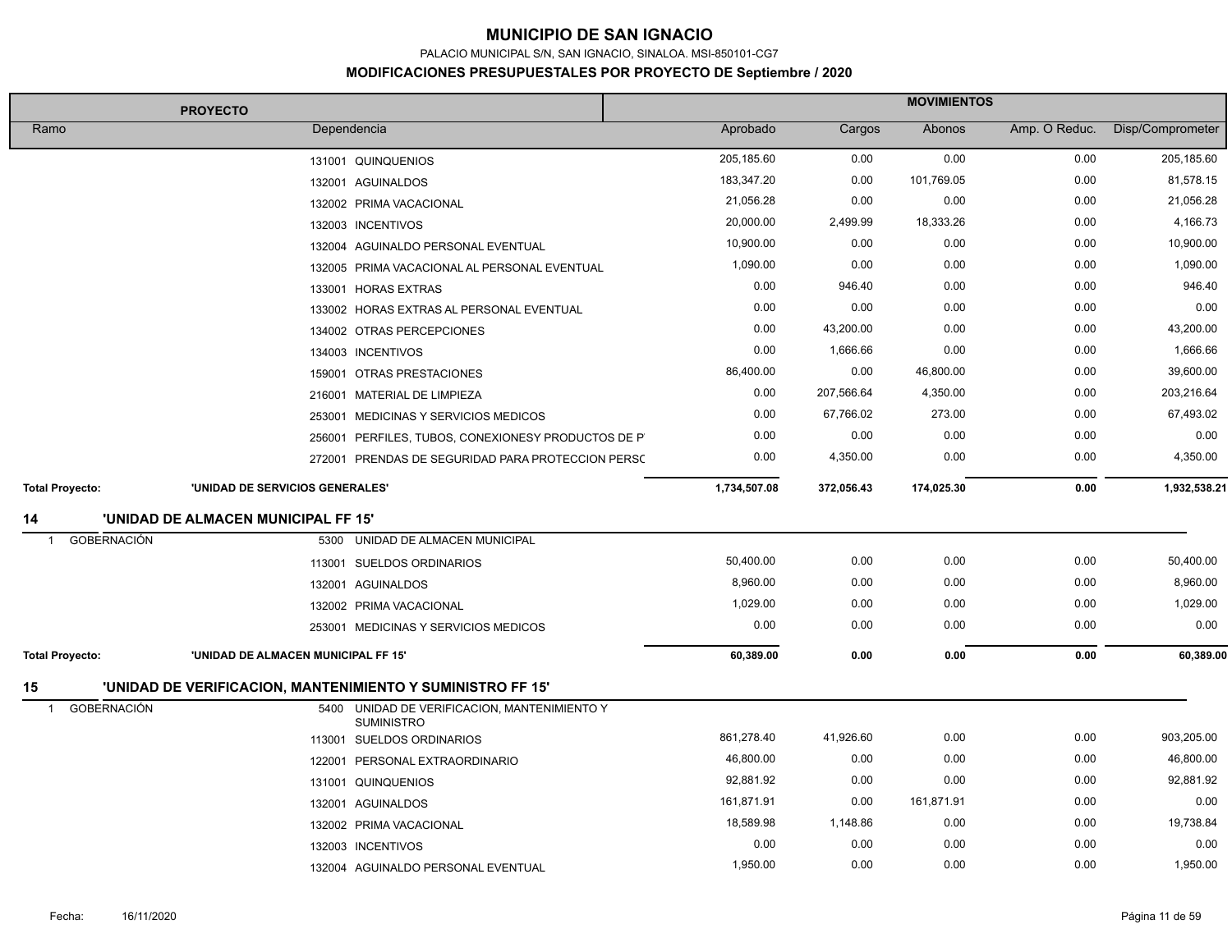# MUNICIPIO DE SAN IGNACIO

PALACIO MUNICIPAL S/N, SAN IGNACIO, SINALOA. MSI-850101-CG7

## MODIFICACIONES PRESUPUESTALES POR PROYECTO DE Septiembre / 2020

| PROYECTO | | MOVIMIENTOS | | | | |
|---|---|---|---|---|---|---|
| Ramo | Dependencia | Aprobado | Cargos | Abonos | Amp. O Reduc. | Disp/Comprometer |
| | 131001 QUINQUENIOS | 205,185.60 | 0.00 | 0.00 | 0.00 | 205,185.60 |
| | 132001 AGUINALDOS | 183,347.20 | 0.00 | 101,769.05 | 0.00 | 81,578.15 |
| | 132002 PRIMA VACACIONAL | 21,056.28 | 0.00 | 0.00 | 0.00 | 21,056.28 |
| | 132003 INCENTIVOS | 20,000.00 | 2,499.99 | 18,333.26 | 0.00 | 4,166.73 |
| | 132004 AGUINALDO PERSONAL EVENTUAL | 10,900.00 | 0.00 | 0.00 | 0.00 | 10,900.00 |
| | 132005 PRIMA VACACIONAL AL PERSONAL EVENTUAL | 1,090.00 | 0.00 | 0.00 | 0.00 | 1,090.00 |
| | 133001 HORAS EXTRAS | 0.00 | 946.40 | 0.00 | 0.00 | 946.40 |
| | 133002 HORAS EXTRAS AL PERSONAL EVENTUAL | 0.00 | 0.00 | 0.00 | 0.00 | 0.00 |
| | 134002 OTRAS PERCEPCIONES | 0.00 | 43,200.00 | 0.00 | 0.00 | 43,200.00 |
| | 134003 INCENTIVOS | 0.00 | 1,666.66 | 0.00 | 0.00 | 1,666.66 |
| | 159001 OTRAS PRESTACIONES | 86,400.00 | 0.00 | 46,800.00 | 0.00 | 39,600.00 |
| | 216001 MATERIAL DE LIMPIEZA | 0.00 | 207,566.64 | 4,350.00 | 0.00 | 203,216.64 |
| | 253001 MEDICINAS Y SERVICIOS MEDICOS | 0.00 | 67,766.02 | 273.00 | 0.00 | 67,493.02 |
| | 256001 PERFILES, TUBOS, CONEXIONESY PRODUCTOS DE P | 0.00 | 0.00 | 0.00 | 0.00 | 0.00 |
| | 272001 PRENDAS DE SEGURIDAD PARA PROTECCION PERSC | 0.00 | 4,350.00 | 0.00 | 0.00 | 4,350.00 |
| **Total Proyecto:** | **'UNIDAD DE SERVICIOS GENERALES'** | **1,734,507.08** | **372,056.43** | **174,025.30** | **0.00** | **1,932,538.21** |
| **14** | **'UNIDAD DE ALMACEN MUNICIPAL FF 15'** | | | | | |
| 1 GOBERNACIÓN | 5300 UNIDAD DE ALMACEN MUNICIPAL | | | | | |
| | 113001 SUELDOS ORDINARIOS | 50,400.00 | 0.00 | 0.00 | 0.00 | 50,400.00 |
| | 132001 AGUINALDOS | 8,960.00 | 0.00 | 0.00 | 0.00 | 8,960.00 |
| | 132002 PRIMA VACACIONAL | 1,029.00 | 0.00 | 0.00 | 0.00 | 1,029.00 |
| | 253001 MEDICINAS Y SERVICIOS MEDICOS | 0.00 | 0.00 | 0.00 | 0.00 | 0.00 |
| **Total Proyecto:** | **'UNIDAD DE ALMACEN MUNICIPAL FF 15'** | **60,389.00** | **0.00** | **0.00** | **0.00** | **60,389.00** |
| **15** | **'UNIDAD DE VERIFICACION, MANTENIMIENTO Y SUMINISTRO FF 15'** | | | | | |
| 1 GOBERNACIÓN | 5400 UNIDAD DE VERIFICACION, MANTENIMIENTO Y SUMINISTRO | | | | | |
| | 113001 SUELDOS ORDINARIOS | 861,278.40 | 41,926.60 | 0.00 | 0.00 | 903,205.00 |
| | 122001 PERSONAL EXTRAORDINARIO | 46,800.00 | 0.00 | 0.00 | 0.00 | 46,800.00 |
| | 131001 QUINQUENIOS | 92,881.92 | 0.00 | 0.00 | 0.00 | 92,881.92 |
| | 132001 AGUINALDOS | 161,871.91 | 0.00 | 161,871.91 | 0.00 | 0.00 |
| | 132002 PRIMA VACACIONAL | 18,589.98 | 1,148.86 | 0.00 | 0.00 | 19,738.84 |
| | 132003 INCENTIVOS | 0.00 | 0.00 | 0.00 | 0.00 | 0.00 |
| | 132004 AGUINALDO PERSONAL EVENTUAL | 1,950.00 | 0.00 | 0.00 | 0.00 | 1,950.00 |

Fecha: 16/11/2020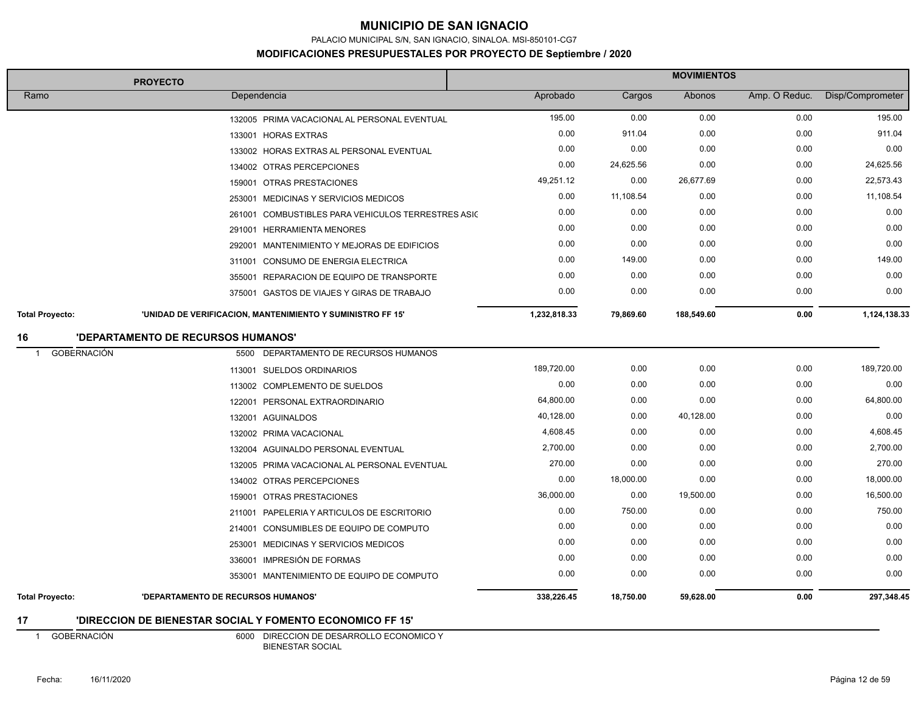# MUNICIPIO DE SAN IGNACIO

PALACIO MUNICIPAL S/N, SAN IGNACIO, SINALOA. MSI-850101-CG7

**MODIFICACIONES PRESUPUESTALES POR PROYECTO DE Septiembre / 2020**

| PROYECTO | | MOVIMIENTOS | | | | |
|---|---|---|---|---|---|---|
| Ramo | Dependencia | Aprobado | Cargos | Abonos | Amp. O Reduc. | Disp/Comprometer |
| | 132005 PRIMA VACACIONAL AL PERSONAL EVENTUAL | 195.00 | 0.00 | 0.00 | 0.00 | 195.00 |
| | 133001 HORAS EXTRAS | 0.00 | 911.04 | 0.00 | 0.00 | 911.04 |
| | 133002 HORAS EXTRAS AL PERSONAL EVENTUAL | 0.00 | 0.00 | 0.00 | 0.00 | 0.00 |
| | 134002 OTRAS PERCEPCIONES | 0.00 | 24,625.56 | 0.00 | 0.00 | 24,625.56 |
| | 159001 OTRAS PRESTACIONES | 49,251.12 | 0.00 | 26,677.69 | 0.00 | 22,573.43 |
| | 253001 MEDICINAS Y SERVICIOS MEDICOS | 0.00 | 11,108.54 | 0.00 | 0.00 | 11,108.54 |
| | 261001 COMBUSTIBLES PARA VEHICULOS TERRESTRES ASIC | 0.00 | 0.00 | 0.00 | 0.00 | 0.00 |
| | 291001 HERRAMIENTA MENORES | 0.00 | 0.00 | 0.00 | 0.00 | 0.00 |
| | 292001 MANTENIMIENTO Y MEJORAS DE EDIFICIOS | 0.00 | 0.00 | 0.00 | 0.00 | 0.00 |
| | 311001 CONSUMO DE ENERGIA ELECTRICA | 0.00 | 149.00 | 0.00 | 0.00 | 149.00 |
| | 355001 REPARACION DE EQUIPO DE TRANSPORTE | 0.00 | 0.00 | 0.00 | 0.00 | 0.00 |
| | 375001 GASTOS DE VIAJES Y GIRAS DE TRABAJO | 0.00 | 0.00 | 0.00 | 0.00 | 0.00 |
| **Total Proyecto:** | **'UNIDAD DE VERIFICACION, MANTENIMIENTO Y SUMINISTRO FF 15'** | **1,232,818.33** | **79,869.60** | **188,549.60** | **0.00** | **1,124,138.33** |
| **16** | **'DEPARTAMENTO DE RECURSOS HUMANOS'** | | | | | |
| 1 GOBERNACIÓN | 5500 DEPARTAMENTO DE RECURSOS HUMANOS | | | | | |
| | 113001 SUELDOS ORDINARIOS | 189,720.00 | 0.00 | 0.00 | 0.00 | 189,720.00 |
| | 113002 COMPLEMENTO DE SUELDOS | 0.00 | 0.00 | 0.00 | 0.00 | 0.00 |
| | 122001 PERSONAL EXTRAORDINARIO | 64,800.00 | 0.00 | 0.00 | 0.00 | 64,800.00 |
| | 132001 AGUINALDOS | 40,128.00 | 0.00 | 40,128.00 | 0.00 | 0.00 |
| | 132002 PRIMA VACACIONAL | 4,608.45 | 0.00 | 0.00 | 0.00 | 4,608.45 |
| | 132004 AGUINALDO PERSONAL EVENTUAL | 2,700.00 | 0.00 | 0.00 | 0.00 | 2,700.00 |
| | 132005 PRIMA VACACIONAL AL PERSONAL EVENTUAL | 270.00 | 0.00 | 0.00 | 0.00 | 270.00 |
| | 134002 OTRAS PERCEPCIONES | 0.00 | 18,000.00 | 0.00 | 0.00 | 18,000.00 |
| | 159001 OTRAS PRESTACIONES | 36,000.00 | 0.00 | 19,500.00 | 0.00 | 16,500.00 |
| | 211001 PAPELERIA Y ARTICULOS DE ESCRITORIO | 0.00 | 750.00 | 0.00 | 0.00 | 750.00 |
| | 214001 CONSUMIBLES DE EQUIPO DE COMPUTO | 0.00 | 0.00 | 0.00 | 0.00 | 0.00 |
| | 253001 MEDICINAS Y SERVICIOS MEDICOS | 0.00 | 0.00 | 0.00 | 0.00 | 0.00 |
| | 336001 IMPRESIÓN DE FORMAS | 0.00 | 0.00 | 0.00 | 0.00 | 0.00 |
| | 353001 MANTENIMIENTO DE EQUIPO DE COMPUTO | 0.00 | 0.00 | 0.00 | 0.00 | 0.00 |
| **Total Proyecto:** | **'DEPARTAMENTO DE RECURSOS HUMANOS'** | **338,226.45** | **18,750.00** | **59,628.00** | **0.00** | **297,348.45** |
| **17** | **'DIRECCION DE BIENESTAR SOCIAL Y FOMENTO ECONOMICO FF 15'** | | | | | |
| 1 GOBERNACIÓN | 6000 DIRECCION DE DESARROLLO ECONOMICO Y BIENESTAR SOCIAL | | | | | |

Fecha: 16/11/2020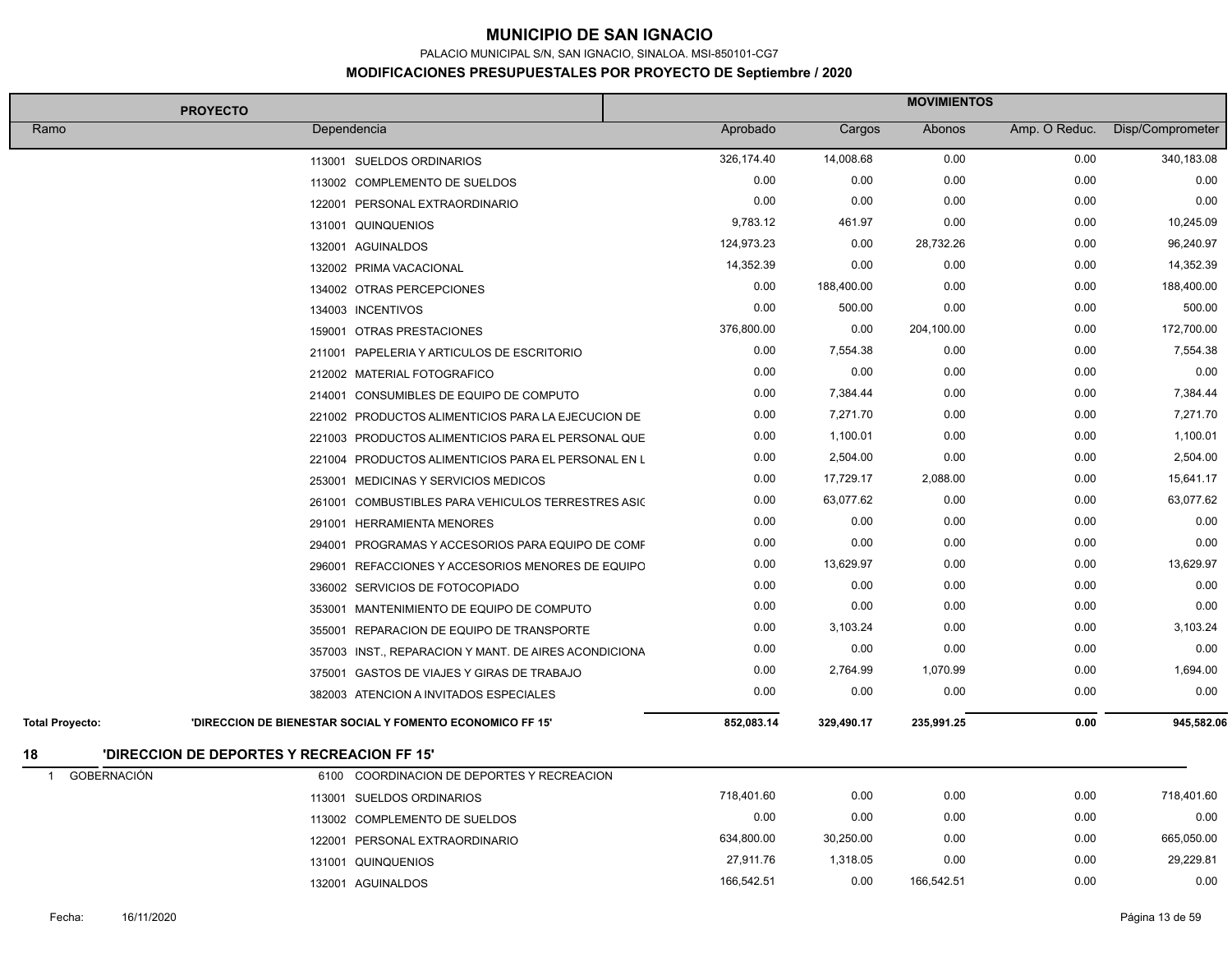# MUNICIPIO DE SAN IGNACIO

PALACIO MUNICIPAL S/N, SAN IGNACIO, SINALOA. MSI-850101-CG7

**MODIFICACIONES PRESUPUESTALES POR PROYECTO DE Septiembre / 2020**

| PROYECTO | | MOVIMIENTOS | | | | |
|---|---|---|---|---|---|---|
| Ramo | Dependencia | Aprobado | Cargos | Abonos | Amp. O Reduc. | Disp/Comprometer |
| | 113001 SUELDOS ORDINARIOS | 326,174.40 | 14,008.68 | 0.00 | 0.00 | 340,183.08 |
| | 113002 COMPLEMENTO DE SUELDOS | 0.00 | 0.00 | 0.00 | 0.00 | 0.00 |
| | 122001 PERSONAL EXTRAORDINARIO | 0.00 | 0.00 | 0.00 | 0.00 | 0.00 |
| | 131001 QUINQUENIOS | 9,783.12 | 461.97 | 0.00 | 0.00 | 10,245.09 |
| | 132001 AGUINALDOS | 124,973.23 | 0.00 | 28,732.26 | 0.00 | 96,240.97 |
| | 132002 PRIMA VACACIONAL | 14,352.39 | 0.00 | 0.00 | 0.00 | 14,352.39 |
| | 134002 OTRAS PERCEPCIONES | 0.00 | 188,400.00 | 0.00 | 0.00 | 188,400.00 |
| | 134003 INCENTIVOS | 0.00 | 500.00 | 0.00 | 0.00 | 500.00 |
| | 159001 OTRAS PRESTACIONES | 376,800.00 | 0.00 | 204,100.00 | 0.00 | 172,700.00 |
| | 211001 PAPELERIA Y ARTICULOS DE ESCRITORIO | 0.00 | 7,554.38 | 0.00 | 0.00 | 7,554.38 |
| | 212002 MATERIAL FOTOGRAFICO | 0.00 | 0.00 | 0.00 | 0.00 | 0.00 |
| | 214001 CONSUMIBLES DE EQUIPO DE COMPUTO | 0.00 | 7,384.44 | 0.00 | 0.00 | 7,384.44 |
| | 221002 PRODUCTOS ALIMENTICIOS PARA LA EJECUCION DE | 0.00 | 7,271.70 | 0.00 | 0.00 | 7,271.70 |
| | 221003 PRODUCTOS ALIMENTICIOS PARA EL PERSONAL QUE | 0.00 | 1,100.01 | 0.00 | 0.00 | 1,100.01 |
| | 221004 PRODUCTOS ALIMENTICIOS PARA EL PERSONAL EN L | 0.00 | 2,504.00 | 0.00 | 0.00 | 2,504.00 |
| | 253001 MEDICINAS Y SERVICIOS MEDICOS | 0.00 | 17,729.17 | 2,088.00 | 0.00 | 15,641.17 |
| | 261001 COMBUSTIBLES PARA VEHICULOS TERRESTRES ASIG | 0.00 | 63,077.62 | 0.00 | 0.00 | 63,077.62 |
| | 291001 HERRAMIENTA MENORES | 0.00 | 0.00 | 0.00 | 0.00 | 0.00 |
| | 294001 PROGRAMAS Y ACCESORIOS PARA EQUIPO DE COMP | 0.00 | 0.00 | 0.00 | 0.00 | 0.00 |
| | 296001 REFACCIONES Y ACCESORIOS MENORES DE EQUIPO | 0.00 | 13,629.97 | 0.00 | 0.00 | 13,629.97 |
| | 336002 SERVICIOS DE FOTOCOPIADO | 0.00 | 0.00 | 0.00 | 0.00 | 0.00 |
| | 353001 MANTENIMIENTO DE EQUIPO DE COMPUTO | 0.00 | 0.00 | 0.00 | 0.00 | 0.00 |
| | 355001 REPARACION DE EQUIPO DE TRANSPORTE | 0.00 | 3,103.24 | 0.00 | 0.00 | 3,103.24 |
| | 357003 INST., REPARACION Y MANT. DE AIRES ACONDICIONA | 0.00 | 0.00 | 0.00 | 0.00 | 0.00 |
| | 375001 GASTOS DE VIAJES Y GIRAS DE TRABAJO | 0.00 | 2,764.99 | 1,070.99 | 0.00 | 1,694.00 |
| | 382003 ATENCION A INVITADOS ESPECIALES | 0.00 | 0.00 | 0.00 | 0.00 | 0.00 |
| **Total Proyecto:** | **'DIRECCION DE BIENESTAR SOCIAL Y FOMENTO ECONOMICO FF 15'** | **852,083.14** | **329,490.17** | **235,991.25** | **0.00** | **945,582.06** |

## 18 'DIRECCION DE DEPORTES Y RECREACION FF 15'

| Ramo | Dependencia | Aprobado | Cargos | Abonos | Amp. O Reduc. | Disp/Comprometer |
|---|---|---|---|---|---|---|
| 1 GOBERNACIÓN | 6100 COORDINACION DE DEPORTES Y RECREACION | | | | | |
| | 113001 SUELDOS ORDINARIOS | 718,401.60 | 0.00 | 0.00 | 0.00 | 718,401.60 |
| | 113002 COMPLEMENTO DE SUELDOS | 0.00 | 0.00 | 0.00 | 0.00 | 0.00 |
| | 122001 PERSONAL EXTRAORDINARIO | 634,800.00 | 30,250.00 | 0.00 | 0.00 | 665,050.00 |
| | 131001 QUINQUENIOS | 27,911.76 | 1,318.05 | 0.00 | 0.00 | 29,229.81 |
| | 132001 AGUINALDOS | 166,542.51 | 0.00 | 166,542.51 | 0.00 | 0.00 |

Fecha: 16/11/2020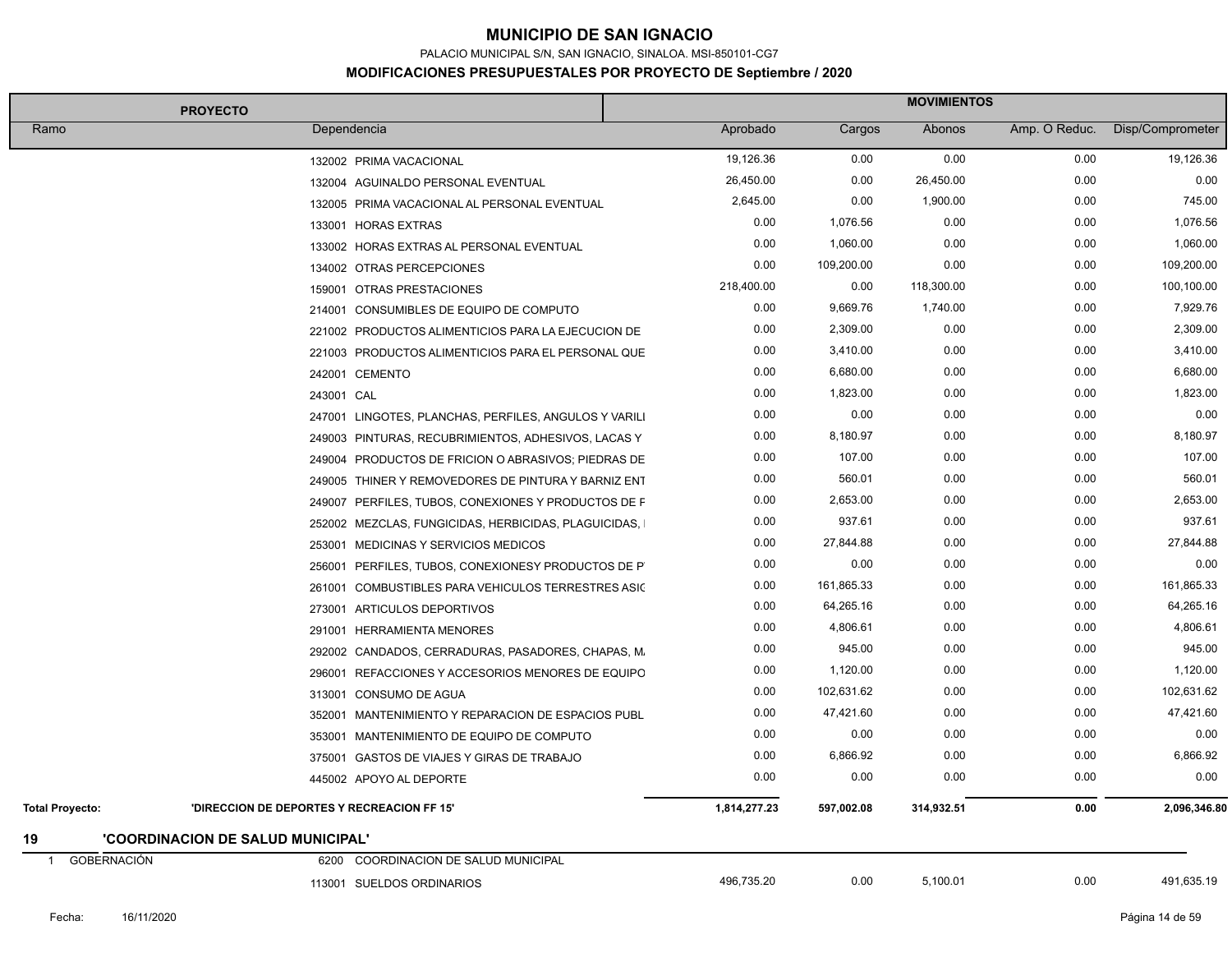# MUNICIPIO DE SAN IGNACIO

PALACIO MUNICIPAL S/N, SAN IGNACIO, SINALOA. MSI-850101-CG7

**MODIFICACIONES PRESUPUESTALES POR PROYECTO DE Septiembre / 2020**

| PROYECTO | | MOVIMIENTOS | | | | |
|---|---|---|---|---|---|---|
| Ramo | Dependencia | Aprobado | Cargos | Abonos | Amp. O Reduc. | Disp/Comprometer |
| | 132002 PRIMA VACACIONAL | 19,126.36 | 0.00 | 0.00 | 0.00 | 19,126.36 |
| | 132004 AGUINALDO PERSONAL EVENTUAL | 26,450.00 | 0.00 | 26,450.00 | 0.00 | 0.00 |
| | 132005 PRIMA VACACIONAL AL PERSONAL EVENTUAL | 2,645.00 | 0.00 | 1,900.00 | 0.00 | 745.00 |
| | 133001 HORAS EXTRAS | 0.00 | 1,076.56 | 0.00 | 0.00 | 1,076.56 |
| | 133002 HORAS EXTRAS AL PERSONAL EVENTUAL | 0.00 | 1,060.00 | 0.00 | 0.00 | 1,060.00 |
| | 134002 OTRAS PERCEPCIONES | 0.00 | 109,200.00 | 0.00 | 0.00 | 109,200.00 |
| | 159001 OTRAS PRESTACIONES | 218,400.00 | 0.00 | 118,300.00 | 0.00 | 100,100.00 |
| | 214001 CONSUMIBLES DE EQUIPO DE COMPUTO | 0.00 | 9,669.76 | 1,740.00 | 0.00 | 7,929.76 |
| | 221002 PRODUCTOS ALIMENTICIOS PARA LA EJECUCION DE | 0.00 | 2,309.00 | 0.00 | 0.00 | 2,309.00 |
| | 221003 PRODUCTOS ALIMENTICIOS PARA EL PERSONAL QUE | 0.00 | 3,410.00 | 0.00 | 0.00 | 3,410.00 |
| | 242001 CEMENTO | 0.00 | 6,680.00 | 0.00 | 0.00 | 6,680.00 |
| | 243001 CAL | 0.00 | 1,823.00 | 0.00 | 0.00 | 1,823.00 |
| | 247001 LINGOTES, PLANCHAS, PERFILES, ANGULOS Y VARILI | 0.00 | 0.00 | 0.00 | 0.00 | 0.00 |
| | 249003 PINTURAS, RECUBRIMIENTOS, ADHESIVOS, LACAS Y | 0.00 | 8,180.97 | 0.00 | 0.00 | 8,180.97 |
| | 249004 PRODUCTOS DE FRICION O ABRASIVOS; PIEDRAS DE | 0.00 | 107.00 | 0.00 | 0.00 | 107.00 |
| | 249005 THINER Y REMOVEDORES DE PINTURA Y BARNIZ ENT | 0.00 | 560.01 | 0.00 | 0.00 | 560.01 |
| | 249007 PERFILES, TUBOS, CONEXIONES Y PRODUCTOS DE F | 0.00 | 2,653.00 | 0.00 | 0.00 | 2,653.00 |
| | 252002 MEZCLAS, FUNGICIDAS, HERBICIDAS, PLAGUICIDAS, I | 0.00 | 937.61 | 0.00 | 0.00 | 937.61 |
| | 253001 MEDICINAS Y SERVICIOS MEDICOS | 0.00 | 27,844.88 | 0.00 | 0.00 | 27,844.88 |
| | 256001 PERFILES, TUBOS, CONEXIONESY PRODUCTOS DE P | 0.00 | 0.00 | 0.00 | 0.00 | 0.00 |
| | 261001 COMBUSTIBLES PARA VEHICULOS TERRESTRES ASIC | 0.00 | 161,865.33 | 0.00 | 0.00 | 161,865.33 |
| | 273001 ARTICULOS DEPORTIVOS | 0.00 | 64,265.16 | 0.00 | 0.00 | 64,265.16 |
| | 291001 HERRAMIENTA MENORES | 0.00 | 4,806.61 | 0.00 | 0.00 | 4,806.61 |
| | 292002 CANDADOS, CERRADURAS, PASADORES, CHAPAS, M. | 0.00 | 945.00 | 0.00 | 0.00 | 945.00 |
| | 296001 REFACCIONES Y ACCESORIOS MENORES DE EQUIPO | 0.00 | 1,120.00 | 0.00 | 0.00 | 1,120.00 |
| | 313001 CONSUMO DE AGUA | 0.00 | 102,631.62 | 0.00 | 0.00 | 102,631.62 |
| | 352001 MANTENIMIENTO Y REPARACION DE ESPACIOS PUBL | 0.00 | 47,421.60 | 0.00 | 0.00 | 47,421.60 |
| | 353001 MANTENIMIENTO DE EQUIPO DE COMPUTO | 0.00 | 0.00 | 0.00 | 0.00 | 0.00 |
| | 375001 GASTOS DE VIAJES Y GIRAS DE TRABAJO | 0.00 | 6,866.92 | 0.00 | 0.00 | 6,866.92 |
| | 445002 APOYO AL DEPORTE | 0.00 | 0.00 | 0.00 | 0.00 | 0.00 |
| **Total Proyecto:** | **'DIRECCION DE DEPORTES Y RECREACION FF 15'** | **1,814,277.23** | **597,002.08** | **314,932.51** | **0.00** | **2,096,346.80** |
| **19** | **'COORDINACION DE SALUD MUNICIPAL'** | | | | | |
| 1 GOBERNACIÓN | 6200 COORDINACION DE SALUD MUNICIPAL | | | | | |
| | 113001 SUELDOS ORDINARIOS | 496,735.20 | 0.00 | 5,100.01 | 0.00 | 491,635.19 |

Fecha: 16/11/2020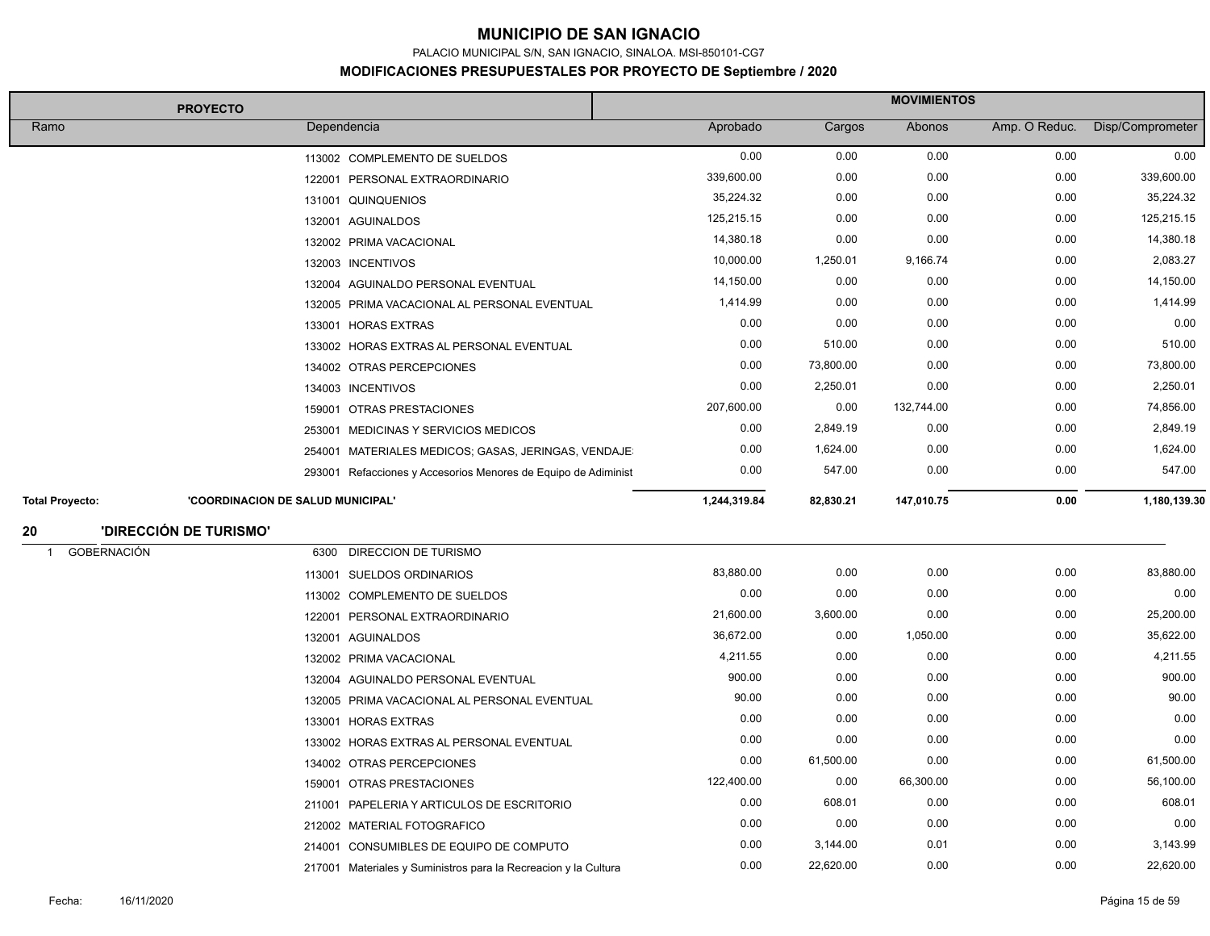# MUNICIPIO DE SAN IGNACIO

PALACIO MUNICIPAL S/N, SAN IGNACIO, SINALOA. MSI-850101-CG7

**MODIFICACIONES PRESUPUESTALES POR PROYECTO DE Septiembre / 2020**

| PROYECTO | | MOVIMIENTOS | | | | |
|---|---|---|---|---|---|---|
| Ramo | Dependencia | Aprobado | Cargos | Abonos | Amp. O Reduc. | Disp/Comprometer |
| | 113002 COMPLEMENTO DE SUELDOS | 0.00 | 0.00 | 0.00 | 0.00 | 0.00 |
| | 122001 PERSONAL EXTRAORDINARIO | 339,600.00 | 0.00 | 0.00 | 0.00 | 339,600.00 |
| | 131001 QUINQUENIOS | 35,224.32 | 0.00 | 0.00 | 0.00 | 35,224.32 |
| | 132001 AGUINALDOS | 125,215.15 | 0.00 | 0.00 | 0.00 | 125,215.15 |
| | 132002 PRIMA VACACIONAL | 14,380.18 | 0.00 | 0.00 | 0.00 | 14,380.18 |
| | 132003 INCENTIVOS | 10,000.00 | 1,250.01 | 9,166.74 | 0.00 | 2,083.27 |
| | 132004 AGUINALDO PERSONAL EVENTUAL | 14,150.00 | 0.00 | 0.00 | 0.00 | 14,150.00 |
| | 132005 PRIMA VACACIONAL AL PERSONAL EVENTUAL | 1,414.99 | 0.00 | 0.00 | 0.00 | 1,414.99 |
| | 133001 HORAS EXTRAS | 0.00 | 0.00 | 0.00 | 0.00 | 0.00 |
| | 133002 HORAS EXTRAS AL PERSONAL EVENTUAL | 0.00 | 510.00 | 0.00 | 0.00 | 510.00 |
| | 134002 OTRAS PERCEPCIONES | 0.00 | 73,800.00 | 0.00 | 0.00 | 73,800.00 |
| | 134003 INCENTIVOS | 0.00 | 2,250.01 | 0.00 | 0.00 | 2,250.01 |
| | 159001 OTRAS PRESTACIONES | 207,600.00 | 0.00 | 132,744.00 | 0.00 | 74,856.00 |
| | 253001 MEDICINAS Y SERVICIOS MEDICOS | 0.00 | 2,849.19 | 0.00 | 0.00 | 2,849.19 |
| | 254001 MATERIALES MEDICOS; GASAS, JERINGAS, VENDAJE | 0.00 | 1,624.00 | 0.00 | 0.00 | 1,624.00 |
| | 293001 Refacciones y Accesorios Menores de Equipo de Administ | 0.00 | 547.00 | 0.00 | 0.00 | 547.00 |
| **Total Proyecto:** | **'COORDINACION DE SALUD MUNICIPAL'** | **1,244,319.84** | **82,830.21** | **147,010.75** | **0.00** | **1,180,139.30** |
| **20** | **'DIRECCIÓN DE TURISMO'** | | | | | |
| 1 GOBERNACIÓN | 6300 DIRECCION DE TURISMO | | | | | |
| | 113001 SUELDOS ORDINARIOS | 83,880.00 | 0.00 | 0.00 | 0.00 | 83,880.00 |
| | 113002 COMPLEMENTO DE SUELDOS | 0.00 | 0.00 | 0.00 | 0.00 | 0.00 |
| | 122001 PERSONAL EXTRAORDINARIO | 21,600.00 | 3,600.00 | 0.00 | 0.00 | 25,200.00 |
| | 132001 AGUINALDOS | 36,672.00 | 0.00 | 1,050.00 | 0.00 | 35,622.00 |
| | 132002 PRIMA VACACIONAL | 4,211.55 | 0.00 | 0.00 | 0.00 | 4,211.55 |
| | 132004 AGUINALDO PERSONAL EVENTUAL | 900.00 | 0.00 | 0.00 | 0.00 | 900.00 |
| | 132005 PRIMA VACACIONAL AL PERSONAL EVENTUAL | 90.00 | 0.00 | 0.00 | 0.00 | 90.00 |
| | 133001 HORAS EXTRAS | 0.00 | 0.00 | 0.00 | 0.00 | 0.00 |
| | 133002 HORAS EXTRAS AL PERSONAL EVENTUAL | 0.00 | 0.00 | 0.00 | 0.00 | 0.00 |
| | 134002 OTRAS PERCEPCIONES | 0.00 | 61,500.00 | 0.00 | 0.00 | 61,500.00 |
| | 159001 OTRAS PRESTACIONES | 122,400.00 | 0.00 | 66,300.00 | 0.00 | 56,100.00 |
| | 211001 PAPELERIA Y ARTICULOS DE ESCRITORIO | 0.00 | 608.01 | 0.00 | 0.00 | 608.01 |
| | 212002 MATERIAL FOTOGRAFICO | 0.00 | 0.00 | 0.00 | 0.00 | 0.00 |
| | 214001 CONSUMIBLES DE EQUIPO DE COMPUTO | 0.00 | 3,144.00 | 0.01 | 0.00 | 3,143.99 |
| | 217001 Materiales y Suministros para la Recreacion y la Cultura | 0.00 | 22,620.00 | 0.00 | 0.00 | 22,620.00 |

Fecha: 16/11/2020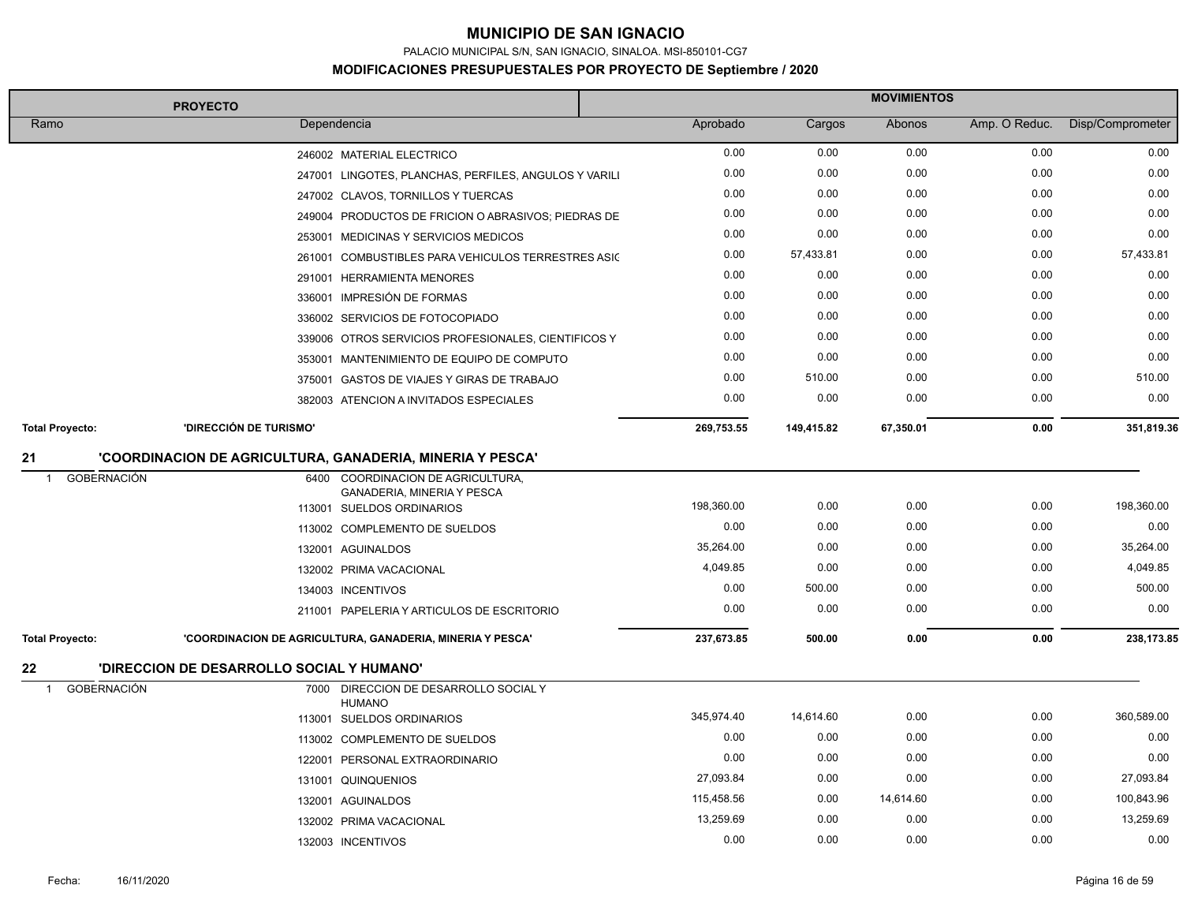# MUNICIPIO DE SAN IGNACIO

PALACIO MUNICIPAL S/N, SAN IGNACIO, SINALOA. MSI-850101-CG7

**MODIFICACIONES PRESUPUESTALES POR PROYECTO DE Septiembre / 2020**

| PROYECTO | | | MOVIMIENTOS | | | | |
|---|---|---|---|---|---|---|---|
| Ramo | | Dependencia | Aprobado | Cargos | Abonos | Amp. O Reduc. | Disp/Comprometer |
| | | 246002 MATERIAL ELECTRICO | 0.00 | 0.00 | 0.00 | 0.00 | 0.00 |
| | | 247001 LINGOTES, PLANCHAS, PERFILES, ANGULOS Y VARILI | 0.00 | 0.00 | 0.00 | 0.00 | 0.00 |
| | | 247002 CLAVOS, TORNILLOS Y TUERCAS | 0.00 | 0.00 | 0.00 | 0.00 | 0.00 |
| | | 249004 PRODUCTOS DE FRICION O ABRASIVOS; PIEDRAS DE | 0.00 | 0.00 | 0.00 | 0.00 | 0.00 |
| | | 253001 MEDICINAS Y SERVICIOS MEDICOS | 0.00 | 0.00 | 0.00 | 0.00 | 0.00 |
| | | 261001 COMBUSTIBLES PARA VEHICULOS TERRESTRES ASIC | 0.00 | 57,433.81 | 0.00 | 0.00 | 57,433.81 |
| | | 291001 HERRAMIENTA MENORES | 0.00 | 0.00 | 0.00 | 0.00 | 0.00 |
| | | 336001 IMPRESIÓN DE FORMAS | 0.00 | 0.00 | 0.00 | 0.00 | 0.00 |
| | | 336002 SERVICIOS DE FOTOCOPIADO | 0.00 | 0.00 | 0.00 | 0.00 | 0.00 |
| | | 339006 OTROS SERVICIOS PROFESIONALES, CIENTIFICOS Y | 0.00 | 0.00 | 0.00 | 0.00 | 0.00 |
| | | 353001 MANTENIMIENTO DE EQUIPO DE COMPUTO | 0.00 | 0.00 | 0.00 | 0.00 | 0.00 |
| | | 375001 GASTOS DE VIAJES Y GIRAS DE TRABAJO | 0.00 | 510.00 | 0.00 | 0.00 | 510.00 |
| | | 382003 ATENCION A INVITADOS ESPECIALES | 0.00 | 0.00 | 0.00 | 0.00 | 0.00 |
| **Total Proyecto:** | **'DIRECCIÓN DE TURISMO'** | | **269,753.55** | **149,415.82** | **67,350.01** | **0.00** | **351,819.36** |
| **21** | **'COORDINACION DE AGRICULTURA, GANADERIA, MINERIA Y PESCA'** | | | | | | |
| 1 GOBERNACIÓN | | 6400 COORDINACION DE AGRICULTURA, GANADERIA, MINERIA Y PESCA | | | | | |
| | | 113001 SUELDOS ORDINARIOS | 198,360.00 | 0.00 | 0.00 | 0.00 | 198,360.00 |
| | | 113002 COMPLEMENTO DE SUELDOS | 0.00 | 0.00 | 0.00 | 0.00 | 0.00 |
| | | 132001 AGUINALDOS | 35,264.00 | 0.00 | 0.00 | 0.00 | 35,264.00 |
| | | 132002 PRIMA VACACIONAL | 4,049.85 | 0.00 | 0.00 | 0.00 | 4,049.85 |
| | | 134003 INCENTIVOS | 0.00 | 500.00 | 0.00 | 0.00 | 500.00 |
| | | 211001 PAPELERIA Y ARTICULOS DE ESCRITORIO | 0.00 | 0.00 | 0.00 | 0.00 | 0.00 |
| **Total Proyecto:** | **'COORDINACION DE AGRICULTURA, GANADERIA, MINERIA Y PESCA'** | | **237,673.85** | **500.00** | **0.00** | **0.00** | **238,173.85** |
| **22** | **'DIRECCION DE DESARROLLO SOCIAL Y HUMANO'** | | | | | | |
| 1 GOBERNACIÓN | | 7000 DIRECCION DE DESARROLLO SOCIAL Y HUMANO | | | | | |
| | | 113001 SUELDOS ORDINARIOS | 345,974.40 | 14,614.60 | 0.00 | 0.00 | 360,589.00 |
| | | 113002 COMPLEMENTO DE SUELDOS | 0.00 | 0.00 | 0.00 | 0.00 | 0.00 |
| | | 122001 PERSONAL EXTRAORDINARIO | 0.00 | 0.00 | 0.00 | 0.00 | 0.00 |
| | | 131001 QUINQUENIOS | 27,093.84 | 0.00 | 0.00 | 0.00 | 27,093.84 |
| | | 132001 AGUINALDOS | 115,458.56 | 0.00 | 14,614.60 | 0.00 | 100,843.96 |
| | | 132002 PRIMA VACACIONAL | 13,259.69 | 0.00 | 0.00 | 0.00 | 13,259.69 |
| | | 132003 INCENTIVOS | 0.00 | 0.00 | 0.00 | 0.00 | 0.00 |

Fecha: 16/11/2020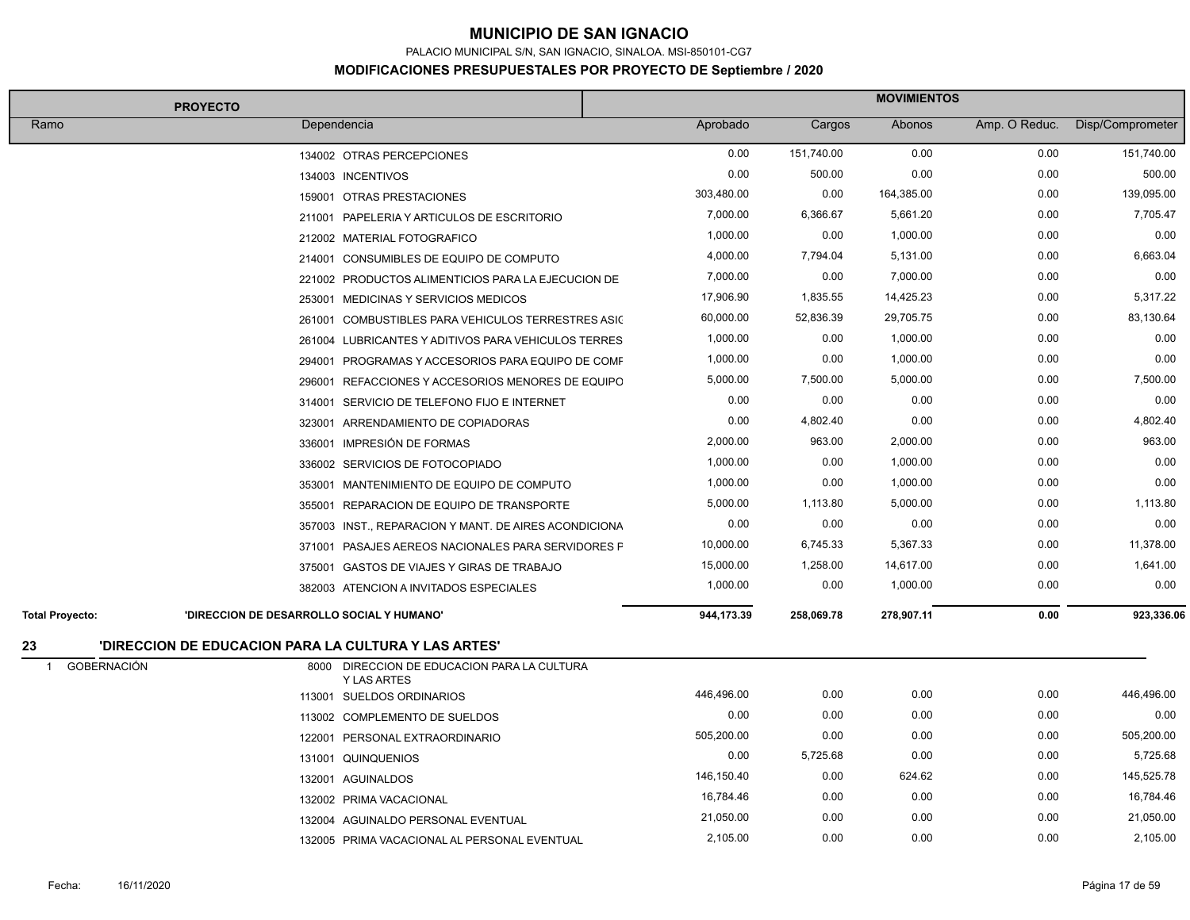# MUNICIPIO DE SAN IGNACIO

PALACIO MUNICIPAL S/N, SAN IGNACIO, SINALOA. MSI-850101-CG7

## MODIFICACIONES PRESUPUESTALES POR PROYECTO DE Septiembre / 2020

| PROYECTO | | MOVIMIENTOS | | | | |
|---|---|---|---|---|---|---|
| Ramo | Dependencia | Aprobado | Cargos | Abonos | Amp. O Reduc. | Disp/Comprometer |
| | 134002 OTRAS PERCEPCIONES | 0.00 | 151,740.00 | 0.00 | 0.00 | 151,740.00 |
| | 134003 INCENTIVOS | 0.00 | 500.00 | 0.00 | 0.00 | 500.00 |
| | 159001 OTRAS PRESTACIONES | 303,480.00 | 0.00 | 164,385.00 | 0.00 | 139,095.00 |
| | 211001 PAPELERIA Y ARTICULOS DE ESCRITORIO | 7,000.00 | 6,366.67 | 5,661.20 | 0.00 | 7,705.47 |
| | 212002 MATERIAL FOTOGRAFICO | 1,000.00 | 0.00 | 1,000.00 | 0.00 | 0.00 |
| | 214001 CONSUMIBLES DE EQUIPO DE COMPUTO | 4,000.00 | 7,794.04 | 5,131.00 | 0.00 | 6,663.04 |
| | 221002 PRODUCTOS ALIMENTICIOS PARA LA EJECUCION DE | 7,000.00 | 0.00 | 7,000.00 | 0.00 | 0.00 |
| | 253001 MEDICINAS Y SERVICIOS MEDICOS | 17,906.90 | 1,835.55 | 14,425.23 | 0.00 | 5,317.22 |
| | 261001 COMBUSTIBLES PARA VEHICULOS TERRESTRES ASIG | 60,000.00 | 52,836.39 | 29,705.75 | 0.00 | 83,130.64 |
| | 261004 LUBRICANTES Y ADITIVOS PARA VEHICULOS TERRES | 1,000.00 | 0.00 | 1,000.00 | 0.00 | 0.00 |
| | 294001 PROGRAMAS Y ACCESORIOS PARA EQUIPO DE COMP | 1,000.00 | 0.00 | 1,000.00 | 0.00 | 0.00 |
| | 296001 REFACCIONES Y ACCESORIOS MENORES DE EQUIPO | 5,000.00 | 7,500.00 | 5,000.00 | 0.00 | 7,500.00 |
| | 314001 SERVICIO DE TELEFONO FIJO E INTERNET | 0.00 | 0.00 | 0.00 | 0.00 | 0.00 |
| | 323001 ARRENDAMIENTO DE COPIADORAS | 0.00 | 4,802.40 | 0.00 | 0.00 | 4,802.40 |
| | 336001 IMPRESIÓN DE FORMAS | 2,000.00 | 963.00 | 2,000.00 | 0.00 | 963.00 |
| | 336002 SERVICIOS DE FOTOCOPIADO | 1,000.00 | 0.00 | 1,000.00 | 0.00 | 0.00 |
| | 353001 MANTENIMIENTO DE EQUIPO DE COMPUTO | 1,000.00 | 0.00 | 1,000.00 | 0.00 | 0.00 |
| | 355001 REPARACION DE EQUIPO DE TRANSPORTE | 5,000.00 | 1,113.80 | 5,000.00 | 0.00 | 1,113.80 |
| | 357003 INST., REPARACION Y MANT. DE AIRES ACONDICIONA | 0.00 | 0.00 | 0.00 | 0.00 | 0.00 |
| | 371001 PASAJES AEREOS NACIONALES PARA SERVIDORES P | 10,000.00 | 6,745.33 | 5,367.33 | 0.00 | 11,378.00 |
| | 375001 GASTOS DE VIAJES Y GIRAS DE TRABAJO | 15,000.00 | 1,258.00 | 14,617.00 | 0.00 | 1,641.00 |
| | 382003 ATENCION A INVITADOS ESPECIALES | 1,000.00 | 0.00 | 1,000.00 | 0.00 | 0.00 |
| **Total Proyecto:** | **'DIRECCION DE DESARROLLO SOCIAL Y HUMANO'** | **944,173.39** | **258,069.78** | **278,907.11** | **0.00** | **923,336.06** |
| **23** | **'DIRECCION DE EDUCACION PARA LA CULTURA Y LAS ARTES'** | | | | | |
| 1 GOBERNACIÓN | 8000 DIRECCION DE EDUCACION PARA LA CULTURA Y LAS ARTES | | | | | |
| | 113001 SUELDOS ORDINARIOS | 446,496.00 | 0.00 | 0.00 | 0.00 | 446,496.00 |
| | 113002 COMPLEMENTO DE SUELDOS | 0.00 | 0.00 | 0.00 | 0.00 | 0.00 |
| | 122001 PERSONAL EXTRAORDINARIO | 505,200.00 | 0.00 | 0.00 | 0.00 | 505,200.00 |
| | 131001 QUINQUENIOS | 0.00 | 5,725.68 | 0.00 | 0.00 | 5,725.68 |
| | 132001 AGUINALDOS | 146,150.40 | 0.00 | 624.62 | 0.00 | 145,525.78 |
| | 132002 PRIMA VACACIONAL | 16,784.46 | 0.00 | 0.00 | 0.00 | 16,784.46 |
| | 132004 AGUINALDO PERSONAL EVENTUAL | 21,050.00 | 0.00 | 0.00 | 0.00 | 21,050.00 |
| | 132005 PRIMA VACACIONAL AL PERSONAL EVENTUAL | 2,105.00 | 0.00 | 0.00 | 0.00 | 2,105.00 |

Fecha: 16/11/2020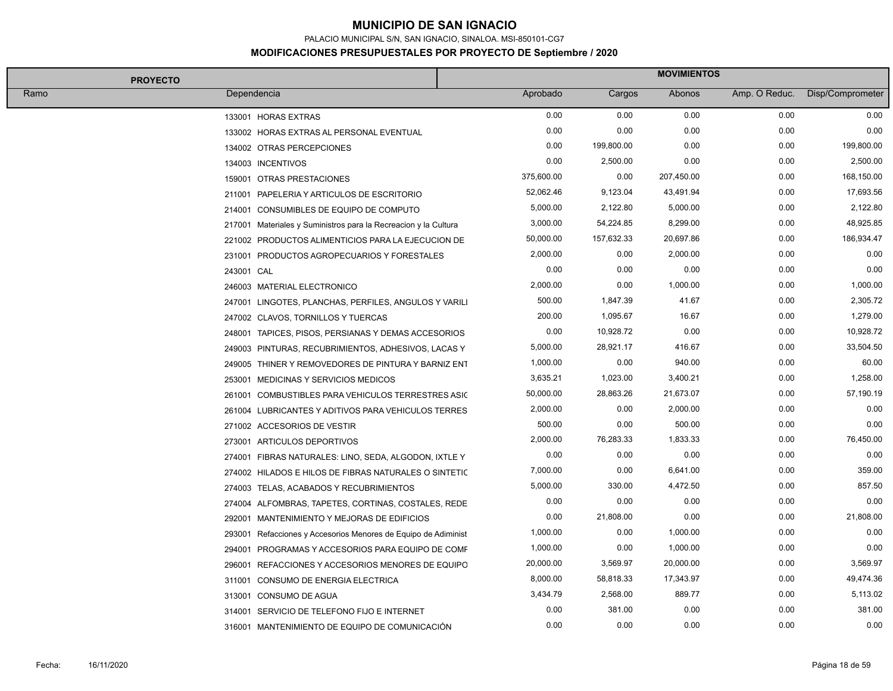# MUNICIPIO DE SAN IGNACIO

PALACIO MUNICIPAL S/N, SAN IGNACIO, SINALOA. MSI-850101-CG7

## MODIFICACIONES PRESUPUESTALES POR PROYECTO DE Septiembre / 2020

| PROYECTO | | MOVIMIENTOS | | | | |
|---|---|---|---|---|---|---|
| Ramo | Dependencia | Aprobado | Cargos | Abonos | Amp. O Reduc. | Disp/Comprometer |
| | 133001 HORAS EXTRAS | 0.00 | 0.00 | 0.00 | 0.00 | 0.00 |
| | 133002 HORAS EXTRAS AL PERSONAL EVENTUAL | 0.00 | 0.00 | 0.00 | 0.00 | 0.00 |
| | 134002 OTRAS PERCEPCIONES | 0.00 | 199,800.00 | 0.00 | 0.00 | 199,800.00 |
| | 134003 INCENTIVOS | 0.00 | 2,500.00 | 0.00 | 0.00 | 2,500.00 |
| | 159001 OTRAS PRESTACIONES | 375,600.00 | 0.00 | 207,450.00 | 0.00 | 168,150.00 |
| | 211001 PAPELERIA Y ARTICULOS DE ESCRITORIO | 52,062.46 | 9,123.04 | 43,491.94 | 0.00 | 17,693.56 |
| | 214001 CONSUMIBLES DE EQUIPO DE COMPUTO | 5,000.00 | 2,122.80 | 5,000.00 | 0.00 | 2,122.80 |
| | 217001 Materiales y Suministros para la Recreacion y la Cultura | 3,000.00 | 54,224.85 | 8,299.00 | 0.00 | 48,925.85 |
| | 221002 PRODUCTOS ALIMENTICIOS PARA LA EJECUCION DE | 50,000.00 | 157,632.33 | 20,697.86 | 0.00 | 186,934.47 |
| | 231001 PRODUCTOS AGROPECUARIOS Y FORESTALES | 2,000.00 | 0.00 | 2,000.00 | 0.00 | 0.00 |
| | 243001 CAL | 0.00 | 0.00 | 0.00 | 0.00 | 0.00 |
| | 246003 MATERIAL ELECTRONICO | 2,000.00 | 0.00 | 1,000.00 | 0.00 | 1,000.00 |
| | 247001 LINGOTES, PLANCHAS, PERFILES, ANGULOS Y VARILL | 500.00 | 1,847.39 | 41.67 | 0.00 | 2,305.72 |
| | 247002 CLAVOS, TORNILLOS Y TUERCAS | 200.00 | 1,095.67 | 16.67 | 0.00 | 1,279.00 |
| | 248001 TAPICES, PISOS, PERSIANAS Y DEMAS ACCESORIOS | 0.00 | 10,928.72 | 0.00 | 0.00 | 10,928.72 |
| | 249003 PINTURAS, RECUBRIMIENTOS, ADHESIVOS, LACAS Y | 5,000.00 | 28,921.17 | 416.67 | 0.00 | 33,504.50 |
| | 249005 THINER Y REMOVEDORES DE PINTURA Y BARNIZ ENT | 1,000.00 | 0.00 | 940.00 | 0.00 | 60.00 |
| | 253001 MEDICINAS Y SERVICIOS MEDICOS | 3,635.21 | 1,023.00 | 3,400.21 | 0.00 | 1,258.00 |
| | 261001 COMBUSTIBLES PARA VEHICULOS TERRESTRES ASIG | 50,000.00 | 28,863.26 | 21,673.07 | 0.00 | 57,190.19 |
| | 261004 LUBRICANTES Y ADITIVOS PARA VEHICULOS TERRES | 2,000.00 | 0.00 | 2,000.00 | 0.00 | 0.00 |
| | 271002 ACCESORIOS DE VESTIR | 500.00 | 0.00 | 500.00 | 0.00 | 0.00 |
| | 273001 ARTICULOS DEPORTIVOS | 2,000.00 | 76,283.33 | 1,833.33 | 0.00 | 76,450.00 |
| | 274001 FIBRAS NATURALES: LINO, SEDA, ALGODON, IXTLE Y | 0.00 | 0.00 | 0.00 | 0.00 | 0.00 |
| | 274002 HILADOS E HILOS DE FIBRAS NATURALES O SINTETIC | 7,000.00 | 0.00 | 6,641.00 | 0.00 | 359.00 |
| | 274003 TELAS, ACABADOS Y RECUBRIMIENTOS | 5,000.00 | 330.00 | 4,472.50 | 0.00 | 857.50 |
| | 274004 ALFOMBRAS, TAPETES, CORTINAS, COSTALES, REDE | 0.00 | 0.00 | 0.00 | 0.00 | 0.00 |
| | 292001 MANTENIMIENTO Y MEJORAS DE EDIFICIOS | 0.00 | 21,808.00 | 0.00 | 0.00 | 21,808.00 |
| | 293001 Refacciones y Accesorios Menores de Equipo de Adiminist | 1,000.00 | 0.00 | 1,000.00 | 0.00 | 0.00 |
| | 294001 PROGRAMAS Y ACCESORIOS PARA EQUIPO DE COMP | 1,000.00 | 0.00 | 1,000.00 | 0.00 | 0.00 |
| | 296001 REFACCIONES Y ACCESORIOS MENORES DE EQUIPO | 20,000.00 | 3,569.97 | 20,000.00 | 0.00 | 3,569.97 |
| | 311001 CONSUMO DE ENERGIA ELECTRICA | 8,000.00 | 58,818.33 | 17,343.97 | 0.00 | 49,474.36 |
| | 313001 CONSUMO DE AGUA | 3,434.79 | 2,568.00 | 889.77 | 0.00 | 5,113.02 |
| | 314001 SERVICIO DE TELEFONO FIJO E INTERNET | 0.00 | 381.00 | 0.00 | 0.00 | 381.00 |
| | 316001 MANTENIMIENTO DE EQUIPO DE COMUNICACIÓN | 0.00 | 0.00 | 0.00 | 0.00 | 0.00 |

Fecha: 16/11/2020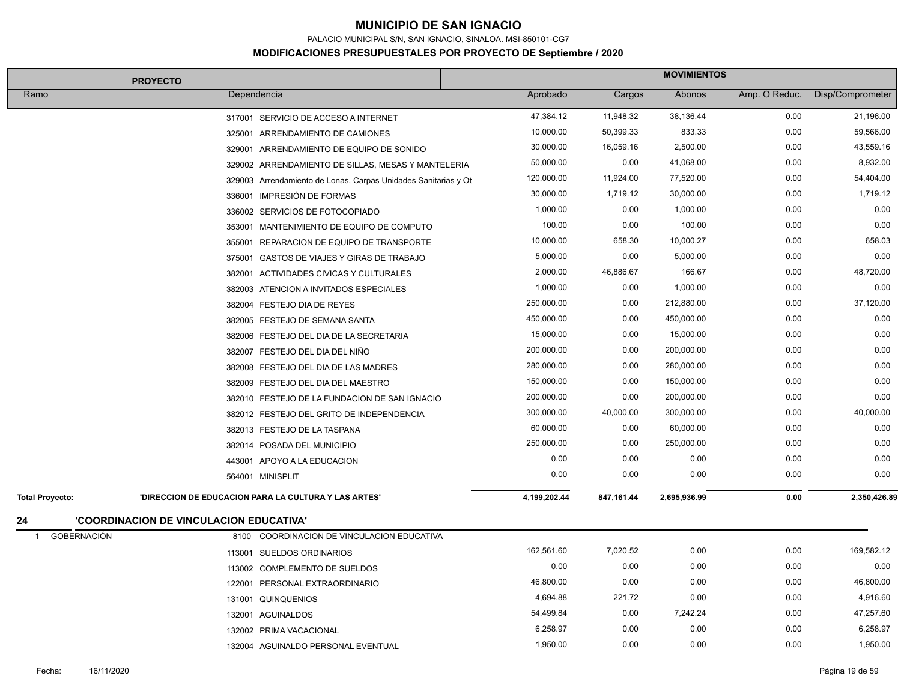# MUNICIPIO DE SAN IGNACIO

PALACIO MUNICIPAL S/N, SAN IGNACIO, SINALOA. MSI-850101-CG7

**MODIFICACIONES PRESUPUESTALES POR PROYECTO DE Septiembre / 2020**

| PROYECTO | | MOVIMIENTOS | | | | |
|---|---|---|---|---|---|---|
| Ramo | Dependencia | Aprobado | Cargos | Abonos | Amp. O Reduc. | Disp/Comprometer |
| | 317001 SERVICIO DE ACCESO A INTERNET | 47,384.12 | 11,948.32 | 38,136.44 | 0.00 | 21,196.00 |
| | 325001 ARRENDAMIENTO DE CAMIONES | 10,000.00 | 50,399.33 | 833.33 | 0.00 | 59,566.00 |
| | 329001 ARRENDAMIENTO DE EQUIPO DE SONIDO | 30,000.00 | 16,059.16 | 2,500.00 | 0.00 | 43,559.16 |
| | 329002 ARRENDAMIENTO DE SILLAS, MESAS Y MANTELERIA | 50,000.00 | 0.00 | 41,068.00 | 0.00 | 8,932.00 |
| | 329003 Arrendamiento de Lonas, Carpas Unidades Sanitarias y Ot | 120,000.00 | 11,924.00 | 77,520.00 | 0.00 | 54,404.00 |
| | 336001 IMPRESIÓN DE FORMAS | 30,000.00 | 1,719.12 | 30,000.00 | 0.00 | 1,719.12 |
| | 336002 SERVICIOS DE FOTOCOPIADO | 1,000.00 | 0.00 | 1,000.00 | 0.00 | 0.00 |
| | 353001 MANTENIMIENTO DE EQUIPO DE COMPUTO | 100.00 | 0.00 | 100.00 | 0.00 | 0.00 |
| | 355001 REPARACION DE EQUIPO DE TRANSPORTE | 10,000.00 | 658.30 | 10,000.27 | 0.00 | 658.03 |
| | 375001 GASTOS DE VIAJES Y GIRAS DE TRABAJO | 5,000.00 | 0.00 | 5,000.00 | 0.00 | 0.00 |
| | 382001 ACTIVIDADES CIVICAS Y CULTURALES | 2,000.00 | 46,886.67 | 166.67 | 0.00 | 48,720.00 |
| | 382003 ATENCION A INVITADOS ESPECIALES | 1,000.00 | 0.00 | 1,000.00 | 0.00 | 0.00 |
| | 382004 FESTEJO DIA DE REYES | 250,000.00 | 0.00 | 212,880.00 | 0.00 | 37,120.00 |
| | 382005 FESTEJO DE SEMANA SANTA | 450,000.00 | 0.00 | 450,000.00 | 0.00 | 0.00 |
| | 382006 FESTEJO DEL DIA DE LA SECRETARIA | 15,000.00 | 0.00 | 15,000.00 | 0.00 | 0.00 |
| | 382007 FESTEJO DEL DIA DEL NIÑO | 200,000.00 | 0.00 | 200,000.00 | 0.00 | 0.00 |
| | 382008 FESTEJO DEL DIA DE LAS MADRES | 280,000.00 | 0.00 | 280,000.00 | 0.00 | 0.00 |
| | 382009 FESTEJO DEL DIA DEL MAESTRO | 150,000.00 | 0.00 | 150,000.00 | 0.00 | 0.00 |
| | 382010 FESTEJO DE LA FUNDACION DE SAN IGNACIO | 200,000.00 | 0.00 | 200,000.00 | 0.00 | 0.00 |
| | 382012 FESTEJO DEL GRITO DE INDEPENDENCIA | 300,000.00 | 40,000.00 | 300,000.00 | 0.00 | 40,000.00 |
| | 382013 FESTEJO DE LA TASPANA | 60,000.00 | 0.00 | 60,000.00 | 0.00 | 0.00 |
| | 382014 POSADA DEL MUNICIPIO | 250,000.00 | 0.00 | 250,000.00 | 0.00 | 0.00 |
| | 443001 APOYO A LA EDUCACION | 0.00 | 0.00 | 0.00 | 0.00 | 0.00 |
| | 564001 MINISPLIT | 0.00 | 0.00 | 0.00 | 0.00 | 0.00 |
| **Total Proyecto:** | **'DIRECCION DE EDUCACION PARA LA CULTURA Y LAS ARTES'** | **4,199,202.44** | **847,161.44** | **2,695,936.99** | **0.00** | **2,350,426.89** |
| **24** | **'COORDINACION DE VINCULACION EDUCATIVA'** | | | | | |
| 1 GOBERNACIÓN | 8100 COORDINACION DE VINCULACION EDUCATIVA | | | | | |
| | 113001 SUELDOS ORDINARIOS | 162,561.60 | 7,020.52 | 0.00 | 0.00 | 169,582.12 |
| | 113002 COMPLEMENTO DE SUELDOS | 0.00 | 0.00 | 0.00 | 0.00 | 0.00 |
| | 122001 PERSONAL EXTRAORDINARIO | 46,800.00 | 0.00 | 0.00 | 0.00 | 46,800.00 |
| | 131001 QUINQUENIOS | 4,694.88 | 221.72 | 0.00 | 0.00 | 4,916.60 |
| | 132001 AGUINALDOS | 54,499.84 | 0.00 | 7,242.24 | 0.00 | 47,257.60 |
| | 132002 PRIMA VACACIONAL | 6,258.97 | 0.00 | 0.00 | 0.00 | 6,258.97 |
| | 132004 AGUINALDO PERSONAL EVENTUAL | 1,950.00 | 0.00 | 0.00 | 0.00 | 1,950.00 |

Fecha: 16/11/2020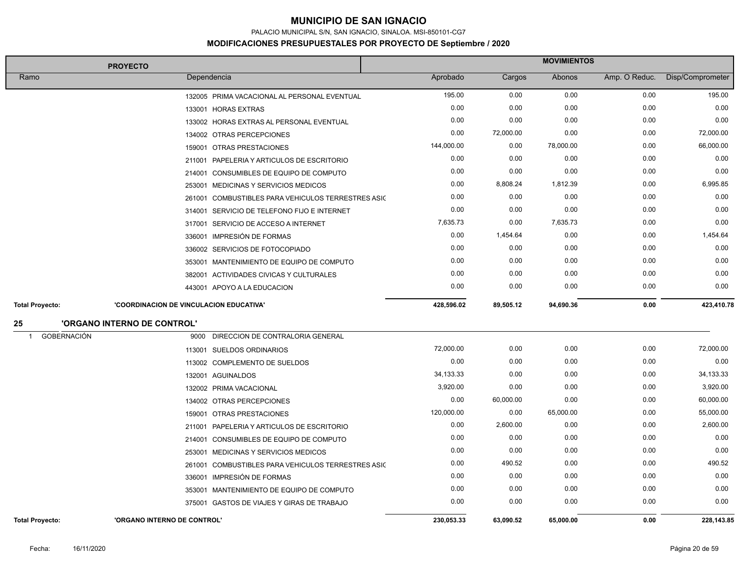# MUNICIPIO DE SAN IGNACIO

PALACIO MUNICIPAL S/N, SAN IGNACIO, SINALOA. MSI-850101-CG7

**MODIFICACIONES PRESUPUESTALES POR PROYECTO DE Septiembre / 2020**

| PROYECTO | | MOVIMIENTOS | | | | |
|---|---|---|---|---|---|---|
| Ramo | Dependencia | Aprobado | Cargos | Abonos | Amp. O Reduc. | Disp/Comprometer |
| | 132005 PRIMA VACACIONAL AL PERSONAL EVENTUAL | 195.00 | 0.00 | 0.00 | 0.00 | 195.00 |
| | 133001 HORAS EXTRAS | 0.00 | 0.00 | 0.00 | 0.00 | 0.00 |
| | 133002 HORAS EXTRAS AL PERSONAL EVENTUAL | 0.00 | 0.00 | 0.00 | 0.00 | 0.00 |
| | 134002 OTRAS PERCEPCIONES | 0.00 | 72,000.00 | 0.00 | 0.00 | 72,000.00 |
| | 159001 OTRAS PRESTACIONES | 144,000.00 | 0.00 | 78,000.00 | 0.00 | 66,000.00 |
| | 211001 PAPELERIA Y ARTICULOS DE ESCRITORIO | 0.00 | 0.00 | 0.00 | 0.00 | 0.00 |
| | 214001 CONSUMIBLES DE EQUIPO DE COMPUTO | 0.00 | 0.00 | 0.00 | 0.00 | 0.00 |
| | 253001 MEDICINAS Y SERVICIOS MEDICOS | 0.00 | 8,808.24 | 1,812.39 | 0.00 | 6,995.85 |
| | 261001 COMBUSTIBLES PARA VEHICULOS TERRESTRES ASIG | 0.00 | 0.00 | 0.00 | 0.00 | 0.00 |
| | 314001 SERVICIO DE TELEFONO FIJO E INTERNET | 0.00 | 0.00 | 0.00 | 0.00 | 0.00 |
| | 317001 SERVICIO DE ACCESO A INTERNET | 7,635.73 | 0.00 | 7,635.73 | 0.00 | 0.00 |
| | 336001 IMPRESIÓN DE FORMAS | 0.00 | 1,454.64 | 0.00 | 0.00 | 1,454.64 |
| | 336002 SERVICIOS DE FOTOCOPIADO | 0.00 | 0.00 | 0.00 | 0.00 | 0.00 |
| | 353001 MANTENIMIENTO DE EQUIPO DE COMPUTO | 0.00 | 0.00 | 0.00 | 0.00 | 0.00 |
| | 382001 ACTIVIDADES CIVICAS Y CULTURALES | 0.00 | 0.00 | 0.00 | 0.00 | 0.00 |
| | 443001 APOYO A LA EDUCACION | 0.00 | 0.00 | 0.00 | 0.00 | 0.00 |
| **Total Proyecto:** | **'COORDINACION DE VINCULACION EDUCATIVA'** | **428,596.02** | **89,505.12** | **94,690.36** | **0.00** | **423,410.78** |
| **25** | **'ORGANO INTERNO DE CONTROL'** | | | | | |
| 1 GOBERNACIÓN | 9000 DIRECCION DE CONTRALORIA GENERAL | | | | | |
| | 113001 SUELDOS ORDINARIOS | 72,000.00 | 0.00 | 0.00 | 0.00 | 72,000.00 |
| | 113002 COMPLEMENTO DE SUELDOS | 0.00 | 0.00 | 0.00 | 0.00 | 0.00 |
| | 132001 AGUINALDOS | 34,133.33 | 0.00 | 0.00 | 0.00 | 34,133.33 |
| | 132002 PRIMA VACACIONAL | 3,920.00 | 0.00 | 0.00 | 0.00 | 3,920.00 |
| | 134002 OTRAS PERCEPCIONES | 0.00 | 60,000.00 | 0.00 | 0.00 | 60,000.00 |
| | 159001 OTRAS PRESTACIONES | 120,000.00 | 0.00 | 65,000.00 | 0.00 | 55,000.00 |
| | 211001 PAPELERIA Y ARTICULOS DE ESCRITORIO | 0.00 | 2,600.00 | 0.00 | 0.00 | 2,600.00 |
| | 214001 CONSUMIBLES DE EQUIPO DE COMPUTO | 0.00 | 0.00 | 0.00 | 0.00 | 0.00 |
| | 253001 MEDICINAS Y SERVICIOS MEDICOS | 0.00 | 0.00 | 0.00 | 0.00 | 0.00 |
| | 261001 COMBUSTIBLES PARA VEHICULOS TERRESTRES ASIG | 0.00 | 490.52 | 0.00 | 0.00 | 490.52 |
| | 336001 IMPRESIÓN DE FORMAS | 0.00 | 0.00 | 0.00 | 0.00 | 0.00 |
| | 353001 MANTENIMIENTO DE EQUIPO DE COMPUTO | 0.00 | 0.00 | 0.00 | 0.00 | 0.00 |
| | 375001 GASTOS DE VIAJES Y GIRAS DE TRABAJO | 0.00 | 0.00 | 0.00 | 0.00 | 0.00 |
| **Total Proyecto:** | **'ORGANO INTERNO DE CONTROL'** | **230,053.33** | **63,090.52** | **65,000.00** | **0.00** | **228,143.85** |

Fecha: 16/11/2020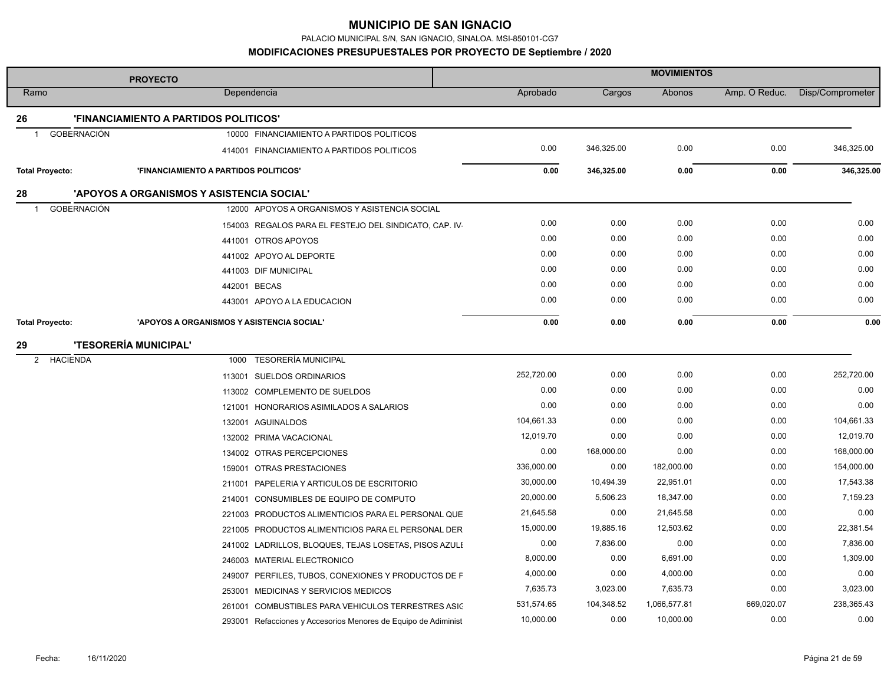# MUNICIPIO DE SAN IGNACIO

PALACIO MUNICIPAL S/N, SAN IGNACIO, SINALOA. MSI-850101-CG7

## MODIFICACIONES PRESUPUESTALES POR PROYECTO DE Septiembre / 2020

| PROYECTO | | | MOVIMIENTOS | | | | |
|---|---|---|---|---|---|---|---|
| Ramo | | Dependencia | Aprobado | Cargos | Abonos | Amp. O Reduc. | Disp/Comprometer |
| **26** | **'FINANCIAMIENTO A PARTIDOS POLITICOS'** | | | | | | |
| 1 GOBERNACIÓN | | 10000 FINANCIAMIENTO A PARTIDOS POLITICOS | | | | | |
| | | 414001 FINANCIAMIENTO A PARTIDOS POLITICOS | 0.00 | 346,325.00 | 0.00 | 0.00 | 346,325.00 |
| **Total Proyecto:** | **'FINANCIAMIENTO A PARTIDOS POLITICOS'** | | **0.00** | **346,325.00** | **0.00** | **0.00** | **346,325.00** |
| **28** | **'APOYOS A ORGANISMOS Y ASISTENCIA SOCIAL'** | | | | | | |
| 1 GOBERNACIÓN | | 12000 APOYOS A ORGANISMOS Y ASISTENCIA SOCIAL | | | | | |
| | | 154003 REGALOS PARA EL FESTEJO DEL SINDICATO, CAP. IV- | 0.00 | 0.00 | 0.00 | 0.00 | 0.00 |
| | | 441001 OTROS APOYOS | 0.00 | 0.00 | 0.00 | 0.00 | 0.00 |
| | | 441002 APOYO AL DEPORTE | 0.00 | 0.00 | 0.00 | 0.00 | 0.00 |
| | | 441003 DIF MUNICIPAL | 0.00 | 0.00 | 0.00 | 0.00 | 0.00 |
| | | 442001 BECAS | 0.00 | 0.00 | 0.00 | 0.00 | 0.00 |
| | | 443001 APOYO A LA EDUCACION | 0.00 | 0.00 | 0.00 | 0.00 | 0.00 |
| **Total Proyecto:** | **'APOYOS A ORGANISMOS Y ASISTENCIA SOCIAL'** | | **0.00** | **0.00** | **0.00** | **0.00** | **0.00** |
| **29** | **'TESORERÍA MUNICIPAL'** | | | | | | |
| 2 HACIENDA | | 1000 TESORERÍA MUNICIPAL | | | | | |
| | | 113001 SUELDOS ORDINARIOS | 252,720.00 | 0.00 | 0.00 | 0.00 | 252,720.00 |
| | | 113002 COMPLEMENTO DE SUELDOS | 0.00 | 0.00 | 0.00 | 0.00 | 0.00 |
| | | 121001 HONORARIOS ASIMILADOS A SALARIOS | 0.00 | 0.00 | 0.00 | 0.00 | 0.00 |
| | | 132001 AGUINALDOS | 104,661.33 | 0.00 | 0.00 | 0.00 | 104,661.33 |
| | | 132002 PRIMA VACACIONAL | 12,019.70 | 0.00 | 0.00 | 0.00 | 12,019.70 |
| | | 134002 OTRAS PERCEPCIONES | 0.00 | 168,000.00 | 0.00 | 0.00 | 168,000.00 |
| | | 159001 OTRAS PRESTACIONES | 336,000.00 | 0.00 | 182,000.00 | 0.00 | 154,000.00 |
| | | 211001 PAPELERIA Y ARTICULOS DE ESCRITORIO | 30,000.00 | 10,494.39 | 22,951.01 | 0.00 | 17,543.38 |
| | | 214001 CONSUMIBLES DE EQUIPO DE COMPUTO | 20,000.00 | 5,506.23 | 18,347.00 | 0.00 | 7,159.23 |
| | | 221003 PRODUCTOS ALIMENTICIOS PARA EL PERSONAL QUE | 21,645.58 | 0.00 | 21,645.58 | 0.00 | 0.00 |
| | | 221005 PRODUCTOS ALIMENTICIOS PARA EL PERSONAL DER | 15,000.00 | 19,885.16 | 12,503.62 | 0.00 | 22,381.54 |
| | | 241002 LADRILLOS, BLOQUES, TEJAS LOSETAS, PISOS AZULE | 0.00 | 7,836.00 | 0.00 | 0.00 | 7,836.00 |
| | | 246003 MATERIAL ELECTRONICO | 8,000.00 | 0.00 | 6,691.00 | 0.00 | 1,309.00 |
| | | 249007 PERFILES, TUBOS, CONEXIONES Y PRODUCTOS DE F | 4,000.00 | 0.00 | 4,000.00 | 0.00 | 0.00 |
| | | 253001 MEDICINAS Y SERVICIOS MEDICOS | 7,635.73 | 3,023.00 | 7,635.73 | 0.00 | 3,023.00 |
| | | 261001 COMBUSTIBLES PARA VEHICULOS TERRESTRES ASIC | 531,574.65 | 104,348.52 | 1,066,577.81 | 669,020.07 | 238,365.43 |
| | | 293001 Refacciones y Accesorios Menores de Equipo de Adiminist | 10,000.00 | 0.00 | 10,000.00 | 0.00 | 0.00 |

Fecha: 16/11/2020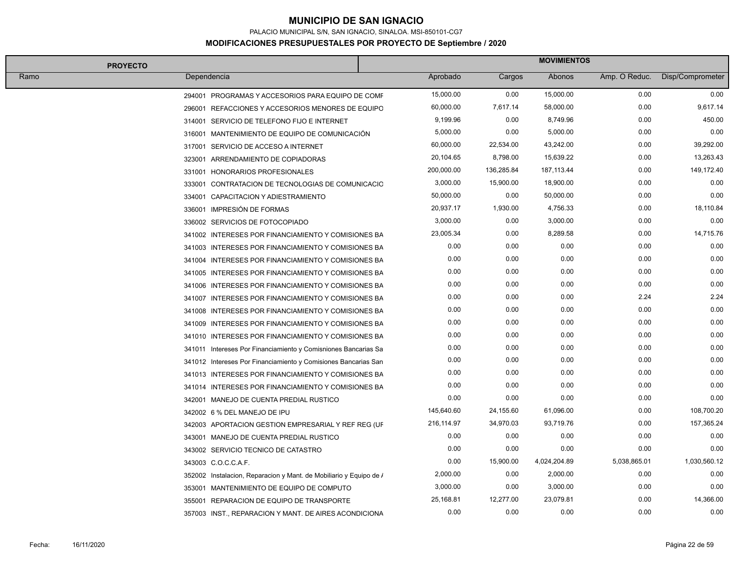# MUNICIPIO DE SAN IGNACIO

PALACIO MUNICIPAL S/N, SAN IGNACIO, SINALOA. MSI-850101-CG7

## MODIFICACIONES PRESUPUESTALES POR PROYECTO DE Septiembre / 2020

| PROYECTO | | MOVIMIENTOS | | | | |
|---|---|---|---|---|---|---|
| Ramo | Dependencia | Aprobado | Cargos | Abonos | Amp. O Reduc. | Disp/Comprometer |
| | 294001 PROGRAMAS Y ACCESORIOS PARA EQUIPO DE COMF | 15,000.00 | 0.00 | 15,000.00 | 0.00 | 0.00 |
| | 296001 REFACCIONES Y ACCESORIOS MENORES DE EQUIPO | 60,000.00 | 7,617.14 | 58,000.00 | 0.00 | 9,617.14 |
| | 314001 SERVICIO DE TELEFONO FIJO E INTERNET | 9,199.96 | 0.00 | 8,749.96 | 0.00 | 450.00 |
| | 316001 MANTENIMIENTO DE EQUIPO DE COMUNICACIÓN | 5,000.00 | 0.00 | 5,000.00 | 0.00 | 0.00 |
| | 317001 SERVICIO DE ACCESO A INTERNET | 60,000.00 | 22,534.00 | 43,242.00 | 0.00 | 39,292.00 |
| | 323001 ARRENDAMIENTO DE COPIADORAS | 20,104.65 | 8,798.00 | 15,639.22 | 0.00 | 13,263.43 |
| | 331001 HONORARIOS PROFESIONALES | 200,000.00 | 136,285.84 | 187,113.44 | 0.00 | 149,172.40 |
| | 333001 CONTRATACION DE TECNOLOGIAS DE COMUNICACIO | 3,000.00 | 15,900.00 | 18,900.00 | 0.00 | 0.00 |
| | 334001 CAPACITACION Y ADIESTRAMIENTO | 50,000.00 | 0.00 | 50,000.00 | 0.00 | 0.00 |
| | 336001 IMPRESIÓN DE FORMAS | 20,937.17 | 1,930.00 | 4,756.33 | 0.00 | 18,110.84 |
| | 336002 SERVICIOS DE FOTOCOPIADO | 3,000.00 | 0.00 | 3,000.00 | 0.00 | 0.00 |
| | 341002 INTERESES POR FINANCIAMIENTO Y COMISIONES BA | 23,005.34 | 0.00 | 8,289.58 | 0.00 | 14,715.76 |
| | 341003 INTERESES POR FINANCIAMIENTO Y COMISIONES BA | 0.00 | 0.00 | 0.00 | 0.00 | 0.00 |
| | 341004 INTERESES POR FINANCIAMIENTO Y COMISIONES BA | 0.00 | 0.00 | 0.00 | 0.00 | 0.00 |
| | 341005 INTERESES POR FINANCIAMIENTO Y COMISIONES BA | 0.00 | 0.00 | 0.00 | 0.00 | 0.00 |
| | 341006 INTERESES POR FINANCIAMIENTO Y COMISIONES BA | 0.00 | 0.00 | 0.00 | 0.00 | 0.00 |
| | 341007 INTERESES POR FINANCIAMIENTO Y COMISIONES BA | 0.00 | 0.00 | 0.00 | 2.24 | 2.24 |
| | 341008 INTERESES POR FINANCIAMIENTO Y COMISIONES BA | 0.00 | 0.00 | 0.00 | 0.00 | 0.00 |
| | 341009 INTERESES POR FINANCIAMIENTO Y COMISIONES BA | 0.00 | 0.00 | 0.00 | 0.00 | 0.00 |
| | 341010 INTERESES POR FINANCIAMIENTO Y COMISIONES BA | 0.00 | 0.00 | 0.00 | 0.00 | 0.00 |
| | 341011 Intereses Por Financiamiento y Comisniones Bancarias Sa | 0.00 | 0.00 | 0.00 | 0.00 | 0.00 |
| | 341012 Intereses Por Financiamiento y Comisiones Bancarias San | 0.00 | 0.00 | 0.00 | 0.00 | 0.00 |
| | 341013 INTERESES POR FINANCIAMIENTO Y COMISIONES BA | 0.00 | 0.00 | 0.00 | 0.00 | 0.00 |
| | 341014 INTERESES POR FINANCIAMIENTO Y COMISIONES BA | 0.00 | 0.00 | 0.00 | 0.00 | 0.00 |
| | 342001 MANEJO DE CUENTA PREDIAL RUSTICO | 0.00 | 0.00 | 0.00 | 0.00 | 0.00 |
| | 342002 6 % DEL MANEJO DE IPU | 145,640.60 | 24,155.60 | 61,096.00 | 0.00 | 108,700.20 |
| | 342003 APORTACION GESTION EMPRESARIAL Y REF REG (UF | 216,114.97 | 34,970.03 | 93,719.76 | 0.00 | 157,365.24 |
| | 343001 MANEJO DE CUENTA PREDIAL RUSTICO | 0.00 | 0.00 | 0.00 | 0.00 | 0.00 |
| | 343002 SERVICIO TECNICO DE CATASTRO | 0.00 | 0.00 | 0.00 | 0.00 | 0.00 |
| | 343003 C.O.C.C.A.F. | 0.00 | 15,900.00 | 4,024,204.89 | 5,038,865.01 | 1,030,560.12 |
| | 352002 Instalacion, Reparacion y Mant. de Mobiliario y Equipo de / | 2,000.00 | 0.00 | 2,000.00 | 0.00 | 0.00 |
| | 353001 MANTENIMIENTO DE EQUIPO DE COMPUTO | 3,000.00 | 0.00 | 3,000.00 | 0.00 | 0.00 |
| | 355001 REPARACION DE EQUIPO DE TRANSPORTE | 25,168.81 | 12,277.00 | 23,079.81 | 0.00 | 14,366.00 |
| | 357003 INST., REPARACION Y MANT. DE AIRES ACONDICIONA | 0.00 | 0.00 | 0.00 | 0.00 | 0.00 |

Fecha: 16/11/2020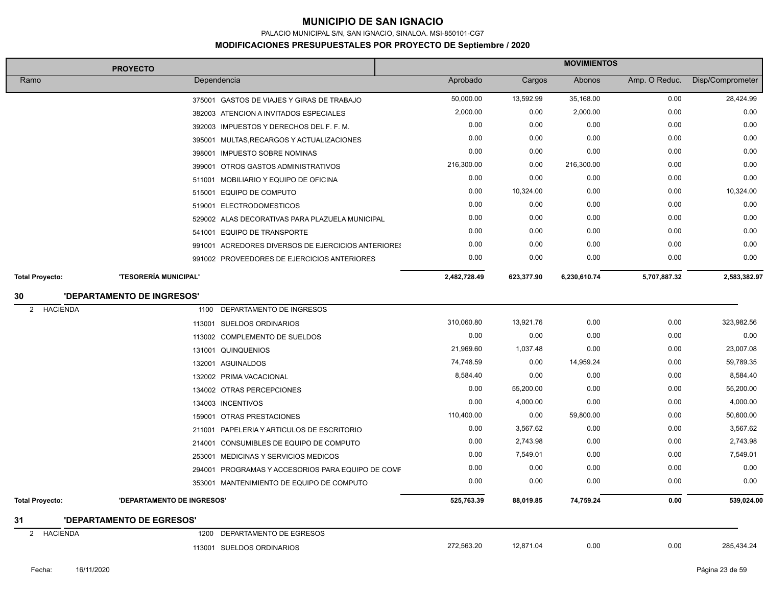# MUNICIPIO DE SAN IGNACIO

PALACIO MUNICIPAL S/N, SAN IGNACIO, SINALOA. MSI-850101-CG7

## MODIFICACIONES PRESUPUESTALES POR PROYECTO DE Septiembre / 2020

| PROYECTO | | MOVIMIENTOS | | | | |
|---|---|---|---|---|---|---|
| Ramo | Dependencia | Aprobado | Cargos | Abonos | Amp. O Reduc. | Disp/Comprometer |
| | 375001 GASTOS DE VIAJES Y GIRAS DE TRABAJO | 50,000.00 | 13,592.99 | 35,168.00 | 0.00 | 28,424.99 |
| | 382003 ATENCION A INVITADOS ESPECIALES | 2,000.00 | 0.00 | 2,000.00 | 0.00 | 0.00 |
| | 392003 IMPUESTOS Y DERECHOS DEL F. F. M. | 0.00 | 0.00 | 0.00 | 0.00 | 0.00 |
| | 395001 MULTAS,RECARGOS Y ACTUALIZACIONES | 0.00 | 0.00 | 0.00 | 0.00 | 0.00 |
| | 398001 IMPUESTO SOBRE NOMINAS | 0.00 | 0.00 | 0.00 | 0.00 | 0.00 |
| | 399001 OTROS GASTOS ADMINISTRATIVOS | 216,300.00 | 0.00 | 216,300.00 | 0.00 | 0.00 |
| | 511001 MOBILIARIO Y EQUIPO DE OFICINA | 0.00 | 0.00 | 0.00 | 0.00 | 0.00 |
| | 515001 EQUIPO DE COMPUTO | 0.00 | 10,324.00 | 0.00 | 0.00 | 10,324.00 |
| | 519001 ELECTRODOMESTICOS | 0.00 | 0.00 | 0.00 | 0.00 | 0.00 |
| | 529002 ALAS DECORATIVAS PARA PLAZUELA MUNICIPAL | 0.00 | 0.00 | 0.00 | 0.00 | 0.00 |
| | 541001 EQUIPO DE TRANSPORTE | 0.00 | 0.00 | 0.00 | 0.00 | 0.00 |
| | 991001 ACREDORES DIVERSOS DE EJERCICIOS ANTERIORES | 0.00 | 0.00 | 0.00 | 0.00 | 0.00 |
| | 991002 PROVEEDORES DE EJERCICIOS ANTERIORES | 0.00 | 0.00 | 0.00 | 0.00 | 0.00 |
| **Total Proyecto:** | **'TESORERÍA MUNICIPAL'** | **2,482,728.49** | **623,377.90** | **6,230,610.74** | **5,707,887.32** | **2,583,382.97** |
| **30** | **'DEPARTAMENTO DE INGRESOS'** | | | | | |
| 2 HACIENDA | 1100 DEPARTAMENTO DE INGRESOS | | | | | |
| | 113001 SUELDOS ORDINARIOS | 310,060.80 | 13,921.76 | 0.00 | 0.00 | 323,982.56 |
| | 113002 COMPLEMENTO DE SUELDOS | 0.00 | 0.00 | 0.00 | 0.00 | 0.00 |
| | 131001 QUINQUENIOS | 21,969.60 | 1,037.48 | 0.00 | 0.00 | 23,007.08 |
| | 132001 AGUINALDOS | 74,748.59 | 0.00 | 14,959.24 | 0.00 | 59,789.35 |
| | 132002 PRIMA VACACIONAL | 8,584.40 | 0.00 | 0.00 | 0.00 | 8,584.40 |
| | 134002 OTRAS PERCEPCIONES | 0.00 | 55,200.00 | 0.00 | 0.00 | 55,200.00 |
| | 134003 INCENTIVOS | 0.00 | 4,000.00 | 0.00 | 0.00 | 4,000.00 |
| | 159001 OTRAS PRESTACIONES | 110,400.00 | 0.00 | 59,800.00 | 0.00 | 50,600.00 |
| | 211001 PAPELERIA Y ARTICULOS DE ESCRITORIO | 0.00 | 3,567.62 | 0.00 | 0.00 | 3,567.62 |
| | 214001 CONSUMIBLES DE EQUIPO DE COMPUTO | 0.00 | 2,743.98 | 0.00 | 0.00 | 2,743.98 |
| | 253001 MEDICINAS Y SERVICIOS MEDICOS | 0.00 | 7,549.01 | 0.00 | 0.00 | 7,549.01 |
| | 294001 PROGRAMAS Y ACCESORIOS PARA EQUIPO DE COMP | 0.00 | 0.00 | 0.00 | 0.00 | 0.00 |
| | 353001 MANTENIMIENTO DE EQUIPO DE COMPUTO | 0.00 | 0.00 | 0.00 | 0.00 | 0.00 |
| **Total Proyecto:** | **'DEPARTAMENTO DE INGRESOS'** | **525,763.39** | **88,019.85** | **74,759.24** | **0.00** | **539,024.00** |
| **31** | **'DEPARTAMENTO DE EGRESOS'** | | | | | |
| 2 HACIENDA | 1200 DEPARTAMENTO DE EGRESOS | | | | | |
| | 113001 SUELDOS ORDINARIOS | 272,563.20 | 12,871.04 | 0.00 | 0.00 | 285,434.24 |

Fecha: 16/11/2020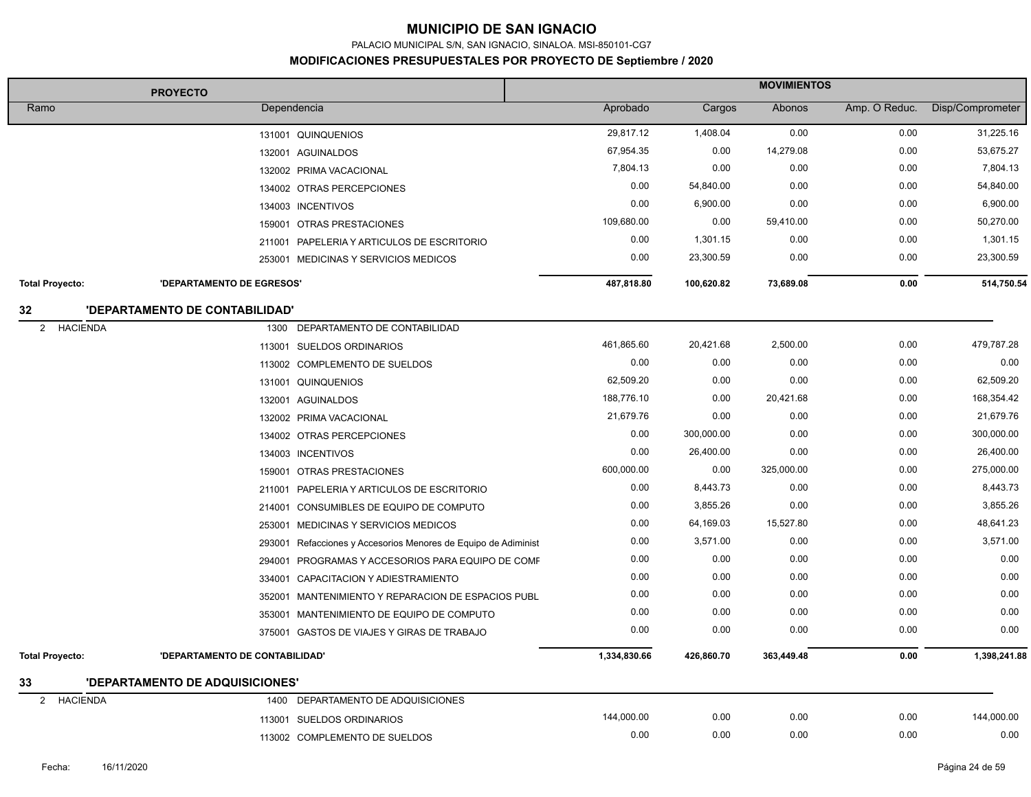# MUNICIPIO DE SAN IGNACIO

PALACIO MUNICIPAL S/N, SAN IGNACIO, SINALOA. MSI-850101-CG7

**MODIFICACIONES PRESUPUESTALES POR PROYECTO DE Septiembre / 2020**

| PROYECTO | | MOVIMIENTOS | | | | |
|---|---|---|---|---|---|---|
| Ramo | Dependencia | Aprobado | Cargos | Abonos | Amp. O Reduc. | Disp/Comprometer |
| | 131001 QUINQUENIOS | 29,817.12 | 1,408.04 | 0.00 | 0.00 | 31,225.16 |
| | 132001 AGUINALDOS | 67,954.35 | 0.00 | 14,279.08 | 0.00 | 53,675.27 |
| | 132002 PRIMA VACACIONAL | 7,804.13 | 0.00 | 0.00 | 0.00 | 7,804.13 |
| | 134002 OTRAS PERCEPCIONES | 0.00 | 54,840.00 | 0.00 | 0.00 | 54,840.00 |
| | 134003 INCENTIVOS | 0.00 | 6,900.00 | 0.00 | 0.00 | 6,900.00 |
| | 159001 OTRAS PRESTACIONES | 109,680.00 | 0.00 | 59,410.00 | 0.00 | 50,270.00 |
| | 211001 PAPELERIA Y ARTICULOS DE ESCRITORIO | 0.00 | 1,301.15 | 0.00 | 0.00 | 1,301.15 |
| | 253001 MEDICINAS Y SERVICIOS MEDICOS | 0.00 | 23,300.59 | 0.00 | 0.00 | 23,300.59 |
| **Total Proyecto:** | **'DEPARTAMENTO DE EGRESOS'** | **487,818.80** | **100,620.82** | **73,689.08** | **0.00** | **514,750.54** |
| **32** | **'DEPARTAMENTO DE CONTABILIDAD'** | | | | | |
| 2 HACIENDA | 1300 DEPARTAMENTO DE CONTABILIDAD | | | | | |
| | 113001 SUELDOS ORDINARIOS | 461,865.60 | 20,421.68 | 2,500.00 | 0.00 | 479,787.28 |
| | 113002 COMPLEMENTO DE SUELDOS | 0.00 | 0.00 | 0.00 | 0.00 | 0.00 |
| | 131001 QUINQUENIOS | 62,509.20 | 0.00 | 0.00 | 0.00 | 62,509.20 |
| | 132001 AGUINALDOS | 188,776.10 | 0.00 | 20,421.68 | 0.00 | 168,354.42 |
| | 132002 PRIMA VACACIONAL | 21,679.76 | 0.00 | 0.00 | 0.00 | 21,679.76 |
| | 134002 OTRAS PERCEPCIONES | 0.00 | 300,000.00 | 0.00 | 0.00 | 300,000.00 |
| | 134003 INCENTIVOS | 0.00 | 26,400.00 | 0.00 | 0.00 | 26,400.00 |
| | 159001 OTRAS PRESTACIONES | 600,000.00 | 0.00 | 325,000.00 | 0.00 | 275,000.00 |
| | 211001 PAPELERIA Y ARTICULOS DE ESCRITORIO | 0.00 | 8,443.73 | 0.00 | 0.00 | 8,443.73 |
| | 214001 CONSUMIBLES DE EQUIPO DE COMPUTO | 0.00 | 3,855.26 | 0.00 | 0.00 | 3,855.26 |
| | 253001 MEDICINAS Y SERVICIOS MEDICOS | 0.00 | 64,169.03 | 15,527.80 | 0.00 | 48,641.23 |
| | 293001 Refacciones y Accesorios Menores de Equipo de Adiminist | 0.00 | 3,571.00 | 0.00 | 0.00 | 3,571.00 |
| | 294001 PROGRAMAS Y ACCESORIOS PARA EQUIPO DE COMF | 0.00 | 0.00 | 0.00 | 0.00 | 0.00 |
| | 334001 CAPACITACION Y ADIESTRAMIENTO | 0.00 | 0.00 | 0.00 | 0.00 | 0.00 |
| | 352001 MANTENIMIENTO Y REPARACION DE ESPACIOS PUBL | 0.00 | 0.00 | 0.00 | 0.00 | 0.00 |
| | 353001 MANTENIMIENTO DE EQUIPO DE COMPUTO | 0.00 | 0.00 | 0.00 | 0.00 | 0.00 |
| | 375001 GASTOS DE VIAJES Y GIRAS DE TRABAJO | 0.00 | 0.00 | 0.00 | 0.00 | 0.00 |
| **Total Proyecto:** | **'DEPARTAMENTO DE CONTABILIDAD'** | **1,334,830.66** | **426,860.70** | **363,449.48** | **0.00** | **1,398,241.88** |
| **33** | **'DEPARTAMENTO DE ADQUISICIONES'** | | | | | |
| 2 HACIENDA | 1400 DEPARTAMENTO DE ADQUISICIONES | | | | | |
| | 113001 SUELDOS ORDINARIOS | 144,000.00 | 0.00 | 0.00 | 0.00 | 144,000.00 |
| | 113002 COMPLEMENTO DE SUELDOS | 0.00 | 0.00 | 0.00 | 0.00 | 0.00 |

Fecha: 16/11/2020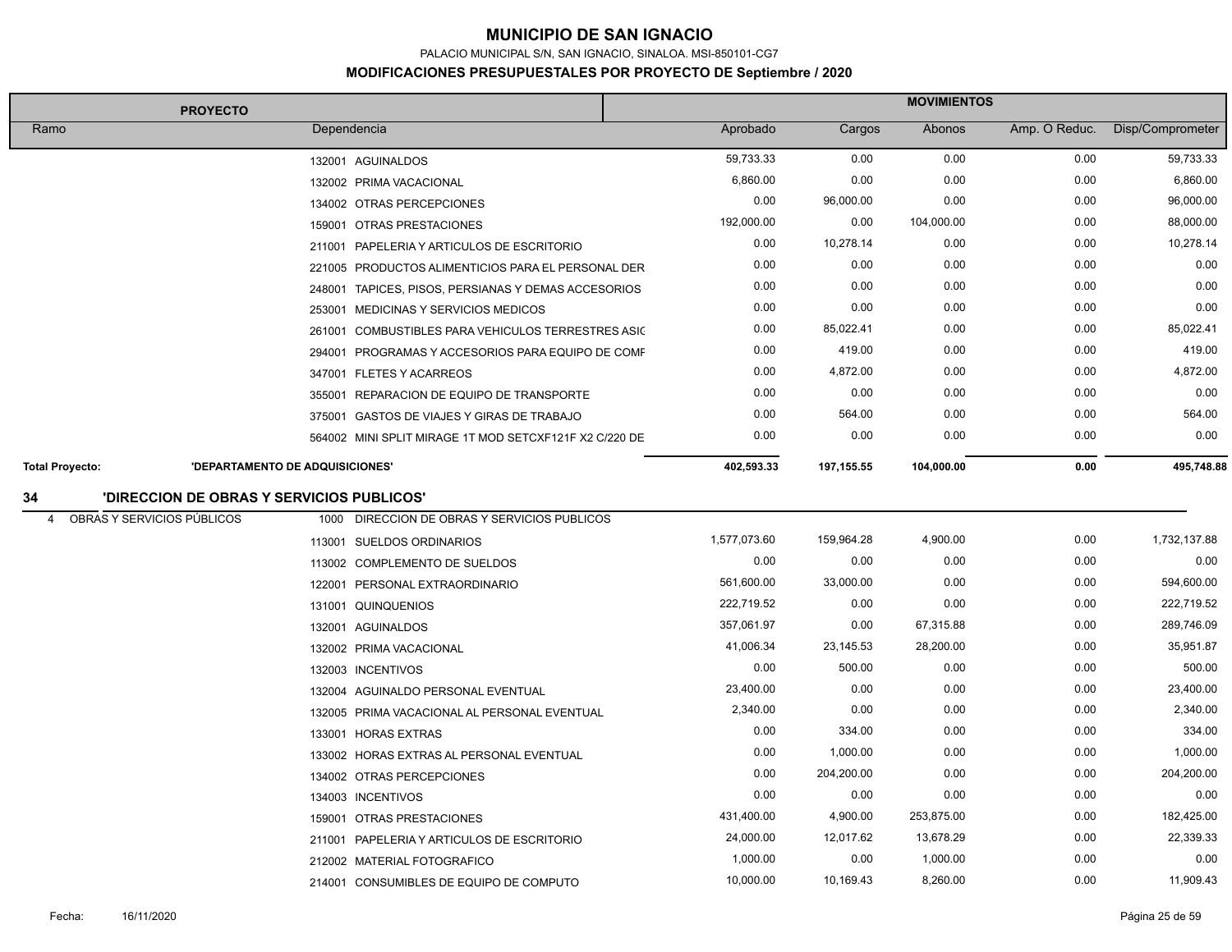# MUNICIPIO DE SAN IGNACIO

PALACIO MUNICIPAL S/N, SAN IGNACIO, SINALOA. MSI-850101-CG7

**MODIFICACIONES PRESUPUESTALES POR PROYECTO DE Septiembre / 2020**

| PROYECTO | | MOVIMIENTOS | | | | |
|---|---|---|---|---|---|---|
| Ramo | Dependencia | Aprobado | Cargos | Abonos | Amp. O Reduc. | Disp/Comprometer |
| | 132001 AGUINALDOS | 59,733.33 | 0.00 | 0.00 | 0.00 | 59,733.33 |
| | 132002 PRIMA VACACIONAL | 6,860.00 | 0.00 | 0.00 | 0.00 | 6,860.00 |
| | 134002 OTRAS PERCEPCIONES | 0.00 | 96,000.00 | 0.00 | 0.00 | 96,000.00 |
| | 159001 OTRAS PRESTACIONES | 192,000.00 | 0.00 | 104,000.00 | 0.00 | 88,000.00 |
| | 211001 PAPELERIA Y ARTICULOS DE ESCRITORIO | 0.00 | 10,278.14 | 0.00 | 0.00 | 10,278.14 |
| | 221005 PRODUCTOS ALIMENTICIOS PARA EL PERSONAL DER | 0.00 | 0.00 | 0.00 | 0.00 | 0.00 |
| | 248001 TAPICES, PISOS, PERSIANAS Y DEMAS ACCESORIOS | 0.00 | 0.00 | 0.00 | 0.00 | 0.00 |
| | 253001 MEDICINAS Y SERVICIOS MEDICOS | 0.00 | 0.00 | 0.00 | 0.00 | 0.00 |
| | 261001 COMBUSTIBLES PARA VEHICULOS TERRESTRES ASIG | 0.00 | 85,022.41 | 0.00 | 0.00 | 85,022.41 |
| | 294001 PROGRAMAS Y ACCESORIOS PARA EQUIPO DE COMP | 0.00 | 419.00 | 0.00 | 0.00 | 419.00 |
| | 347001 FLETES Y ACARREOS | 0.00 | 4,872.00 | 0.00 | 0.00 | 4,872.00 |
| | 355001 REPARACION DE EQUIPO DE TRANSPORTE | 0.00 | 0.00 | 0.00 | 0.00 | 0.00 |
| | 375001 GASTOS DE VIAJES Y GIRAS DE TRABAJO | 0.00 | 564.00 | 0.00 | 0.00 | 564.00 |
| | 564002 MINI SPLIT MIRAGE 1T MOD SETCXF121F X2 C/220 DE | 0.00 | 0.00 | 0.00 | 0.00 | 0.00 |
| **Total Proyecto:** | **'DEPARTAMENTO DE ADQUISICIONES'** | **402,593.33** | **197,155.55** | **104,000.00** | **0.00** | **495,748.88** |
| **34** | **'DIRECCION DE OBRAS Y SERVICIOS PUBLICOS'** | | | | | |
| 4 OBRAS Y SERVICIOS PÚBLICOS | 1000 DIRECCION DE OBRAS Y SERVICIOS PUBLICOS | | | | | |
| | 113001 SUELDOS ORDINARIOS | 1,577,073.60 | 159,964.28 | 4,900.00 | 0.00 | 1,732,137.88 |
| | 113002 COMPLEMENTO DE SUELDOS | 0.00 | 0.00 | 0.00 | 0.00 | 0.00 |
| | 122001 PERSONAL EXTRAORDINARIO | 561,600.00 | 33,000.00 | 0.00 | 0.00 | 594,600.00 |
| | 131001 QUINQUENIOS | 222,719.52 | 0.00 | 0.00 | 0.00 | 222,719.52 |
| | 132001 AGUINALDOS | 357,061.97 | 0.00 | 67,315.88 | 0.00 | 289,746.09 |
| | 132002 PRIMA VACACIONAL | 41,006.34 | 23,145.53 | 28,200.00 | 0.00 | 35,951.87 |
| | 132003 INCENTIVOS | 0.00 | 500.00 | 0.00 | 0.00 | 500.00 |
| | 132004 AGUINALDO PERSONAL EVENTUAL | 23,400.00 | 0.00 | 0.00 | 0.00 | 23,400.00 |
| | 132005 PRIMA VACACIONAL AL PERSONAL EVENTUAL | 2,340.00 | 0.00 | 0.00 | 0.00 | 2,340.00 |
| | 133001 HORAS EXTRAS | 0.00 | 334.00 | 0.00 | 0.00 | 334.00 |
| | 133002 HORAS EXTRAS AL PERSONAL EVENTUAL | 0.00 | 1,000.00 | 0.00 | 0.00 | 1,000.00 |
| | 134002 OTRAS PERCEPCIONES | 0.00 | 204,200.00 | 0.00 | 0.00 | 204,200.00 |
| | 134003 INCENTIVOS | 0.00 | 0.00 | 0.00 | 0.00 | 0.00 |
| | 159001 OTRAS PRESTACIONES | 431,400.00 | 4,900.00 | 253,875.00 | 0.00 | 182,425.00 |
| | 211001 PAPELERIA Y ARTICULOS DE ESCRITORIO | 24,000.00 | 12,017.62 | 13,678.29 | 0.00 | 22,339.33 |
| | 212002 MATERIAL FOTOGRAFICO | 1,000.00 | 0.00 | 1,000.00 | 0.00 | 0.00 |
| | 214001 CONSUMIBLES DE EQUIPO DE COMPUTO | 10,000.00 | 10,169.43 | 8,260.00 | 0.00 | 11,909.43 |

Fecha: 16/11/2020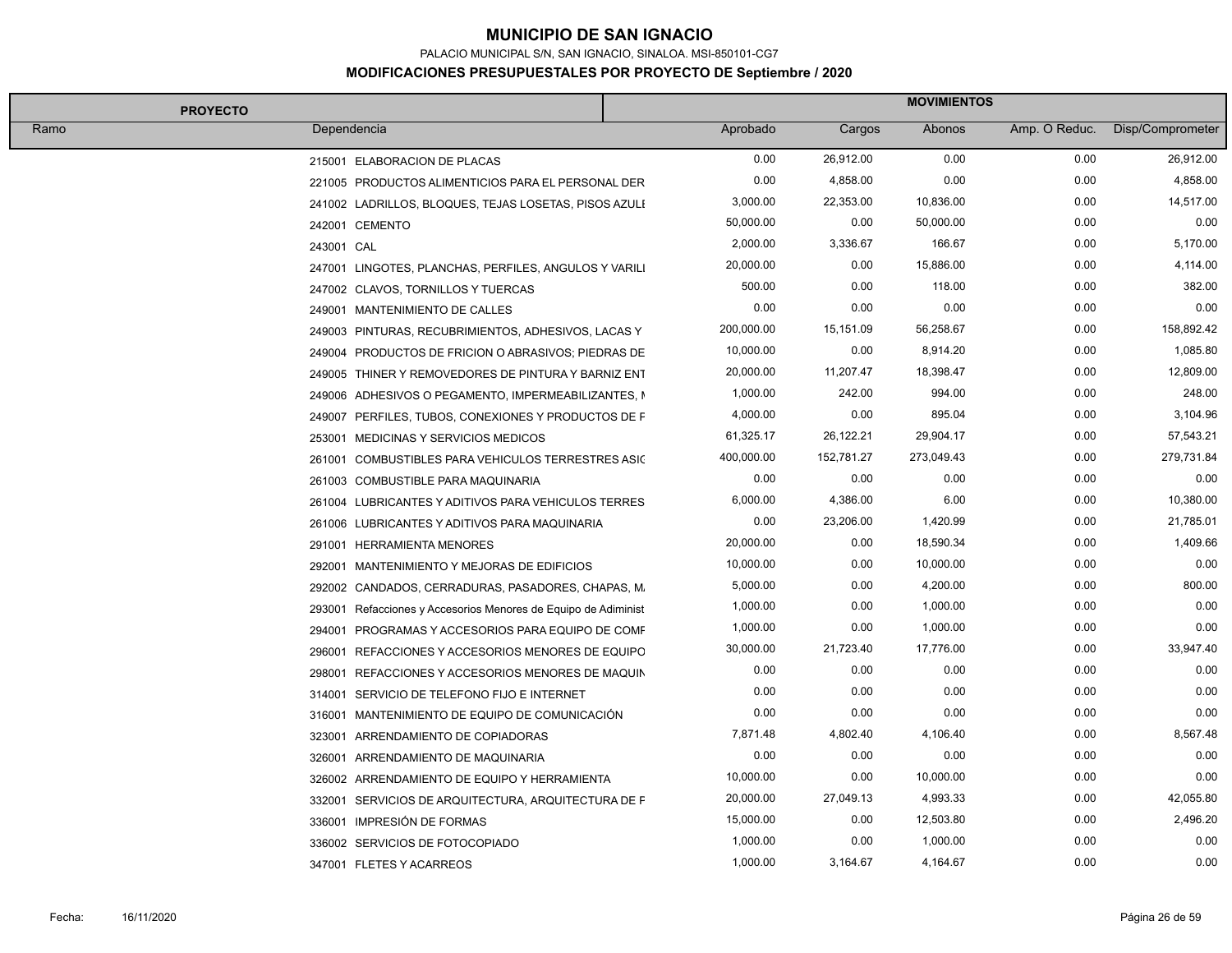# MUNICIPIO DE SAN IGNACIO

PALACIO MUNICIPAL S/N, SAN IGNACIO, SINALOA. MSI-850101-CG7

## MODIFICACIONES PRESUPUESTALES POR PROYECTO DE Septiembre / 2020

| PROYECTO | | MOVIMIENTOS | | | | |
|---|---|---|---|---|---|---|
| Ramo | Dependencia | Aprobado | Cargos | Abonos | Amp. O Reduc. | Disp/Comprometer |
| | 215001 ELABORACION DE PLACAS | 0.00 | 26,912.00 | 0.00 | 0.00 | 26,912.00 |
| | 221005 PRODUCTOS ALIMENTICIOS PARA EL PERSONAL DER | 0.00 | 4,858.00 | 0.00 | 0.00 | 4,858.00 |
| | 241002 LADRILLOS, BLOQUES, TEJAS LOSETAS, PISOS AZULE | 3,000.00 | 22,353.00 | 10,836.00 | 0.00 | 14,517.00 |
| | 242001 CEMENTO | 50,000.00 | 0.00 | 50,000.00 | 0.00 | 0.00 |
| | 243001 CAL | 2,000.00 | 3,336.67 | 166.67 | 0.00 | 5,170.00 |
| | 247001 LINGOTES, PLANCHAS, PERFILES, ANGULOS Y VARILL | 20,000.00 | 0.00 | 15,886.00 | 0.00 | 4,114.00 |
| | 247002 CLAVOS, TORNILLOS Y TUERCAS | 500.00 | 0.00 | 118.00 | 0.00 | 382.00 |
| | 249001 MANTENIMIENTO DE CALLES | 0.00 | 0.00 | 0.00 | 0.00 | 0.00 |
| | 249003 PINTURAS, RECUBRIMIENTOS, ADHESIVOS, LACAS Y | 200,000.00 | 15,151.09 | 56,258.67 | 0.00 | 158,892.42 |
| | 249004 PRODUCTOS DE FRICION O ABRASIVOS; PIEDRAS DE | 10,000.00 | 0.00 | 8,914.20 | 0.00 | 1,085.80 |
| | 249005 THINER Y REMOVEDORES DE PINTURA Y BARNIZ ENT | 20,000.00 | 11,207.47 | 18,398.47 | 0.00 | 12,809.00 |
| | 249006 ADHESIVOS O PEGAMENTO, IMPERMEABILIZANTES, M | 1,000.00 | 242.00 | 994.00 | 0.00 | 248.00 |
| | 249007 PERFILES, TUBOS, CONEXIONES Y PRODUCTOS DE F | 4,000.00 | 0.00 | 895.04 | 0.00 | 3,104.96 |
| | 253001 MEDICINAS Y SERVICIOS MEDICOS | 61,325.17 | 26,122.21 | 29,904.17 | 0.00 | 57,543.21 |
| | 261001 COMBUSTIBLES PARA VEHICULOS TERRESTRES ASIG | 400,000.00 | 152,781.27 | 273,049.43 | 0.00 | 279,731.84 |
| | 261003 COMBUSTIBLE PARA MAQUINARIA | 0.00 | 0.00 | 0.00 | 0.00 | 0.00 |
| | 261004 LUBRICANTES Y ADITIVOS PARA VEHICULOS TERRES | 6,000.00 | 4,386.00 | 6.00 | 0.00 | 10,380.00 |
| | 261006 LUBRICANTES Y ADITIVOS PARA MAQUINARIA | 0.00 | 23,206.00 | 1,420.99 | 0.00 | 21,785.01 |
| | 291001 HERRAMIENTA MENORES | 20,000.00 | 0.00 | 18,590.34 | 0.00 | 1,409.66 |
| | 292001 MANTENIMIENTO Y MEJORAS DE EDIFICIOS | 10,000.00 | 0.00 | 10,000.00 | 0.00 | 0.00 |
| | 292002 CANDADOS, CERRADURAS, PASADORES, CHAPAS, MA | 5,000.00 | 0.00 | 4,200.00 | 0.00 | 800.00 |
| | 293001 Refacciones y Accesorios Menores de Equipo de Adiminist | 1,000.00 | 0.00 | 1,000.00 | 0.00 | 0.00 |
| | 294001 PROGRAMAS Y ACCESORIOS PARA EQUIPO DE COMP | 1,000.00 | 0.00 | 1,000.00 | 0.00 | 0.00 |
| | 296001 REFACCIONES Y ACCESORIOS MENORES DE EQUIPO | 30,000.00 | 21,723.40 | 17,776.00 | 0.00 | 33,947.40 |
| | 298001 REFACCIONES Y ACCESORIOS MENORES DE MAQUIN | 0.00 | 0.00 | 0.00 | 0.00 | 0.00 |
| | 314001 SERVICIO DE TELEFONO FIJO E INTERNET | 0.00 | 0.00 | 0.00 | 0.00 | 0.00 |
| | 316001 MANTENIMIENTO DE EQUIPO DE COMUNICACIÓN | 0.00 | 0.00 | 0.00 | 0.00 | 0.00 |
| | 323001 ARRENDAMIENTO DE COPIADORAS | 7,871.48 | 4,802.40 | 4,106.40 | 0.00 | 8,567.48 |
| | 326001 ARRENDAMIENTO DE MAQUINARIA | 0.00 | 0.00 | 0.00 | 0.00 | 0.00 |
| | 326002 ARRENDAMIENTO DE EQUIPO Y HERRAMIENTA | 10,000.00 | 0.00 | 10,000.00 | 0.00 | 0.00 |
| | 332001 SERVICIOS DE ARQUITECTURA, ARQUITECTURA DE P | 20,000.00 | 27,049.13 | 4,993.33 | 0.00 | 42,055.80 |
| | 336001 IMPRESIÓN DE FORMAS | 15,000.00 | 0.00 | 12,503.80 | 0.00 | 2,496.20 |
| | 336002 SERVICIOS DE FOTOCOPIADO | 1,000.00 | 0.00 | 1,000.00 | 0.00 | 0.00 |
| | 347001 FLETES Y ACARREOS | 1,000.00 | 3,164.67 | 4,164.67 | 0.00 | 0.00 |

Fecha: 16/11/2020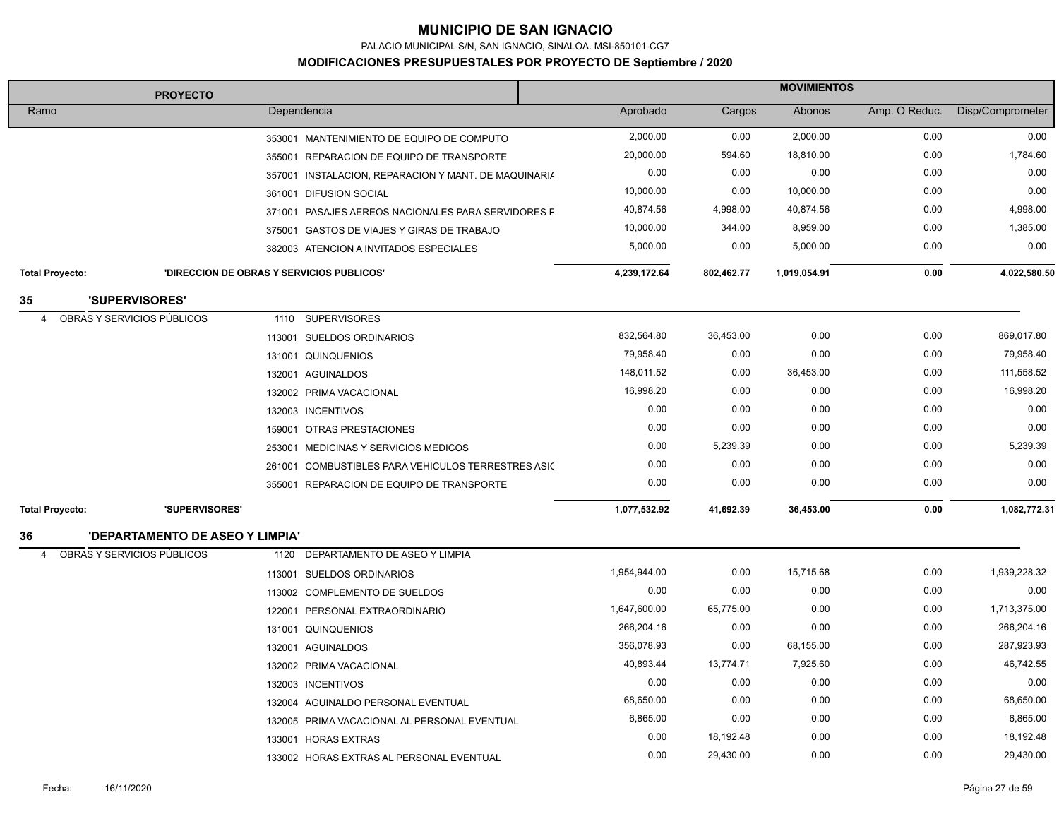# MUNICIPIO DE SAN IGNACIO

PALACIO MUNICIPAL S/N, SAN IGNACIO, SINALOA. MSI-850101-CG7

## MODIFICACIONES PRESUPUESTALES POR PROYECTO DE Septiembre / 2020

| PROYECTO | | MOVIMIENTOS | | | | |
|---|---|---|---|---|---|---|
| Ramo | Dependencia | Aprobado | Cargos | Abonos | Amp. O Reduc. | Disp/Comprometer |
| | 353001 MANTENIMIENTO DE EQUIPO DE COMPUTO | 2,000.00 | 0.00 | 2,000.00 | 0.00 | 0.00 |
| | 355001 REPARACION DE EQUIPO DE TRANSPORTE | 20,000.00 | 594.60 | 18,810.00 | 0.00 | 1,784.60 |
| | 357001 INSTALACION, REPARACION Y MANT. DE MAQUINARIA | 0.00 | 0.00 | 0.00 | 0.00 | 0.00 |
| | 361001 DIFUSION SOCIAL | 10,000.00 | 0.00 | 10,000.00 | 0.00 | 0.00 |
| | 371001 PASAJES AEREOS NACIONALES PARA SERVIDORES P | 40,874.56 | 4,998.00 | 40,874.56 | 0.00 | 4,998.00 |
| | 375001 GASTOS DE VIAJES Y GIRAS DE TRABAJO | 10,000.00 | 344.00 | 8,959.00 | 0.00 | 1,385.00 |
| | 382003 ATENCION A INVITADOS ESPECIALES | 5,000.00 | 0.00 | 5,000.00 | 0.00 | 0.00 |
| **Total Proyecto:** | **'DIRECCION DE OBRAS Y SERVICIOS PUBLICOS'** | **4,239,172.64** | **802,462.77** | **1,019,054.91** | **0.00** | **4,022,580.50** |
| **35** | **'SUPERVISORES'** | | | | | |
| 4 OBRAS Y SERVICIOS PÚBLICOS | 1110 SUPERVISORES | | | | | |
| | 113001 SUELDOS ORDINARIOS | 832,564.80 | 36,453.00 | 0.00 | 0.00 | 869,017.80 |
| | 131001 QUINQUENIOS | 79,958.40 | 0.00 | 0.00 | 0.00 | 79,958.40 |
| | 132001 AGUINALDOS | 148,011.52 | 0.00 | 36,453.00 | 0.00 | 111,558.52 |
| | 132002 PRIMA VACACIONAL | 16,998.20 | 0.00 | 0.00 | 0.00 | 16,998.20 |
| | 132003 INCENTIVOS | 0.00 | 0.00 | 0.00 | 0.00 | 0.00 |
| | 159001 OTRAS PRESTACIONES | 0.00 | 0.00 | 0.00 | 0.00 | 0.00 |
| | 253001 MEDICINAS Y SERVICIOS MEDICOS | 0.00 | 5,239.39 | 0.00 | 0.00 | 5,239.39 |
| | 261001 COMBUSTIBLES PARA VEHICULOS TERRESTRES ASIG | 0.00 | 0.00 | 0.00 | 0.00 | 0.00 |
| | 355001 REPARACION DE EQUIPO DE TRANSPORTE | 0.00 | 0.00 | 0.00 | 0.00 | 0.00 |
| **Total Proyecto:** | **'SUPERVISORES'** | **1,077,532.92** | **41,692.39** | **36,453.00** | **0.00** | **1,082,772.31** |
| **36** | **'DEPARTAMENTO DE ASEO Y LIMPIA'** | | | | | |
| 4 OBRAS Y SERVICIOS PÚBLICOS | 1120 DEPARTAMENTO DE ASEO Y LIMPIA | | | | | |
| | 113001 SUELDOS ORDINARIOS | 1,954,944.00 | 0.00 | 15,715.68 | 0.00 | 1,939,228.32 |
| | 113002 COMPLEMENTO DE SUELDOS | 0.00 | 0.00 | 0.00 | 0.00 | 0.00 |
| | 122001 PERSONAL EXTRAORDINARIO | 1,647,600.00 | 65,775.00 | 0.00 | 0.00 | 1,713,375.00 |
| | 131001 QUINQUENIOS | 266,204.16 | 0.00 | 0.00 | 0.00 | 266,204.16 |
| | 132001 AGUINALDOS | 356,078.93 | 0.00 | 68,155.00 | 0.00 | 287,923.93 |
| | 132002 PRIMA VACACIONAL | 40,893.44 | 13,774.71 | 7,925.60 | 0.00 | 46,742.55 |
| | 132003 INCENTIVOS | 0.00 | 0.00 | 0.00 | 0.00 | 0.00 |
| | 132004 AGUINALDO PERSONAL EVENTUAL | 68,650.00 | 0.00 | 0.00 | 0.00 | 68,650.00 |
| | 132005 PRIMA VACACIONAL AL PERSONAL EVENTUAL | 6,865.00 | 0.00 | 0.00 | 0.00 | 6,865.00 |
| | 133001 HORAS EXTRAS | 0.00 | 18,192.48 | 0.00 | 0.00 | 18,192.48 |
| | 133002 HORAS EXTRAS AL PERSONAL EVENTUAL | 0.00 | 29,430.00 | 0.00 | 0.00 | 29,430.00 |

Fecha: 16/11/2020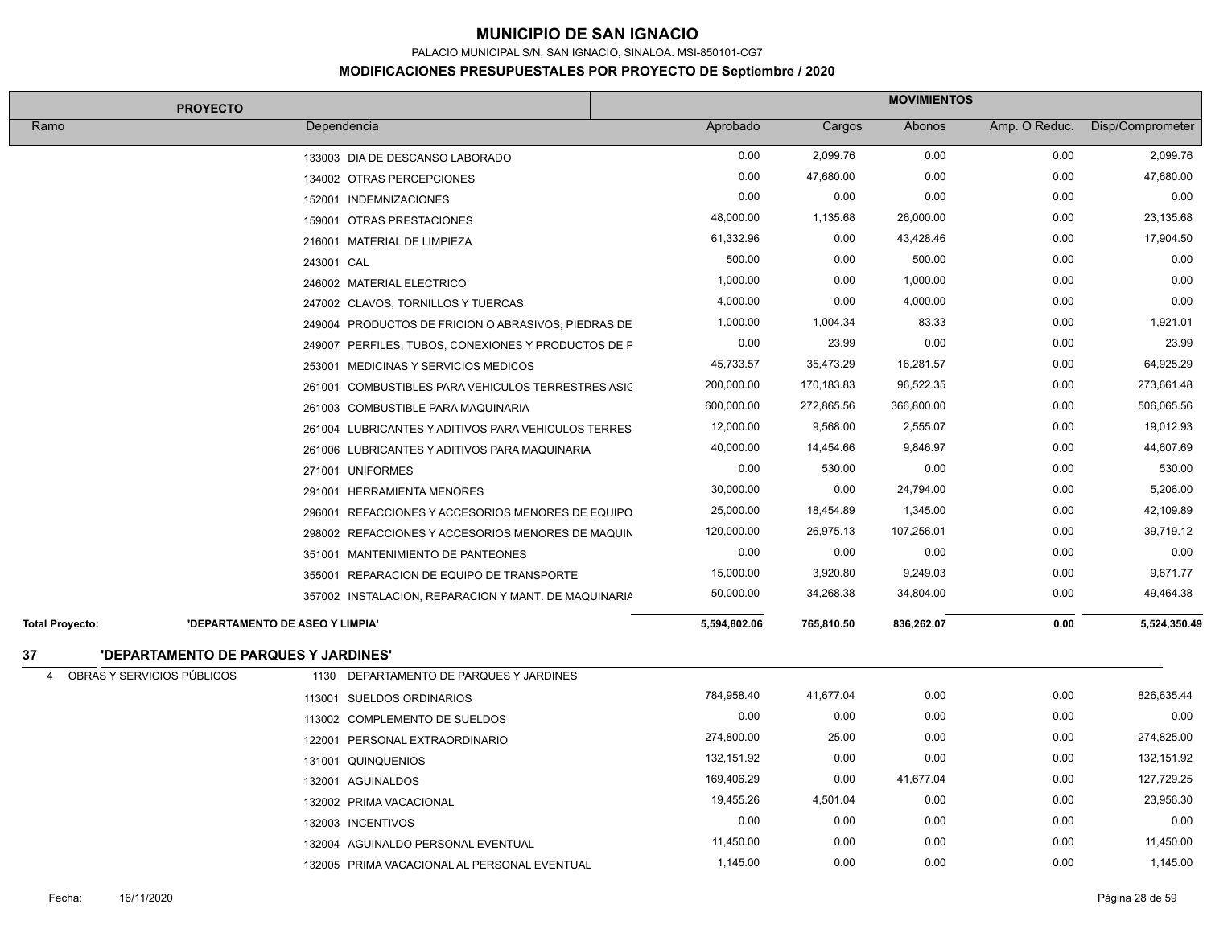# MUNICIPIO DE SAN IGNACIO

PALACIO MUNICIPAL S/N, SAN IGNACIO, SINALOA. MSI-850101-CG7

## MODIFICACIONES PRESUPUESTALES POR PROYECTO DE Septiembre / 2020

| PROYECTO | | MOVIMIENTOS | | | | |
|---|---|---|---|---|---|---|
| Ramo | Dependencia | Aprobado | Cargos | Abonos | Amp. O Reduc. | Disp/Comprometer |
| | 133003 DIA DE DESCANSO LABORADO | 0.00 | 2,099.76 | 0.00 | 0.00 | 2,099.76 |
| | 134002 OTRAS PERCEPCIONES | 0.00 | 47,680.00 | 0.00 | 0.00 | 47,680.00 |
| | 152001 INDEMNIZACIONES | 0.00 | 0.00 | 0.00 | 0.00 | 0.00 |
| | 159001 OTRAS PRESTACIONES | 48,000.00 | 1,135.68 | 26,000.00 | 0.00 | 23,135.68 |
| | 216001 MATERIAL DE LIMPIEZA | 61,332.96 | 0.00 | 43,428.46 | 0.00 | 17,904.50 |
| | 243001 CAL | 500.00 | 0.00 | 500.00 | 0.00 | 0.00 |
| | 246002 MATERIAL ELECTRICO | 1,000.00 | 0.00 | 1,000.00 | 0.00 | 0.00 |
| | 247002 CLAVOS, TORNILLOS Y TUERCAS | 4,000.00 | 0.00 | 4,000.00 | 0.00 | 0.00 |
| | 249004 PRODUCTOS DE FRICION O ABRASIVOS; PIEDRAS DE | 1,000.00 | 1,004.34 | 83.33 | 0.00 | 1,921.01 |
| | 249007 PERFILES, TUBOS, CONEXIONES Y PRODUCTOS DE F | 0.00 | 23.99 | 0.00 | 0.00 | 23.99 |
| | 253001 MEDICINAS Y SERVICIOS MEDICOS | 45,733.57 | 35,473.29 | 16,281.57 | 0.00 | 64,925.29 |
| | 261001 COMBUSTIBLES PARA VEHICULOS TERRESTRES ASIG | 200,000.00 | 170,183.83 | 96,522.35 | 0.00 | 273,661.48 |
| | 261003 COMBUSTIBLE PARA MAQUINARIA | 600,000.00 | 272,865.56 | 366,800.00 | 0.00 | 506,065.56 |
| | 261004 LUBRICANTES Y ADITIVOS PARA VEHICULOS TERRES | 12,000.00 | 9,568.00 | 2,555.07 | 0.00 | 19,012.93 |
| | 261006 LUBRICANTES Y ADITIVOS PARA MAQUINARIA | 40,000.00 | 14,454.66 | 9,846.97 | 0.00 | 44,607.69 |
| | 271001 UNIFORMES | 0.00 | 530.00 | 0.00 | 0.00 | 530.00 |
| | 291001 HERRAMIENTA MENORES | 30,000.00 | 0.00 | 24,794.00 | 0.00 | 5,206.00 |
| | 296001 REFACCIONES Y ACCESORIOS MENORES DE EQUIPO | 25,000.00 | 18,454.89 | 1,345.00 | 0.00 | 42,109.89 |
| | 298002 REFACCIONES Y ACCESORIOS MENORES DE MAQUIN | 120,000.00 | 26,975.13 | 107,256.01 | 0.00 | 39,719.12 |
| | 351001 MANTENIMIENTO DE PANTEONES | 0.00 | 0.00 | 0.00 | 0.00 | 0.00 |
| | 355001 REPARACION DE EQUIPO DE TRANSPORTE | 15,000.00 | 3,920.80 | 9,249.03 | 0.00 | 9,671.77 |
| | 357002 INSTALACION, REPARACION Y MANT. DE MAQUINARIA | 50,000.00 | 34,268.38 | 34,804.00 | 0.00 | 49,464.38 |
| **Total Proyecto:** | **'DEPARTAMENTO DE ASEO Y LIMPIA'** | **5,594,802.06** | **765,810.50** | **836,262.07** | **0.00** | **5,524,350.49** |
| **37** | **'DEPARTAMENTO DE PARQUES Y JARDINES'** | | | | | |
| 4 OBRAS Y SERVICIOS PÚBLICOS | 1130 DEPARTAMENTO DE PARQUES Y JARDINES | | | | | |
| | 113001 SUELDOS ORDINARIOS | 784,958.40 | 41,677.04 | 0.00 | 0.00 | 826,635.44 |
| | 113002 COMPLEMENTO DE SUELDOS | 0.00 | 0.00 | 0.00 | 0.00 | 0.00 |
| | 122001 PERSONAL EXTRAORDINARIO | 274,800.00 | 25.00 | 0.00 | 0.00 | 274,825.00 |
| | 131001 QUINQUENIOS | 132,151.92 | 0.00 | 0.00 | 0.00 | 132,151.92 |
| | 132001 AGUINALDOS | 169,406.29 | 0.00 | 41,677.04 | 0.00 | 127,729.25 |
| | 132002 PRIMA VACACIONAL | 19,455.26 | 4,501.04 | 0.00 | 0.00 | 23,956.30 |
| | 132003 INCENTIVOS | 0.00 | 0.00 | 0.00 | 0.00 | 0.00 |
| | 132004 AGUINALDO PERSONAL EVENTUAL | 11,450.00 | 0.00 | 0.00 | 0.00 | 11,450.00 |
| | 132005 PRIMA VACACIONAL AL PERSONAL EVENTUAL | 1,145.00 | 0.00 | 0.00 | 0.00 | 1,145.00 |

Fecha: 16/11/2020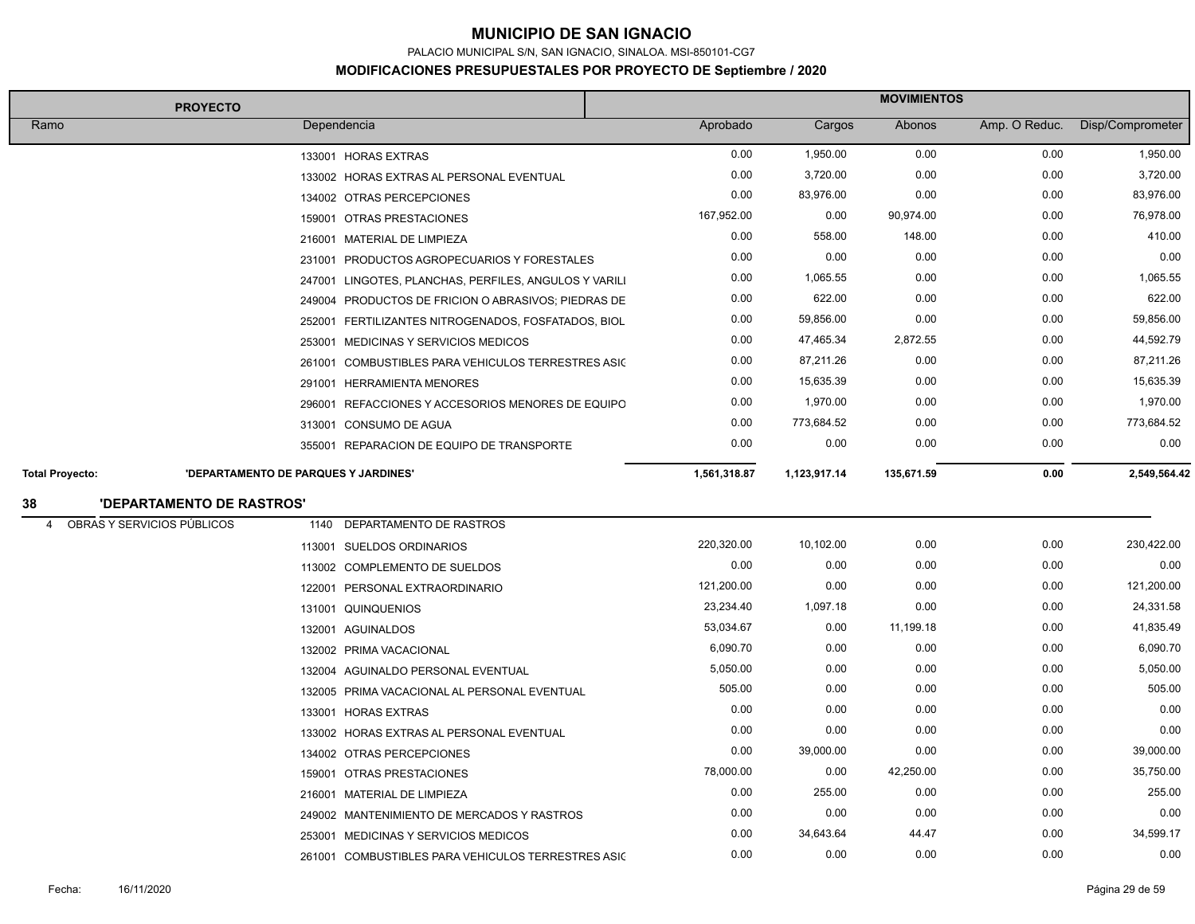# MUNICIPIO DE SAN IGNACIO

PALACIO MUNICIPAL S/N, SAN IGNACIO, SINALOA. MSI-850101-CG7

## MODIFICACIONES PRESUPUESTALES POR PROYECTO DE Septiembre / 2020

| Ramo | Dependencia | Aprobado | Cargos | Abonos | Amp. O Reduc. | Disp/Comprometer |
|---|---|---|---|---|---|---|
| | 133001 HORAS EXTRAS | 0.00 | 1,950.00 | 0.00 | 0.00 | 1,950.00 |
| | 133002 HORAS EXTRAS AL PERSONAL EVENTUAL | 0.00 | 3,720.00 | 0.00 | 0.00 | 3,720.00 |
| | 134002 OTRAS PERCEPCIONES | 0.00 | 83,976.00 | 0.00 | 0.00 | 83,976.00 |
| | 159001 OTRAS PRESTACIONES | 167,952.00 | 0.00 | 90,974.00 | 0.00 | 76,978.00 |
| | 216001 MATERIAL DE LIMPIEZA | 0.00 | 558.00 | 148.00 | 0.00 | 410.00 |
| | 231001 PRODUCTOS AGROPECUARIOS Y FORESTALES | 0.00 | 0.00 | 0.00 | 0.00 | 0.00 |
| | 247001 LINGOTES, PLANCHAS, PERFILES, ANGULOS Y VARILI | 0.00 | 1,065.55 | 0.00 | 0.00 | 1,065.55 |
| | 249004 PRODUCTOS DE FRICION O ABRASIVOS; PIEDRAS DE | 0.00 | 622.00 | 0.00 | 0.00 | 622.00 |
| | 252001 FERTILIZANTES NITROGENADOS, FOSFATADOS, BIOL | 0.00 | 59,856.00 | 0.00 | 0.00 | 59,856.00 |
| | 253001 MEDICINAS Y SERVICIOS MEDICOS | 0.00 | 47,465.34 | 2,872.55 | 0.00 | 44,592.79 |
| | 261001 COMBUSTIBLES PARA VEHICULOS TERRESTRES ASIC | 0.00 | 87,211.26 | 0.00 | 0.00 | 87,211.26 |
| | 291001 HERRAMIENTA MENORES | 0.00 | 15,635.39 | 0.00 | 0.00 | 15,635.39 |
| | 296001 REFACCIONES Y ACCESORIOS MENORES DE EQUIPO | 0.00 | 1,970.00 | 0.00 | 0.00 | 1,970.00 |
| | 313001 CONSUMO DE AGUA | 0.00 | 773,684.52 | 0.00 | 0.00 | 773,684.52 |
| | 355001 REPARACION DE EQUIPO DE TRANSPORTE | 0.00 | 0.00 | 0.00 | 0.00 | 0.00 |
| **Total Proyecto:** | **'DEPARTAMENTO DE PARQUES Y JARDINES'** | **1,561,318.87** | **1,123,917.14** | **135,671.59** | **0.00** | **2,549,564.42** |
| **38** | **'DEPARTAMENTO DE RASTROS'** | | | | | |
| 4 OBRAS Y SERVICIOS PÚBLICOS | 1140 DEPARTAMENTO DE RASTROS | | | | | |
| | 113001 SUELDOS ORDINARIOS | 220,320.00 | 10,102.00 | 0.00 | 0.00 | 230,422.00 |
| | 113002 COMPLEMENTO DE SUELDOS | 0.00 | 0.00 | 0.00 | 0.00 | 0.00 |
| | 122001 PERSONAL EXTRAORDINARIO | 121,200.00 | 0.00 | 0.00 | 0.00 | 121,200.00 |
| | 131001 QUINQUENIOS | 23,234.40 | 1,097.18 | 0.00 | 0.00 | 24,331.58 |
| | 132001 AGUINALDOS | 53,034.67 | 0.00 | 11,199.18 | 0.00 | 41,835.49 |
| | 132002 PRIMA VACACIONAL | 6,090.70 | 0.00 | 0.00 | 0.00 | 6,090.70 |
| | 132004 AGUINALDO PERSONAL EVENTUAL | 5,050.00 | 0.00 | 0.00 | 0.00 | 5,050.00 |
| | 132005 PRIMA VACACIONAL AL PERSONAL EVENTUAL | 505.00 | 0.00 | 0.00 | 0.00 | 505.00 |
| | 133001 HORAS EXTRAS | 0.00 | 0.00 | 0.00 | 0.00 | 0.00 |
| | 133002 HORAS EXTRAS AL PERSONAL EVENTUAL | 0.00 | 0.00 | 0.00 | 0.00 | 0.00 |
| | 134002 OTRAS PERCEPCIONES | 0.00 | 39,000.00 | 0.00 | 0.00 | 39,000.00 |
| | 159001 OTRAS PRESTACIONES | 78,000.00 | 0.00 | 42,250.00 | 0.00 | 35,750.00 |
| | 216001 MATERIAL DE LIMPIEZA | 0.00 | 255.00 | 0.00 | 0.00 | 255.00 |
| | 249002 MANTENIMIENTO DE MERCADOS Y RASTROS | 0.00 | 0.00 | 0.00 | 0.00 | 0.00 |
| | 253001 MEDICINAS Y SERVICIOS MEDICOS | 0.00 | 34,643.64 | 44.47 | 0.00 | 34,599.17 |
| | 261001 COMBUSTIBLES PARA VEHICULOS TERRESTRES ASIC | 0.00 | 0.00 | 0.00 | 0.00 | 0.00 |

Fecha: 16/11/2020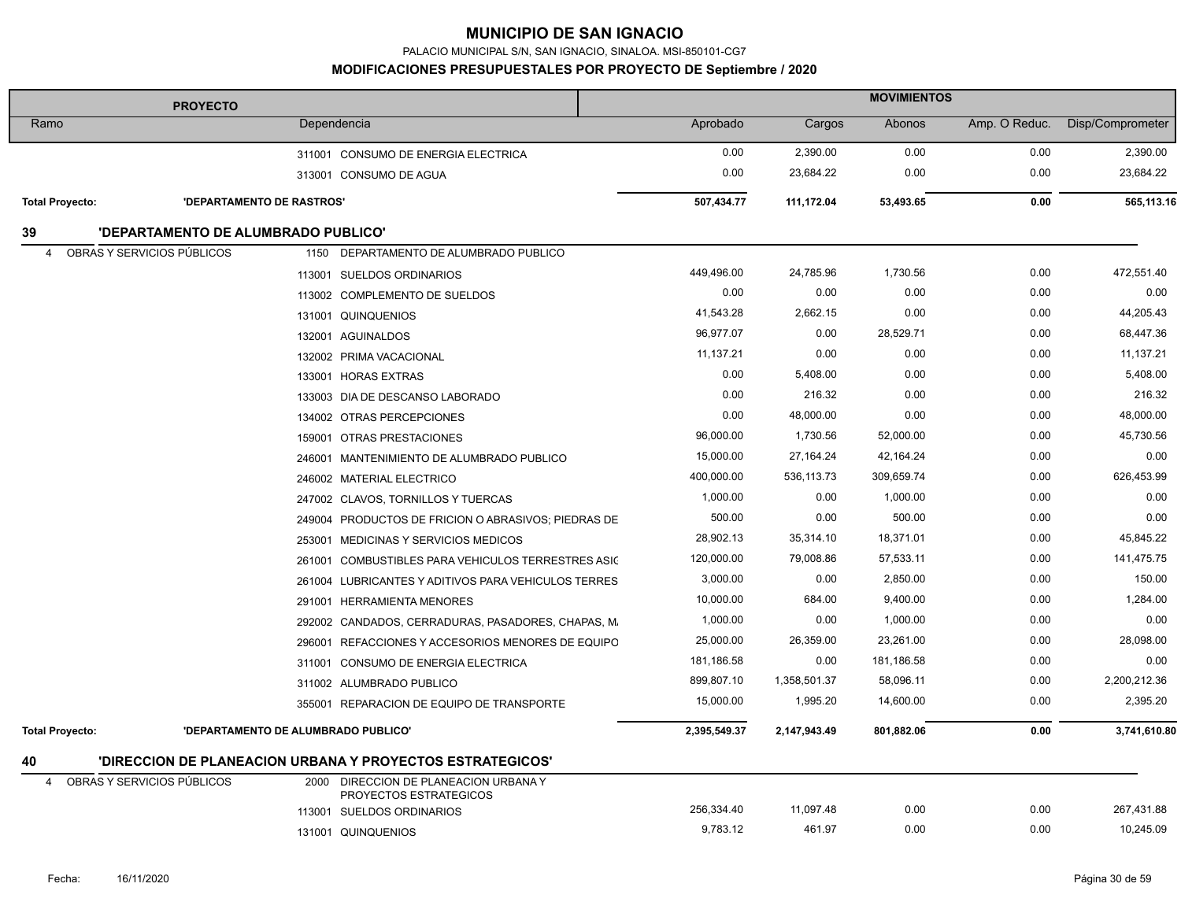# MUNICIPIO DE SAN IGNACIO

PALACIO MUNICIPAL S/N, SAN IGNACIO, SINALOA. MSI-850101-CG7

## MODIFICACIONES PRESUPUESTALES POR PROYECTO DE Septiembre / 2020

| PROYECTO | | MOVIMIENTOS | | | | |
|---|---|---|---|---|---|---|
| Ramo | Dependencia | Aprobado | Cargos | Abonos | Amp. O Reduc. | Disp/Comprometer |
| | 311001 CONSUMO DE ENERGIA ELECTRICA | 0.00 | 2,390.00 | 0.00 | 0.00 | 2,390.00 |
| | 313001 CONSUMO DE AGUA | 0.00 | 23,684.22 | 0.00 | 0.00 | 23,684.22 |
| **Total Proyecto:** | **'DEPARTAMENTO DE RASTROS'** | **507,434.77** | **111,172.04** | **53,493.65** | **0.00** | **565,113.16** |
| **39** | **'DEPARTAMENTO DE ALUMBRADO PUBLICO'** | | | | | |
| 4 OBRAS Y SERVICIOS PÚBLICOS | 1150 DEPARTAMENTO DE ALUMBRADO PUBLICO | | | | | |
| | 113001 SUELDOS ORDINARIOS | 449,496.00 | 24,785.96 | 1,730.56 | 0.00 | 472,551.40 |
| | 113002 COMPLEMENTO DE SUELDOS | 0.00 | 0.00 | 0.00 | 0.00 | 0.00 |
| | 131001 QUINQUENIOS | 41,543.28 | 2,662.15 | 0.00 | 0.00 | 44,205.43 |
| | 132001 AGUINALDOS | 96,977.07 | 0.00 | 28,529.71 | 0.00 | 68,447.36 |
| | 132002 PRIMA VACACIONAL | 11,137.21 | 0.00 | 0.00 | 0.00 | 11,137.21 |
| | 133001 HORAS EXTRAS | 0.00 | 5,408.00 | 0.00 | 0.00 | 5,408.00 |
| | 133003 DIA DE DESCANSO LABORADO | 0.00 | 216.32 | 0.00 | 0.00 | 216.32 |
| | 134002 OTRAS PERCEPCIONES | 0.00 | 48,000.00 | 0.00 | 0.00 | 48,000.00 |
| | 159001 OTRAS PRESTACIONES | 96,000.00 | 1,730.56 | 52,000.00 | 0.00 | 45,730.56 |
| | 246001 MANTENIMIENTO DE ALUMBRADO PUBLICO | 15,000.00 | 27,164.24 | 42,164.24 | 0.00 | 0.00 |
| | 246002 MATERIAL ELECTRICO | 400,000.00 | 536,113.73 | 309,659.74 | 0.00 | 626,453.99 |
| | 247002 CLAVOS, TORNILLOS Y TUERCAS | 1,000.00 | 0.00 | 1,000.00 | 0.00 | 0.00 |
| | 249004 PRODUCTOS DE FRICION O ABRASIVOS; PIEDRAS DE | 500.00 | 0.00 | 500.00 | 0.00 | 0.00 |
| | 253001 MEDICINAS Y SERVICIOS MEDICOS | 28,902.13 | 35,314.10 | 18,371.01 | 0.00 | 45,845.22 |
| | 261001 COMBUSTIBLES PARA VEHICULOS TERRESTRES ASIG | 120,000.00 | 79,008.86 | 57,533.11 | 0.00 | 141,475.75 |
| | 261004 LUBRICANTES Y ADITIVOS PARA VEHICULOS TERRES | 3,000.00 | 0.00 | 2,850.00 | 0.00 | 150.00 |
| | 291001 HERRAMIENTA MENORES | 10,000.00 | 684.00 | 9,400.00 | 0.00 | 1,284.00 |
| | 292002 CANDADOS, CERRADURAS, PASADORES, CHAPAS, M. | 1,000.00 | 0.00 | 1,000.00 | 0.00 | 0.00 |
| | 296001 REFACCIONES Y ACCESORIOS MENORES DE EQUIPO | 25,000.00 | 26,359.00 | 23,261.00 | 0.00 | 28,098.00 |
| | 311001 CONSUMO DE ENERGIA ELECTRICA | 181,186.58 | 0.00 | 181,186.58 | 0.00 | 0.00 |
| | 311002 ALUMBRADO PUBLICO | 899,807.10 | 1,358,501.37 | 58,096.11 | 0.00 | 2,200,212.36 |
| | 355001 REPARACION DE EQUIPO DE TRANSPORTE | 15,000.00 | 1,995.20 | 14,600.00 | 0.00 | 2,395.20 |
| **Total Proyecto:** | **'DEPARTAMENTO DE ALUMBRADO PUBLICO'** | **2,395,549.37** | **2,147,943.49** | **801,882.06** | **0.00** | **3,741,610.80** |
| **40** | **'DIRECCION DE PLANEACION URBANA Y PROYECTOS ESTRATEGICOS'** | | | | | |
| 4 OBRAS Y SERVICIOS PÚBLICOS | 2000 DIRECCION DE PLANEACION URBANA Y PROYECTOS ESTRATEGICOS | | | | | |
| | 113001 SUELDOS ORDINARIOS | 256,334.40 | 11,097.48 | 0.00 | 0.00 | 267,431.88 |
| | 131001 QUINQUENIOS | 9,783.12 | 461.97 | 0.00 | 0.00 | 10,245.09 |

Fecha: 16/11/2020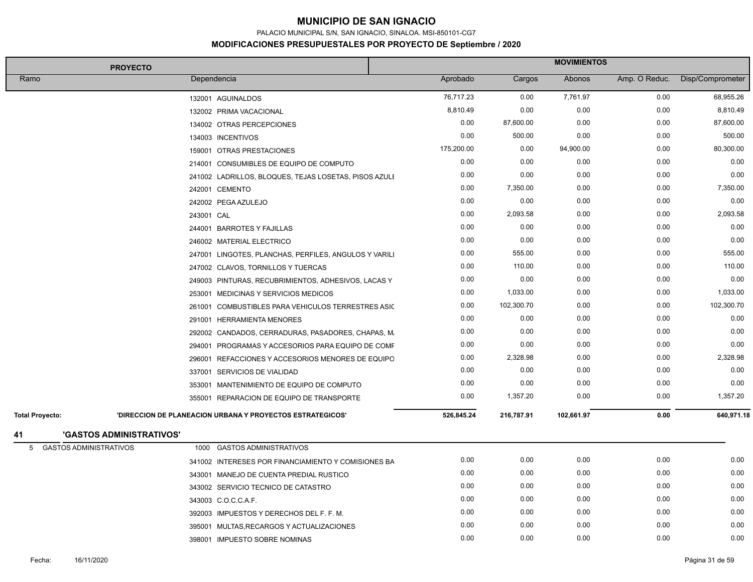# MUNICIPIO DE SAN IGNACIO

PALACIO MUNICIPAL S/N, SAN IGNACIO, SINALOA. MSI-850101-CG7

**MODIFICACIONES PRESUPUESTALES POR PROYECTO DE Septiembre / 2020**

| PROYECTO | | MOVIMIENTOS | | | | |
|---|---|---|---|---|---|---|
| Ramo | Dependencia | Aprobado | Cargos | Abonos | Amp. O Reduc. | Disp/Comprometer |
| | 132001 AGUINALDOS | 76,717.23 | 0.00 | 7,761.97 | 0.00 | 68,955.26 |
| | 132002 PRIMA VACACIONAL | 8,810.49 | 0.00 | 0.00 | 0.00 | 8,810.49 |
| | 134002 OTRAS PERCEPCIONES | 0.00 | 87,600.00 | 0.00 | 0.00 | 87,600.00 |
| | 134003 INCENTIVOS | 0.00 | 500.00 | 0.00 | 0.00 | 500.00 |
| | 159001 OTRAS PRESTACIONES | 175,200.00 | 0.00 | 94,900.00 | 0.00 | 80,300.00 |
| | 214001 CONSUMIBLES DE EQUIPO DE COMPUTO | 0.00 | 0.00 | 0.00 | 0.00 | 0.00 |
| | 241002 LADRILLOS, BLOQUES, TEJAS LOSETAS, PISOS AZULE | 0.00 | 0.00 | 0.00 | 0.00 | 0.00 |
| | 242001 CEMENTO | 0.00 | 7,350.00 | 0.00 | 0.00 | 7,350.00 |
| | 242002 PEGA AZULEJO | 0.00 | 0.00 | 0.00 | 0.00 | 0.00 |
| | 243001 CAL | 0.00 | 2,093.58 | 0.00 | 0.00 | 2,093.58 |
| | 244001 BARROTES Y FAJILLAS | 0.00 | 0.00 | 0.00 | 0.00 | 0.00 |
| | 246002 MATERIAL ELECTRICO | 0.00 | 0.00 | 0.00 | 0.00 | 0.00 |
| | 247001 LINGOTES, PLANCHAS, PERFILES, ANGULOS Y VARILL | 0.00 | 555.00 | 0.00 | 0.00 | 555.00 |
| | 247002 CLAVOS, TORNILLOS Y TUERCAS | 0.00 | 110.00 | 0.00 | 0.00 | 110.00 |
| | 249003 PINTURAS, RECUBRIMIENTOS, ADHESIVOS, LACAS Y | 0.00 | 0.00 | 0.00 | 0.00 | 0.00 |
| | 253001 MEDICINAS Y SERVICIOS MEDICOS | 0.00 | 1,033.00 | 0.00 | 0.00 | 1,033.00 |
| | 261001 COMBUSTIBLES PARA VEHICULOS TERRESTRES ASIG | 0.00 | 102,300.70 | 0.00 | 0.00 | 102,300.70 |
| | 291001 HERRAMIENTA MENORES | 0.00 | 0.00 | 0.00 | 0.00 | 0.00 |
| | 292002 CANDADOS, CERRADURAS, PASADORES, CHAPAS, M. | 0.00 | 0.00 | 0.00 | 0.00 | 0.00 |
| | 294001 PROGRAMAS Y ACCESORIOS PARA EQUIPO DE COMP | 0.00 | 0.00 | 0.00 | 0.00 | 0.00 |
| | 296001 REFACCIONES Y ACCESORIOS MENORES DE EQUIPO | 0.00 | 2,328.98 | 0.00 | 0.00 | 2,328.98 |
| | 337001 SERVICIOS DE VIALIDAD | 0.00 | 0.00 | 0.00 | 0.00 | 0.00 |
| | 353001 MANTENIMIENTO DE EQUIPO DE COMPUTO | 0.00 | 0.00 | 0.00 | 0.00 | 0.00 |
| | 355001 REPARACION DE EQUIPO DE TRANSPORTE | 0.00 | 1,357.20 | 0.00 | 0.00 | 1,357.20 |
| **Total Proyecto:** | **'DIRECCION DE PLANEACION URBANA Y PROYECTOS ESTRATEGICOS'** | **526,845.24** | **216,787.91** | **102,661.97** | **0.00** | **640,971.18** |
| **41** | **'GASTOS ADMINISTRATIVOS'** | | | | | |
| 5 GASTOS ADMINISTRATIVOS | 1000 GASTOS ADMINISTRATIVOS | | | | | |
| | 341002 INTERESES POR FINANCIAMIENTO Y COMISIONES BA | 0.00 | 0.00 | 0.00 | 0.00 | 0.00 |
| | 343001 MANEJO DE CUENTA PREDIAL RUSTICO | 0.00 | 0.00 | 0.00 | 0.00 | 0.00 |
| | 343002 SERVICIO TECNICO DE CATASTRO | 0.00 | 0.00 | 0.00 | 0.00 | 0.00 |
| | 343003 C.O.C.C.A.F. | 0.00 | 0.00 | 0.00 | 0.00 | 0.00 |
| | 392003 IMPUESTOS Y DERECHOS DEL F. F. M. | 0.00 | 0.00 | 0.00 | 0.00 | 0.00 |
| | 395001 MULTAS,RECARGOS Y ACTUALIZACIONES | 0.00 | 0.00 | 0.00 | 0.00 | 0.00 |
| | 398001 IMPUESTO SOBRE NOMINAS | 0.00 | 0.00 | 0.00 | 0.00 | 0.00 |

Fecha: 16/11/2020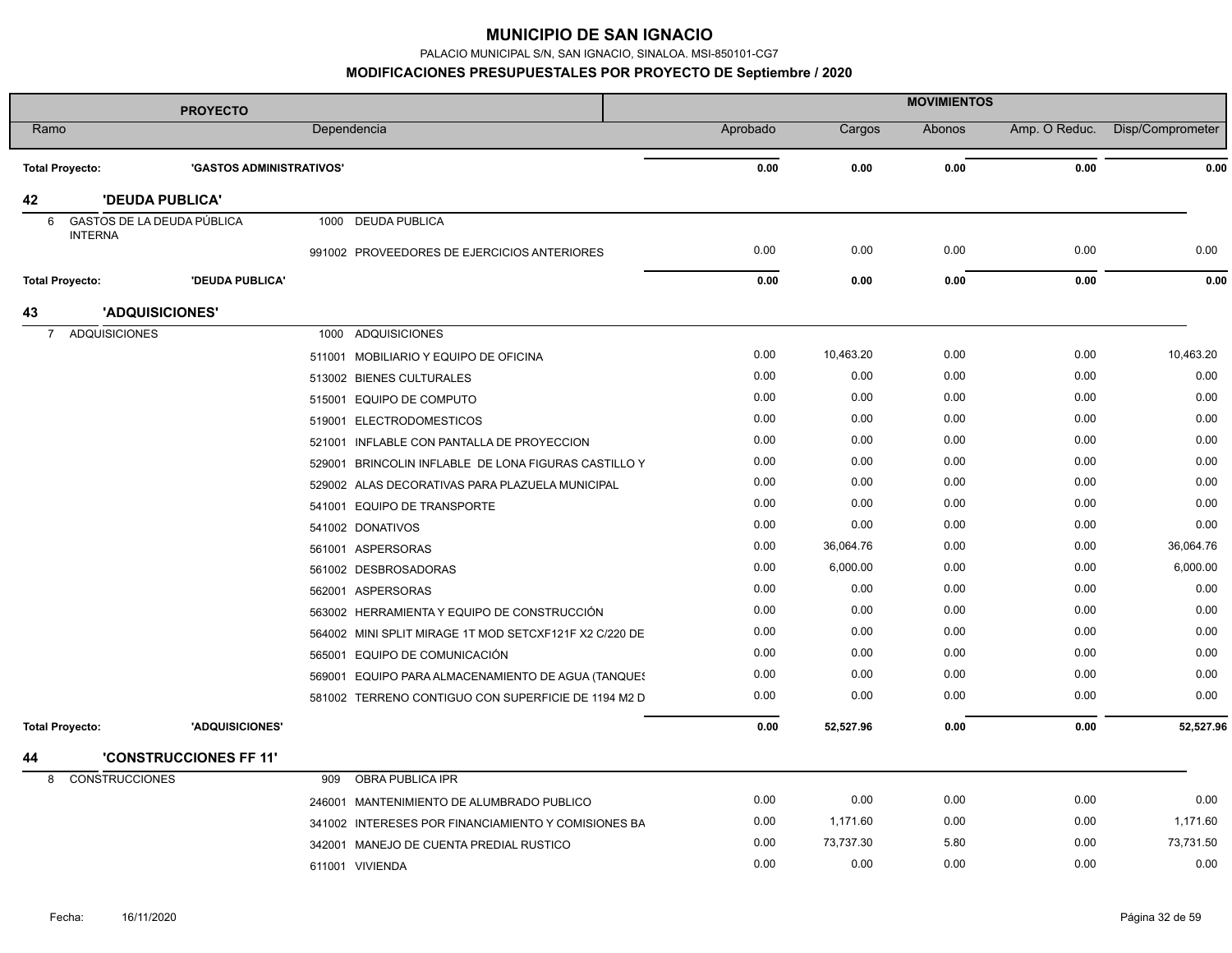# MUNICIPIO DE SAN IGNACIO

PALACIO MUNICIPAL S/N, SAN IGNACIO, SINALOA. MSI-850101-CG7

## MODIFICACIONES PRESUPUESTALES POR PROYECTO DE Septiembre / 2020

| PROYECTO | | MOVIMIENTOS | | | | |
|---|---|---|---|---|---|---|
| Ramo | Dependencia | Aprobado | Cargos | Abonos | Amp. O Reduc. | Disp/Comprometer |
| **Total Proyecto: 'GASTOS ADMINISTRATIVOS'** | | **0.00** | **0.00** | **0.00** | **0.00** | **0.00** |
| **42 'DEUDA PUBLICA'** | | | | | | |
| 6 GASTOS DE LA DEUDA PÚBLICA INTERNA | 1000 DEUDA PUBLICA | | | | | |
| | 991002 PROVEEDORES DE EJERCICIOS ANTERIORES | 0.00 | 0.00 | 0.00 | 0.00 | 0.00 |
| **Total Proyecto: 'DEUDA PUBLICA'** | | **0.00** | **0.00** | **0.00** | **0.00** | **0.00** |
| **43 'ADQUISICIONES'** | | | | | | |
| 7 ADQUISICIONES | 1000 ADQUISICIONES | | | | | |
| | 511001 MOBILIARIO Y EQUIPO DE OFICINA | 0.00 | 10,463.20 | 0.00 | 0.00 | 10,463.20 |
| | 513002 BIENES CULTURALES | 0.00 | 0.00 | 0.00 | 0.00 | 0.00 |
| | 515001 EQUIPO DE COMPUTO | 0.00 | 0.00 | 0.00 | 0.00 | 0.00 |
| | 519001 ELECTRODOMESTICOS | 0.00 | 0.00 | 0.00 | 0.00 | 0.00 |
| | 521001 INFLABLE CON PANTALLA DE PROYECCION | 0.00 | 0.00 | 0.00 | 0.00 | 0.00 |
| | 529001 BRINCOLIN INFLABLE DE LONA FIGURAS CASTILLO Y | 0.00 | 0.00 | 0.00 | 0.00 | 0.00 |
| | 529002 ALAS DECORATIVAS PARA PLAZUELA MUNICIPAL | 0.00 | 0.00 | 0.00 | 0.00 | 0.00 |
| | 541001 EQUIPO DE TRANSPORTE | 0.00 | 0.00 | 0.00 | 0.00 | 0.00 |
| | 541002 DONATIVOS | 0.00 | 0.00 | 0.00 | 0.00 | 0.00 |
| | 561001 ASPERSORAS | 0.00 | 36,064.76 | 0.00 | 0.00 | 36,064.76 |
| | 561002 DESBROSADORAS | 0.00 | 6,000.00 | 0.00 | 0.00 | 6,000.00 |
| | 562001 ASPERSORAS | 0.00 | 0.00 | 0.00 | 0.00 | 0.00 |
| | 563002 HERRAMIENTA Y EQUIPO DE CONSTRUCCIÓN | 0.00 | 0.00 | 0.00 | 0.00 | 0.00 |
| | 564002 MINI SPLIT MIRAGE 1T MOD SETCXF121F X2 C/220 DE | 0.00 | 0.00 | 0.00 | 0.00 | 0.00 |
| | 565001 EQUIPO DE COMUNICACIÓN | 0.00 | 0.00 | 0.00 | 0.00 | 0.00 |
| | 569001 EQUIPO PARA ALMACENAMIENTO DE AGUA (TANQUES | 0.00 | 0.00 | 0.00 | 0.00 | 0.00 |
| | 581002 TERRENO CONTIGUO CON SUPERFICIE DE 1194 M2 D | 0.00 | 0.00 | 0.00 | 0.00 | 0.00 |
| **Total Proyecto: 'ADQUISICIONES'** | | **0.00** | **52,527.96** | **0.00** | **0.00** | **52,527.96** |
| **44 'CONSTRUCCIONES FF 11'** | | | | | | |
| 8 CONSTRUCCIONES | 909 OBRA PUBLICA IPR | | | | | |
| | 246001 MANTENIMIENTO DE ALUMBRADO PUBLICO | 0.00 | 0.00 | 0.00 | 0.00 | 0.00 |
| | 341002 INTERESES POR FINANCIAMIENTO Y COMISIONES BA | 0.00 | 1,171.60 | 0.00 | 0.00 | 1,171.60 |
| | 342001 MANEJO DE CUENTA PREDIAL RUSTICO | 0.00 | 73,737.30 | 5.80 | 0.00 | 73,731.50 |
| | 611001 VIVIENDA | 0.00 | 0.00 | 0.00 | 0.00 | 0.00 |

Fecha: 16/11/2020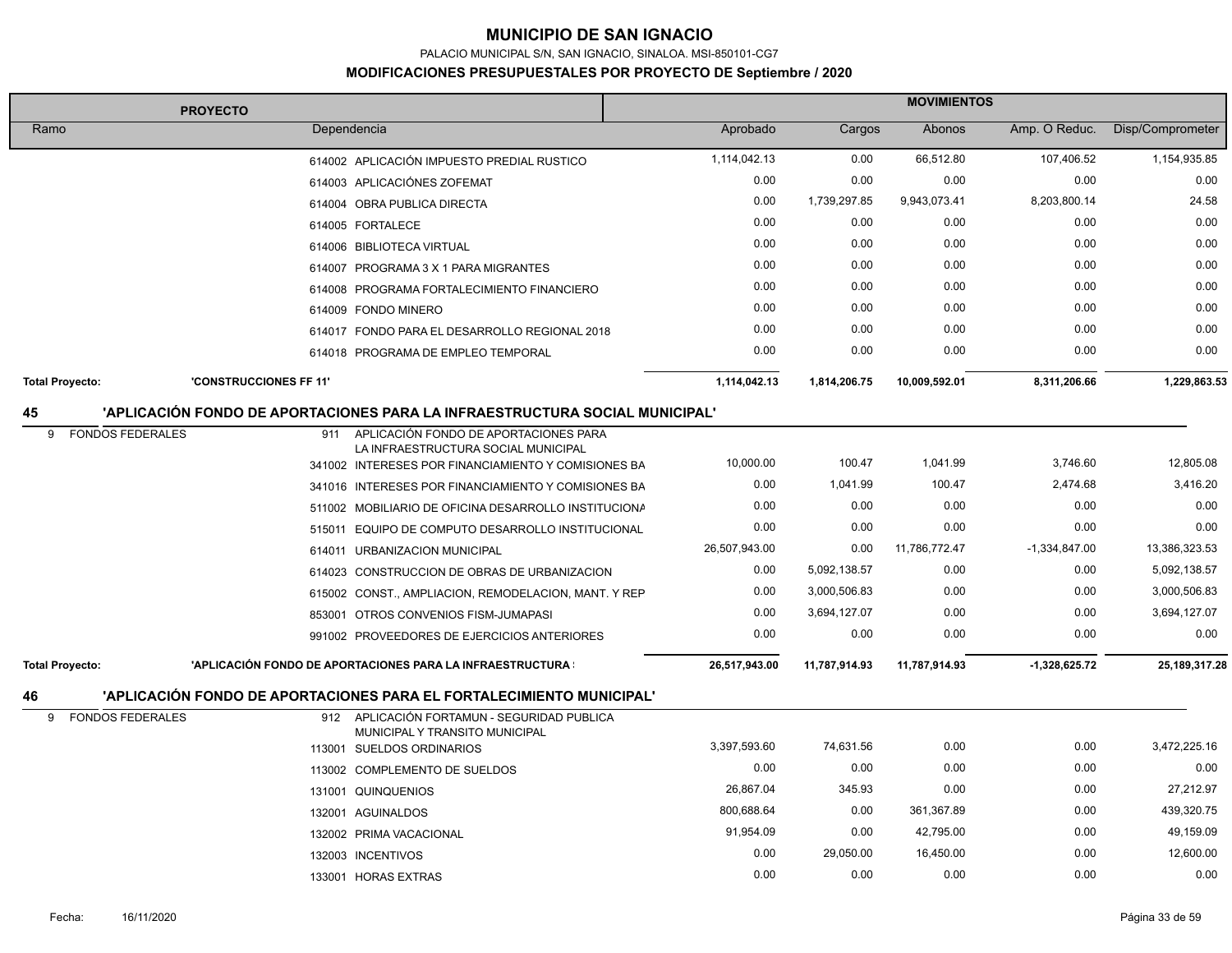# MUNICIPIO DE SAN IGNACIO

PALACIO MUNICIPAL S/N, SAN IGNACIO, SINALOA. MSI-850101-CG7

## MODIFICACIONES PRESUPUESTALES POR PROYECTO DE Septiembre / 2020

| PROYECTO | | | MOVIMIENTOS | | | | |
|---|---|---|---|---|---|---|---|
| Ramo | Dependencia | | Aprobado | Cargos | Abonos | Amp. O Reduc. | Disp/Comprometer |
| | 614002 | APLICACIÓN IMPUESTO PREDIAL RUSTICO | 1,114,042.13 | 0.00 | 66,512.80 | 107,406.52 | 1,154,935.85 |
| | 614003 | APLICACIÓNES ZOFEMAT | 0.00 | 0.00 | 0.00 | 0.00 | 0.00 |
| | 614004 | OBRA PUBLICA DIRECTA | 0.00 | 1,739,297.85 | 9,943,073.41 | 8,203,800.14 | 24.58 |
| | 614005 | FORTALECE | 0.00 | 0.00 | 0.00 | 0.00 | 0.00 |
| | 614006 | BIBLIOTECA VIRTUAL | 0.00 | 0.00 | 0.00 | 0.00 | 0.00 |
| | 614007 | PROGRAMA 3 X 1 PARA MIGRANTES | 0.00 | 0.00 | 0.00 | 0.00 | 0.00 |
| | 614008 | PROGRAMA FORTALECIMIENTO FINANCIERO | 0.00 | 0.00 | 0.00 | 0.00 | 0.00 |
| | 614009 | FONDO MINERO | 0.00 | 0.00 | 0.00 | 0.00 | 0.00 |
| | 614017 | FONDO PARA EL DESARROLLO REGIONAL 2018 | 0.00 | 0.00 | 0.00 | 0.00 | 0.00 |
| | 614018 | PROGRAMA DE EMPLEO TEMPORAL | 0.00 | 0.00 | 0.00 | 0.00 | 0.00 |
| **Total Proyecto:** | **'CONSTRUCCIONES FF 11'** | | **1,114,042.13** | **1,814,206.75** | **10,009,592.01** | **8,311,206.66** | **1,229,863.53** |

### 45 'APLICACIÓN FONDO DE APORTACIONES PARA LA INFRAESTRUCTURA SOCIAL MUNICIPAL'

| Ramo | Dependencia | | Aprobado | Cargos | Abonos | Amp. O Reduc. | Disp/Comprometer |
|---|---|---|---|---|---|---|---|
| 9 FONDOS FEDERALES | 911 | APLICACIÓN FONDO DE APORTACIONES PARA LA INFRAESTRUCTURA SOCIAL MUNICIPAL | | | | | |
| | 341002 | INTERESES POR FINANCIAMIENTO Y COMISIONES BA | 10,000.00 | 100.47 | 1,041.99 | 3,746.60 | 12,805.08 |
| | 341016 | INTERESES POR FINANCIAMIENTO Y COMISIONES BA | 0.00 | 1,041.99 | 100.47 | 2,474.68 | 3,416.20 |
| | 511002 | MOBILIARIO DE OFICINA DESARROLLO INSTITUCIONA | 0.00 | 0.00 | 0.00 | 0.00 | 0.00 |
| | 515011 | EQUIPO DE COMPUTO DESARROLLO INSTITUCIONAL | 0.00 | 0.00 | 0.00 | 0.00 | 0.00 |
| | 614011 | URBANIZACION MUNICIPAL | 26,507,943.00 | 0.00 | 11,786,772.47 | -1,334,847.00 | 13,386,323.53 |
| | 614023 | CONSTRUCCION DE OBRAS DE URBANIZACION | 0.00 | 5,092,138.57 | 0.00 | 0.00 | 5,092,138.57 |
| | 615002 | CONST., AMPLIACION, REMODELACION, MANT. Y REP | 0.00 | 3,000,506.83 | 0.00 | 0.00 | 3,000,506.83 |
| | 853001 | OTROS CONVENIOS FISM-JUMAPASI | 0.00 | 3,694,127.07 | 0.00 | 0.00 | 3,694,127.07 |
| | 991002 | PROVEEDORES DE EJERCICIOS ANTERIORES | 0.00 | 0.00 | 0.00 | 0.00 | 0.00 |
| **Total Proyecto:** | **'APLICACIÓN FONDO DE APORTACIONES PARA LA INFRAESTRUCTURA :** | | **26,517,943.00** | **11,787,914.93** | **11,787,914.93** | **-1,328,625.72** | **25,189,317.28** |

### 46 'APLICACIÓN FONDO DE APORTACIONES PARA EL FORTALECIMIENTO MUNICIPAL'

| Ramo | Dependencia | | Aprobado | Cargos | Abonos | Amp. O Reduc. | Disp/Comprometer |
|---|---|---|---|---|---|---|---|
| 9 FONDOS FEDERALES | 912 | APLICACIÓN FORTAMUN - SEGURIDAD PUBLICA MUNICIPAL Y TRANSITO MUNICIPAL | | | | | |
| | 113001 | SUELDOS ORDINARIOS | 3,397,593.60 | 74,631.56 | 0.00 | 0.00 | 3,472,225.16 |
| | 113002 | COMPLEMENTO DE SUELDOS | 0.00 | 0.00 | 0.00 | 0.00 | 0.00 |
| | 131001 | QUINQUENIOS | 26,867.04 | 345.93 | 0.00 | 0.00 | 27,212.97 |
| | 132001 | AGUINALDOS | 800,688.64 | 0.00 | 361,367.89 | 0.00 | 439,320.75 |
| | 132002 | PRIMA VACACIONAL | 91,954.09 | 0.00 | 42,795.00 | 0.00 | 49,159.09 |
| | 132003 | INCENTIVOS | 0.00 | 29,050.00 | 16,450.00 | 0.00 | 12,600.00 |
| | 133001 | HORAS EXTRAS | 0.00 | 0.00 | 0.00 | 0.00 | 0.00 |

Fecha: 16/11/2020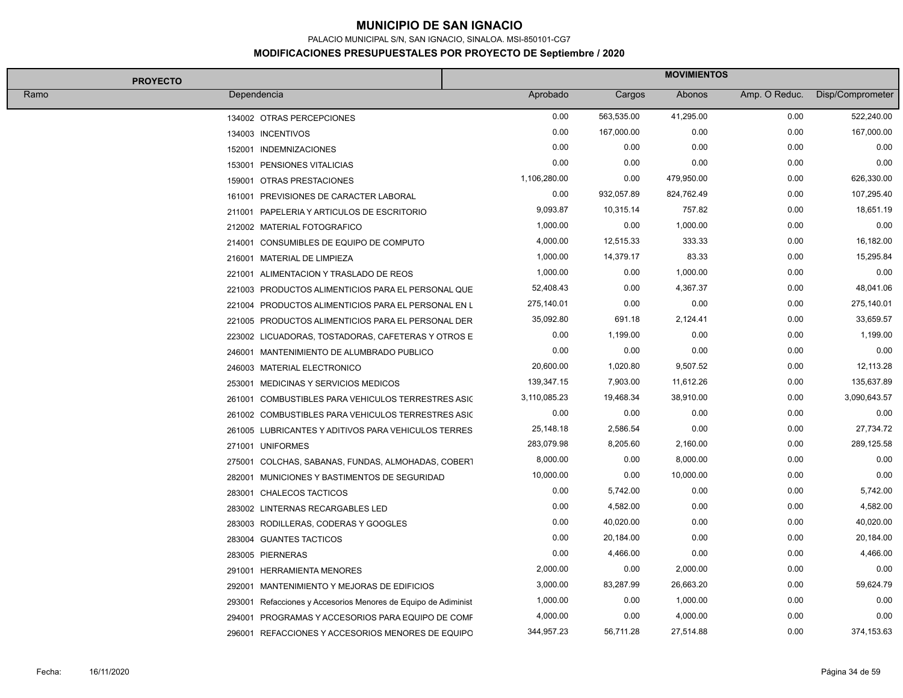# MUNICIPIO DE SAN IGNACIO

PALACIO MUNICIPAL S/N, SAN IGNACIO, SINALOA. MSI-850101-CG7

## MODIFICACIONES PRESUPUESTALES POR PROYECTO DE Septiembre / 2020

| PROYECTO | | MOVIMIENTOS | | | | |
|---|---|---|---|---|---|---|
| Ramo | Dependencia | Aprobado | Cargos | Abonos | Amp. O Reduc. | Disp/Comprometer |
| | 134002 OTRAS PERCEPCIONES | 0.00 | 563,535.00 | 41,295.00 | 0.00 | 522,240.00 |
| | 134003 INCENTIVOS | 0.00 | 167,000.00 | 0.00 | 0.00 | 167,000.00 |
| | 152001 INDEMNIZACIONES | 0.00 | 0.00 | 0.00 | 0.00 | 0.00 |
| | 153001 PENSIONES VITALICIAS | 0.00 | 0.00 | 0.00 | 0.00 | 0.00 |
| | 159001 OTRAS PRESTACIONES | 1,106,280.00 | 0.00 | 479,950.00 | 0.00 | 626,330.00 |
| | 161001 PREVISIONES DE CARACTER LABORAL | 0.00 | 932,057.89 | 824,762.49 | 0.00 | 107,295.40 |
| | 211001 PAPELERIA Y ARTICULOS DE ESCRITORIO | 9,093.87 | 10,315.14 | 757.82 | 0.00 | 18,651.19 |
| | 212002 MATERIAL FOTOGRAFICO | 1,000.00 | 0.00 | 1,000.00 | 0.00 | 0.00 |
| | 214001 CONSUMIBLES DE EQUIPO DE COMPUTO | 4,000.00 | 12,515.33 | 333.33 | 0.00 | 16,182.00 |
| | 216001 MATERIAL DE LIMPIEZA | 1,000.00 | 14,379.17 | 83.33 | 0.00 | 15,295.84 |
| | 221001 ALIMENTACION Y TRASLADO DE REOS | 1,000.00 | 0.00 | 1,000.00 | 0.00 | 0.00 |
| | 221003 PRODUCTOS ALIMENTICIOS PARA EL PERSONAL QUE | 52,408.43 | 0.00 | 4,367.37 | 0.00 | 48,041.06 |
| | 221004 PRODUCTOS ALIMENTICIOS PARA EL PERSONAL EN L | 275,140.01 | 0.00 | 0.00 | 0.00 | 275,140.01 |
| | 221005 PRODUCTOS ALIMENTICIOS PARA EL PERSONAL DER | 35,092.80 | 691.18 | 2,124.41 | 0.00 | 33,659.57 |
| | 223002 LICUADORAS, TOSTADORAS, CAFETERAS Y OTROS E | 0.00 | 1,199.00 | 0.00 | 0.00 | 1,199.00 |
| | 246001 MANTENIMIENTO DE ALUMBRADO PUBLICO | 0.00 | 0.00 | 0.00 | 0.00 | 0.00 |
| | 246003 MATERIAL ELECTRONICO | 20,600.00 | 1,020.80 | 9,507.52 | 0.00 | 12,113.28 |
| | 253001 MEDICINAS Y SERVICIOS MEDICOS | 139,347.15 | 7,903.00 | 11,612.26 | 0.00 | 135,637.89 |
| | 261001 COMBUSTIBLES PARA VEHICULOS TERRESTRES ASIG | 3,110,085.23 | 19,468.34 | 38,910.00 | 0.00 | 3,090,643.57 |
| | 261002 COMBUSTIBLES PARA VEHICULOS TERRESTRES ASIG | 0.00 | 0.00 | 0.00 | 0.00 | 0.00 |
| | 261005 LUBRICANTES Y ADITIVOS PARA VEHICULOS TERRES | 25,148.18 | 2,586.54 | 0.00 | 0.00 | 27,734.72 |
| | 271001 UNIFORMES | 283,079.98 | 8,205.60 | 2,160.00 | 0.00 | 289,125.58 |
| | 275001 COLCHAS, SABANAS, FUNDAS, ALMOHADAS, COBERT | 8,000.00 | 0.00 | 8,000.00 | 0.00 | 0.00 |
| | 282001 MUNICIONES Y BASTIMENTOS DE SEGURIDAD | 10,000.00 | 0.00 | 10,000.00 | 0.00 | 0.00 |
| | 283001 CHALECOS TACTICOS | 0.00 | 5,742.00 | 0.00 | 0.00 | 5,742.00 |
| | 283002 LINTERNAS RECARGABLES LED | 0.00 | 4,582.00 | 0.00 | 0.00 | 4,582.00 |
| | 283003 RODILLERAS, CODERAS Y GOOGLES | 0.00 | 40,020.00 | 0.00 | 0.00 | 40,020.00 |
| | 283004 GUANTES TACTICOS | 0.00 | 20,184.00 | 0.00 | 0.00 | 20,184.00 |
| | 283005 PIERNERAS | 0.00 | 4,466.00 | 0.00 | 0.00 | 4,466.00 |
| | 291001 HERRAMIENTA MENORES | 2,000.00 | 0.00 | 2,000.00 | 0.00 | 0.00 |
| | 292001 MANTENIMIENTO Y MEJORAS DE EDIFICIOS | 3,000.00 | 83,287.99 | 26,663.20 | 0.00 | 59,624.79 |
| | 293001 Refacciones y Accesorios Menores de Equipo de Adiminist | 1,000.00 | 0.00 | 1,000.00 | 0.00 | 0.00 |
| | 294001 PROGRAMAS Y ACCESORIOS PARA EQUIPO DE COMP | 4,000.00 | 0.00 | 4,000.00 | 0.00 | 0.00 |
| | 296001 REFACCIONES Y ACCESORIOS MENORES DE EQUIPO | 344,957.23 | 56,711.28 | 27,514.88 | 0.00 | 374,153.63 |

Fecha: 16/11/2020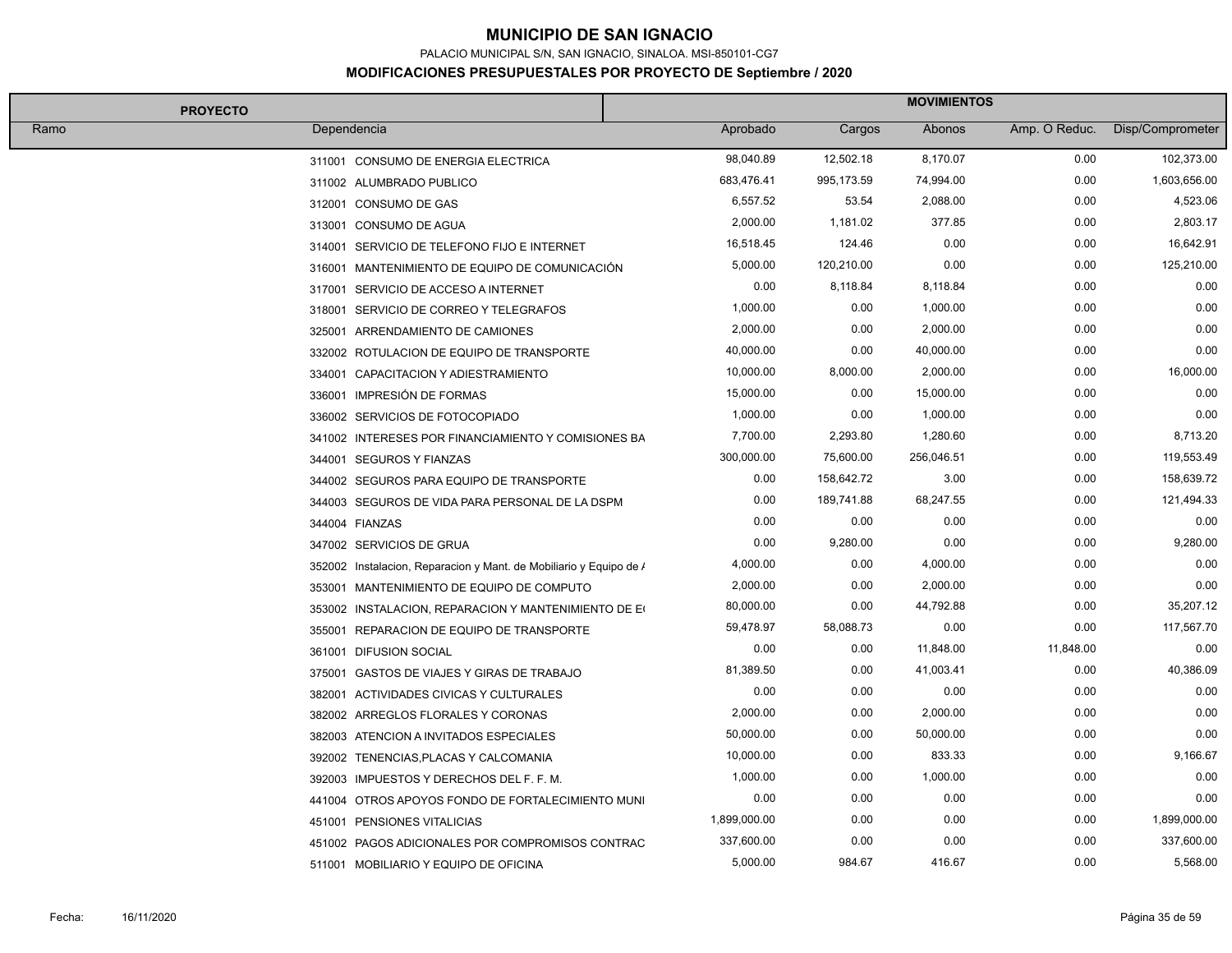# MUNICIPIO DE SAN IGNACIO

PALACIO MUNICIPAL S/N, SAN IGNACIO, SINALOA. MSI-850101-CG7

## MODIFICACIONES PRESUPUESTALES POR PROYECTO DE Septiembre / 2020

| PROYECTO | | MOVIMIENTOS | | | | |
|---|---|---|---|---|---|---|
| Ramo | Dependencia | Aprobado | Cargos | Abonos | Amp. O Reduc. | Disp/Comprometer |
| | 311001 CONSUMO DE ENERGIA ELECTRICA | 98,040.89 | 12,502.18 | 8,170.07 | 0.00 | 102,373.00 |
| | 311002 ALUMBRADO PUBLICO | 683,476.41 | 995,173.59 | 74,994.00 | 0.00 | 1,603,656.00 |
| | 312001 CONSUMO DE GAS | 6,557.52 | 53.54 | 2,088.00 | 0.00 | 4,523.06 |
| | 313001 CONSUMO DE AGUA | 2,000.00 | 1,181.02 | 377.85 | 0.00 | 2,803.17 |
| | 314001 SERVICIO DE TELEFONO FIJO E INTERNET | 16,518.45 | 124.46 | 0.00 | 0.00 | 16,642.91 |
| | 316001 MANTENIMIENTO DE EQUIPO DE COMUNICACIÓN | 5,000.00 | 120,210.00 | 0.00 | 0.00 | 125,210.00 |
| | 317001 SERVICIO DE ACCESO A INTERNET | 0.00 | 8,118.84 | 8,118.84 | 0.00 | 0.00 |
| | 318001 SERVICIO DE CORREO Y TELEGRAFOS | 1,000.00 | 0.00 | 1,000.00 | 0.00 | 0.00 |
| | 325001 ARRENDAMIENTO DE CAMIONES | 2,000.00 | 0.00 | 2,000.00 | 0.00 | 0.00 |
| | 332002 ROTULACION DE EQUIPO DE TRANSPORTE | 40,000.00 | 0.00 | 40,000.00 | 0.00 | 0.00 |
| | 334001 CAPACITACION Y ADIESTRAMIENTO | 10,000.00 | 8,000.00 | 2,000.00 | 0.00 | 16,000.00 |
| | 336001 IMPRESIÓN DE FORMAS | 15,000.00 | 0.00 | 15,000.00 | 0.00 | 0.00 |
| | 336002 SERVICIOS DE FOTOCOPIADO | 1,000.00 | 0.00 | 1,000.00 | 0.00 | 0.00 |
| | 341002 INTERESES POR FINANCIAMIENTO Y COMISIONES BA | 7,700.00 | 2,293.80 | 1,280.60 | 0.00 | 8,713.20 |
| | 344001 SEGUROS Y FIANZAS | 300,000.00 | 75,600.00 | 256,046.51 | 0.00 | 119,553.49 |
| | 344002 SEGUROS PARA EQUIPO DE TRANSPORTE | 0.00 | 158,642.72 | 3.00 | 0.00 | 158,639.72 |
| | 344003 SEGUROS DE VIDA PARA PERSONAL DE LA DSPM | 0.00 | 189,741.88 | 68,247.55 | 0.00 | 121,494.33 |
| | 344004 FIANZAS | 0.00 | 0.00 | 0.00 | 0.00 | 0.00 |
| | 347002 SERVICIOS DE GRUA | 0.00 | 9,280.00 | 0.00 | 0.00 | 9,280.00 |
| | 352002 Instalacion, Reparacion y Mant. de Mobiliario y Equipo de / | 4,000.00 | 0.00 | 4,000.00 | 0.00 | 0.00 |
| | 353001 MANTENIMIENTO DE EQUIPO DE COMPUTO | 2,000.00 | 0.00 | 2,000.00 | 0.00 | 0.00 |
| | 353002 INSTALACION, REPARACION Y MANTENIMIENTO DE E( | 80,000.00 | 0.00 | 44,792.88 | 0.00 | 35,207.12 |
| | 355001 REPARACION DE EQUIPO DE TRANSPORTE | 59,478.97 | 58,088.73 | 0.00 | 0.00 | 117,567.70 |
| | 361001 DIFUSION SOCIAL | 0.00 | 0.00 | 11,848.00 | 11,848.00 | 0.00 |
| | 375001 GASTOS DE VIAJES Y GIRAS DE TRABAJO | 81,389.50 | 0.00 | 41,003.41 | 0.00 | 40,386.09 |
| | 382001 ACTIVIDADES CIVICAS Y CULTURALES | 0.00 | 0.00 | 0.00 | 0.00 | 0.00 |
| | 382002 ARREGLOS FLORALES Y CORONAS | 2,000.00 | 0.00 | 2,000.00 | 0.00 | 0.00 |
| | 382003 ATENCION A INVITADOS ESPECIALES | 50,000.00 | 0.00 | 50,000.00 | 0.00 | 0.00 |
| | 392002 TENENCIAS,PLACAS Y CALCOMANIA | 10,000.00 | 0.00 | 833.33 | 0.00 | 9,166.67 |
| | 392003 IMPUESTOS Y DERECHOS DEL F. F. M. | 1,000.00 | 0.00 | 1,000.00 | 0.00 | 0.00 |
| | 441004 OTROS APOYOS FONDO DE FORTALECIMIENTO MUNI | 0.00 | 0.00 | 0.00 | 0.00 | 0.00 |
| | 451001 PENSIONES VITALICIAS | 1,899,000.00 | 0.00 | 0.00 | 0.00 | 1,899,000.00 |
| | 451002 PAGOS ADICIONALES POR COMPROMISOS CONTRAC | 337,600.00 | 0.00 | 0.00 | 0.00 | 337,600.00 |
| | 511001 MOBILIARIO Y EQUIPO DE OFICINA | 5,000.00 | 984.67 | 416.67 | 0.00 | 5,568.00 |

Fecha: 16/11/2020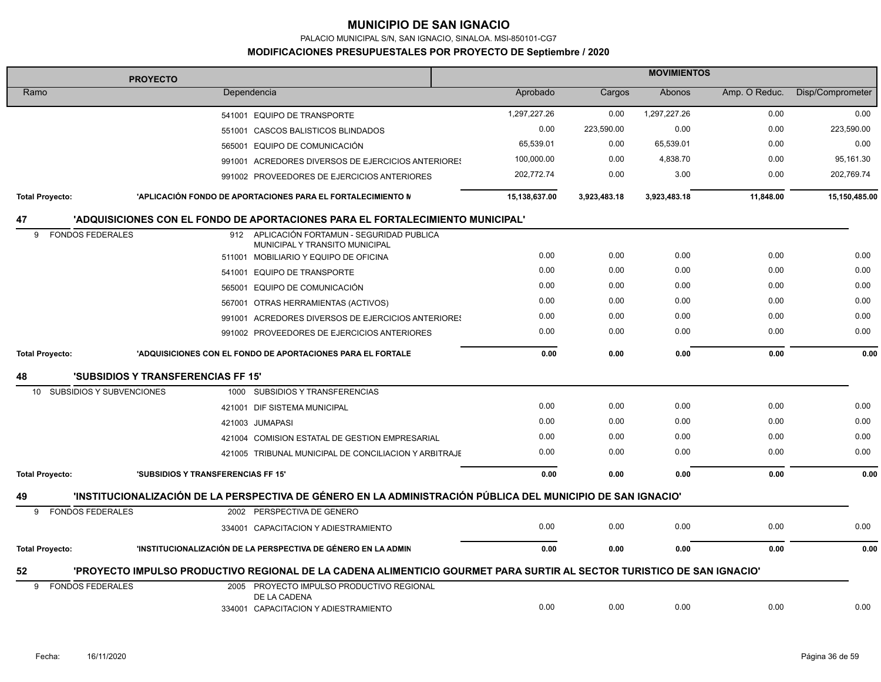# MUNICIPIO DE SAN IGNACIO

PALACIO MUNICIPAL S/N, SAN IGNACIO, SINALOA. MSI-850101-CG7

**MODIFICACIONES PRESUPUESTALES POR PROYECTO DE Septiembre / 2020**

| PROYECTO | | MOVIMIENTOS | | | | |
|---|---|---|---|---|---|---|
| Ramo | Dependencia | Aprobado | Cargos | Abonos | Amp. O Reduc. | Disp/Comprometer |
| | 541001 EQUIPO DE TRANSPORTE | 1,297,227.26 | 0.00 | 1,297,227.26 | 0.00 | 0.00 |
| | 551001 CASCOS BALISTICOS BLINDADOS | 0.00 | 223,590.00 | 0.00 | 0.00 | 223,590.00 |
| | 565001 EQUIPO DE COMUNICACIÓN | 65,539.01 | 0.00 | 65,539.01 | 0.00 | 0.00 |
| | 991001 ACREDORES DIVERSOS DE EJERCICIOS ANTERIORES | 100,000.00 | 0.00 | 4,838.70 | 0.00 | 95,161.30 |
| | 991002 PROVEEDORES DE EJERCICIOS ANTERIORES | 202,772.74 | 0.00 | 3.00 | 0.00 | 202,769.74 |
| **Total Proyecto:** | **'APLICACIÓN FONDO DE APORTACIONES PARA EL FORTALECIMIENTO M** | **15,138,637.00** | **3,923,483.18** | **3,923,483.18** | **11,848.00** | **15,150,485.00** |
| **47** | **'ADQUISICIONES CON EL FONDO DE APORTACIONES PARA EL FORTALECIMIENTO MUNICIPAL'** | | | | | |
| 9 FONDOS FEDERALES | 912 APLICACIÓN FORTAMUN - SEGURIDAD PUBLICA MUNICIPAL Y TRANSITO MUNICIPAL | | | | | |
| | 511001 MOBILIARIO Y EQUIPO DE OFICINA | 0.00 | 0.00 | 0.00 | 0.00 | 0.00 |
| | 541001 EQUIPO DE TRANSPORTE | 0.00 | 0.00 | 0.00 | 0.00 | 0.00 |
| | 565001 EQUIPO DE COMUNICACIÓN | 0.00 | 0.00 | 0.00 | 0.00 | 0.00 |
| | 567001 OTRAS HERRAMIENTAS (ACTIVOS) | 0.00 | 0.00 | 0.00 | 0.00 | 0.00 |
| | 991001 ACREDORES DIVERSOS DE EJERCICIOS ANTERIORES | 0.00 | 0.00 | 0.00 | 0.00 | 0.00 |
| | 991002 PROVEEDORES DE EJERCICIOS ANTERIORES | 0.00 | 0.00 | 0.00 | 0.00 | 0.00 |
| **Total Proyecto:** | **'ADQUISICIONES CON EL FONDO DE APORTACIONES PARA EL FORTALE** | **0.00** | **0.00** | **0.00** | **0.00** | **0.00** |
| **48** | **'SUBSIDIOS Y TRANSFERENCIAS FF 15'** | | | | | |
| 10 SUBSIDIOS Y SUBVENCIONES | 1000 SUBSIDIOS Y TRANSFERENCIAS | | | | | |
| | 421001 DIF SISTEMA MUNICIPAL | 0.00 | 0.00 | 0.00 | 0.00 | 0.00 |
| | 421003 JUMAPASI | 0.00 | 0.00 | 0.00 | 0.00 | 0.00 |
| | 421004 COMISION ESTATAL DE GESTION EMPRESARIAL | 0.00 | 0.00 | 0.00 | 0.00 | 0.00 |
| | 421005 TRIBUNAL MUNICIPAL DE CONCILIACION Y ARBITRAJE | 0.00 | 0.00 | 0.00 | 0.00 | 0.00 |
| **Total Proyecto:** | **'SUBSIDIOS Y TRANSFERENCIAS FF 15'** | **0.00** | **0.00** | **0.00** | **0.00** | **0.00** |
| **49** | **'INSTITUCIONALIZACIÓN DE LA PERSPECTIVA DE GÉNERO EN LA ADMINISTRACIÓN PÚBLICA DEL MUNICIPIO DE SAN IGNACIO'** | | | | | |
| 9 FONDOS FEDERALES | 2002 PERSPECTIVA DE GENERO | | | | | |
| | 334001 CAPACITACION Y ADIESTRAMIENTO | 0.00 | 0.00 | 0.00 | 0.00 | 0.00 |
| **Total Proyecto:** | **'INSTITUCIONALIZACIÓN DE LA PERSPECTIVA DE GÉNERO EN LA ADMIN** | **0.00** | **0.00** | **0.00** | **0.00** | **0.00** |
| **52** | **'PROYECTO IMPULSO PRODUCTIVO REGIONAL DE LA CADENA ALIMENTICIO GOURMET PARA SURTIR AL SECTOR TURISTICO DE SAN IGNACIO'** | | | | | |
| 9 FONDOS FEDERALES | 2005 PROYECTO IMPULSO PRODUCTIVO REGIONAL DE LA CADENA | | | | | |
| | 334001 CAPACITACION Y ADIESTRAMIENTO | 0.00 | 0.00 | 0.00 | 0.00 | 0.00 |

Fecha: 16/11/2020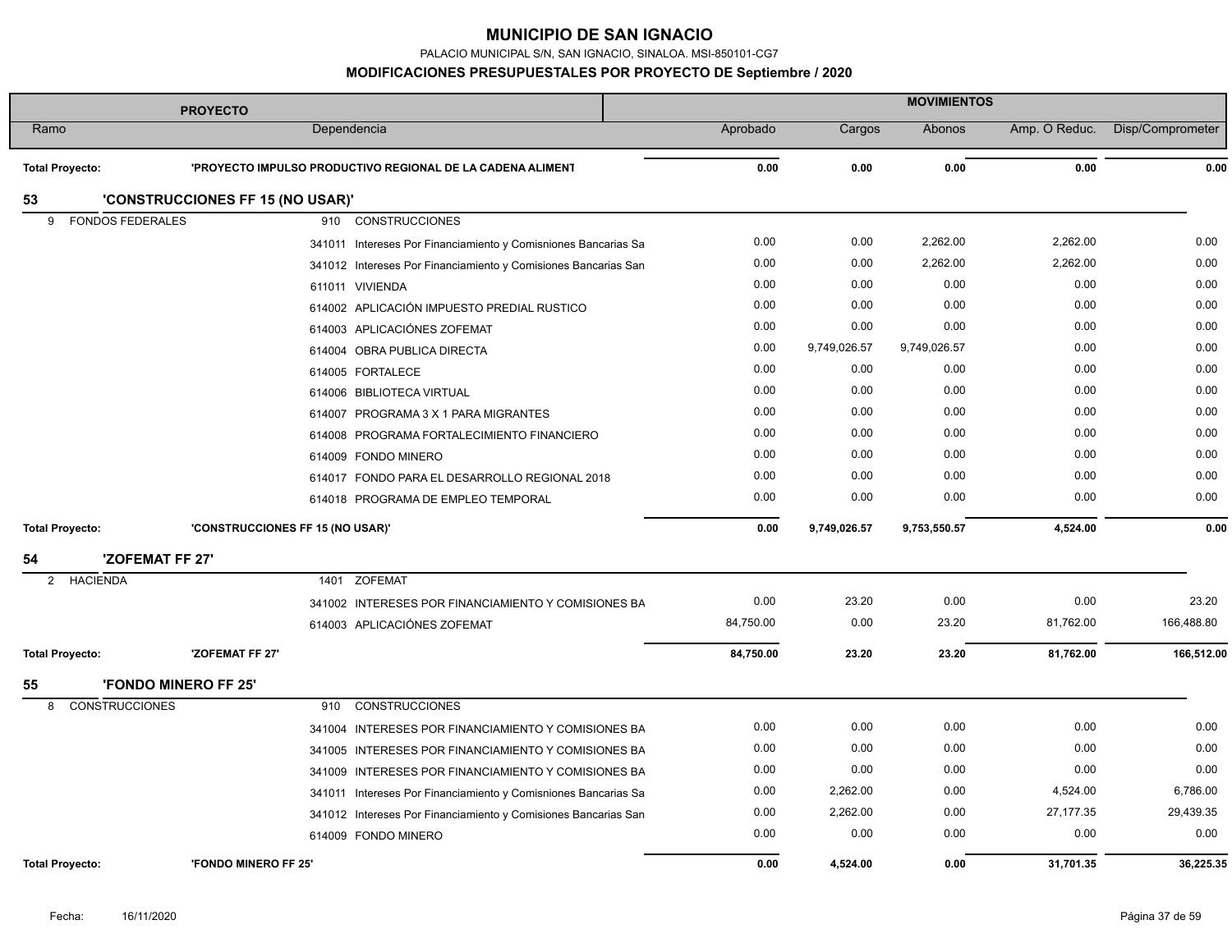# MUNICIPIO DE SAN IGNACIO

PALACIO MUNICIPAL S/N, SAN IGNACIO, SINALOA. MSI-850101-CG7

## MODIFICACIONES PRESUPUESTALES POR PROYECTO DE Septiembre / 2020

| PROYECTO | | | MOVIMIENTOS | | | | |
|---|---|---|---|---|---|---|---|
| Ramo | Dependencia | | Aprobado | Cargos | Abonos | Amp. O Reduc. | Disp/Comprometer |
| **Total Proyecto:** | **'PROYECTO IMPULSO PRODUCTIVO REGIONAL DE LA CADENA ALIMENT** | | **0.00** | **0.00** | **0.00** | **0.00** | **0.00** |
| **53** | **'CONSTRUCCIONES FF 15 (NO USAR)'** | | | | | | |
| 9 FONDOS FEDERALES | 910 CONSTRUCCIONES | | | | | | |
| | | 341011 Intereses Por Financiamiento y Comisniones Bancarias Sa | 0.00 | 0.00 | 2,262.00 | 2,262.00 | 0.00 |
| | | 341012 Intereses Por Financiamiento y Comisiones Bancarias San | 0.00 | 0.00 | 2,262.00 | 2,262.00 | 0.00 |
| | | 611011 VIVIENDA | 0.00 | 0.00 | 0.00 | 0.00 | 0.00 |
| | | 614002 APLICACIÓN IMPUESTO PREDIAL RUSTICO | 0.00 | 0.00 | 0.00 | 0.00 | 0.00 |
| | | 614003 APLICACIÓNES ZOFEMAT | 0.00 | 0.00 | 0.00 | 0.00 | 0.00 |
| | | 614004 OBRA PUBLICA DIRECTA | 0.00 | 9,749,026.57 | 9,749,026.57 | 0.00 | 0.00 |
| | | 614005 FORTALECE | 0.00 | 0.00 | 0.00 | 0.00 | 0.00 |
| | | 614006 BIBLIOTECA VIRTUAL | 0.00 | 0.00 | 0.00 | 0.00 | 0.00 |
| | | 614007 PROGRAMA 3 X 1 PARA MIGRANTES | 0.00 | 0.00 | 0.00 | 0.00 | 0.00 |
| | | 614008 PROGRAMA FORTALECIMIENTO FINANCIERO | 0.00 | 0.00 | 0.00 | 0.00 | 0.00 |
| | | 614009 FONDO MINERO | 0.00 | 0.00 | 0.00 | 0.00 | 0.00 |
| | | 614017 FONDO PARA EL DESARROLLO REGIONAL 2018 | 0.00 | 0.00 | 0.00 | 0.00 | 0.00 |
| | | 614018 PROGRAMA DE EMPLEO TEMPORAL | 0.00 | 0.00 | 0.00 | 0.00 | 0.00 |
| **Total Proyecto:** | **'CONSTRUCCIONES FF 15 (NO USAR)'** | | **0.00** | **9,749,026.57** | **9,753,550.57** | **4,524.00** | **0.00** |
| **54** | **'ZOFEMAT FF 27'** | | | | | | |
| 2 HACIENDA | 1401 ZOFEMAT | | | | | | |
| | | 341002 INTERESES POR FINANCIAMIENTO Y COMISIONES BA | 0.00 | 23.20 | 0.00 | 0.00 | 23.20 |
| | | 614003 APLICACIÓNES ZOFEMAT | 84,750.00 | 0.00 | 23.20 | 81,762.00 | 166,488.80 |
| **Total Proyecto:** | **'ZOFEMAT FF 27'** | | **84,750.00** | **23.20** | **23.20** | **81,762.00** | **166,512.00** |
| **55** | **'FONDO MINERO FF 25'** | | | | | | |
| 8 CONSTRUCCIONES | 910 CONSTRUCCIONES | | | | | | |
| | | 341004 INTERESES POR FINANCIAMIENTO Y COMISIONES BA | 0.00 | 0.00 | 0.00 | 0.00 | 0.00 |
| | | 341005 INTERESES POR FINANCIAMIENTO Y COMISIONES BA | 0.00 | 0.00 | 0.00 | 0.00 | 0.00 |
| | | 341009 INTERESES POR FINANCIAMIENTO Y COMISIONES BA | 0.00 | 0.00 | 0.00 | 0.00 | 0.00 |
| | | 341011 Intereses Por Financiamiento y Comisniones Bancarias Sa | 0.00 | 2,262.00 | 0.00 | 4,524.00 | 6,786.00 |
| | | 341012 Intereses Por Financiamiento y Comisiones Bancarias San | 0.00 | 2,262.00 | 0.00 | 27,177.35 | 29,439.35 |
| | | 614009 FONDO MINERO | 0.00 | 0.00 | 0.00 | 0.00 | 0.00 |
| **Total Proyecto:** | **'FONDO MINERO FF 25'** | | **0.00** | **4,524.00** | **0.00** | **31,701.35** | **36,225.35** |

Fecha: 16/11/2020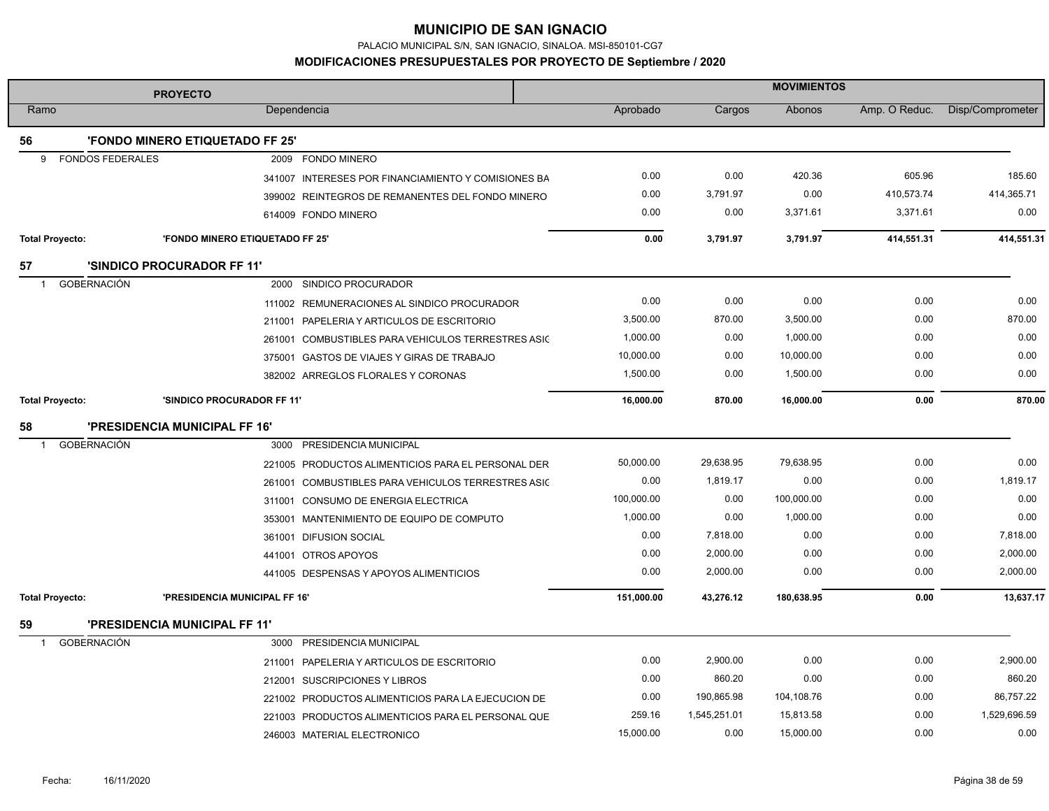# MUNICIPIO DE SAN IGNACIO

PALACIO MUNICIPAL S/N, SAN IGNACIO, SINALOA. MSI-850101-CG7

**MODIFICACIONES PRESUPUESTALES POR PROYECTO DE Septiembre / 2020**

| PROYECTO | | | MOVIMIENTOS | | | | |
|---|---|---|---|---|---|---|---|
| Ramo | | Dependencia | Aprobado | Cargos | Abonos | Amp. O Reduc. | Disp/Comprometer |
| **56** | **'FONDO MINERO ETIQUETADO FF 25'** | | | | | | |
| 9 FONDOS FEDERALES | | 2009 FONDO MINERO | | | | | |
| | | 341007 INTERESES POR FINANCIAMIENTO Y COMISIONES BA | 0.00 | 0.00 | 420.36 | 605.96 | 185.60 |
| | | 399002 REINTEGROS DE REMANENTES DEL FONDO MINERO | 0.00 | 3,791.97 | 0.00 | 410,573.74 | 414,365.71 |
| | | 614009 FONDO MINERO | 0.00 | 0.00 | 3,371.61 | 3,371.61 | 0.00 |
| **Total Proyecto:** | **'FONDO MINERO ETIQUETADO FF 25'** | | **0.00** | **3,791.97** | **3,791.97** | **414,551.31** | **414,551.31** |
| **57** | **'SINDICO PROCURADOR FF 11'** | | | | | | |
| 1 GOBERNACIÓN | | 2000 SINDICO PROCURADOR | | | | | |
| | | 111002 REMUNERACIONES AL SINDICO PROCURADOR | 0.00 | 0.00 | 0.00 | 0.00 | 0.00 |
| | | 211001 PAPELERIA Y ARTICULOS DE ESCRITORIO | 3,500.00 | 870.00 | 3,500.00 | 0.00 | 870.00 |
| | | 261001 COMBUSTIBLES PARA VEHICULOS TERRESTRES ASIG | 1,000.00 | 0.00 | 1,000.00 | 0.00 | 0.00 |
| | | 375001 GASTOS DE VIAJES Y GIRAS DE TRABAJO | 10,000.00 | 0.00 | 10,000.00 | 0.00 | 0.00 |
| | | 382002 ARREGLOS FLORALES Y CORONAS | 1,500.00 | 0.00 | 1,500.00 | 0.00 | 0.00 |
| **Total Proyecto:** | **'SINDICO PROCURADOR FF 11'** | | **16,000.00** | **870.00** | **16,000.00** | **0.00** | **870.00** |
| **58** | **'PRESIDENCIA MUNICIPAL FF 16'** | | | | | | |
| 1 GOBERNACIÓN | | 3000 PRESIDENCIA MUNICIPAL | | | | | |
| | | 221005 PRODUCTOS ALIMENTICIOS PARA EL PERSONAL DER | 50,000.00 | 29,638.95 | 79,638.95 | 0.00 | 0.00 |
| | | 261001 COMBUSTIBLES PARA VEHICULOS TERRESTRES ASIG | 0.00 | 1,819.17 | 0.00 | 0.00 | 1,819.17 |
| | | 311001 CONSUMO DE ENERGIA ELECTRICA | 100,000.00 | 0.00 | 100,000.00 | 0.00 | 0.00 |
| | | 353001 MANTENIMIENTO DE EQUIPO DE COMPUTO | 1,000.00 | 0.00 | 1,000.00 | 0.00 | 0.00 |
| | | 361001 DIFUSION SOCIAL | 0.00 | 7,818.00 | 0.00 | 0.00 | 7,818.00 |
| | | 441001 OTROS APOYOS | 0.00 | 2,000.00 | 0.00 | 0.00 | 2,000.00 |
| | | 441005 DESPENSAS Y APOYOS ALIMENTICIOS | 0.00 | 2,000.00 | 0.00 | 0.00 | 2,000.00 |
| **Total Proyecto:** | **'PRESIDENCIA MUNICIPAL FF 16'** | | **151,000.00** | **43,276.12** | **180,638.95** | **0.00** | **13,637.17** |
| **59** | **'PRESIDENCIA MUNICIPAL FF 11'** | | | | | | |
| 1 GOBERNACIÓN | | 3000 PRESIDENCIA MUNICIPAL | | | | | |
| | | 211001 PAPELERIA Y ARTICULOS DE ESCRITORIO | 0.00 | 2,900.00 | 0.00 | 0.00 | 2,900.00 |
| | | 212001 SUSCRIPCIONES Y LIBROS | 0.00 | 860.20 | 0.00 | 0.00 | 860.20 |
| | | 221002 PRODUCTOS ALIMENTICIOS PARA LA EJECUCION DE | 0.00 | 190,865.98 | 104,108.76 | 0.00 | 86,757.22 |
| | | 221003 PRODUCTOS ALIMENTICIOS PARA EL PERSONAL QUE | 259.16 | 1,545,251.01 | 15,813.58 | 0.00 | 1,529,696.59 |
| | | 246003 MATERIAL ELECTRONICO | 15,000.00 | 0.00 | 15,000.00 | 0.00 | 0.00 |

Fecha: 16/11/2020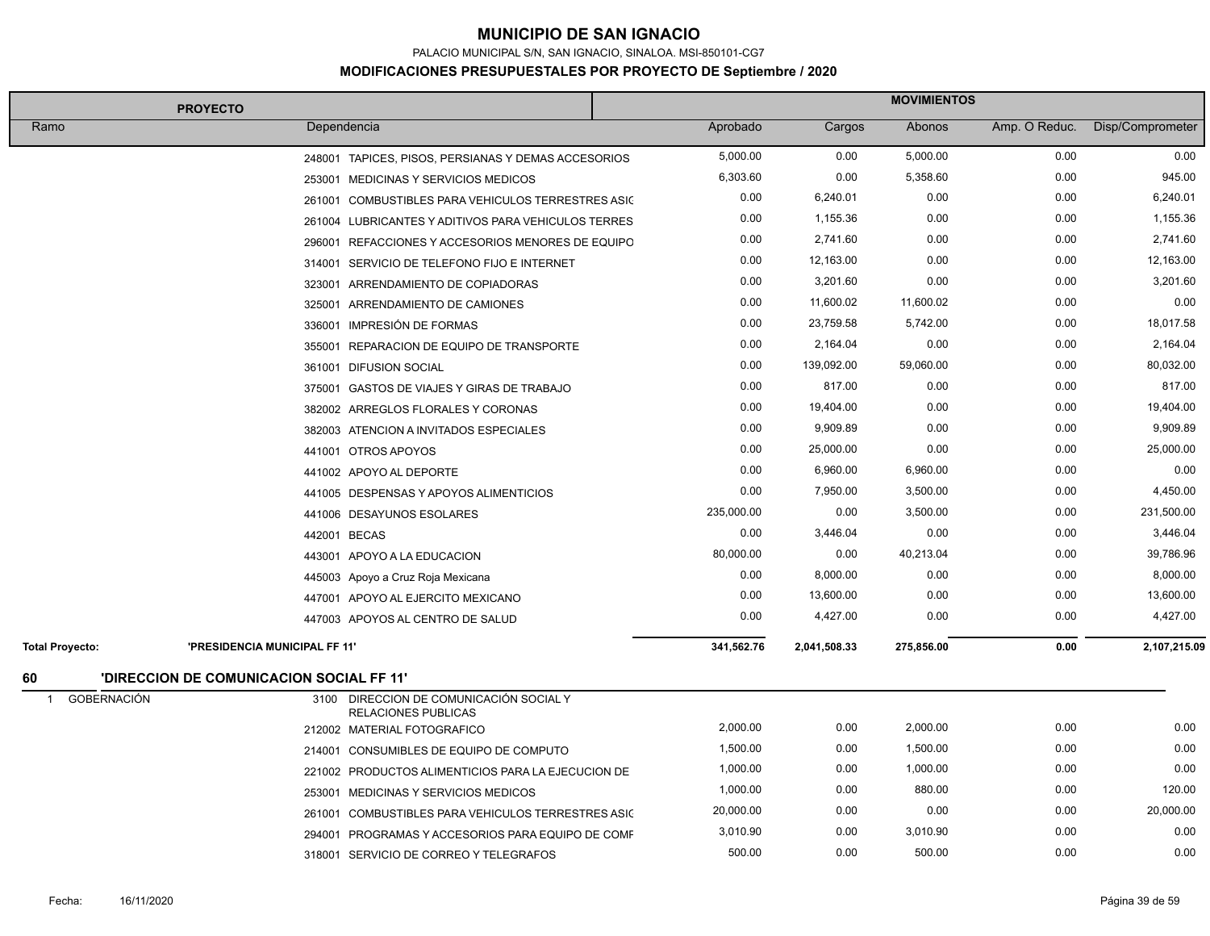# MUNICIPIO DE SAN IGNACIO

PALACIO MUNICIPAL S/N, SAN IGNACIO, SINALOA. MSI-850101-CG7

## MODIFICACIONES PRESUPUESTALES POR PROYECTO DE Septiembre / 2020

| PROYECTO | | MOVIMIENTOS | | | | |
|---|---|---|---|---|---|---|
| Ramo | Dependencia | Aprobado | Cargos | Abonos | Amp. O Reduc. | Disp/Comprometer |
| | 248001 TAPICES, PISOS, PERSIANAS Y DEMAS ACCESORIOS | 5,000.00 | 0.00 | 5,000.00 | 0.00 | 0.00 |
| | 253001 MEDICINAS Y SERVICIOS MEDICOS | 6,303.60 | 0.00 | 5,358.60 | 0.00 | 945.00 |
| | 261001 COMBUSTIBLES PARA VEHICULOS TERRESTRES ASIC | 0.00 | 6,240.01 | 0.00 | 0.00 | 6,240.01 |
| | 261004 LUBRICANTES Y ADITIVOS PARA VEHICULOS TERRES | 0.00 | 1,155.36 | 0.00 | 0.00 | 1,155.36 |
| | 296001 REFACCIONES Y ACCESORIOS MENORES DE EQUIPO | 0.00 | 2,741.60 | 0.00 | 0.00 | 2,741.60 |
| | 314001 SERVICIO DE TELEFONO FIJO E INTERNET | 0.00 | 12,163.00 | 0.00 | 0.00 | 12,163.00 |
| | 323001 ARRENDAMIENTO DE COPIADORAS | 0.00 | 3,201.60 | 0.00 | 0.00 | 3,201.60 |
| | 325001 ARRENDAMIENTO DE CAMIONES | 0.00 | 11,600.02 | 11,600.02 | 0.00 | 0.00 |
| | 336001 IMPRESIÓN DE FORMAS | 0.00 | 23,759.58 | 5,742.00 | 0.00 | 18,017.58 |
| | 355001 REPARACION DE EQUIPO DE TRANSPORTE | 0.00 | 2,164.04 | 0.00 | 0.00 | 2,164.04 |
| | 361001 DIFUSION SOCIAL | 0.00 | 139,092.00 | 59,060.00 | 0.00 | 80,032.00 |
| | 375001 GASTOS DE VIAJES Y GIRAS DE TRABAJO | 0.00 | 817.00 | 0.00 | 0.00 | 817.00 |
| | 382002 ARREGLOS FLORALES Y CORONAS | 0.00 | 19,404.00 | 0.00 | 0.00 | 19,404.00 |
| | 382003 ATENCION A INVITADOS ESPECIALES | 0.00 | 9,909.89 | 0.00 | 0.00 | 9,909.89 |
| | 441001 OTROS APOYOS | 0.00 | 25,000.00 | 0.00 | 0.00 | 25,000.00 |
| | 441002 APOYO AL DEPORTE | 0.00 | 6,960.00 | 6,960.00 | 0.00 | 0.00 |
| | 441005 DESPENSAS Y APOYOS ALIMENTICIOS | 0.00 | 7,950.00 | 3,500.00 | 0.00 | 4,450.00 |
| | 441006 DESAYUNOS ESOLARES | 235,000.00 | 0.00 | 3,500.00 | 0.00 | 231,500.00 |
| | 442001 BECAS | 0.00 | 3,446.04 | 0.00 | 0.00 | 3,446.04 |
| | 443001 APOYO A LA EDUCACION | 80,000.00 | 0.00 | 40,213.04 | 0.00 | 39,786.96 |
| | 445003 Apoyo a Cruz Roja Mexicana | 0.00 | 8,000.00 | 0.00 | 0.00 | 8,000.00 |
| | 447001 APOYO AL EJERCITO MEXICANO | 0.00 | 13,600.00 | 0.00 | 0.00 | 13,600.00 |
| | 447003 APOYOS AL CENTRO DE SALUD | 0.00 | 4,427.00 | 0.00 | 0.00 | 4,427.00 |
| **Total Proyecto:** | **'PRESIDENCIA MUNICIPAL FF 11'** | **341,562.76** | **2,041,508.33** | **275,856.00** | **0.00** | **2,107,215.09** |
| **60** | **'DIRECCION DE COMUNICACION SOCIAL FF 11'** | | | | | |
| 1 GOBERNACIÓN | 3100 DIRECCION DE COMUNICACIÓN SOCIAL Y RELACIONES PUBLICAS | | | | | |
| | 212002 MATERIAL FOTOGRAFICO | 2,000.00 | 0.00 | 2,000.00 | 0.00 | 0.00 |
| | 214001 CONSUMIBLES DE EQUIPO DE COMPUTO | 1,500.00 | 0.00 | 1,500.00 | 0.00 | 0.00 |
| | 221002 PRODUCTOS ALIMENTICIOS PARA LA EJECUCION DE | 1,000.00 | 0.00 | 1,000.00 | 0.00 | 0.00 |
| | 253001 MEDICINAS Y SERVICIOS MEDICOS | 1,000.00 | 0.00 | 880.00 | 0.00 | 120.00 |
| | 261001 COMBUSTIBLES PARA VEHICULOS TERRESTRES ASIC | 20,000.00 | 0.00 | 0.00 | 0.00 | 20,000.00 |
| | 294001 PROGRAMAS Y ACCESORIOS PARA EQUIPO DE COMF | 3,010.90 | 0.00 | 3,010.90 | 0.00 | 0.00 |
| | 318001 SERVICIO DE CORREO Y TELEGRAFOS | 500.00 | 0.00 | 500.00 | 0.00 | 0.00 |

Fecha: 16/11/2020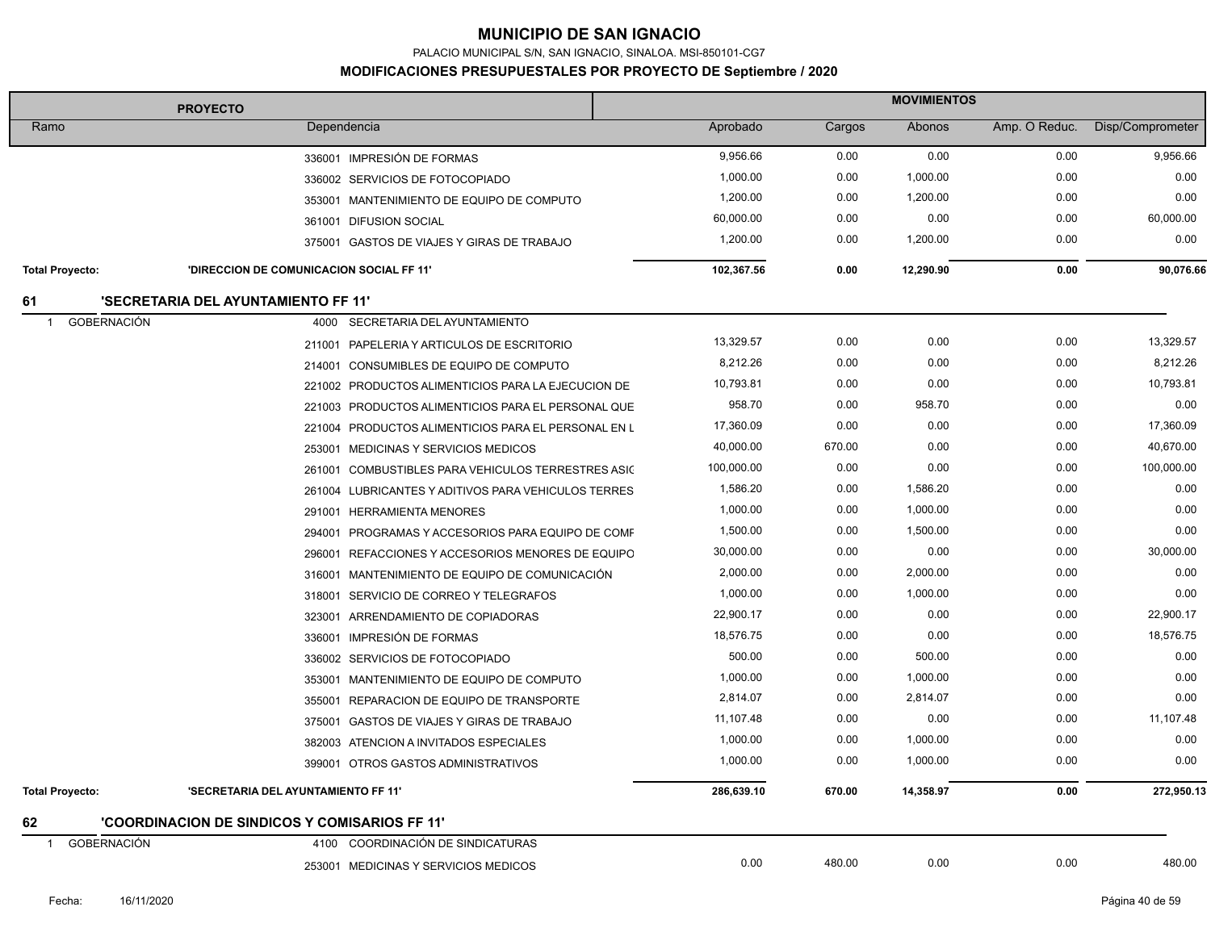# MUNICIPIO DE SAN IGNACIO

PALACIO MUNICIPAL S/N, SAN IGNACIO, SINALOA. MSI-850101-CG7

## MODIFICACIONES PRESUPUESTALES POR PROYECTO DE Septiembre / 2020

| PROYECTO | | | MOVIMIENTOS | | | | |
|---|---|---|---|---|---|---|---|
| Ramo | | Dependencia | Aprobado | Cargos | Abonos | Amp. O Reduc. | Disp/Comprometer |
| | | 336001 IMPRESIÓN DE FORMAS | 9,956.66 | 0.00 | 0.00 | 0.00 | 9,956.66 |
| | | 336002 SERVICIOS DE FOTOCOPIADO | 1,000.00 | 0.00 | 1,000.00 | 0.00 | 0.00 |
| | | 353001 MANTENIMIENTO DE EQUIPO DE COMPUTO | 1,200.00 | 0.00 | 1,200.00 | 0.00 | 0.00 |
| | | 361001 DIFUSION SOCIAL | 60,000.00 | 0.00 | 0.00 | 0.00 | 60,000.00 |
| | | 375001 GASTOS DE VIAJES Y GIRAS DE TRABAJO | 1,200.00 | 0.00 | 1,200.00 | 0.00 | 0.00 |
| **Total Proyecto:** | **'DIRECCION DE COMUNICACION SOCIAL FF 11'** | | **102,367.56** | **0.00** | **12,290.90** | **0.00** | **90,076.66** |
| **61** | **'SECRETARIA DEL AYUNTAMIENTO FF 11'** | | | | | | |
| 1 | GOBERNACIÓN | 4000 SECRETARIA DEL AYUNTAMIENTO | | | | | |
| | | 211001 PAPELERIA Y ARTICULOS DE ESCRITORIO | 13,329.57 | 0.00 | 0.00 | 0.00 | 13,329.57 |
| | | 214001 CONSUMIBLES DE EQUIPO DE COMPUTO | 8,212.26 | 0.00 | 0.00 | 0.00 | 8,212.26 |
| | | 221002 PRODUCTOS ALIMENTICIOS PARA LA EJECUCION DE | 10,793.81 | 0.00 | 0.00 | 0.00 | 10,793.81 |
| | | 221003 PRODUCTOS ALIMENTICIOS PARA EL PERSONAL QUE | 958.70 | 0.00 | 958.70 | 0.00 | 0.00 |
| | | 221004 PRODUCTOS ALIMENTICIOS PARA EL PERSONAL EN L | 17,360.09 | 0.00 | 0.00 | 0.00 | 17,360.09 |
| | | 253001 MEDICINAS Y SERVICIOS MEDICOS | 40,000.00 | 670.00 | 0.00 | 0.00 | 40,670.00 |
| | | 261001 COMBUSTIBLES PARA VEHICULOS TERRESTRES ASIG | 100,000.00 | 0.00 | 0.00 | 0.00 | 100,000.00 |
| | | 261004 LUBRICANTES Y ADITIVOS PARA VEHICULOS TERRES | 1,586.20 | 0.00 | 1,586.20 | 0.00 | 0.00 |
| | | 291001 HERRAMIENTA MENORES | 1,000.00 | 0.00 | 1,000.00 | 0.00 | 0.00 |
| | | 294001 PROGRAMAS Y ACCESORIOS PARA EQUIPO DE COMP | 1,500.00 | 0.00 | 1,500.00 | 0.00 | 0.00 |
| | | 296001 REFACCIONES Y ACCESORIOS MENORES DE EQUIPO | 30,000.00 | 0.00 | 0.00 | 0.00 | 30,000.00 |
| | | 316001 MANTENIMIENTO DE EQUIPO DE COMUNICACIÓN | 2,000.00 | 0.00 | 2,000.00 | 0.00 | 0.00 |
| | | 318001 SERVICIO DE CORREO Y TELEGRAFOS | 1,000.00 | 0.00 | 1,000.00 | 0.00 | 0.00 |
| | | 323001 ARRENDAMIENTO DE COPIADORAS | 22,900.17 | 0.00 | 0.00 | 0.00 | 22,900.17 |
| | | 336001 IMPRESIÓN DE FORMAS | 18,576.75 | 0.00 | 0.00 | 0.00 | 18,576.75 |
| | | 336002 SERVICIOS DE FOTOCOPIADO | 500.00 | 0.00 | 500.00 | 0.00 | 0.00 |
| | | 353001 MANTENIMIENTO DE EQUIPO DE COMPUTO | 1,000.00 | 0.00 | 1,000.00 | 0.00 | 0.00 |
| | | 355001 REPARACION DE EQUIPO DE TRANSPORTE | 2,814.07 | 0.00 | 2,814.07 | 0.00 | 0.00 |
| | | 375001 GASTOS DE VIAJES Y GIRAS DE TRABAJO | 11,107.48 | 0.00 | 0.00 | 0.00 | 11,107.48 |
| | | 382003 ATENCION A INVITADOS ESPECIALES | 1,000.00 | 0.00 | 1,000.00 | 0.00 | 0.00 |
| | | 399001 OTROS GASTOS ADMINISTRATIVOS | 1,000.00 | 0.00 | 1,000.00 | 0.00 | 0.00 |
| **Total Proyecto:** | **'SECRETARIA DEL AYUNTAMIENTO FF 11'** | | **286,639.10** | **670.00** | **14,358.97** | **0.00** | **272,950.13** |
| **62** | **'COORDINACION DE SINDICOS Y COMISARIOS FF 11'** | | | | | | |
| 1 | GOBERNACIÓN | 4100 COORDINACIÓN DE SINDICATURAS | | | | | |
| | | 253001 MEDICINAS Y SERVICIOS MEDICOS | 0.00 | 480.00 | 0.00 | 0.00 | 480.00 |

Fecha: 16/11/2020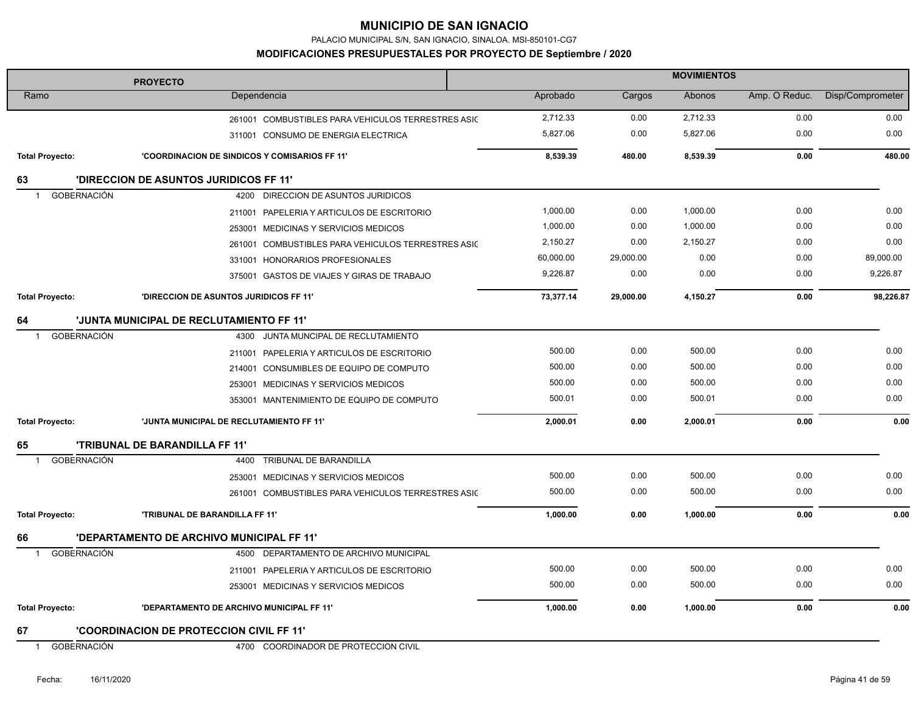# MUNICIPIO DE SAN IGNACIO

PALACIO MUNICIPAL S/N, SAN IGNACIO, SINALOA. MSI-850101-CG7

## MODIFICACIONES PRESUPUESTALES POR PROYECTO DE Septiembre / 2020

| PROYECTO | | MOVIMIENTOS | | | | |
|---|---|---|---|---|---|---|
| Ramo | Dependencia | Aprobado | Cargos | Abonos | Amp. O Reduc. | Disp/Comprometer |
| | 261001 COMBUSTIBLES PARA VEHICULOS TERRESTRES ASIG | 2,712.33 | 0.00 | 2,712.33 | 0.00 | 0.00 |
| | 311001 CONSUMO DE ENERGIA ELECTRICA | 5,827.06 | 0.00 | 5,827.06 | 0.00 | 0.00 |
| **Total Proyecto:** | **'COORDINACION DE SINDICOS Y COMISARIOS FF 11'** | **8,539.39** | **480.00** | **8,539.39** | **0.00** | **480.00** |
| **63** | **'DIRECCION DE ASUNTOS JURIDICOS FF 11'** | | | | | |
| 1 GOBERNACIÓN | 4200 DIRECCION DE ASUNTOS JURIDICOS | | | | | |
| | 211001 PAPELERIA Y ARTICULOS DE ESCRITORIO | 1,000.00 | 0.00 | 1,000.00 | 0.00 | 0.00 |
| | 253001 MEDICINAS Y SERVICIOS MEDICOS | 1,000.00 | 0.00 | 1,000.00 | 0.00 | 0.00 |
| | 261001 COMBUSTIBLES PARA VEHICULOS TERRESTRES ASIG | 2,150.27 | 0.00 | 2,150.27 | 0.00 | 0.00 |
| | 331001 HONORARIOS PROFESIONALES | 60,000.00 | 29,000.00 | 0.00 | 0.00 | 89,000.00 |
| | 375001 GASTOS DE VIAJES Y GIRAS DE TRABAJO | 9,226.87 | 0.00 | 0.00 | 0.00 | 9,226.87 |
| **Total Proyecto:** | **'DIRECCION DE ASUNTOS JURIDICOS FF 11'** | **73,377.14** | **29,000.00** | **4,150.27** | **0.00** | **98,226.87** |
| **64** | **'JUNTA MUNICIPAL DE RECLUTAMIENTO FF 11'** | | | | | |
| 1 GOBERNACIÓN | 4300 JUNTA MUNCIPAL DE RECLUTAMIENTO | | | | | |
| | 211001 PAPELERIA Y ARTICULOS DE ESCRITORIO | 500.00 | 0.00 | 500.00 | 0.00 | 0.00 |
| | 214001 CONSUMIBLES DE EQUIPO DE COMPUTO | 500.00 | 0.00 | 500.00 | 0.00 | 0.00 |
| | 253001 MEDICINAS Y SERVICIOS MEDICOS | 500.00 | 0.00 | 500.00 | 0.00 | 0.00 |
| | 353001 MANTENIMIENTO DE EQUIPO DE COMPUTO | 500.01 | 0.00 | 500.01 | 0.00 | 0.00 |
| **Total Proyecto:** | **'JUNTA MUNICIPAL DE RECLUTAMIENTO FF 11'** | **2,000.01** | **0.00** | **2,000.01** | **0.00** | **0.00** |
| **65** | **'TRIBUNAL DE BARANDILLA FF 11'** | | | | | |
| 1 GOBERNACIÓN | 4400 TRIBUNAL DE BARANDILLA | | | | | |
| | 253001 MEDICINAS Y SERVICIOS MEDICOS | 500.00 | 0.00 | 500.00 | 0.00 | 0.00 |
| | 261001 COMBUSTIBLES PARA VEHICULOS TERRESTRES ASIG | 500.00 | 0.00 | 500.00 | 0.00 | 0.00 |
| **Total Proyecto:** | **'TRIBUNAL DE BARANDILLA FF 11'** | **1,000.00** | **0.00** | **1,000.00** | **0.00** | **0.00** |
| **66** | **'DEPARTAMENTO DE ARCHIVO MUNICIPAL FF 11'** | | | | | |
| 1 GOBERNACIÓN | 4500 DEPARTAMENTO DE ARCHIVO MUNICIPAL | | | | | |
| | 211001 PAPELERIA Y ARTICULOS DE ESCRITORIO | 500.00 | 0.00 | 500.00 | 0.00 | 0.00 |
| | 253001 MEDICINAS Y SERVICIOS MEDICOS | 500.00 | 0.00 | 500.00 | 0.00 | 0.00 |
| **Total Proyecto:** | **'DEPARTAMENTO DE ARCHIVO MUNICIPAL FF 11'** | **1,000.00** | **0.00** | **1,000.00** | **0.00** | **0.00** |
| **67** | **'COORDINACION DE PROTECCION CIVIL FF 11'** | | | | | |
| 1 GOBERNACIÓN | 4700 COORDINADOR DE PROTECCION CIVIL | | | | | |

Fecha: 16/11/2020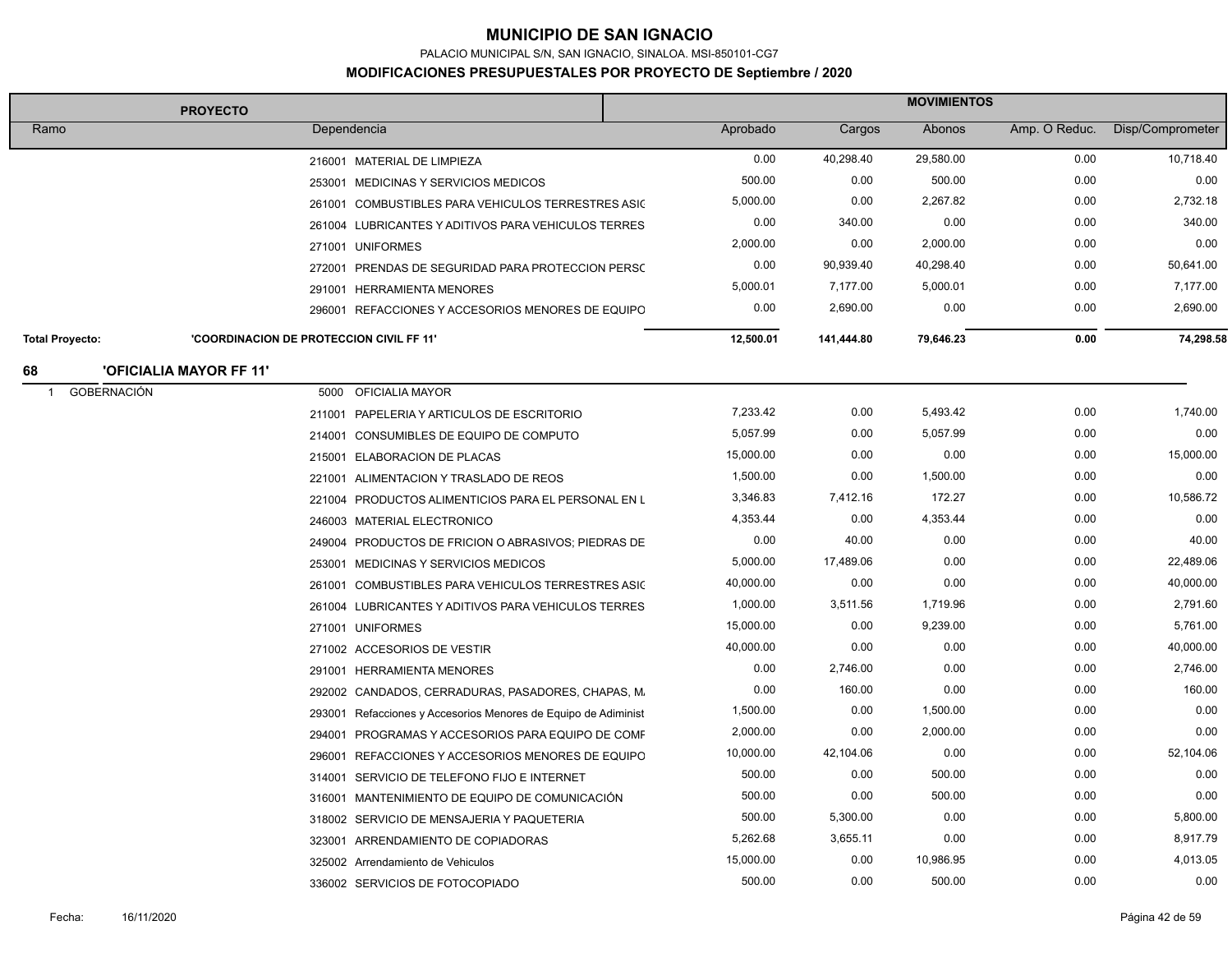# MUNICIPIO DE SAN IGNACIO

PALACIO MUNICIPAL S/N, SAN IGNACIO, SINALOA. MSI-850101-CG7

## MODIFICACIONES PRESUPUESTALES POR PROYECTO DE Septiembre / 2020

| PROYECTO | | MOVIMIENTOS | | | | |
|---|---|---|---|---|---|---|
| Ramo | Dependencia | Aprobado | Cargos | Abonos | Amp. O Reduc. | Disp/Comprometer |
| | 216001 MATERIAL DE LIMPIEZA | 0.00 | 40,298.40 | 29,580.00 | 0.00 | 10,718.40 |
| | 253001 MEDICINAS Y SERVICIOS MEDICOS | 500.00 | 0.00 | 500.00 | 0.00 | 0.00 |
| | 261001 COMBUSTIBLES PARA VEHICULOS TERRESTRES ASIG | 5,000.00 | 0.00 | 2,267.82 | 0.00 | 2,732.18 |
| | 261004 LUBRICANTES Y ADITIVOS PARA VEHICULOS TERRES | 0.00 | 340.00 | 0.00 | 0.00 | 340.00 |
| | 271001 UNIFORMES | 2,000.00 | 0.00 | 2,000.00 | 0.00 | 0.00 |
| | 272001 PRENDAS DE SEGURIDAD PARA PROTECCION PERSO | 0.00 | 90,939.40 | 40,298.40 | 0.00 | 50,641.00 |
| | 291001 HERRAMIENTA MENORES | 5,000.01 | 7,177.00 | 5,000.01 | 0.00 | 7,177.00 |
| | 296001 REFACCIONES Y ACCESORIOS MENORES DE EQUIPO | 0.00 | 2,690.00 | 0.00 | 0.00 | 2,690.00 |
| **Total Proyecto:** | **'COORDINACION DE PROTECCION CIVIL FF 11'** | **12,500.01** | **141,444.80** | **79,646.23** | **0.00** | **74,298.58** |
| **68** | **'OFICIALIA MAYOR FF 11'** | | | | | |
| 1 GOBERNACIÓN | 5000 OFICIALIA MAYOR | | | | | |
| | 211001 PAPELERIA Y ARTICULOS DE ESCRITORIO | 7,233.42 | 0.00 | 5,493.42 | 0.00 | 1,740.00 |
| | 214001 CONSUMIBLES DE EQUIPO DE COMPUTO | 5,057.99 | 0.00 | 5,057.99 | 0.00 | 0.00 |
| | 215001 ELABORACION DE PLACAS | 15,000.00 | 0.00 | 0.00 | 0.00 | 15,000.00 |
| | 221001 ALIMENTACION Y TRASLADO DE REOS | 1,500.00 | 0.00 | 1,500.00 | 0.00 | 0.00 |
| | 221004 PRODUCTOS ALIMENTICIOS PARA EL PERSONAL EN L | 3,346.83 | 7,412.16 | 172.27 | 0.00 | 10,586.72 |
| | 246003 MATERIAL ELECTRONICO | 4,353.44 | 0.00 | 4,353.44 | 0.00 | 0.00 |
| | 249004 PRODUCTOS DE FRICION O ABRASIVOS; PIEDRAS DE | 0.00 | 40.00 | 0.00 | 0.00 | 40.00 |
| | 253001 MEDICINAS Y SERVICIOS MEDICOS | 5,000.00 | 17,489.06 | 0.00 | 0.00 | 22,489.06 |
| | 261001 COMBUSTIBLES PARA VEHICULOS TERRESTRES ASIG | 40,000.00 | 0.00 | 0.00 | 0.00 | 40,000.00 |
| | 261004 LUBRICANTES Y ADITIVOS PARA VEHICULOS TERRES | 1,000.00 | 3,511.56 | 1,719.96 | 0.00 | 2,791.60 |
| | 271001 UNIFORMES | 15,000.00 | 0.00 | 9,239.00 | 0.00 | 5,761.00 |
| | 271002 ACCESORIOS DE VESTIR | 40,000.00 | 0.00 | 0.00 | 0.00 | 40,000.00 |
| | 291001 HERRAMIENTA MENORES | 0.00 | 2,746.00 | 0.00 | 0.00 | 2,746.00 |
| | 292002 CANDADOS, CERRADURAS, PASADORES, CHAPAS, M. | 0.00 | 160.00 | 0.00 | 0.00 | 160.00 |
| | 293001 Refacciones y Accesorios Menores de Equipo de Adiminist | 1,500.00 | 0.00 | 1,500.00 | 0.00 | 0.00 |
| | 294001 PROGRAMAS Y ACCESORIOS PARA EQUIPO DE COMP | 2,000.00 | 0.00 | 2,000.00 | 0.00 | 0.00 |
| | 296001 REFACCIONES Y ACCESORIOS MENORES DE EQUIPO | 10,000.00 | 42,104.06 | 0.00 | 0.00 | 52,104.06 |
| | 314001 SERVICIO DE TELEFONO FIJO E INTERNET | 500.00 | 0.00 | 500.00 | 0.00 | 0.00 |
| | 316001 MANTENIMIENTO DE EQUIPO DE COMUNICACIÓN | 500.00 | 0.00 | 500.00 | 0.00 | 0.00 |
| | 318002 SERVICIO DE MENSAJERIA Y PAQUETERIA | 500.00 | 5,300.00 | 0.00 | 0.00 | 5,800.00 |
| | 323001 ARRENDAMIENTO DE COPIADORAS | 5,262.68 | 3,655.11 | 0.00 | 0.00 | 8,917.79 |
| | 325002 Arrendamiento de Vehiculos | 15,000.00 | 0.00 | 10,986.95 | 0.00 | 4,013.05 |
| | 336002 SERVICIOS DE FOTOCOPIADO | 500.00 | 0.00 | 500.00 | 0.00 | 0.00 |

Fecha: 16/11/2020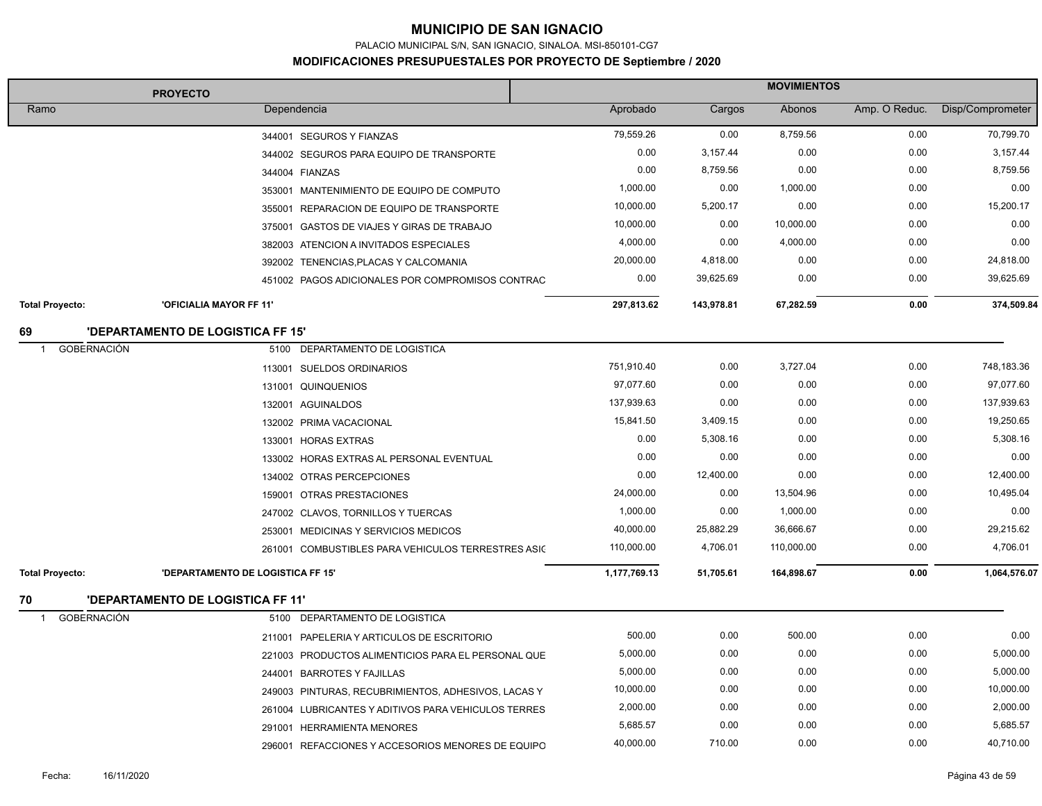# MUNICIPIO DE SAN IGNACIO

PALACIO MUNICIPAL S/N, SAN IGNACIO, SINALOA. MSI-850101-CG7

## MODIFICACIONES PRESUPUESTALES POR PROYECTO DE Septiembre / 2020

| PROYECTO | | | MOVIMIENTOS | | | | |
|---|---|---|---|---|---|---|---|
| Ramo | | Dependencia | Aprobado | Cargos | Abonos | Amp. O Reduc. | Disp/Comprometer |
| | | 344001 SEGUROS Y FIANZAS | 79,559.26 | 0.00 | 8,759.56 | 0.00 | 70,799.70 |
| | | 344002 SEGUROS PARA EQUIPO DE TRANSPORTE | 0.00 | 3,157.44 | 0.00 | 0.00 | 3,157.44 |
| | | 344004 FIANZAS | 0.00 | 8,759.56 | 0.00 | 0.00 | 8,759.56 |
| | | 353001 MANTENIMIENTO DE EQUIPO DE COMPUTO | 1,000.00 | 0.00 | 1,000.00 | 0.00 | 0.00 |
| | | 355001 REPARACION DE EQUIPO DE TRANSPORTE | 10,000.00 | 5,200.17 | 0.00 | 0.00 | 15,200.17 |
| | | 375001 GASTOS DE VIAJES Y GIRAS DE TRABAJO | 10,000.00 | 0.00 | 10,000.00 | 0.00 | 0.00 |
| | | 382003 ATENCION A INVITADOS ESPECIALES | 4,000.00 | 0.00 | 4,000.00 | 0.00 | 0.00 |
| | | 392002 TENENCIAS,PLACAS Y CALCOMANIA | 20,000.00 | 4,818.00 | 0.00 | 0.00 | 24,818.00 |
| | | 451002 PAGOS ADICIONALES POR COMPROMISOS CONTRAC | 0.00 | 39,625.69 | 0.00 | 0.00 | 39,625.69 |
| **Total Proyecto:** | **'OFICIALIA MAYOR FF 11'** | | **297,813.62** | **143,978.81** | **67,282.59** | **0.00** | **374,509.84** |
| **69** | **'DEPARTAMENTO DE LOGISTICA FF 15'** | | | | | | |
| 1 GOBERNACIÓN | | 5100 DEPARTAMENTO DE LOGISTICA | | | | | |
| | | 113001 SUELDOS ORDINARIOS | 751,910.40 | 0.00 | 3,727.04 | 0.00 | 748,183.36 |
| | | 131001 QUINQUENIOS | 97,077.60 | 0.00 | 0.00 | 0.00 | 97,077.60 |
| | | 132001 AGUINALDOS | 137,939.63 | 0.00 | 0.00 | 0.00 | 137,939.63 |
| | | 132002 PRIMA VACACIONAL | 15,841.50 | 3,409.15 | 0.00 | 0.00 | 19,250.65 |
| | | 133001 HORAS EXTRAS | 0.00 | 5,308.16 | 0.00 | 0.00 | 5,308.16 |
| | | 133002 HORAS EXTRAS AL PERSONAL EVENTUAL | 0.00 | 0.00 | 0.00 | 0.00 | 0.00 |
| | | 134002 OTRAS PERCEPCIONES | 0.00 | 12,400.00 | 0.00 | 0.00 | 12,400.00 |
| | | 159001 OTRAS PRESTACIONES | 24,000.00 | 0.00 | 13,504.96 | 0.00 | 10,495.04 |
| | | 247002 CLAVOS, TORNILLOS Y TUERCAS | 1,000.00 | 0.00 | 1,000.00 | 0.00 | 0.00 |
| | | 253001 MEDICINAS Y SERVICIOS MEDICOS | 40,000.00 | 25,882.29 | 36,666.67 | 0.00 | 29,215.62 |
| | | 261001 COMBUSTIBLES PARA VEHICULOS TERRESTRES ASIC | 110,000.00 | 4,706.01 | 110,000.00 | 0.00 | 4,706.01 |
| **Total Proyecto:** | **'DEPARTAMENTO DE LOGISTICA FF 15'** | | **1,177,769.13** | **51,705.61** | **164,898.67** | **0.00** | **1,064,576.07** |
| **70** | **'DEPARTAMENTO DE LOGISTICA FF 11'** | | | | | | |
| 1 GOBERNACIÓN | | 5100 DEPARTAMENTO DE LOGISTICA | | | | | |
| | | 211001 PAPELERIA Y ARTICULOS DE ESCRITORIO | 500.00 | 0.00 | 500.00 | 0.00 | 0.00 |
| | | 221003 PRODUCTOS ALIMENTICIOS PARA EL PERSONAL QUE | 5,000.00 | 0.00 | 0.00 | 0.00 | 5,000.00 |
| | | 244001 BARROTES Y FAJILLAS | 5,000.00 | 0.00 | 0.00 | 0.00 | 5,000.00 |
| | | 249003 PINTURAS, RECUBRIMIENTOS, ADHESIVOS, LACAS Y | 10,000.00 | 0.00 | 0.00 | 0.00 | 10,000.00 |
| | | 261004 LUBRICANTES Y ADITIVOS PARA VEHICULOS TERRES | 2,000.00 | 0.00 | 0.00 | 0.00 | 2,000.00 |
| | | 291001 HERRAMIENTA MENORES | 5,685.57 | 0.00 | 0.00 | 0.00 | 5,685.57 |
| | | 296001 REFACCIONES Y ACCESORIOS MENORES DE EQUIPO | 40,000.00 | 710.00 | 0.00 | 0.00 | 40,710.00 |

Fecha: 16/11/2020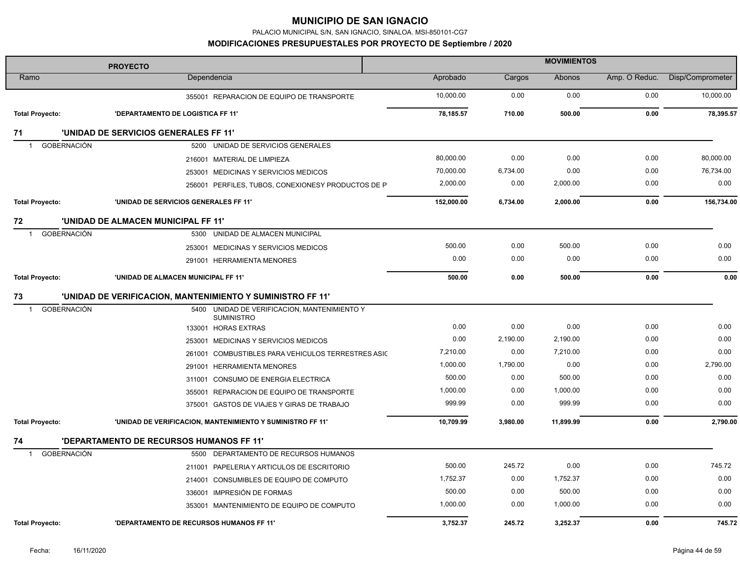# MUNICIPIO DE SAN IGNACIO

PALACIO MUNICIPAL S/N, SAN IGNACIO, SINALOA. MSI-850101-CG7

## MODIFICACIONES PRESUPUESTALES POR PROYECTO DE Septiembre / 2020

| PROYECTO | | MOVIMIENTOS | | | | |
|---|---|---|---|---|---|---|
| Ramo | Dependencia | Aprobado | Cargos | Abonos | Amp. O Reduc. | Disp/Comprometer |
| | 355001 REPARACION DE EQUIPO DE TRANSPORTE | 10,000.00 | 0.00 | 0.00 | 0.00 | 10,000.00 |
| **Total Proyecto:** | **'DEPARTAMENTO DE LOGISTICA FF 11'** | **78,185.57** | **710.00** | **500.00** | **0.00** | **78,395.57** |
| **71** | **'UNIDAD DE SERVICIOS GENERALES FF 11'** | | | | | |
| 1 GOBERNACIÓN | 5200 UNIDAD DE SERVICIOS GENERALES | | | | | |
| | 216001 MATERIAL DE LIMPIEZA | 80,000.00 | 0.00 | 0.00 | 0.00 | 80,000.00 |
| | 253001 MEDICINAS Y SERVICIOS MEDICOS | 70,000.00 | 6,734.00 | 0.00 | 0.00 | 76,734.00 |
| | 256001 PERFILES, TUBOS, CONEXIONESY PRODUCTOS DE P | 2,000.00 | 0.00 | 2,000.00 | 0.00 | 0.00 |
| **Total Proyecto:** | **'UNIDAD DE SERVICIOS GENERALES FF 11'** | **152,000.00** | **6,734.00** | **2,000.00** | **0.00** | **156,734.00** |
| **72** | **'UNIDAD DE ALMACEN MUNICIPAL FF 11'** | | | | | |
| 1 GOBERNACIÓN | 5300 UNIDAD DE ALMACEN MUNICIPAL | | | | | |
| | 253001 MEDICINAS Y SERVICIOS MEDICOS | 500.00 | 0.00 | 500.00 | 0.00 | 0.00 |
| | 291001 HERRAMIENTA MENORES | 0.00 | 0.00 | 0.00 | 0.00 | 0.00 |
| **Total Proyecto:** | **'UNIDAD DE ALMACEN MUNICIPAL FF 11'** | **500.00** | **0.00** | **500.00** | **0.00** | **0.00** |
| **73** | **'UNIDAD DE VERIFICACION, MANTENIMIENTO Y SUMINISTRO FF 11'** | | | | | |
| 1 GOBERNACIÓN | 5400 UNIDAD DE VERIFICACION, MANTENIMIENTO Y SUMINISTRO | | | | | |
| | 133001 HORAS EXTRAS | 0.00 | 0.00 | 0.00 | 0.00 | 0.00 |
| | 253001 MEDICINAS Y SERVICIOS MEDICOS | 0.00 | 2,190.00 | 2,190.00 | 0.00 | 0.00 |
| | 261001 COMBUSTIBLES PARA VEHICULOS TERRESTRES ASIG | 7,210.00 | 0.00 | 7,210.00 | 0.00 | 0.00 |
| | 291001 HERRAMIENTA MENORES | 1,000.00 | 1,790.00 | 0.00 | 0.00 | 2,790.00 |
| | 311001 CONSUMO DE ENERGIA ELECTRICA | 500.00 | 0.00 | 500.00 | 0.00 | 0.00 |
| | 355001 REPARACION DE EQUIPO DE TRANSPORTE | 1,000.00 | 0.00 | 1,000.00 | 0.00 | 0.00 |
| | 375001 GASTOS DE VIAJES Y GIRAS DE TRABAJO | 999.99 | 0.00 | 999.99 | 0.00 | 0.00 |
| **Total Proyecto:** | **'UNIDAD DE VERIFICACION, MANTENIMIENTO Y SUMINISTRO FF 11'** | **10,709.99** | **3,980.00** | **11,899.99** | **0.00** | **2,790.00** |
| **74** | **'DEPARTAMENTO DE RECURSOS HUMANOS FF 11'** | | | | | |
| 1 GOBERNACIÓN | 5500 DEPARTAMENTO DE RECURSOS HUMANOS | | | | | |
| | 211001 PAPELERIA Y ARTICULOS DE ESCRITORIO | 500.00 | 245.72 | 0.00 | 0.00 | 745.72 |
| | 214001 CONSUMIBLES DE EQUIPO DE COMPUTO | 1,752.37 | 0.00 | 1,752.37 | 0.00 | 0.00 |
| | 336001 IMPRESIÓN DE FORMAS | 500.00 | 0.00 | 500.00 | 0.00 | 0.00 |
| | 353001 MANTENIMIENTO DE EQUIPO DE COMPUTO | 1,000.00 | 0.00 | 1,000.00 | 0.00 | 0.00 |
| **Total Proyecto:** | **'DEPARTAMENTO DE RECURSOS HUMANOS FF 11'** | **3,752.37** | **245.72** | **3,252.37** | **0.00** | **745.72** |

Fecha: 16/11/2020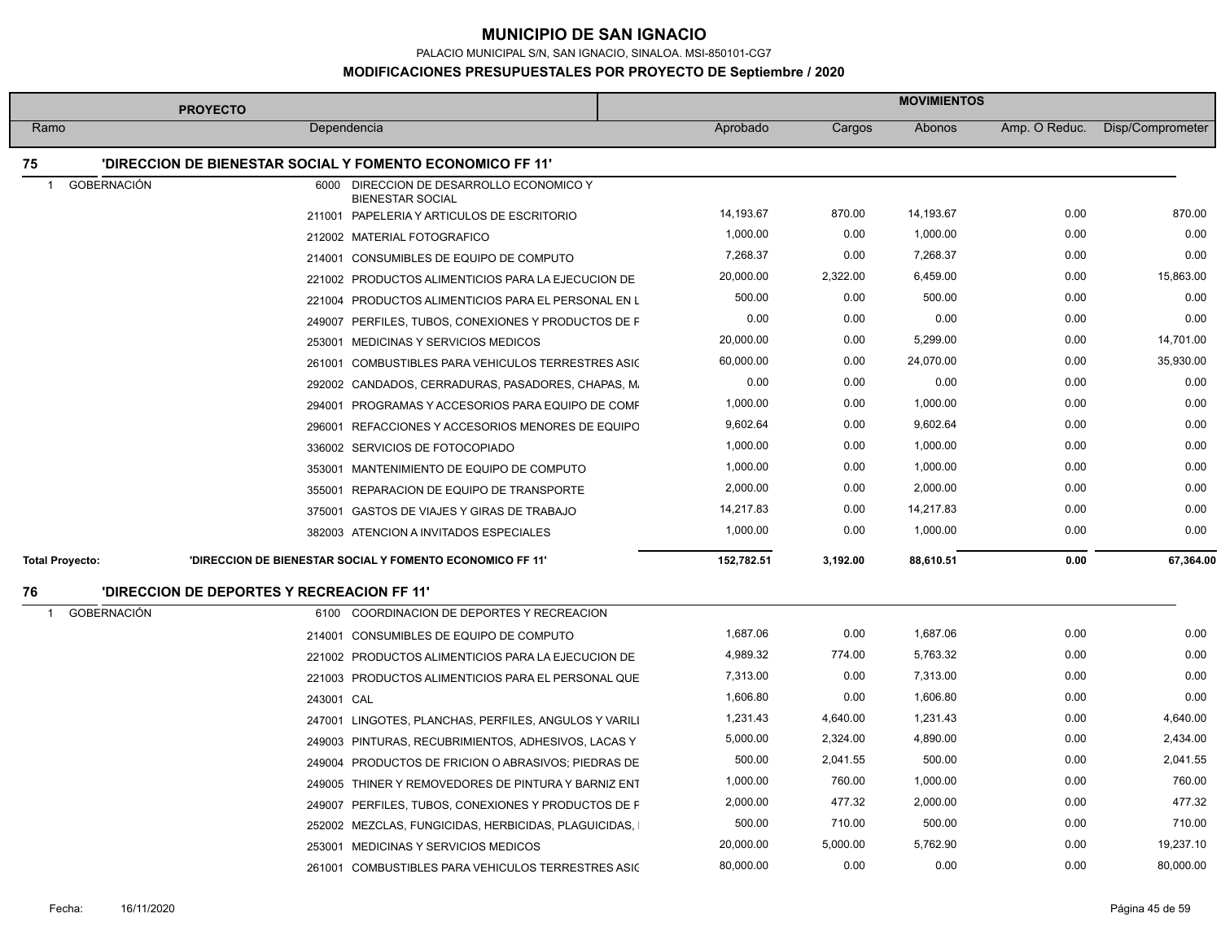# MUNICIPIO DE SAN IGNACIO

PALACIO MUNICIPAL S/N, SAN IGNACIO, SINALOA. MSI-850101-CG7

**MODIFICACIONES PRESUPUESTALES POR PROYECTO DE Septiembre / 2020**

| PROYECTO | | | MOVIMIENTOS | | | | |
|---|---|---|---|---|---|---|---|
| Ramo | Dependencia | | Aprobado | Cargos | Abonos | Amp. O Reduc. | Disp/Comprometer |
| **75** | **'DIRECCION DE BIENESTAR SOCIAL Y FOMENTO ECONOMICO FF 11'** | | | | | | |
| 1 GOBERNACIÓN | 6000 | DIRECCION DE DESARROLLO ECONOMICO Y BIENESTAR SOCIAL | | | | | |
| | 211001 | PAPELERIA Y ARTICULOS DE ESCRITORIO | 14,193.67 | 870.00 | 14,193.67 | 0.00 | 870.00 |
| | 212002 | MATERIAL FOTOGRAFICO | 1,000.00 | 0.00 | 1,000.00 | 0.00 | 0.00 |
| | 214001 | CONSUMIBLES DE EQUIPO DE COMPUTO | 7,268.37 | 0.00 | 7,268.37 | 0.00 | 0.00 |
| | 221002 | PRODUCTOS ALIMENTICIOS PARA LA EJECUCION DE | 20,000.00 | 2,322.00 | 6,459.00 | 0.00 | 15,863.00 |
| | 221004 | PRODUCTOS ALIMENTICIOS PARA EL PERSONAL EN L | 500.00 | 0.00 | 500.00 | 0.00 | 0.00 |
| | 249007 | PERFILES, TUBOS, CONEXIONES Y PRODUCTOS DE F | 0.00 | 0.00 | 0.00 | 0.00 | 0.00 |
| | 253001 | MEDICINAS Y SERVICIOS MEDICOS | 20,000.00 | 0.00 | 5,299.00 | 0.00 | 14,701.00 |
| | 261001 | COMBUSTIBLES PARA VEHICULOS TERRESTRES ASIG | 60,000.00 | 0.00 | 24,070.00 | 0.00 | 35,930.00 |
| | 292002 | CANDADOS, CERRADURAS, PASADORES, CHAPAS, M. | 0.00 | 0.00 | 0.00 | 0.00 | 0.00 |
| | 294001 | PROGRAMAS Y ACCESORIOS PARA EQUIPO DE COMP | 1,000.00 | 0.00 | 1,000.00 | 0.00 | 0.00 |
| | 296001 | REFACCIONES Y ACCESORIOS MENORES DE EQUIPO | 9,602.64 | 0.00 | 9,602.64 | 0.00 | 0.00 |
| | 336002 | SERVICIOS DE FOTOCOPIADO | 1,000.00 | 0.00 | 1,000.00 | 0.00 | 0.00 |
| | 353001 | MANTENIMIENTO DE EQUIPO DE COMPUTO | 1,000.00 | 0.00 | 1,000.00 | 0.00 | 0.00 |
| | 355001 | REPARACION DE EQUIPO DE TRANSPORTE | 2,000.00 | 0.00 | 2,000.00 | 0.00 | 0.00 |
| | 375001 | GASTOS DE VIAJES Y GIRAS DE TRABAJO | 14,217.83 | 0.00 | 14,217.83 | 0.00 | 0.00 |
| | 382003 | ATENCION A INVITADOS ESPECIALES | 1,000.00 | 0.00 | 1,000.00 | 0.00 | 0.00 |
| **Total Proyecto:** | **'DIRECCION DE BIENESTAR SOCIAL Y FOMENTO ECONOMICO FF 11'** | | **152,782.51** | **3,192.00** | **88,610.51** | **0.00** | **67,364.00** |
| **76** | **'DIRECCION DE DEPORTES Y RECREACION FF 11'** | | | | | | |
| 1 GOBERNACIÓN | 6100 | COORDINACION DE DEPORTES Y RECREACION | | | | | |
| | 214001 | CONSUMIBLES DE EQUIPO DE COMPUTO | 1,687.06 | 0.00 | 1,687.06 | 0.00 | 0.00 |
| | 221002 | PRODUCTOS ALIMENTICIOS PARA LA EJECUCION DE | 4,989.32 | 774.00 | 5,763.32 | 0.00 | 0.00 |
| | 221003 | PRODUCTOS ALIMENTICIOS PARA EL PERSONAL QUE | 7,313.00 | 0.00 | 7,313.00 | 0.00 | 0.00 |
| | 243001 | CAL | 1,606.80 | 0.00 | 1,606.80 | 0.00 | 0.00 |
| | 247001 | LINGOTES, PLANCHAS, PERFILES, ANGULOS Y VARILI | 1,231.43 | 4,640.00 | 1,231.43 | 0.00 | 4,640.00 |
| | 249003 | PINTURAS, RECUBRIMIENTOS, ADHESIVOS, LACAS Y | 5,000.00 | 2,324.00 | 4,890.00 | 0.00 | 2,434.00 |
| | 249004 | PRODUCTOS DE FRICION O ABRASIVOS; PIEDRAS DE | 500.00 | 2,041.55 | 500.00 | 0.00 | 2,041.55 |
| | 249005 | THINER Y REMOVEDORES DE PINTURA Y BARNIZ ENT | 1,000.00 | 760.00 | 1,000.00 | 0.00 | 760.00 |
| | 249007 | PERFILES, TUBOS, CONEXIONES Y PRODUCTOS DE F | 2,000.00 | 477.32 | 2,000.00 | 0.00 | 477.32 |
| | 252002 | MEZCLAS, FUNGICIDAS, HERBICIDAS, PLAGUICIDAS, I | 500.00 | 710.00 | 500.00 | 0.00 | 710.00 |
| | 253001 | MEDICINAS Y SERVICIOS MEDICOS | 20,000.00 | 5,000.00 | 5,762.90 | 0.00 | 19,237.10 |
| | 261001 | COMBUSTIBLES PARA VEHICULOS TERRESTRES ASIG | 80,000.00 | 0.00 | 0.00 | 0.00 | 80,000.00 |

Fecha: 16/11/2020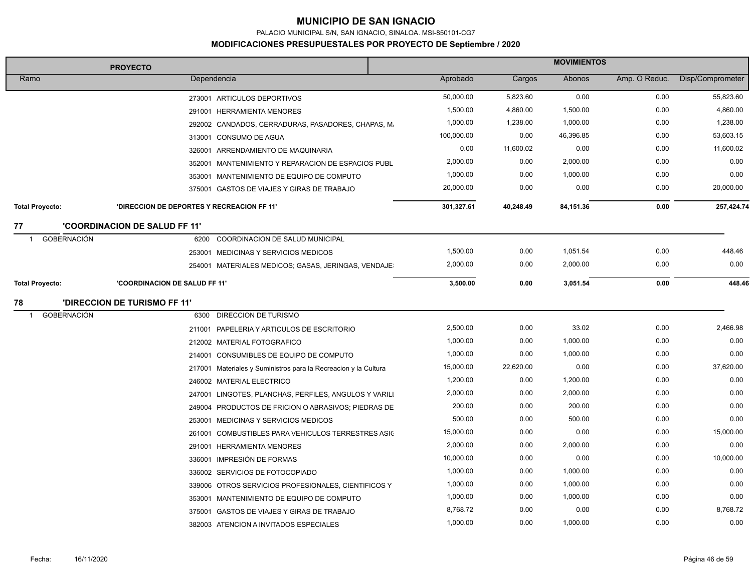# MUNICIPIO DE SAN IGNACIO

PALACIO MUNICIPAL S/N, SAN IGNACIO, SINALOA. MSI-850101-CG7

**MODIFICACIONES PRESUPUESTALES POR PROYECTO DE Septiembre / 2020**

| PROYECTO | | MOVIMIENTOS | | | | |
|---|---|---|---|---|---|---|
| Ramo | Dependencia | Aprobado | Cargos | Abonos | Amp. O Reduc. | Disp/Comprometer |
| | 273001 ARTICULOS DEPORTIVOS | 50,000.00 | 5,823.60 | 0.00 | 0.00 | 55,823.60 |
| | 291001 HERRAMIENTA MENORES | 1,500.00 | 4,860.00 | 1,500.00 | 0.00 | 4,860.00 |
| | 292002 CANDADOS, CERRADURAS, PASADORES, CHAPAS, M. | 1,000.00 | 1,238.00 | 1,000.00 | 0.00 | 1,238.00 |
| | 313001 CONSUMO DE AGUA | 100,000.00 | 0.00 | 46,396.85 | 0.00 | 53,603.15 |
| | 326001 ARRENDAMIENTO DE MAQUINARIA | 0.00 | 11,600.02 | 0.00 | 0.00 | 11,600.02 |
| | 352001 MANTENIMIENTO Y REPARACION DE ESPACIOS PUBL | 2,000.00 | 0.00 | 2,000.00 | 0.00 | 0.00 |
| | 353001 MANTENIMIENTO DE EQUIPO DE COMPUTO | 1,000.00 | 0.00 | 1,000.00 | 0.00 | 0.00 |
| | 375001 GASTOS DE VIAJES Y GIRAS DE TRABAJO | 20,000.00 | 0.00 | 0.00 | 0.00 | 20,000.00 |
| **Total Proyecto:** | **'DIRECCION DE DEPORTES Y RECREACION FF 11'** | **301,327.61** | **40,248.49** | **84,151.36** | **0.00** | **257,424.74** |
| **77** | **'COORDINACION DE SALUD FF 11'** | | | | | |
| 1 GOBERNACIÓN | 6200 COORDINACION DE SALUD MUNICIPAL | | | | | |
| | 253001 MEDICINAS Y SERVICIOS MEDICOS | 1,500.00 | 0.00 | 1,051.54 | 0.00 | 448.46 |
| | 254001 MATERIALES MEDICOS; GASAS, JERINGAS, VENDAJE | 2,000.00 | 0.00 | 2,000.00 | 0.00 | 0.00 |
| **Total Proyecto:** | **'COORDINACION DE SALUD FF 11'** | **3,500.00** | **0.00** | **3,051.54** | **0.00** | **448.46** |
| **78** | **'DIRECCION DE TURISMO FF 11'** | | | | | |
| 1 GOBERNACIÓN | 6300 DIRECCION DE TURISMO | | | | | |
| | 211001 PAPELERIA Y ARTICULOS DE ESCRITORIO | 2,500.00 | 0.00 | 33.02 | 0.00 | 2,466.98 |
| | 212002 MATERIAL FOTOGRAFICO | 1,000.00 | 0.00 | 1,000.00 | 0.00 | 0.00 |
| | 214001 CONSUMIBLES DE EQUIPO DE COMPUTO | 1,000.00 | 0.00 | 1,000.00 | 0.00 | 0.00 |
| | 217001 Materiales y Suministros para la Recreacion y la Cultura | 15,000.00 | 22,620.00 | 0.00 | 0.00 | 37,620.00 |
| | 246002 MATERIAL ELECTRICO | 1,200.00 | 0.00 | 1,200.00 | 0.00 | 0.00 |
| | 247001 LINGOTES, PLANCHAS, PERFILES, ANGULOS Y VARILI | 2,000.00 | 0.00 | 2,000.00 | 0.00 | 0.00 |
| | 249004 PRODUCTOS DE FRICION O ABRASIVOS; PIEDRAS DE | 200.00 | 0.00 | 200.00 | 0.00 | 0.00 |
| | 253001 MEDICINAS Y SERVICIOS MEDICOS | 500.00 | 0.00 | 500.00 | 0.00 | 0.00 |
| | 261001 COMBUSTIBLES PARA VEHICULOS TERRESTRES ASIG | 15,000.00 | 0.00 | 0.00 | 0.00 | 15,000.00 |
| | 291001 HERRAMIENTA MENORES | 2,000.00 | 0.00 | 2,000.00 | 0.00 | 0.00 |
| | 336001 IMPRESIÓN DE FORMAS | 10,000.00 | 0.00 | 0.00 | 0.00 | 10,000.00 |
| | 336002 SERVICIOS DE FOTOCOPIADO | 1,000.00 | 0.00 | 1,000.00 | 0.00 | 0.00 |
| | 339006 OTROS SERVICIOS PROFESIONALES, CIENTIFICOS Y | 1,000.00 | 0.00 | 1,000.00 | 0.00 | 0.00 |
| | 353001 MANTENIMIENTO DE EQUIPO DE COMPUTO | 1,000.00 | 0.00 | 1,000.00 | 0.00 | 0.00 |
| | 375001 GASTOS DE VIAJES Y GIRAS DE TRABAJO | 8,768.72 | 0.00 | 0.00 | 0.00 | 8,768.72 |
| | 382003 ATENCION A INVITADOS ESPECIALES | 1,000.00 | 0.00 | 1,000.00 | 0.00 | 0.00 |

Fecha: 16/11/2020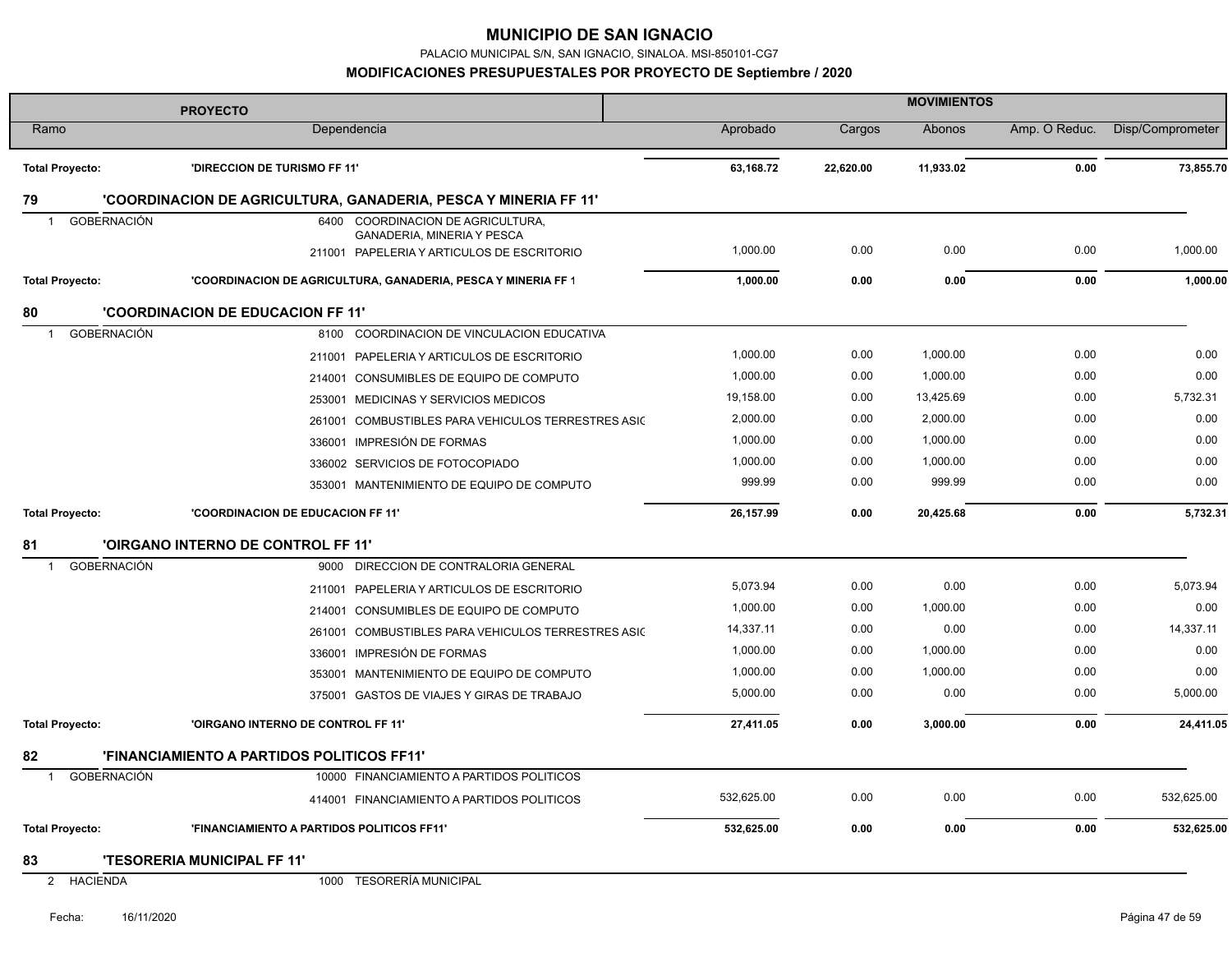# MUNICIPIO DE SAN IGNACIO

PALACIO MUNICIPAL S/N, SAN IGNACIO, SINALOA. MSI-850101-CG7

**MODIFICACIONES PRESUPUESTALES POR PROYECTO DE Septiembre / 2020**

| PROYECTO | | | MOVIMIENTOS | | | | |
|---|---|---|---|---|---|---|---|
| Ramo | | Dependencia | Aprobado | Cargos | Abonos | Amp. O Reduc. | Disp/Comprometer |
| **Total Proyecto:** | | **'DIRECCION DE TURISMO FF 11'** | **63,168.72** | **22,620.00** | **11,933.02** | **0.00** | **73,855.70** |
| **79** | | **'COORDINACION DE AGRICULTURA, GANADERIA, PESCA Y MINERIA FF 11'** | | | | | |
| 1 | GOBERNACIÓN | 6400 COORDINACION DE AGRICULTURA, GANADERIA, MINERIA Y PESCA | | | | | |
| | | 211001 PAPELERIA Y ARTICULOS DE ESCRITORIO | 1,000.00 | 0.00 | 0.00 | 0.00 | 1,000.00 |
| **Total Proyecto:** | | **'COORDINACION DE AGRICULTURA, GANADERIA, PESCA Y MINERIA FF 1** | **1,000.00** | **0.00** | **0.00** | **0.00** | **1,000.00** |
| **80** | | **'COORDINACION DE EDUCACION FF 11'** | | | | | |
| 1 | GOBERNACIÓN | 8100 COORDINACION DE VINCULACION EDUCATIVA | | | | | |
| | | 211001 PAPELERIA Y ARTICULOS DE ESCRITORIO | 1,000.00 | 0.00 | 1,000.00 | 0.00 | 0.00 |
| | | 214001 CONSUMIBLES DE EQUIPO DE COMPUTO | 1,000.00 | 0.00 | 1,000.00 | 0.00 | 0.00 |
| | | 253001 MEDICINAS Y SERVICIOS MEDICOS | 19,158.00 | 0.00 | 13,425.69 | 0.00 | 5,732.31 |
| | | 261001 COMBUSTIBLES PARA VEHICULOS TERRESTRES ASIG | 2,000.00 | 0.00 | 2,000.00 | 0.00 | 0.00 |
| | | 336001 IMPRESIÓN DE FORMAS | 1,000.00 | 0.00 | 1,000.00 | 0.00 | 0.00 |
| | | 336002 SERVICIOS DE FOTOCOPIADO | 1,000.00 | 0.00 | 1,000.00 | 0.00 | 0.00 |
| | | 353001 MANTENIMIENTO DE EQUIPO DE COMPUTO | 999.99 | 0.00 | 999.99 | 0.00 | 0.00 |
| **Total Proyecto:** | | **'COORDINACION DE EDUCACION FF 11'** | **26,157.99** | **0.00** | **20,425.68** | **0.00** | **5,732.31** |
| **81** | | **'OIRGANO INTERNO DE CONTROL FF 11'** | | | | | |
| 1 | GOBERNACIÓN | 9000 DIRECCION DE CONTRALORIA GENERAL | | | | | |
| | | 211001 PAPELERIA Y ARTICULOS DE ESCRITORIO | 5,073.94 | 0.00 | 0.00 | 0.00 | 5,073.94 |
| | | 214001 CONSUMIBLES DE EQUIPO DE COMPUTO | 1,000.00 | 0.00 | 1,000.00 | 0.00 | 0.00 |
| | | 261001 COMBUSTIBLES PARA VEHICULOS TERRESTRES ASIG | 14,337.11 | 0.00 | 0.00 | 0.00 | 14,337.11 |
| | | 336001 IMPRESIÓN DE FORMAS | 1,000.00 | 0.00 | 1,000.00 | 0.00 | 0.00 |
| | | 353001 MANTENIMIENTO DE EQUIPO DE COMPUTO | 1,000.00 | 0.00 | 1,000.00 | 0.00 | 0.00 |
| | | 375001 GASTOS DE VIAJES Y GIRAS DE TRABAJO | 5,000.00 | 0.00 | 0.00 | 0.00 | 5,000.00 |
| **Total Proyecto:** | | **'OIRGANO INTERNO DE CONTROL FF 11'** | **27,411.05** | **0.00** | **3,000.00** | **0.00** | **24,411.05** |
| **82** | | **'FINANCIAMIENTO A PARTIDOS POLITICOS FF11'** | | | | | |
| 1 | GOBERNACIÓN | 10000 FINANCIAMIENTO A PARTIDOS POLITICOS | | | | | |
| | | 414001 FINANCIAMIENTO A PARTIDOS POLITICOS | 532,625.00 | 0.00 | 0.00 | 0.00 | 532,625.00 |
| **Total Proyecto:** | | **'FINANCIAMIENTO A PARTIDOS POLITICOS FF11'** | **532,625.00** | **0.00** | **0.00** | **0.00** | **532,625.00** |
| **83** | | **'TESORERIA MUNICIPAL FF 11'** | | | | | |
| 2 | HACIENDA | 1000 TESORERÍA MUNICIPAL | | | | | |

Fecha: 16/11/2020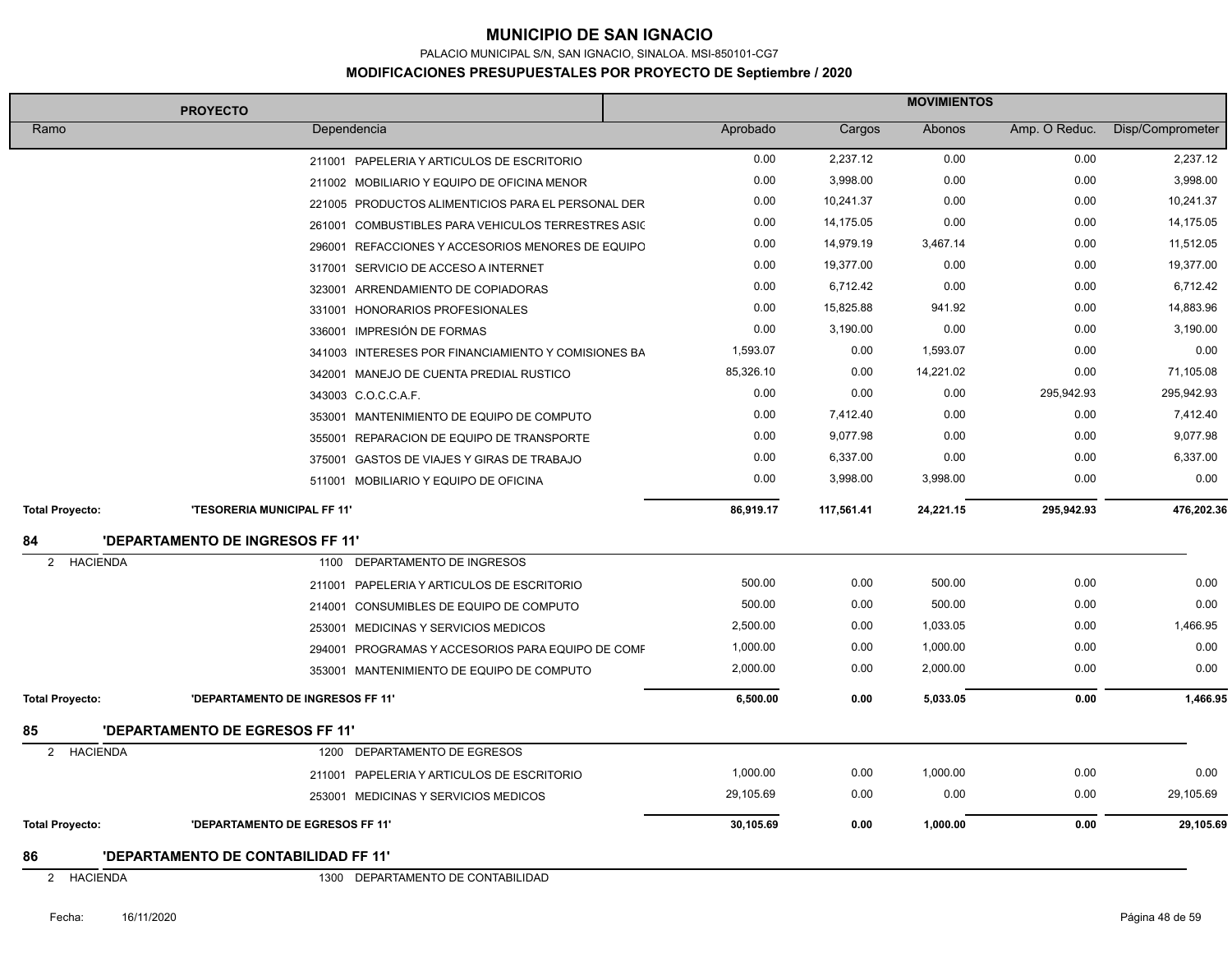# MUNICIPIO DE SAN IGNACIO

PALACIO MUNICIPAL S/N, SAN IGNACIO, SINALOA. MSI-850101-CG7

## MODIFICACIONES PRESUPUESTALES POR PROYECTO DE Septiembre / 2020

| PROYECTO | | MOVIMIENTOS | | | | |
|---|---|---|---|---|---|---|
| Ramo | Dependencia | Aprobado | Cargos | Abonos | Amp. O Reduc. | Disp/Comprometer |
| | 211001 PAPELERIA Y ARTICULOS DE ESCRITORIO | 0.00 | 2,237.12 | 0.00 | 0.00 | 2,237.12 |
| | 211002 MOBILIARIO Y EQUIPO DE OFICINA MENOR | 0.00 | 3,998.00 | 0.00 | 0.00 | 3,998.00 |
| | 221005 PRODUCTOS ALIMENTICIOS PARA EL PERSONAL DER | 0.00 | 10,241.37 | 0.00 | 0.00 | 10,241.37 |
| | 261001 COMBUSTIBLES PARA VEHICULOS TERRESTRES ASIC | 0.00 | 14,175.05 | 0.00 | 0.00 | 14,175.05 |
| | 296001 REFACCIONES Y ACCESORIOS MENORES DE EQUIPO | 0.00 | 14,979.19 | 3,467.14 | 0.00 | 11,512.05 |
| | 317001 SERVICIO DE ACCESO A INTERNET | 0.00 | 19,377.00 | 0.00 | 0.00 | 19,377.00 |
| | 323001 ARRENDAMIENTO DE COPIADORAS | 0.00 | 6,712.42 | 0.00 | 0.00 | 6,712.42 |
| | 331001 HONORARIOS PROFESIONALES | 0.00 | 15,825.88 | 941.92 | 0.00 | 14,883.96 |
| | 336001 IMPRESIÓN DE FORMAS | 0.00 | 3,190.00 | 0.00 | 0.00 | 3,190.00 |
| | 341003 INTERESES POR FINANCIAMIENTO Y COMISIONES BA | 1,593.07 | 0.00 | 1,593.07 | 0.00 | 0.00 |
| | 342001 MANEJO DE CUENTA PREDIAL RUSTICO | 85,326.10 | 0.00 | 14,221.02 | 0.00 | 71,105.08 |
| | 343003 C.O.C.C.A.F. | 0.00 | 0.00 | 0.00 | 295,942.93 | 295,942.93 |
| | 353001 MANTENIMIENTO DE EQUIPO DE COMPUTO | 0.00 | 7,412.40 | 0.00 | 0.00 | 7,412.40 |
| | 355001 REPARACION DE EQUIPO DE TRANSPORTE | 0.00 | 9,077.98 | 0.00 | 0.00 | 9,077.98 |
| | 375001 GASTOS DE VIAJES Y GIRAS DE TRABAJO | 0.00 | 6,337.00 | 0.00 | 0.00 | 6,337.00 |
| | 511001 MOBILIARIO Y EQUIPO DE OFICINA | 0.00 | 3,998.00 | 3,998.00 | 0.00 | 0.00 |
| **Total Proyecto:** | **'TESORERIA MUNICIPAL FF 11'** | **86,919.17** | **117,561.41** | **24,221.15** | **295,942.93** | **476,202.36** |
| **84** | **'DEPARTAMENTO DE INGRESOS FF 11'** | | | | | |
| 2 HACIENDA | 1100 DEPARTAMENTO DE INGRESOS | | | | | |
| | 211001 PAPELERIA Y ARTICULOS DE ESCRITORIO | 500.00 | 0.00 | 500.00 | 0.00 | 0.00 |
| | 214001 CONSUMIBLES DE EQUIPO DE COMPUTO | 500.00 | 0.00 | 500.00 | 0.00 | 0.00 |
| | 253001 MEDICINAS Y SERVICIOS MEDICOS | 2,500.00 | 0.00 | 1,033.05 | 0.00 | 1,466.95 |
| | 294001 PROGRAMAS Y ACCESORIOS PARA EQUIPO DE COMF | 1,000.00 | 0.00 | 1,000.00 | 0.00 | 0.00 |
| | 353001 MANTENIMIENTO DE EQUIPO DE COMPUTO | 2,000.00 | 0.00 | 2,000.00 | 0.00 | 0.00 |
| **Total Proyecto:** | **'DEPARTAMENTO DE INGRESOS FF 11'** | **6,500.00** | **0.00** | **5,033.05** | **0.00** | **1,466.95** |
| **85** | **'DEPARTAMENTO DE EGRESOS FF 11'** | | | | | |
| 2 HACIENDA | 1200 DEPARTAMENTO DE EGRESOS | | | | | |
| | 211001 PAPELERIA Y ARTICULOS DE ESCRITORIO | 1,000.00 | 0.00 | 1,000.00 | 0.00 | 0.00 |
| | 253001 MEDICINAS Y SERVICIOS MEDICOS | 29,105.69 | 0.00 | 0.00 | 0.00 | 29,105.69 |
| **Total Proyecto:** | **'DEPARTAMENTO DE EGRESOS FF 11'** | **30,105.69** | **0.00** | **1,000.00** | **0.00** | **29,105.69** |
| **86** | **'DEPARTAMENTO DE CONTABILIDAD FF 11'** | | | | | |
| 2 HACIENDA | 1300 DEPARTAMENTO DE CONTABILIDAD | | | | | |

Fecha: 16/11/2020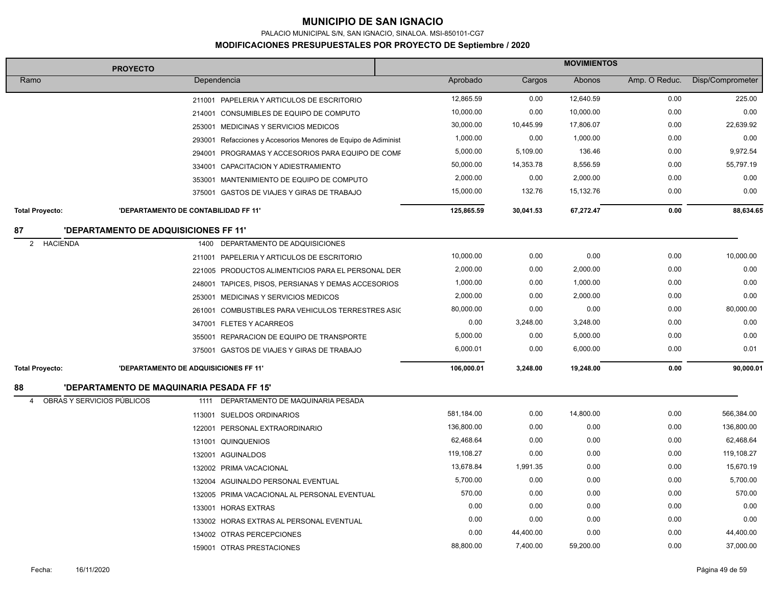# MUNICIPIO DE SAN IGNACIO

PALACIO MUNICIPAL S/N, SAN IGNACIO, SINALOA. MSI-850101-CG7

## MODIFICACIONES PRESUPUESTALES POR PROYECTO DE Septiembre / 2020

| PROYECTO | | MOVIMIENTOS | | | | |
|---|---|---|---|---|---|---|
| Ramo | Dependencia | Aprobado | Cargos | Abonos | Amp. O Reduc. | Disp/Comprometer |
| | 211001 PAPELERIA Y ARTICULOS DE ESCRITORIO | 12,865.59 | 0.00 | 12,640.59 | 0.00 | 225.00 |
| | 214001 CONSUMIBLES DE EQUIPO DE COMPUTO | 10,000.00 | 0.00 | 10,000.00 | 0.00 | 0.00 |
| | 253001 MEDICINAS Y SERVICIOS MEDICOS | 30,000.00 | 10,445.99 | 17,806.07 | 0.00 | 22,639.92 |
| | 293001 Refacciones y Accesorios Menores de Equipo de Adiminist | 1,000.00 | 0.00 | 1,000.00 | 0.00 | 0.00 |
| | 294001 PROGRAMAS Y ACCESORIOS PARA EQUIPO DE COMF | 5,000.00 | 5,109.00 | 136.46 | 0.00 | 9,972.54 |
| | 334001 CAPACITACION Y ADIESTRAMIENTO | 50,000.00 | 14,353.78 | 8,556.59 | 0.00 | 55,797.19 |
| | 353001 MANTENIMIENTO DE EQUIPO DE COMPUTO | 2,000.00 | 0.00 | 2,000.00 | 0.00 | 0.00 |
| | 375001 GASTOS DE VIAJES Y GIRAS DE TRABAJO | 15,000.00 | 132.76 | 15,132.76 | 0.00 | 0.00 |
| **Total Proyecto:** | **'DEPARTAMENTO DE CONTABILIDAD FF 11'** | **125,865.59** | **30,041.53** | **67,272.47** | **0.00** | **88,634.65** |
| **87** | **'DEPARTAMENTO DE ADQUISICIONES FF 11'** | | | | | |
| 2 HACIENDA | 1400 DEPARTAMENTO DE ADQUISICIONES | | | | | |
| | 211001 PAPELERIA Y ARTICULOS DE ESCRITORIO | 10,000.00 | 0.00 | 0.00 | 0.00 | 10,000.00 |
| | 221005 PRODUCTOS ALIMENTICIOS PARA EL PERSONAL DER | 2,000.00 | 0.00 | 2,000.00 | 0.00 | 0.00 |
| | 248001 TAPICES, PISOS, PERSIANAS Y DEMAS ACCESORIOS | 1,000.00 | 0.00 | 1,000.00 | 0.00 | 0.00 |
| | 253001 MEDICINAS Y SERVICIOS MEDICOS | 2,000.00 | 0.00 | 2,000.00 | 0.00 | 0.00 |
| | 261001 COMBUSTIBLES PARA VEHICULOS TERRESTRES ASIC | 80,000.00 | 0.00 | 0.00 | 0.00 | 80,000.00 |
| | 347001 FLETES Y ACARREOS | 0.00 | 3,248.00 | 3,248.00 | 0.00 | 0.00 |
| | 355001 REPARACION DE EQUIPO DE TRANSPORTE | 5,000.00 | 0.00 | 5,000.00 | 0.00 | 0.00 |
| | 375001 GASTOS DE VIAJES Y GIRAS DE TRABAJO | 6,000.01 | 0.00 | 6,000.00 | 0.00 | 0.01 |
| **Total Proyecto:** | **'DEPARTAMENTO DE ADQUISICIONES FF 11'** | **106,000.01** | **3,248.00** | **19,248.00** | **0.00** | **90,000.01** |
| **88** | **'DEPARTAMENTO DE MAQUINARIA PESADA FF 15'** | | | | | |
| 4 OBRAS Y SERVICIOS PÚBLICOS | 1111 DEPARTAMENTO DE MAQUINARIA PESADA | | | | | |
| | 113001 SUELDOS ORDINARIOS | 581,184.00 | 0.00 | 14,800.00 | 0.00 | 566,384.00 |
| | 122001 PERSONAL EXTRAORDINARIO | 136,800.00 | 0.00 | 0.00 | 0.00 | 136,800.00 |
| | 131001 QUINQUENIOS | 62,468.64 | 0.00 | 0.00 | 0.00 | 62,468.64 |
| | 132001 AGUINALDOS | 119,108.27 | 0.00 | 0.00 | 0.00 | 119,108.27 |
| | 132002 PRIMA VACACIONAL | 13,678.84 | 1,991.35 | 0.00 | 0.00 | 15,670.19 |
| | 132004 AGUINALDO PERSONAL EVENTUAL | 5,700.00 | 0.00 | 0.00 | 0.00 | 5,700.00 |
| | 132005 PRIMA VACACIONAL AL PERSONAL EVENTUAL | 570.00 | 0.00 | 0.00 | 0.00 | 570.00 |
| | 133001 HORAS EXTRAS | 0.00 | 0.00 | 0.00 | 0.00 | 0.00 |
| | 133002 HORAS EXTRAS AL PERSONAL EVENTUAL | 0.00 | 0.00 | 0.00 | 0.00 | 0.00 |
| | 134002 OTRAS PERCEPCIONES | 0.00 | 44,400.00 | 0.00 | 0.00 | 44,400.00 |
| | 159001 OTRAS PRESTACIONES | 88,800.00 | 7,400.00 | 59,200.00 | 0.00 | 37,000.00 |

Fecha: 16/11/2020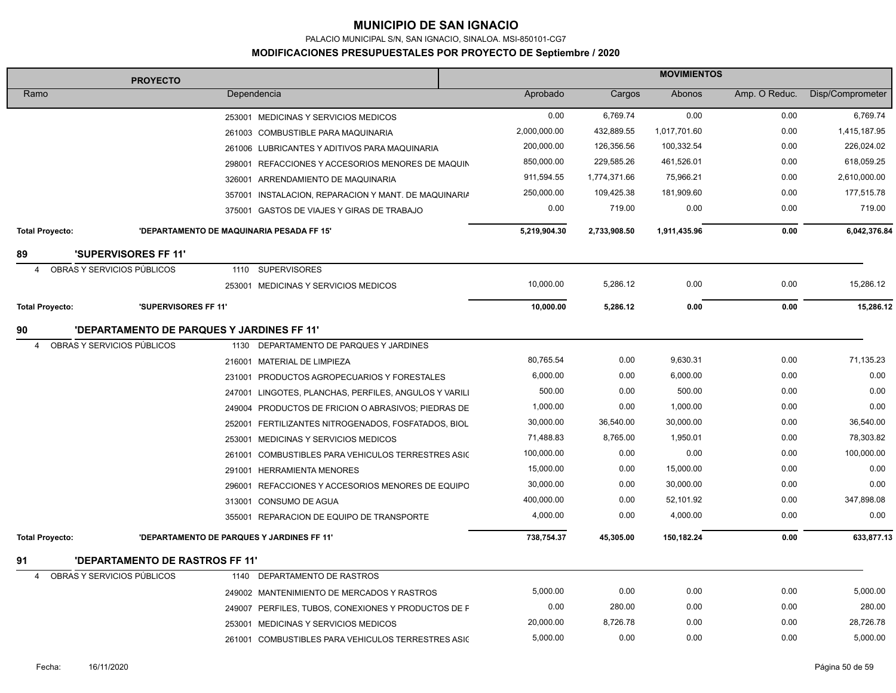# MUNICIPIO DE SAN IGNACIO

PALACIO MUNICIPAL S/N, SAN IGNACIO, SINALOA. MSI-850101-CG7

## MODIFICACIONES PRESUPUESTALES POR PROYECTO DE Septiembre / 2020

| PROYECTO | | | MOVIMIENTOS | | | | |
|---|---|---|---|---|---|---|---|
| Ramo | | Dependencia | Aprobado | Cargos | Abonos | Amp. O Reduc. | Disp/Comprometer |
| | | 253001 MEDICINAS Y SERVICIOS MEDICOS | 0.00 | 6,769.74 | 0.00 | 0.00 | 6,769.74 |
| | | 261003 COMBUSTIBLE PARA MAQUINARIA | 2,000,000.00 | 432,889.55 | 1,017,701.60 | 0.00 | 1,415,187.95 |
| | | 261006 LUBRICANTES Y ADITIVOS PARA MAQUINARIA | 200,000.00 | 126,356.56 | 100,332.54 | 0.00 | 226,024.02 |
| | | 298001 REFACCIONES Y ACCESORIOS MENORES DE MAQUIN | 850,000.00 | 229,585.26 | 461,526.01 | 0.00 | 618,059.25 |
| | | 326001 ARRENDAMIENTO DE MAQUINARIA | 911,594.55 | 1,774,371.66 | 75,966.21 | 0.00 | 2,610,000.00 |
| | | 357001 INSTALACION, REPARACION Y MANT. DE MAQUINARIA | 250,000.00 | 109,425.38 | 181,909.60 | 0.00 | 177,515.78 |
| | | 375001 GASTOS DE VIAJES Y GIRAS DE TRABAJO | 0.00 | 719.00 | 0.00 | 0.00 | 719.00 |
| **Total Proyecto:** | **'DEPARTAMENTO DE MAQUINARIA PESADA FF 15'** | | **5,219,904.30** | **2,733,908.50** | **1,911,435.96** | **0.00** | **6,042,376.84** |
| **89** | **'SUPERVISORES FF 11'** | | | | | | |
| 4 | OBRAS Y SERVICIOS PÚBLICOS | 1110 SUPERVISORES | | | | | |
| | | 253001 MEDICINAS Y SERVICIOS MEDICOS | 10,000.00 | 5,286.12 | 0.00 | 0.00 | 15,286.12 |
| **Total Proyecto:** | **'SUPERVISORES FF 11'** | | **10,000.00** | **5,286.12** | **0.00** | **0.00** | **15,286.12** |
| **90** | **'DEPARTAMENTO DE PARQUES Y JARDINES FF 11'** | | | | | | |
| 4 | OBRAS Y SERVICIOS PÚBLICOS | 1130 DEPARTAMENTO DE PARQUES Y JARDINES | | | | | |
| | | 216001 MATERIAL DE LIMPIEZA | 80,765.54 | 0.00 | 9,630.31 | 0.00 | 71,135.23 |
| | | 231001 PRODUCTOS AGROPECUARIOS Y FORESTALES | 6,000.00 | 0.00 | 6,000.00 | 0.00 | 0.00 |
| | | 247001 LINGOTES, PLANCHAS, PERFILES, ANGULOS Y VARILI | 500.00 | 0.00 | 500.00 | 0.00 | 0.00 |
| | | 249004 PRODUCTOS DE FRICION O ABRASIVOS; PIEDRAS DE | 1,000.00 | 0.00 | 1,000.00 | 0.00 | 0.00 |
| | | 252001 FERTILIZANTES NITROGENADOS, FOSFATADOS, BIOL | 30,000.00 | 36,540.00 | 30,000.00 | 0.00 | 36,540.00 |
| | | 253001 MEDICINAS Y SERVICIOS MEDICOS | 71,488.83 | 8,765.00 | 1,950.01 | 0.00 | 78,303.82 |
| | | 261001 COMBUSTIBLES PARA VEHICULOS TERRESTRES ASIC | 100,000.00 | 0.00 | 0.00 | 0.00 | 100,000.00 |
| | | 291001 HERRAMIENTA MENORES | 15,000.00 | 0.00 | 15,000.00 | 0.00 | 0.00 |
| | | 296001 REFACCIONES Y ACCESORIOS MENORES DE EQUIPO | 30,000.00 | 0.00 | 30,000.00 | 0.00 | 0.00 |
| | | 313001 CONSUMO DE AGUA | 400,000.00 | 0.00 | 52,101.92 | 0.00 | 347,898.08 |
| | | 355001 REPARACION DE EQUIPO DE TRANSPORTE | 4,000.00 | 0.00 | 4,000.00 | 0.00 | 0.00 |
| **Total Proyecto:** | **'DEPARTAMENTO DE PARQUES Y JARDINES FF 11'** | | **738,754.37** | **45,305.00** | **150,182.24** | **0.00** | **633,877.13** |
| **91** | **'DEPARTAMENTO DE RASTROS FF 11'** | | | | | | |
| 4 | OBRAS Y SERVICIOS PÚBLICOS | 1140 DEPARTAMENTO DE RASTROS | | | | | |
| | | 249002 MANTENIMIENTO DE MERCADOS Y RASTROS | 5,000.00 | 0.00 | 0.00 | 0.00 | 5,000.00 |
| | | 249007 PERFILES, TUBOS, CONEXIONES Y PRODUCTOS DE F | 0.00 | 280.00 | 0.00 | 0.00 | 280.00 |
| | | 253001 MEDICINAS Y SERVICIOS MEDICOS | 20,000.00 | 8,726.78 | 0.00 | 0.00 | 28,726.78 |
| | | 261001 COMBUSTIBLES PARA VEHICULOS TERRESTRES ASIC | 5,000.00 | 0.00 | 0.00 | 0.00 | 5,000.00 |

Fecha: 16/11/2020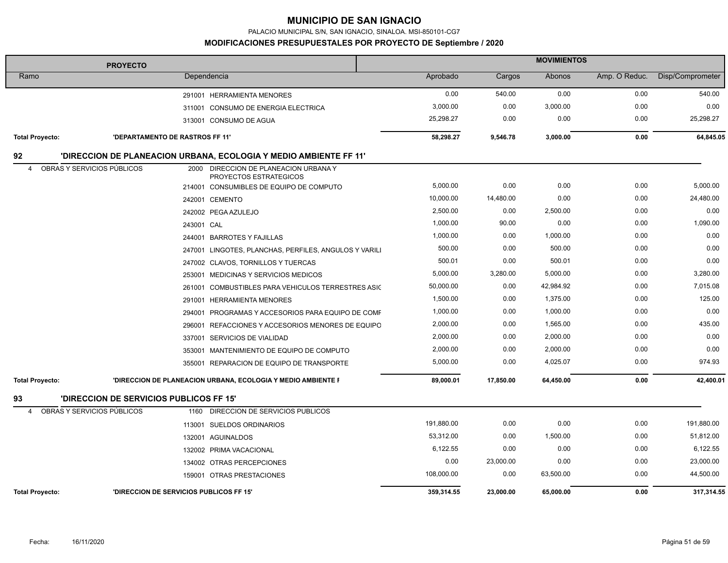# MUNICIPIO DE SAN IGNACIO

PALACIO MUNICIPAL S/N, SAN IGNACIO, SINALOA. MSI-850101-CG7

## MODIFICACIONES PRESUPUESTALES POR PROYECTO DE Septiembre / 2020

| PROYECTO | | | MOVIMIENTOS | | | | |
|---|---|---|---|---|---|---|---|
| Ramo | | Dependencia | Aprobado | Cargos | Abonos | Amp. O Reduc. | Disp/Comprometer |
| | | 291001 HERRAMIENTA MENORES | 0.00 | 540.00 | 0.00 | 0.00 | 540.00 |
| | | 311001 CONSUMO DE ENERGIA ELECTRICA | 3,000.00 | 0.00 | 3,000.00 | 0.00 | 0.00 |
| | | 313001 CONSUMO DE AGUA | 25,298.27 | 0.00 | 0.00 | 0.00 | 25,298.27 |
| **Total Proyecto:** | **'DEPARTAMENTO DE RASTROS FF 11'** | | **58,298.27** | **9,546.78** | **3,000.00** | **0.00** | **64,845.05** |
| **92** | **'DIRECCION DE PLANEACION URBANA, ECOLOGIA Y MEDIO AMBIENTE FF 11'** | | | | | | |
| 4 | OBRAS Y SERVICIOS PÚBLICOS | 2000 DIRECCION DE PLANEACION URBANA Y PROYECTOS ESTRATEGICOS | | | | | |
| | | 214001 CONSUMIBLES DE EQUIPO DE COMPUTO | 5,000.00 | 0.00 | 0.00 | 0.00 | 5,000.00 |
| | | 242001 CEMENTO | 10,000.00 | 14,480.00 | 0.00 | 0.00 | 24,480.00 |
| | | 242002 PEGA AZULEJO | 2,500.00 | 0.00 | 2,500.00 | 0.00 | 0.00 |
| | | 243001 CAL | 1,000.00 | 90.00 | 0.00 | 0.00 | 1,090.00 |
| | | 244001 BARROTES Y FAJILLAS | 1,000.00 | 0.00 | 1,000.00 | 0.00 | 0.00 |
| | | 247001 LINGOTES, PLANCHAS, PERFILES, ANGULOS Y VARILI | 500.00 | 0.00 | 500.00 | 0.00 | 0.00 |
| | | 247002 CLAVOS, TORNILLOS Y TUERCAS | 500.01 | 0.00 | 500.01 | 0.00 | 0.00 |
| | | 253001 MEDICINAS Y SERVICIOS MEDICOS | 5,000.00 | 3,280.00 | 5,000.00 | 0.00 | 3,280.00 |
| | | 261001 COMBUSTIBLES PARA VEHICULOS TERRESTRES ASIC | 50,000.00 | 0.00 | 42,984.92 | 0.00 | 7,015.08 |
| | | 291001 HERRAMIENTA MENORES | 1,500.00 | 0.00 | 1,375.00 | 0.00 | 125.00 |
| | | 294001 PROGRAMAS Y ACCESORIOS PARA EQUIPO DE COMF | 1,000.00 | 0.00 | 1,000.00 | 0.00 | 0.00 |
| | | 296001 REFACCIONES Y ACCESORIOS MENORES DE EQUIPO | 2,000.00 | 0.00 | 1,565.00 | 0.00 | 435.00 |
| | | 337001 SERVICIOS DE VIALIDAD | 2,000.00 | 0.00 | 2,000.00 | 0.00 | 0.00 |
| | | 353001 MANTENIMIENTO DE EQUIPO DE COMPUTO | 2,000.00 | 0.00 | 2,000.00 | 0.00 | 0.00 |
| | | 355001 REPARACION DE EQUIPO DE TRANSPORTE | 5,000.00 | 0.00 | 4,025.07 | 0.00 | 974.93 |
| **Total Proyecto:** | **'DIRECCION DE PLANEACION URBANA, ECOLOGIA Y MEDIO AMBIENTE F** | | **89,000.01** | **17,850.00** | **64,450.00** | **0.00** | **42,400.01** |
| **93** | **'DIRECCION DE SERVICIOS PUBLICOS FF 15'** | | | | | | |
| 4 | OBRAS Y SERVICIOS PÚBLICOS | 1160 DIRECCION DE SERVICIOS PUBLICOS | | | | | |
| | | 113001 SUELDOS ORDINARIOS | 191,880.00 | 0.00 | 0.00 | 0.00 | 191,880.00 |
| | | 132001 AGUINALDOS | 53,312.00 | 0.00 | 1,500.00 | 0.00 | 51,812.00 |
| | | 132002 PRIMA VACACIONAL | 6,122.55 | 0.00 | 0.00 | 0.00 | 6,122.55 |
| | | 134002 OTRAS PERCEPCIONES | 0.00 | 23,000.00 | 0.00 | 0.00 | 23,000.00 |
| | | 159001 OTRAS PRESTACIONES | 108,000.00 | 0.00 | 63,500.00 | 0.00 | 44,500.00 |
| **Total Proyecto:** | **'DIRECCION DE SERVICIOS PUBLICOS FF 15'** | | **359,314.55** | **23,000.00** | **65,000.00** | **0.00** | **317,314.55** |

Fecha: 16/11/2020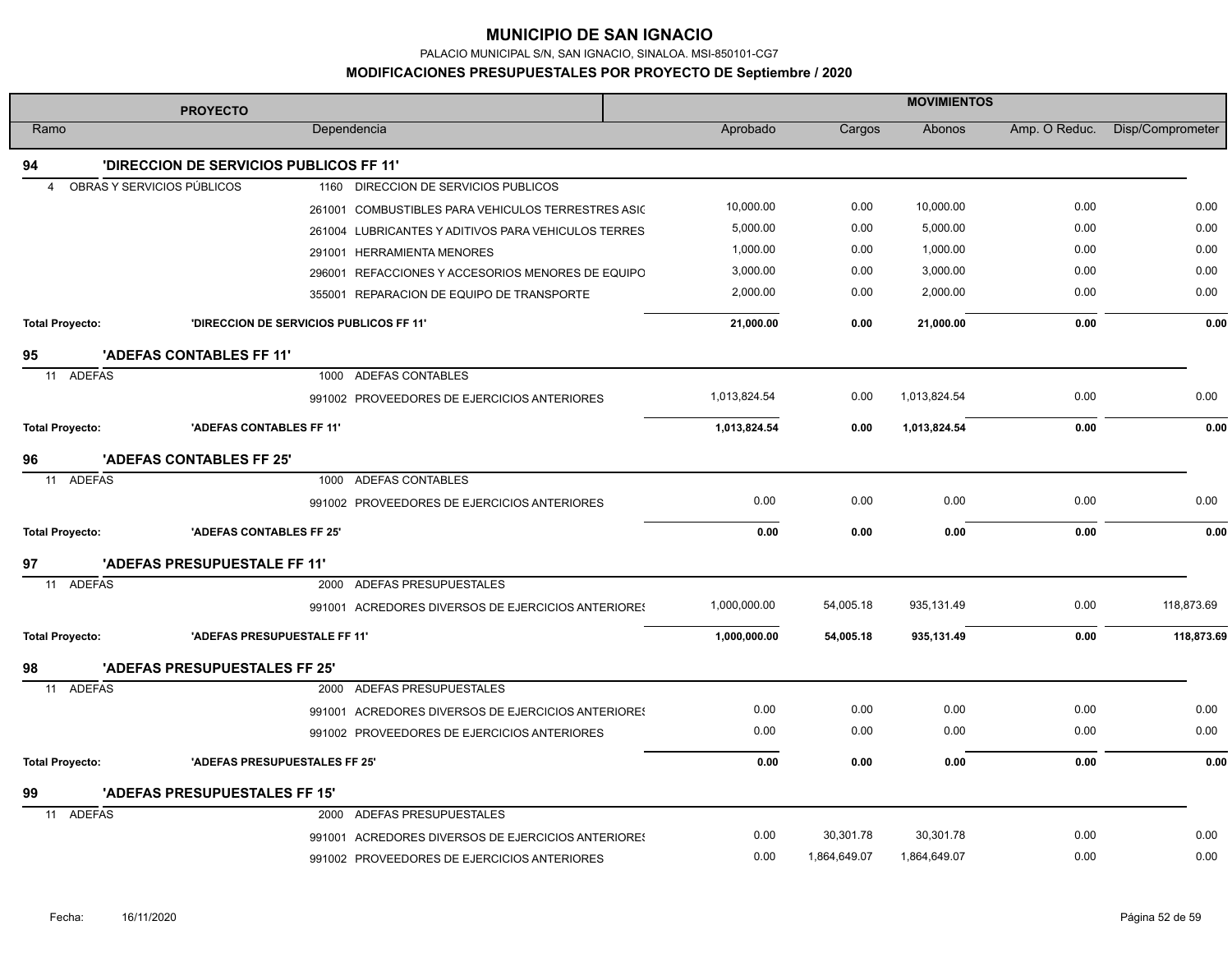# MUNICIPIO DE SAN IGNACIO

PALACIO MUNICIPAL S/N, SAN IGNACIO, SINALOA. MSI-850101-CG7

## MODIFICACIONES PRESUPUESTALES POR PROYECTO DE Septiembre / 2020

| PROYECTO | | MOVIMIENTOS | | | | |
|---|---|---|---|---|---|---|
| Ramo | Dependencia | Aprobado | Cargos | Abonos | Amp. O Reduc. | Disp/Comprometer |
| **94** | **'DIRECCION DE SERVICIOS PUBLICOS FF 11'** | | | | | |
| 4 OBRAS Y SERVICIOS PÚBLICOS | 1160 DIRECCION DE SERVICIOS PUBLICOS | | | | | |
| | 261001 COMBUSTIBLES PARA VEHICULOS TERRESTRES ASIG | 10,000.00 | 0.00 | 10,000.00 | 0.00 | 0.00 |
| | 261004 LUBRICANTES Y ADITIVOS PARA VEHICULOS TERRES | 5,000.00 | 0.00 | 5,000.00 | 0.00 | 0.00 |
| | 291001 HERRAMIENTA MENORES | 1,000.00 | 0.00 | 1,000.00 | 0.00 | 0.00 |
| | 296001 REFACCIONES Y ACCESORIOS MENORES DE EQUIPO | 3,000.00 | 0.00 | 3,000.00 | 0.00 | 0.00 |
| | 355001 REPARACION DE EQUIPO DE TRANSPORTE | 2,000.00 | 0.00 | 2,000.00 | 0.00 | 0.00 |
| **Total Proyecto:** | **'DIRECCION DE SERVICIOS PUBLICOS FF 11'** | **21,000.00** | **0.00** | **21,000.00** | **0.00** | **0.00** |
| **95** | **'ADEFAS CONTABLES FF 11'** | | | | | |
| 11 ADEFAS | 1000 ADEFAS CONTABLES | | | | | |
| | 991002 PROVEEDORES DE EJERCICIOS ANTERIORES | 1,013,824.54 | 0.00 | 1,013,824.54 | 0.00 | 0.00 |
| **Total Proyecto:** | **'ADEFAS CONTABLES FF 11'** | **1,013,824.54** | **0.00** | **1,013,824.54** | **0.00** | **0.00** |
| **96** | **'ADEFAS CONTABLES FF 25'** | | | | | |
| 11 ADEFAS | 1000 ADEFAS CONTABLES | | | | | |
| | 991002 PROVEEDORES DE EJERCICIOS ANTERIORES | 0.00 | 0.00 | 0.00 | 0.00 | 0.00 |
| **Total Proyecto:** | **'ADEFAS CONTABLES FF 25'** | **0.00** | **0.00** | **0.00** | **0.00** | **0.00** |
| **97** | **'ADEFAS PRESUPUESTALE FF 11'** | | | | | |
| 11 ADEFAS | 2000 ADEFAS PRESUPUESTALES | | | | | |
| | 991001 ACREDORES DIVERSOS DE EJERCICIOS ANTERIORES | 1,000,000.00 | 54,005.18 | 935,131.49 | 0.00 | 118,873.69 |
| **Total Proyecto:** | **'ADEFAS PRESUPUESTALE FF 11'** | **1,000,000.00** | **54,005.18** | **935,131.49** | **0.00** | **118,873.69** |
| **98** | **'ADEFAS PRESUPUESTALES FF 25'** | | | | | |
| 11 ADEFAS | 2000 ADEFAS PRESUPUESTALES | | | | | |
| | 991001 ACREDORES DIVERSOS DE EJERCICIOS ANTERIORES | 0.00 | 0.00 | 0.00 | 0.00 | 0.00 |
| | 991002 PROVEEDORES DE EJERCICIOS ANTERIORES | 0.00 | 0.00 | 0.00 | 0.00 | 0.00 |
| **Total Proyecto:** | **'ADEFAS PRESUPUESTALES FF 25'** | **0.00** | **0.00** | **0.00** | **0.00** | **0.00** |
| **99** | **'ADEFAS PRESUPUESTALES FF 15'** | | | | | |
| 11 ADEFAS | 2000 ADEFAS PRESUPUESTALES | | | | | |
| | 991001 ACREDORES DIVERSOS DE EJERCICIOS ANTERIORES | 0.00 | 30,301.78 | 30,301.78 | 0.00 | 0.00 |
| | 991002 PROVEEDORES DE EJERCICIOS ANTERIORES | 0.00 | 1,864,649.07 | 1,864,649.07 | 0.00 | 0.00 |

Fecha: 16/11/2020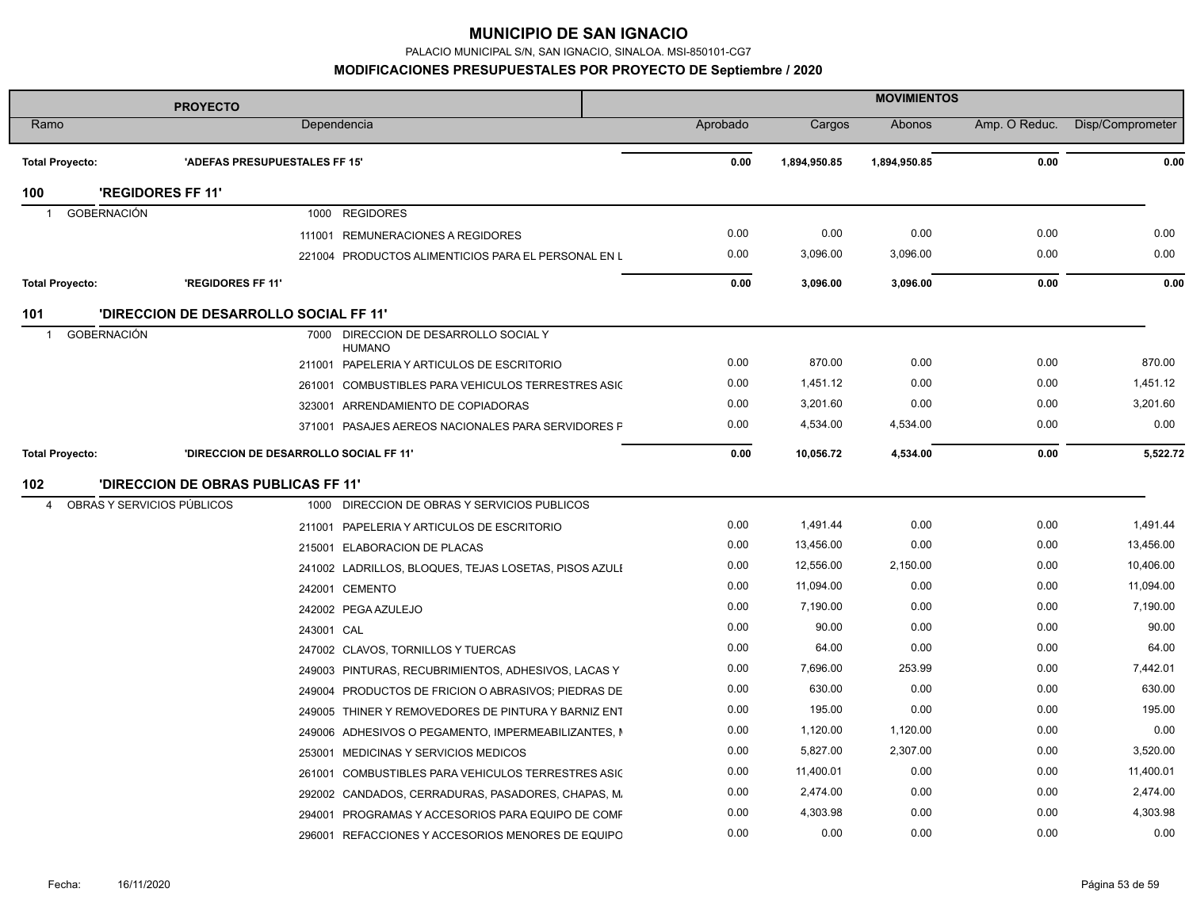# MUNICIPIO DE SAN IGNACIO

PALACIO MUNICIPAL S/N, SAN IGNACIO, SINALOA. MSI-850101-CG7

## MODIFICACIONES PRESUPUESTALES POR PROYECTO DE Septiembre / 2020

| PROYECTO | | | | MOVIMIENTOS | | | | |
|---|---|---|---|---|---|---|---|---|
| Ramo | | Dependencia | | Aprobado | Cargos | Abonos | Amp. O Reduc. | Disp/Comprometer |
| **Total Proyecto:** | **'ADEFAS PRESUPUESTALES FF 15'** | | | **0.00** | **1,894,950.85** | **1,894,950.85** | **0.00** | **0.00** |
| **100** | **'REGIDORES FF 11'** | | | | | | | |
| 1 | GOBERNACIÓN | 1000 | REGIDORES | | | | | |
| | | 111001 | REMUNERACIONES A REGIDORES | 0.00 | 0.00 | 0.00 | 0.00 | 0.00 |
| | | 221004 | PRODUCTOS ALIMENTICIOS PARA EL PERSONAL EN L | 0.00 | 3,096.00 | 3,096.00 | 0.00 | 0.00 |
| **Total Proyecto:** | **'REGIDORES FF 11'** | | | **0.00** | **3,096.00** | **3,096.00** | **0.00** | **0.00** |
| **101** | **'DIRECCION DE DESARROLLO SOCIAL FF 11'** | | | | | | | |
| 1 | GOBERNACIÓN | 7000 | DIRECCION DE DESARROLLO SOCIAL Y HUMANO | | | | | |
| | | 211001 | PAPELERIA Y ARTICULOS DE ESCRITORIO | 0.00 | 870.00 | 0.00 | 0.00 | 870.00 |
| | | 261001 | COMBUSTIBLES PARA VEHICULOS TERRESTRES ASIG | 0.00 | 1,451.12 | 0.00 | 0.00 | 1,451.12 |
| | | 323001 | ARRENDAMIENTO DE COPIADORAS | 0.00 | 3,201.60 | 0.00 | 0.00 | 3,201.60 |
| | | 371001 | PASAJES AEREOS NACIONALES PARA SERVIDORES P | 0.00 | 4,534.00 | 4,534.00 | 0.00 | 0.00 |
| **Total Proyecto:** | **'DIRECCION DE DESARROLLO SOCIAL FF 11'** | | | **0.00** | **10,056.72** | **4,534.00** | **0.00** | **5,522.72** |
| **102** | **'DIRECCION DE OBRAS PUBLICAS FF 11'** | | | | | | | |
| 4 | OBRAS Y SERVICIOS PÚBLICOS | 1000 | DIRECCION DE OBRAS Y SERVICIOS PUBLICOS | | | | | |
| | | 211001 | PAPELERIA Y ARTICULOS DE ESCRITORIO | 0.00 | 1,491.44 | 0.00 | 0.00 | 1,491.44 |
| | | 215001 | ELABORACION DE PLACAS | 0.00 | 13,456.00 | 0.00 | 0.00 | 13,456.00 |
| | | 241002 | LADRILLOS, BLOQUES, TEJAS LOSETAS, PISOS AZULE | 0.00 | 12,556.00 | 2,150.00 | 0.00 | 10,406.00 |
| | | 242001 | CEMENTO | 0.00 | 11,094.00 | 0.00 | 0.00 | 11,094.00 |
| | | 242002 | PEGA AZULEJO | 0.00 | 7,190.00 | 0.00 | 0.00 | 7,190.00 |
| | | 243001 | CAL | 0.00 | 90.00 | 0.00 | 0.00 | 90.00 |
| | | 247002 | CLAVOS, TORNILLOS Y TUERCAS | 0.00 | 64.00 | 0.00 | 0.00 | 64.00 |
| | | 249003 | PINTURAS, RECUBRIMIENTOS, ADHESIVOS, LACAS Y | 0.00 | 7,696.00 | 253.99 | 0.00 | 7,442.01 |
| | | 249004 | PRODUCTOS DE FRICION O ABRASIVOS; PIEDRAS DE | 0.00 | 630.00 | 0.00 | 0.00 | 630.00 |
| | | 249005 | THINER Y REMOVEDORES DE PINTURA Y BARNIZ ENT | 0.00 | 195.00 | 0.00 | 0.00 | 195.00 |
| | | 249006 | ADHESIVOS O PEGAMENTO, IMPERMEABILIZANTES, M | 0.00 | 1,120.00 | 1,120.00 | 0.00 | 0.00 |
| | | 253001 | MEDICINAS Y SERVICIOS MEDICOS | 0.00 | 5,827.00 | 2,307.00 | 0.00 | 3,520.00 |
| | | 261001 | COMBUSTIBLES PARA VEHICULOS TERRESTRES ASIG | 0.00 | 11,400.01 | 0.00 | 0.00 | 11,400.01 |
| | | 292002 | CANDADOS, CERRADURAS, PASADORES, CHAPAS, M | 0.00 | 2,474.00 | 0.00 | 0.00 | 2,474.00 |
| | | 294001 | PROGRAMAS Y ACCESORIOS PARA EQUIPO DE COMP | 0.00 | 4,303.98 | 0.00 | 0.00 | 4,303.98 |
| | | 296001 | REFACCIONES Y ACCESORIOS MENORES DE EQUIPO | 0.00 | 0.00 | 0.00 | 0.00 | 0.00 |

Fecha: 16/11/2020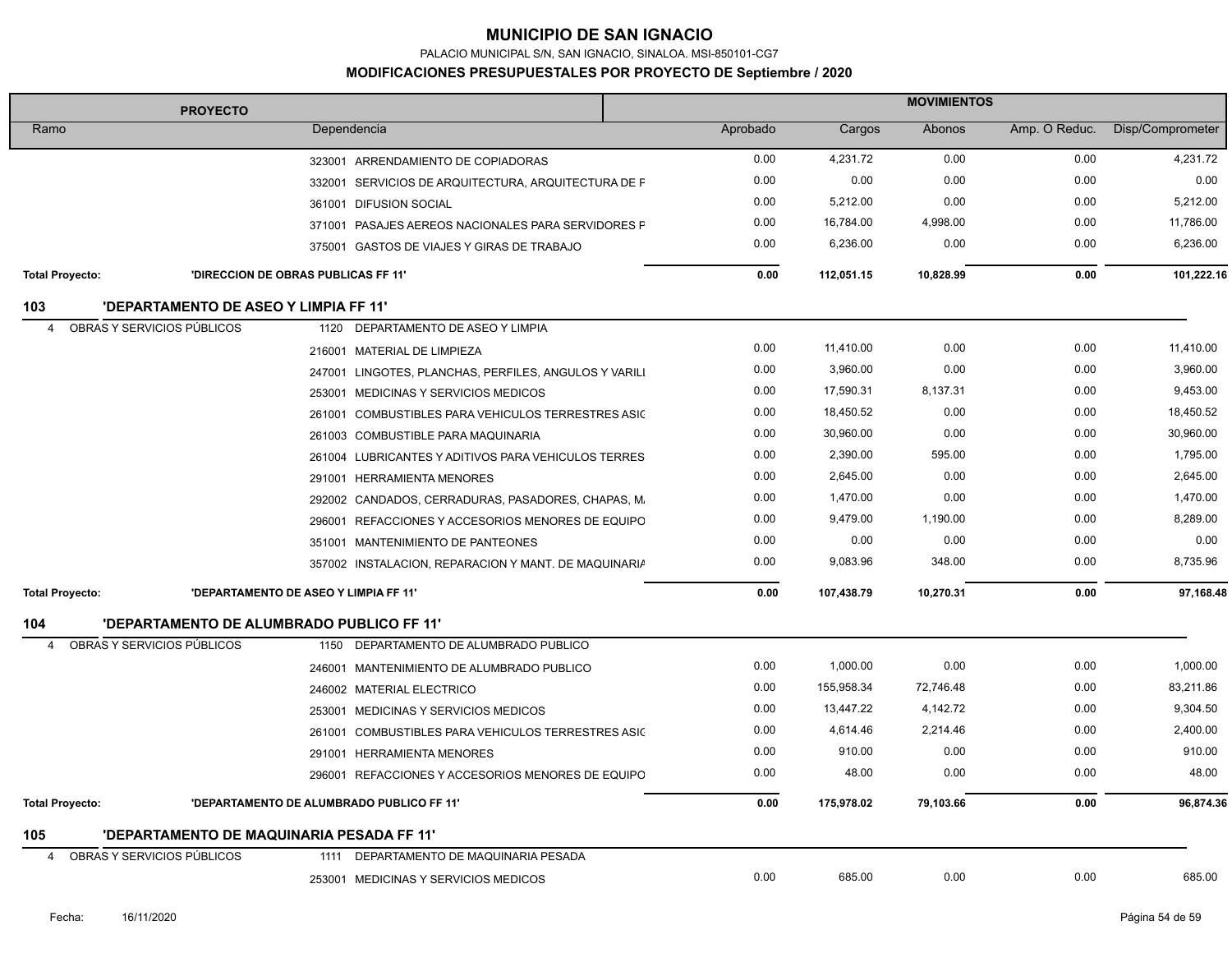# MUNICIPIO DE SAN IGNACIO

PALACIO MUNICIPAL S/N, SAN IGNACIO, SINALOA. MSI-850101-CG7

## MODIFICACIONES PRESUPUESTALES POR PROYECTO DE Septiembre / 2020

| PROYECTO | | MOVIMIENTOS | | | | |
|---|---|---|---|---|---|---|
| Ramo | Dependencia | Aprobado | Cargos | Abonos | Amp. O Reduc. | Disp/Comprometer |
| | 323001 ARRENDAMIENTO DE COPIADORAS | 0.00 | 4,231.72 | 0.00 | 0.00 | 4,231.72 |
| | 332001 SERVICIOS DE ARQUITECTURA, ARQUITECTURA DE F | 0.00 | 0.00 | 0.00 | 0.00 | 0.00 |
| | 361001 DIFUSION SOCIAL | 0.00 | 5,212.00 | 0.00 | 0.00 | 5,212.00 |
| | 371001 PASAJES AEREOS NACIONALES PARA SERVIDORES F | 0.00 | 16,784.00 | 4,998.00 | 0.00 | 11,786.00 |
| | 375001 GASTOS DE VIAJES Y GIRAS DE TRABAJO | 0.00 | 6,236.00 | 0.00 | 0.00 | 6,236.00 |
| **Total Proyecto:** | **'DIRECCION DE OBRAS PUBLICAS FF 11'** | **0.00** | **112,051.15** | **10,828.99** | **0.00** | **101,222.16** |
| **103** | **'DEPARTAMENTO DE ASEO Y LIMPIA FF 11'** | | | | | |
| 4 OBRAS Y SERVICIOS PÚBLICOS | 1120 DEPARTAMENTO DE ASEO Y LIMPIA | | | | | |
| | 216001 MATERIAL DE LIMPIEZA | 0.00 | 11,410.00 | 0.00 | 0.00 | 11,410.00 |
| | 247001 LINGOTES, PLANCHAS, PERFILES, ANGULOS Y VARILI | 0.00 | 3,960.00 | 0.00 | 0.00 | 3,960.00 |
| | 253001 MEDICINAS Y SERVICIOS MEDICOS | 0.00 | 17,590.31 | 8,137.31 | 0.00 | 9,453.00 |
| | 261001 COMBUSTIBLES PARA VEHICULOS TERRESTRES ASIC | 0.00 | 18,450.52 | 0.00 | 0.00 | 18,450.52 |
| | 261003 COMBUSTIBLE PARA MAQUINARIA | 0.00 | 30,960.00 | 0.00 | 0.00 | 30,960.00 |
| | 261004 LUBRICANTES Y ADITIVOS PARA VEHICULOS TERRES | 0.00 | 2,390.00 | 595.00 | 0.00 | 1,795.00 |
| | 291001 HERRAMIENTA MENORES | 0.00 | 2,645.00 | 0.00 | 0.00 | 2,645.00 |
| | 292002 CANDADOS, CERRADURAS, PASADORES, CHAPAS, M. | 0.00 | 1,470.00 | 0.00 | 0.00 | 1,470.00 |
| | 296001 REFACCIONES Y ACCESORIOS MENORES DE EQUIPO | 0.00 | 9,479.00 | 1,190.00 | 0.00 | 8,289.00 |
| | 351001 MANTENIMIENTO DE PANTEONES | 0.00 | 0.00 | 0.00 | 0.00 | 0.00 |
| | 357002 INSTALACION, REPARACION Y MANT. DE MAQUINARIA | 0.00 | 9,083.96 | 348.00 | 0.00 | 8,735.96 |
| **Total Proyecto:** | **'DEPARTAMENTO DE ASEO Y LIMPIA FF 11'** | **0.00** | **107,438.79** | **10,270.31** | **0.00** | **97,168.48** |
| **104** | **'DEPARTAMENTO DE ALUMBRADO PUBLICO FF 11'** | | | | | |
| 4 OBRAS Y SERVICIOS PÚBLICOS | 1150 DEPARTAMENTO DE ALUMBRADO PUBLICO | | | | | |
| | 246001 MANTENIMIENTO DE ALUMBRADO PUBLICO | 0.00 | 1,000.00 | 0.00 | 0.00 | 1,000.00 |
| | 246002 MATERIAL ELECTRICO | 0.00 | 155,958.34 | 72,746.48 | 0.00 | 83,211.86 |
| | 253001 MEDICINAS Y SERVICIOS MEDICOS | 0.00 | 13,447.22 | 4,142.72 | 0.00 | 9,304.50 |
| | 261001 COMBUSTIBLES PARA VEHICULOS TERRESTRES ASIC | 0.00 | 4,614.46 | 2,214.46 | 0.00 | 2,400.00 |
| | 291001 HERRAMIENTA MENORES | 0.00 | 910.00 | 0.00 | 0.00 | 910.00 |
| | 296001 REFACCIONES Y ACCESORIOS MENORES DE EQUIPO | 0.00 | 48.00 | 0.00 | 0.00 | 48.00 |
| **Total Proyecto:** | **'DEPARTAMENTO DE ALUMBRADO PUBLICO FF 11'** | **0.00** | **175,978.02** | **79,103.66** | **0.00** | **96,874.36** |
| **105** | **'DEPARTAMENTO DE MAQUINARIA PESADA FF 11'** | | | | | |
| 4 OBRAS Y SERVICIOS PÚBLICOS | 1111 DEPARTAMENTO DE MAQUINARIA PESADA | | | | | |
| | 253001 MEDICINAS Y SERVICIOS MEDICOS | 0.00 | 685.00 | 0.00 | 0.00 | 685.00 |

Fecha: 16/11/2020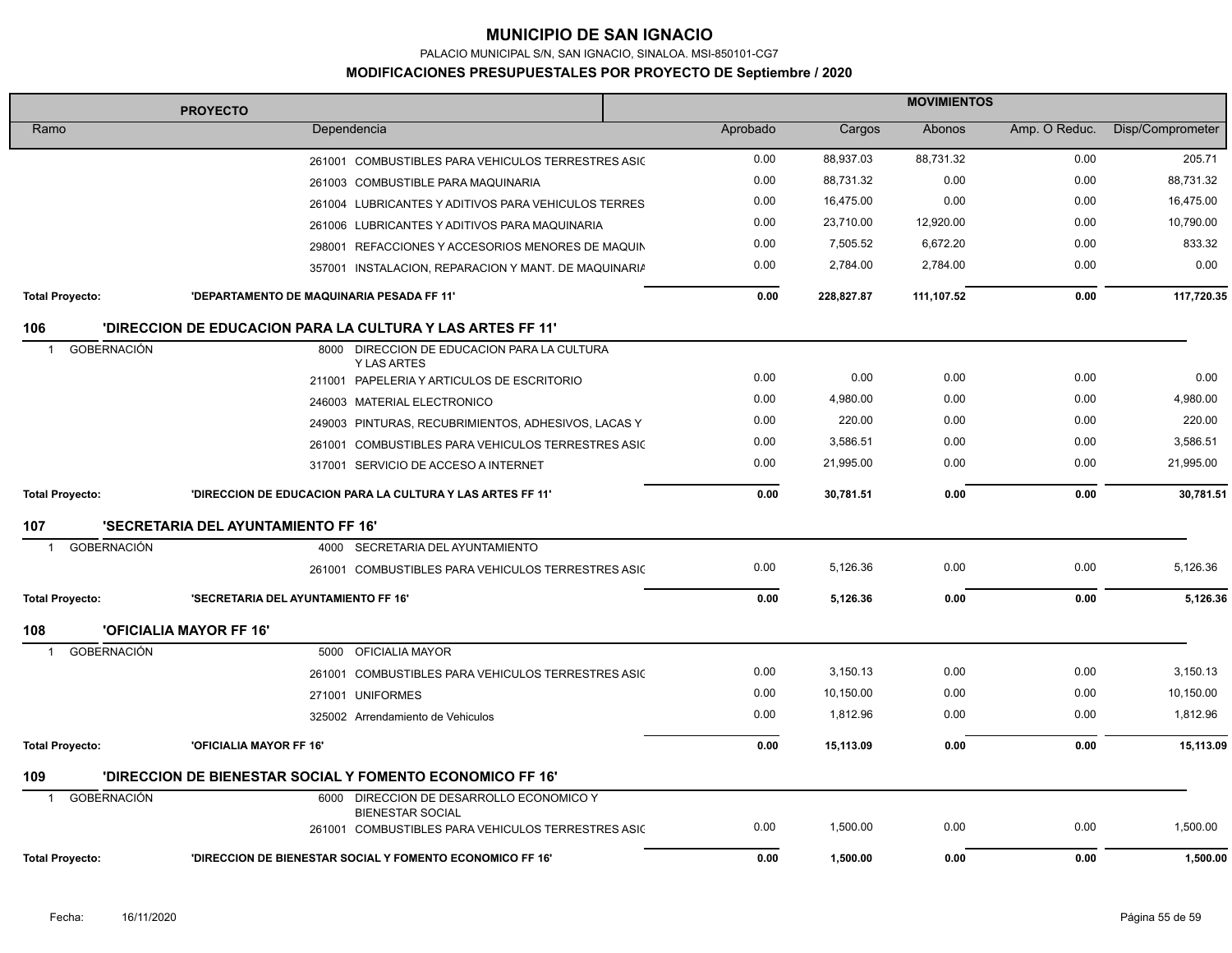# MUNICIPIO DE SAN IGNACIO

PALACIO MUNICIPAL S/N, SAN IGNACIO, SINALOA. MSI-850101-CG7

**MODIFICACIONES PRESUPUESTALES POR PROYECTO DE Septiembre / 2020**

| PROYECTO | | MOVIMIENTOS | | | | |
|---|---|---|---|---|---|---|
| Ramo | Dependencia | Aprobado | Cargos | Abonos | Amp. O Reduc. | Disp/Comprometer |
| | 261001 COMBUSTIBLES PARA VEHICULOS TERRESTRES ASIC | 0.00 | 88,937.03 | 88,731.32 | 0.00 | 205.71 |
| | 261003 COMBUSTIBLE PARA MAQUINARIA | 0.00 | 88,731.32 | 0.00 | 0.00 | 88,731.32 |
| | 261004 LUBRICANTES Y ADITIVOS PARA VEHICULOS TERRES | 0.00 | 16,475.00 | 0.00 | 0.00 | 16,475.00 |
| | 261006 LUBRICANTES Y ADITIVOS PARA MAQUINARIA | 0.00 | 23,710.00 | 12,920.00 | 0.00 | 10,790.00 |
| | 298001 REFACCIONES Y ACCESORIOS MENORES DE MAQUIN | 0.00 | 7,505.52 | 6,672.20 | 0.00 | 833.32 |
| | 357001 INSTALACION, REPARACION Y MANT. DE MAQUINARIA | 0.00 | 2,784.00 | 2,784.00 | 0.00 | 0.00 |
| **Total Proyecto:** | **'DEPARTAMENTO DE MAQUINARIA PESADA FF 11'** | **0.00** | **228,827.87** | **111,107.52** | **0.00** | **117,720.35** |
| **106** | **'DIRECCION DE EDUCACION PARA LA CULTURA Y LAS ARTES FF 11'** | | | | | |
| 1 GOBERNACIÓN | 8000 DIRECCION DE EDUCACION PARA LA CULTURA Y LAS ARTES | | | | | |
| | 211001 PAPELERIA Y ARTICULOS DE ESCRITORIO | 0.00 | 0.00 | 0.00 | 0.00 | 0.00 |
| | 246003 MATERIAL ELECTRONICO | 0.00 | 4,980.00 | 0.00 | 0.00 | 4,980.00 |
| | 249003 PINTURAS, RECUBRIMIENTOS, ADHESIVOS, LACAS Y | 0.00 | 220.00 | 0.00 | 0.00 | 220.00 |
| | 261001 COMBUSTIBLES PARA VEHICULOS TERRESTRES ASIC | 0.00 | 3,586.51 | 0.00 | 0.00 | 3,586.51 |
| | 317001 SERVICIO DE ACCESO A INTERNET | 0.00 | 21,995.00 | 0.00 | 0.00 | 21,995.00 |
| **Total Proyecto:** | **'DIRECCION DE EDUCACION PARA LA CULTURA Y LAS ARTES FF 11'** | **0.00** | **30,781.51** | **0.00** | **0.00** | **30,781.51** |
| **107** | **'SECRETARIA DEL AYUNTAMIENTO FF 16'** | | | | | |
| 1 GOBERNACIÓN | 4000 SECRETARIA DEL AYUNTAMIENTO | | | | | |
| | 261001 COMBUSTIBLES PARA VEHICULOS TERRESTRES ASIC | 0.00 | 5,126.36 | 0.00 | 0.00 | 5,126.36 |
| **Total Proyecto:** | **'SECRETARIA DEL AYUNTAMIENTO FF 16'** | **0.00** | **5,126.36** | **0.00** | **0.00** | **5,126.36** |
| **108** | **'OFICIALIA MAYOR FF 16'** | | | | | |
| 1 GOBERNACIÓN | 5000 OFICIALIA MAYOR | | | | | |
| | 261001 COMBUSTIBLES PARA VEHICULOS TERRESTRES ASIC | 0.00 | 3,150.13 | 0.00 | 0.00 | 3,150.13 |
| | 271001 UNIFORMES | 0.00 | 10,150.00 | 0.00 | 0.00 | 10,150.00 |
| | 325002 Arrendamiento de Vehiculos | 0.00 | 1,812.96 | 0.00 | 0.00 | 1,812.96 |
| **Total Proyecto:** | **'OFICIALIA MAYOR FF 16'** | **0.00** | **15,113.09** | **0.00** | **0.00** | **15,113.09** |
| **109** | **'DIRECCION DE BIENESTAR SOCIAL Y FOMENTO ECONOMICO FF 16'** | | | | | |
| 1 GOBERNACIÓN | 6000 DIRECCION DE DESARROLLO ECONOMICO Y BIENESTAR SOCIAL | | | | | |
| | 261001 COMBUSTIBLES PARA VEHICULOS TERRESTRES ASIC | 0.00 | 1,500.00 | 0.00 | 0.00 | 1,500.00 |
| **Total Proyecto:** | **'DIRECCION DE BIENESTAR SOCIAL Y FOMENTO ECONOMICO FF 16'** | **0.00** | **1,500.00** | **0.00** | **0.00** | **1,500.00** |

Fecha: 16/11/2020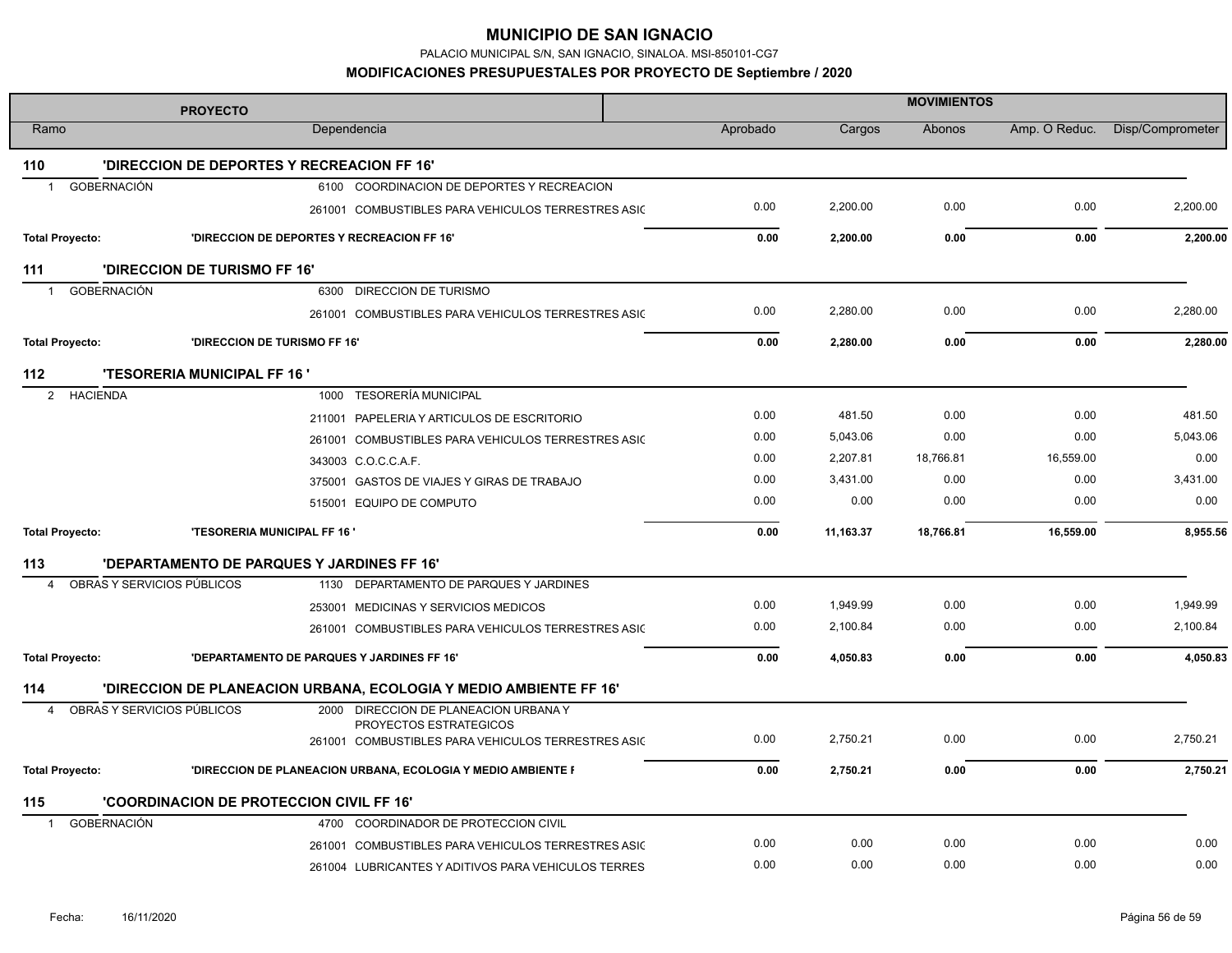# MUNICIPIO DE SAN IGNACIO

PALACIO MUNICIPAL S/N, SAN IGNACIO, SINALOA. MSI-850101-CG7

## MODIFICACIONES PRESUPUESTALES POR PROYECTO DE Septiembre / 2020

| PROYECTO | | MOVIMIENTOS | | | | |
|---|---|---|---|---|---|---|
| Ramo | Dependencia | Aprobado | Cargos | Abonos | Amp. O Reduc. | Disp/Comprometer |
| **110** | **'DIRECCION DE DEPORTES Y RECREACION FF 16'** | | | | | |
| 1 GOBERNACIÓN | 6100 COORDINACION DE DEPORTES Y RECREACION | | | | | |
| | 261001 COMBUSTIBLES PARA VEHICULOS TERRESTRES ASIC | 0.00 | 2,200.00 | 0.00 | 0.00 | 2,200.00 |
| **Total Proyecto:** | **'DIRECCION DE DEPORTES Y RECREACION FF 16'** | **0.00** | **2,200.00** | **0.00** | **0.00** | **2,200.00** |
| **111** | **'DIRECCION DE TURISMO FF 16'** | | | | | |
| 1 GOBERNACIÓN | 6300 DIRECCION DE TURISMO | | | | | |
| | 261001 COMBUSTIBLES PARA VEHICULOS TERRESTRES ASIC | 0.00 | 2,280.00 | 0.00 | 0.00 | 2,280.00 |
| **Total Proyecto:** | **'DIRECCION DE TURISMO FF 16'** | **0.00** | **2,280.00** | **0.00** | **0.00** | **2,280.00** |
| **112** | **'TESORERIA MUNICIPAL FF 16 '** | | | | | |
| 2 HACIENDA | 1000 TESORERÍA MUNICIPAL | | | | | |
| | 211001 PAPELERIA Y ARTICULOS DE ESCRITORIO | 0.00 | 481.50 | 0.00 | 0.00 | 481.50 |
| | 261001 COMBUSTIBLES PARA VEHICULOS TERRESTRES ASIC | 0.00 | 5,043.06 | 0.00 | 0.00 | 5,043.06 |
| | 343003 C.O.C.C.A.F. | 0.00 | 2,207.81 | 18,766.81 | 16,559.00 | 0.00 |
| | 375001 GASTOS DE VIAJES Y GIRAS DE TRABAJO | 0.00 | 3,431.00 | 0.00 | 0.00 | 3,431.00 |
| | 515001 EQUIPO DE COMPUTO | 0.00 | 0.00 | 0.00 | 0.00 | 0.00 |
| **Total Proyecto:** | **'TESORERIA MUNICIPAL FF 16 '** | **0.00** | **11,163.37** | **18,766.81** | **16,559.00** | **8,955.56** |
| **113** | **'DEPARTAMENTO DE PARQUES Y JARDINES FF 16'** | | | | | |
| 4 OBRAS Y SERVICIOS PÚBLICOS | 1130 DEPARTAMENTO DE PARQUES Y JARDINES | | | | | |
| | 253001 MEDICINAS Y SERVICIOS MEDICOS | 0.00 | 1,949.99 | 0.00 | 0.00 | 1,949.99 |
| | 261001 COMBUSTIBLES PARA VEHICULOS TERRESTRES ASIC | 0.00 | 2,100.84 | 0.00 | 0.00 | 2,100.84 |
| **Total Proyecto:** | **'DEPARTAMENTO DE PARQUES Y JARDINES FF 16'** | **0.00** | **4,050.83** | **0.00** | **0.00** | **4,050.83** |
| **114** | **'DIRECCION DE PLANEACION URBANA, ECOLOGIA Y MEDIO AMBIENTE FF 16'** | | | | | |
| 4 OBRAS Y SERVICIOS PÚBLICOS | 2000 DIRECCION DE PLANEACION URBANA Y PROYECTOS ESTRATEGICOS | | | | | |
| | 261001 COMBUSTIBLES PARA VEHICULOS TERRESTRES ASIC | 0.00 | 2,750.21 | 0.00 | 0.00 | 2,750.21 |
| **Total Proyecto:** | **'DIRECCION DE PLANEACION URBANA, ECOLOGIA Y MEDIO AMBIENTE F** | **0.00** | **2,750.21** | **0.00** | **0.00** | **2,750.21** |
| **115** | **'COORDINACION DE PROTECCION CIVIL FF 16'** | | | | | |
| 1 GOBERNACIÓN | 4700 COORDINADOR DE PROTECCION CIVIL | | | | | |
| | 261001 COMBUSTIBLES PARA VEHICULOS TERRESTRES ASIC | 0.00 | 0.00 | 0.00 | 0.00 | 0.00 |
| | 261004 LUBRICANTES Y ADITIVOS PARA VEHICULOS TERRES | 0.00 | 0.00 | 0.00 | 0.00 | 0.00 |

Fecha: 16/11/2020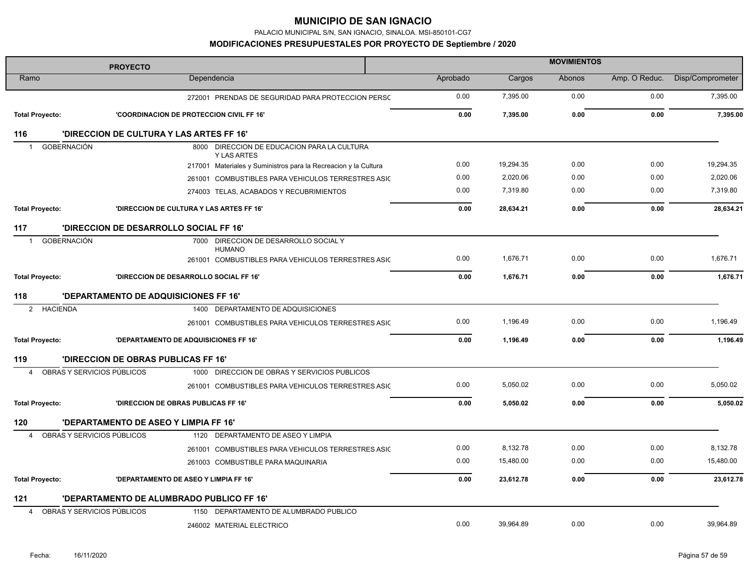# MUNICIPIO DE SAN IGNACIO

PALACIO MUNICIPAL S/N, SAN IGNACIO, SINALOA. MSI-850101-CG7

## MODIFICACIONES PRESUPUESTALES POR PROYECTO DE Septiembre / 2020

| PROYECTO | | | MOVIMIENTOS | | | | |
|---|---|---|---|---|---|---|---|
| Ramo | | Dependencia | Aprobado | Cargos | Abonos | Amp. O Reduc. | Disp/Comprometer |
| | | 272001 PRENDAS DE SEGURIDAD PARA PROTECCION PERSC | 0.00 | 7,395.00 | 0.00 | 0.00 | 7,395.00 |
| **Total Proyecto:** | **'COORDINACION DE PROTECCION CIVIL FF 16'** | | **0.00** | **7,395.00** | **0.00** | **0.00** | **7,395.00** |
| **116** | **'DIRECCION DE CULTURA Y LAS ARTES FF 16'** | | | | | | |
| 1 GOBERNACIÓN | | 8000 DIRECCION DE EDUCACION PARA LA CULTURA Y LAS ARTES | | | | | |
| | | 217001 Materiales y Suministros para la Recreacion y la Cultura | 0.00 | 19,294.35 | 0.00 | 0.00 | 19,294.35 |
| | | 261001 COMBUSTIBLES PARA VEHICULOS TERRESTRES ASIC | 0.00 | 2,020.06 | 0.00 | 0.00 | 2,020.06 |
| | | 274003 TELAS, ACABADOS Y RECUBRIMIENTOS | 0.00 | 7,319.80 | 0.00 | 0.00 | 7,319.80 |
| **Total Proyecto:** | **'DIRECCION DE CULTURA Y LAS ARTES FF 16'** | | **0.00** | **28,634.21** | **0.00** | **0.00** | **28,634.21** |
| **117** | **'DIRECCION DE DESARROLLO SOCIAL FF 16'** | | | | | | |
| 1 GOBERNACIÓN | | 7000 DIRECCION DE DESARROLLO SOCIAL Y HUMANO | | | | | |
| | | 261001 COMBUSTIBLES PARA VEHICULOS TERRESTRES ASIC | 0.00 | 1,676.71 | 0.00 | 0.00 | 1,676.71 |
| **Total Proyecto:** | **'DIRECCION DE DESARROLLO SOCIAL FF 16'** | | **0.00** | **1,676.71** | **0.00** | **0.00** | **1,676.71** |
| **118** | **'DEPARTAMENTO DE ADQUISICIONES FF 16'** | | | | | | |
| 2 HACIENDA | | 1400 DEPARTAMENTO DE ADQUISICIONES | | | | | |
| | | 261001 COMBUSTIBLES PARA VEHICULOS TERRESTRES ASIC | 0.00 | 1,196.49 | 0.00 | 0.00 | 1,196.49 |
| **Total Proyecto:** | **'DEPARTAMENTO DE ADQUISICIONES FF 16'** | | **0.00** | **1,196.49** | **0.00** | **0.00** | **1,196.49** |
| **119** | **'DIRECCION DE OBRAS PUBLICAS FF 16'** | | | | | | |
| 4 OBRAS Y SERVICIOS PÚBLICOS | | 1000 DIRECCION DE OBRAS Y SERVICIOS PUBLICOS | | | | | |
| | | 261001 COMBUSTIBLES PARA VEHICULOS TERRESTRES ASIC | 0.00 | 5,050.02 | 0.00 | 0.00 | 5,050.02 |
| **Total Proyecto:** | **'DIRECCION DE OBRAS PUBLICAS FF 16'** | | **0.00** | **5,050.02** | **0.00** | **0.00** | **5,050.02** |
| **120** | **'DEPARTAMENTO DE ASEO Y LIMPIA FF 16'** | | | | | | |
| 4 OBRAS Y SERVICIOS PÚBLICOS | | 1120 DEPARTAMENTO DE ASEO Y LIMPIA | | | | | |
| | | 261001 COMBUSTIBLES PARA VEHICULOS TERRESTRES ASIC | 0.00 | 8,132.78 | 0.00 | 0.00 | 8,132.78 |
| | | 261003 COMBUSTIBLE PARA MAQUINARIA | 0.00 | 15,480.00 | 0.00 | 0.00 | 15,480.00 |
| **Total Proyecto:** | **'DEPARTAMENTO DE ASEO Y LIMPIA FF 16'** | | **0.00** | **23,612.78** | **0.00** | **0.00** | **23,612.78** |
| **121** | **'DEPARTAMENTO DE ALUMBRADO PUBLICO FF 16'** | | | | | | |
| 4 OBRAS Y SERVICIOS PÚBLICOS | | 1150 DEPARTAMENTO DE ALUMBRADO PUBLICO | | | | | |
| | | 246002 MATERIAL ELECTRICO | 0.00 | 39,964.89 | 0.00 | 0.00 | 39,964.89 |

Fecha: 16/11/2020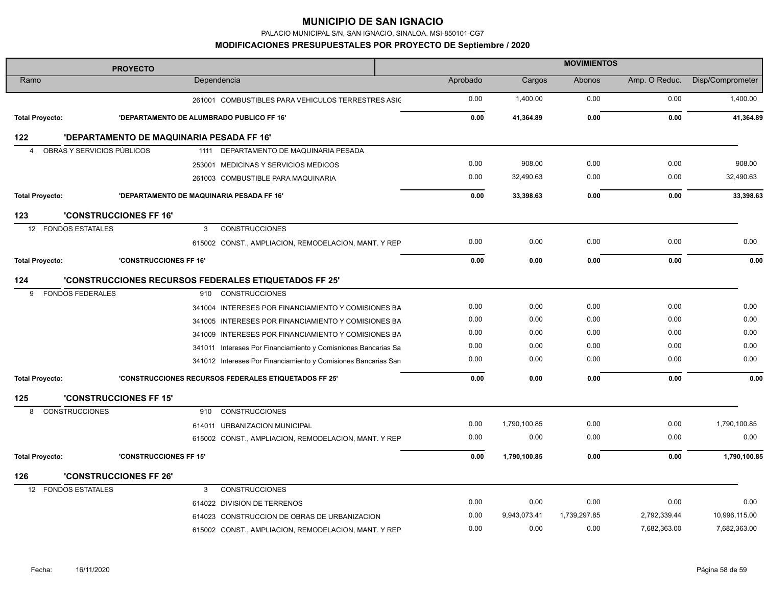# MUNICIPIO DE SAN IGNACIO

PALACIO MUNICIPAL S/N, SAN IGNACIO, SINALOA. MSI-850101-CG7

## MODIFICACIONES PRESUPUESTALES POR PROYECTO DE Septiembre / 2020

| PROYECTO | | | MOVIMIENTOS | | | | |
|---|---|---|---|---|---|---|---|
| Ramo | | Dependencia | Aprobado | Cargos | Abonos | Amp. O Reduc. | Disp/Comprometer |
| | | 261001 COMBUSTIBLES PARA VEHICULOS TERRESTRES ASIG | 0.00 | 1,400.00 | 0.00 | 0.00 | 1,400.00 |
| **Total Proyecto:** | **'DEPARTAMENTO DE ALUMBRADO PUBLICO FF 16'** | | **0.00** | **41,364.89** | **0.00** | **0.00** | **41,364.89** |
| **122** | **'DEPARTAMENTO DE MAQUINARIA PESADA FF 16'** | | | | | | |
| 4 OBRAS Y SERVICIOS PÚBLICOS | | 1111 DEPARTAMENTO DE MAQUINARIA PESADA | | | | | |
| | | 253001 MEDICINAS Y SERVICIOS MEDICOS | 0.00 | 908.00 | 0.00 | 0.00 | 908.00 |
| | | 261003 COMBUSTIBLE PARA MAQUINARIA | 0.00 | 32,490.63 | 0.00 | 0.00 | 32,490.63 |
| **Total Proyecto:** | **'DEPARTAMENTO DE MAQUINARIA PESADA FF 16'** | | **0.00** | **33,398.63** | **0.00** | **0.00** | **33,398.63** |
| **123** | **'CONSTRUCCIONES FF 16'** | | | | | | |
| 12 FONDOS ESTATALES | | 3 CONSTRUCCIONES | | | | | |
| | | 615002 CONST., AMPLIACION, REMODELACION, MANT. Y REP | 0.00 | 0.00 | 0.00 | 0.00 | 0.00 |
| **Total Proyecto:** | **'CONSTRUCCIONES FF 16'** | | **0.00** | **0.00** | **0.00** | **0.00** | **0.00** |
| **124** | **'CONSTRUCCIONES RECURSOS FEDERALES ETIQUETADOS FF 25'** | | | | | | |
| 9 FONDOS FEDERALES | | 910 CONSTRUCCIONES | | | | | |
| | | 341004 INTERESES POR FINANCIAMIENTO Y COMISIONES BA | 0.00 | 0.00 | 0.00 | 0.00 | 0.00 |
| | | 341005 INTERESES POR FINANCIAMIENTO Y COMISIONES BA | 0.00 | 0.00 | 0.00 | 0.00 | 0.00 |
| | | 341009 INTERESES POR FINANCIAMIENTO Y COMISIONES BA | 0.00 | 0.00 | 0.00 | 0.00 | 0.00 |
| | | 341011 Intereses Por Financiamiento y Comisniones Bancarias Sa | 0.00 | 0.00 | 0.00 | 0.00 | 0.00 |
| | | 341012 Intereses Por Financiamiento y Comisiones Bancarias San | 0.00 | 0.00 | 0.00 | 0.00 | 0.00 |
| **Total Proyecto:** | **'CONSTRUCCIONES RECURSOS FEDERALES ETIQUETADOS FF 25'** | | **0.00** | **0.00** | **0.00** | **0.00** | **0.00** |
| **125** | **'CONSTRUCCIONES FF 15'** | | | | | | |
| 8 CONSTRUCCIONES | | 910 CONSTRUCCIONES | | | | | |
| | | 614011 URBANIZACION MUNICIPAL | 0.00 | 1,790,100.85 | 0.00 | 0.00 | 1,790,100.85 |
| | | 615002 CONST., AMPLIACION, REMODELACION, MANT. Y REP | 0.00 | 0.00 | 0.00 | 0.00 | 0.00 |
| **Total Proyecto:** | **'CONSTRUCCIONES FF 15'** | | **0.00** | **1,790,100.85** | **0.00** | **0.00** | **1,790,100.85** |
| **126** | **'CONSTRUCCIONES FF 26'** | | | | | | |
| 12 FONDOS ESTATALES | | 3 CONSTRUCCIONES | | | | | |
| | | 614022 DIVISION DE TERRENOS | 0.00 | 0.00 | 0.00 | 0.00 | 0.00 |
| | | 614023 CONSTRUCCION DE OBRAS DE URBANIZACION | 0.00 | 9,943,073.41 | 1,739,297.85 | 2,792,339.44 | 10,996,115.00 |
| | | 615002 CONST., AMPLIACION, REMODELACION, MANT. Y REP | 0.00 | 0.00 | 0.00 | 7,682,363.00 | 7,682,363.00 |

Fecha: 16/11/2020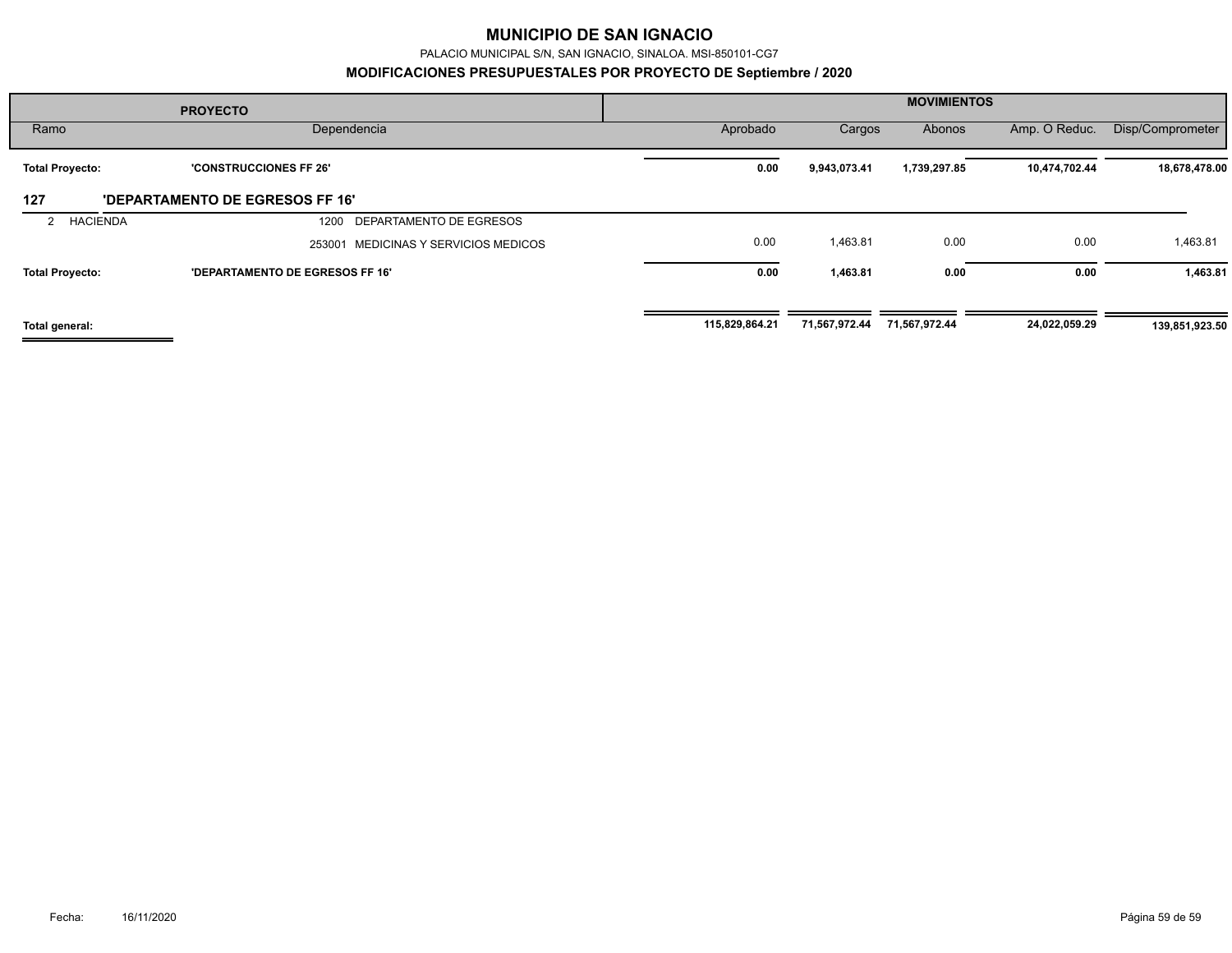# MUNICIPIO DE SAN IGNACIO

PALACIO MUNICIPAL S/N, SAN IGNACIO, SINALOA. MSI-850101-CG7

**MODIFICACIONES PRESUPUESTALES POR PROYECTO DE Septiembre / 2020**

| PROYECTO | | MOVIMIENTOS | | | | |
|---|---|---|---|---|---|---|
| Ramo | Dependencia | Aprobado | Cargos | Abonos | Amp. O Reduc. | Disp/Comprometer |
| **Total Proyecto:** | **'CONSTRUCCIONES FF 26'** | **0.00** | **9,943,073.41** | **1,739,297.85** | **10,474,702.44** | **18,678,478.00** |
| **127** | **'DEPARTAMENTO DE EGRESOS FF 16'** | | | | | |
| 2 HACIENDA | 1200 DEPARTAMENTO DE EGRESOS | | | | | |
| | 253001 MEDICINAS Y SERVICIOS MEDICOS | 0.00 | 1,463.81 | 0.00 | 0.00 | 1,463.81 |
| **Total Proyecto:** | **'DEPARTAMENTO DE EGRESOS FF 16'** | **0.00** | **1,463.81** | **0.00** | **0.00** | **1,463.81** |
| **Total general:** | | **115,829,864.21** | **71,567,972.44** | **71,567,972.44** | **24,022,059.29** | **139,851,923.50** |

Fecha: 16/11/2020